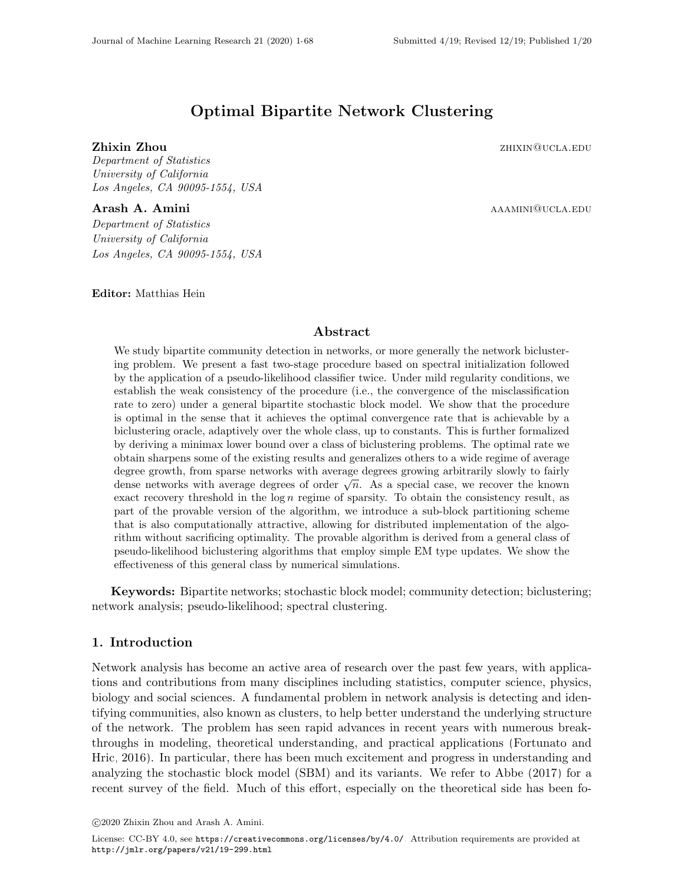# Optimal Bipartite Network Clustering

**Zhixin Zhou** zhixin@ucla.edu
*Department of Statistics*
*University of California*
*Los Angeles, CA 90095-1554, USA*

**Arash A. Amini** aaamini@ucla.edu
*Department of Statistics*
*University of California*
*Los Angeles, CA 90095-1554, USA*

**Editor:** Matthias Hein

## Abstract

We study bipartite community detection in networks, or more generally the network biclustering problem. We present a fast two-stage procedure based on spectral initialization followed by the application of a pseudo-likelihood classifier twice. Under mild regularity conditions, we establish the weak consistency of the procedure (i.e., the convergence of the misclassification rate to zero) under a general bipartite stochastic block model. We show that the procedure is optimal in the sense that it achieves the optimal convergence rate that is achievable by a biclustering oracle, adaptively over the whole class, up to constants. This is further formalized by deriving a minimax lower bound over a class of biclustering problems. The optimal rate we obtain sharpens some of the existing results and generalizes others to a wide regime of average degree growth, from sparse networks with average degrees growing arbitrarily slowly to fairly dense networks with average degrees of order $\sqrt{n}$. As a special case, we recover the known exact recovery threshold in the $\log n$ regime of sparsity. To obtain the consistency result, as part of the provable version of the algorithm, we introduce a sub-block partitioning scheme that is also computationally attractive, allowing for distributed implementation of the algorithm without sacrificing optimality. The provable algorithm is derived from a general class of pseudo-likelihood biclustering algorithms that employ simple EM type updates. We show the effectiveness of this general class by numerical simulations.

**Keywords:** Bipartite networks; stochastic block model; community detection; biclustering; network analysis; pseudo-likelihood; spectral clustering.

## 1. Introduction

Network analysis has become an active area of research over the past few years, with applications and contributions from many disciplines including statistics, computer science, physics, biology and social sciences. A fundamental problem in network analysis is detecting and identifying communities, also known as clusters, to help better understand the underlying structure of the network. The problem has seen rapid advances in recent years with numerous breakthroughs in modeling, theoretical understanding, and practical applications (Fortunato and Hric, 2016). In particular, there has been much excitement and progress in understanding and analyzing the stochastic block model (SBM) and its variants. We refer to Abbe (2017) for a recent survey of the field. Much of this effort, especially on the theoretical side has been fo-

©2020 Zhixin Zhou and Arash A. Amini.

License: CC-BY 4.0, see https://creativecommons.org/licenses/by/4.0/. Attribution requirements are provided at http://jmlr.org/papers/v21/19-299.html.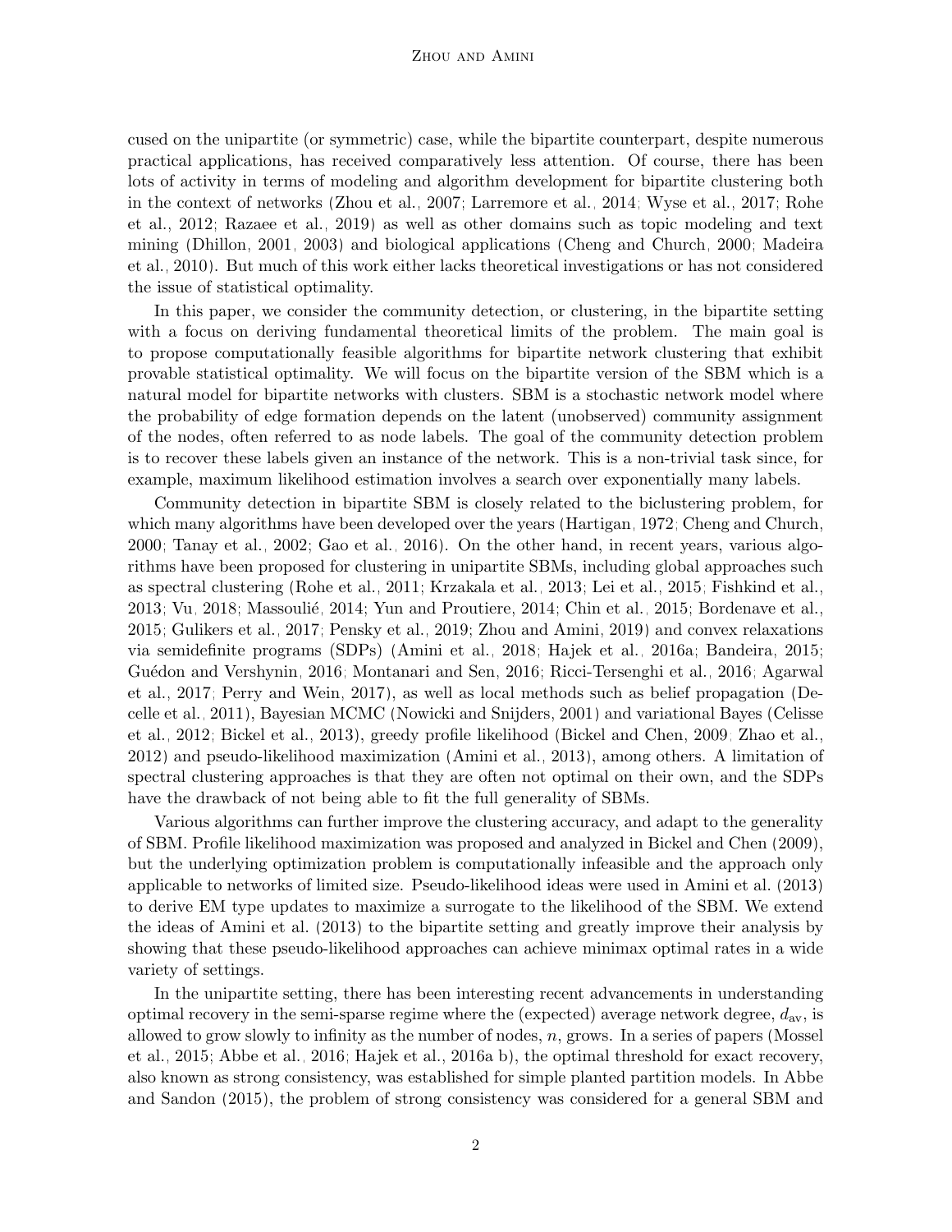cused on the unipartite (or symmetric) case, while the bipartite counterpart, despite numerous practical applications, has received comparatively less attention. Of course, there has been lots of activity in terms of modeling and algorithm development for bipartite clustering both in the context of networks (Zhou et al., 2007; Larremore et al., 2014; Wyse et al., 2017; Rohe et al., 2012; Razaee et al., 2019) as well as other domains such as topic modeling and text mining (Dhillon, 2001, 2003) and biological applications (Cheng and Church, 2000; Madeira et al., 2010). But much of this work either lacks theoretical investigations or has not considered the issue of statistical optimality.

In this paper, we consider the community detection, or clustering, in the bipartite setting with a focus on deriving fundamental theoretical limits of the problem. The main goal is to propose computationally feasible algorithms for bipartite network clustering that exhibit provable statistical optimality. We will focus on the bipartite version of the SBM which is a natural model for bipartite networks with clusters. SBM is a stochastic network model where the probability of edge formation depends on the latent (unobserved) community assignment of the nodes, often referred to as node labels. The goal of the community detection problem is to recover these labels given an instance of the network. This is a non-trivial task since, for example, maximum likelihood estimation involves a search over exponentially many labels.

Community detection in bipartite SBM is closely related to the biclustering problem, for which many algorithms have been developed over the years (Hartigan, 1972; Cheng and Church, 2000; Tanay et al., 2002; Gao et al., 2016). On the other hand, in recent years, various algorithms have been proposed for clustering in unipartite SBMs, including global approaches such as spectral clustering (Rohe et al., 2011; Krzakala et al., 2013; Lei et al., 2015; Fishkind et al., 2013; Vu, 2018; Massoulié, 2014; Yun and Proutiere, 2014; Chin et al., 2015; Bordenave et al., 2015; Gulikers et al., 2017; Pensky et al., 2019; Zhou and Amini, 2019) and convex relaxations via semidefinite programs (SDPs) (Amini et al., 2018; Hajek et al., 2016a; Bandeira, 2015; Guédon and Vershynin, 2016; Montanari and Sen, 2016; Ricci-Tersenghi et al., 2016; Agarwal et al., 2017; Perry and Wein, 2017), as well as local methods such as belief propagation (Decelle et al., 2011), Bayesian MCMC (Nowicki and Snijders, 2001) and variational Bayes (Celisse et al., 2012; Bickel et al., 2013), greedy profile likelihood (Bickel and Chen, 2009; Zhao et al., 2012) and pseudo-likelihood maximization (Amini et al., 2013), among others. A limitation of spectral clustering approaches is that they are often not optimal on their own, and the SDPs have the drawback of not being able to fit the full generality of SBMs.

Various algorithms can further improve the clustering accuracy, and adapt to the generality of SBM. Profile likelihood maximization was proposed and analyzed in Bickel and Chen (2009), but the underlying optimization problem is computationally infeasible and the approach only applicable to networks of limited size. Pseudo-likelihood ideas were used in Amini et al. (2013) to derive EM type updates to maximize a surrogate to the likelihood of the SBM. We extend the ideas of Amini et al. (2013) to the bipartite setting and greatly improve their analysis by showing that these pseudo-likelihood approaches can achieve minimax optimal rates in a wide variety of settings.

In the unipartite setting, there has been interesting recent advancements in understanding optimal recovery in the semi-sparse regime where the (expected) average network degree, $d_{\text{av}}$, is allowed to grow slowly to infinity as the number of nodes, $n$, grows. In a series of papers (Mossel et al., 2015; Abbe et al., 2016; Hajek et al., 2016a,b), the optimal threshold for exact recovery, also known as strong consistency, was established for simple planted partition models. In Abbe and Sandon (2015), the problem of strong consistency was considered for a general SBM and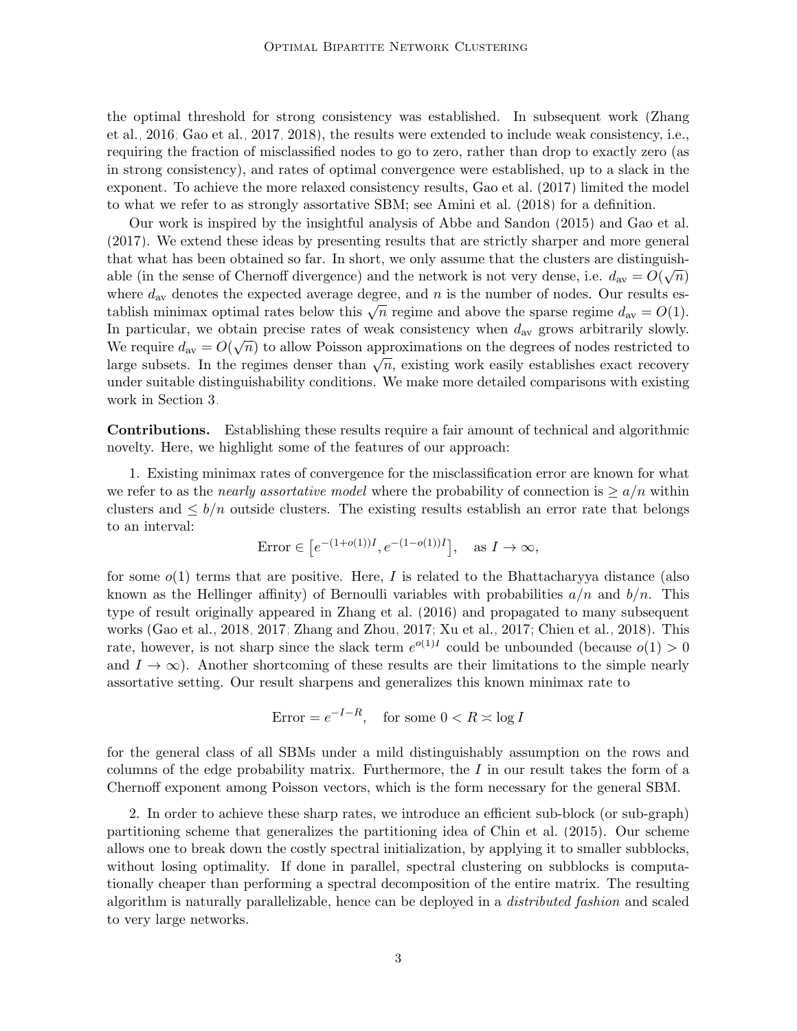the optimal threshold for strong consistency was established. In subsequent work (Zhang et al., 2016; Gao et al., 2017, 2018), the results were extended to include weak consistency, i.e., requiring the fraction of misclassified nodes to go to zero, rather than drop to exactly zero (as in strong consistency), and rates of optimal convergence were established, up to a slack in the exponent. To achieve the more relaxed consistency results, Gao et al. (2017) limited the model to what we refer to as strongly assortative SBM; see Amini et al. (2018) for a definition.

Our work is inspired by the insightful analysis of Abbe and Sandon (2015) and Gao et al. (2017). We extend these ideas by presenting results that are strictly sharper and more general that what has been obtained so far. In short, we only assume that the clusters are distinguishable (in the sense of Chernoff divergence) and the network is not very dense, i.e. $d_{\text{av}} = O(\sqrt{n})$ where $d_{\text{av}}$ denotes the expected average degree, and $n$ is the number of nodes. Our results establish minimax optimal rates below this $\sqrt{n}$ regime and above the sparse regime $d_{\text{av}} = O(1)$. In particular, we obtain precise rates of weak consistency when $d_{\text{av}}$ grows arbitrarily slowly. We require $d_{\text{av}} = O(\sqrt{n})$ to allow Poisson approximations on the degrees of nodes restricted to large subsets. In the regimes denser than $\sqrt{n}$, existing work easily establishes exact recovery under suitable distinguishability conditions. We make more detailed comparisons with existing work in Section 3.

**Contributions.** Establishing these results require a fair amount of technical and algorithmic novelty. Here, we highlight some of the features of our approach:

1. Existing minimax rates of convergence for the misclassification error are known for what we refer to as the *nearly assortative model* where the probability of connection is $\geq a/n$ within clusters and $\leq b/n$ outside clusters. The existing results establish an error rate that belongs to an interval:

$$\text{Error} \in \left[e^{-(1+o(1))I}, e^{-(1-o(1))I}\right], \quad \text{as } I \to \infty,$$

for some $o(1)$ terms that are positive. Here, $I$ is related to the Bhattacharyya distance (also known as the Hellinger affinity) of Bernoulli variables with probabilities $a/n$ and $b/n$. This type of result originally appeared in Zhang et al. (2016) and propagated to many subsequent works (Gao et al., 2018, 2017; Zhang and Zhou, 2017; Xu et al., 2017; Chien et al., 2018). This rate, however, is not sharp since the slack term $e^{o(1)I}$ could be unbounded (because $o(1) > 0$ and $I \to \infty$). Another shortcoming of these results are their limitations to the simple nearly assortative setting. Our result sharpens and generalizes this known minimax rate to

$$\text{Error} = e^{-I-R}, \quad \text{for some } 0 < R \asymp \log I$$

for the general class of all SBMs under a mild distinguishably assumption on the rows and columns of the edge probability matrix. Furthermore, the $I$ in our result takes the form of a Chernoff exponent among Poisson vectors, which is the form necessary for the general SBM.

2. In order to achieve these sharp rates, we introduce an efficient sub-block (or sub-graph) partitioning scheme that generalizes the partitioning idea of Chin et al. (2015). Our scheme allows one to break down the costly spectral initialization, by applying it to smaller subblocks, without losing optimality. If done in parallel, spectral clustering on subblocks is computationally cheaper than performing a spectral decomposition of the entire matrix. The resulting algorithm is naturally parallelizable, hence can be deployed in a *distributed fashion* and scaled to very large networks.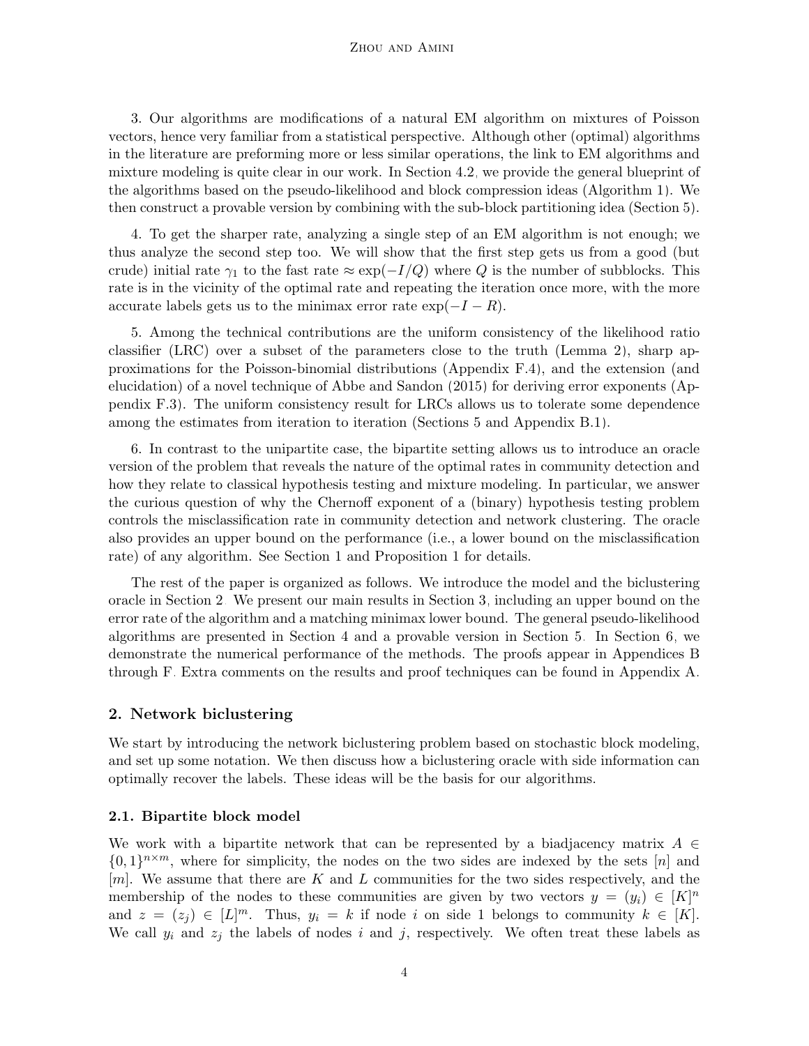3. Our algorithms are modifications of a natural EM algorithm on mixtures of Poisson vectors, hence very familiar from a statistical perspective. Although other (optimal) algorithms in the literature are preforming more or less similar operations, the link to EM algorithms and mixture modeling is quite clear in our work. In Section 4.2, we provide the general blueprint of the algorithms based on the pseudo-likelihood and block compression ideas (Algorithm 1). We then construct a provable version by combining with the sub-block partitioning idea (Section 5).

4. To get the sharper rate, analyzing a single step of an EM algorithm is not enough; we thus analyze the second step too. We will show that the first step gets us from a good (but crude) initial rate $\gamma_1$ to the fast rate $\approx \exp(-I/Q)$ where $Q$ is the number of subblocks. This rate is in the vicinity of the optimal rate and repeating the iteration once more, with the more accurate labels gets us to the minimax error rate $\exp(-I-R)$.

5. Among the technical contributions are the uniform consistency of the likelihood ratio classifier (LRC) over a subset of the parameters close to the truth (Lemma 2), sharp approximations for the Poisson-binomial distributions (Appendix F.4), and the extension (and elucidation) of a novel technique of Abbe and Sandon (2015) for deriving error exponents (Appendix F.3). The uniform consistency result for LRCs allows us to tolerate some dependence among the estimates from iteration to iteration (Sections 5 and Appendix B.1).

6. In contrast to the unipartite case, the bipartite setting allows us to introduce an oracle version of the problem that reveals the nature of the optimal rates in community detection and how they relate to classical hypothesis testing and mixture modeling. In particular, we answer the curious question of why the Chernoff exponent of a (binary) hypothesis testing problem controls the misclassification rate in community detection and network clustering. The oracle also provides an upper bound on the performance (i.e., a lower bound on the misclassification rate) of any algorithm. See Section 1 and Proposition 1 for details.

The rest of the paper is organized as follows. We introduce the model and the biclustering oracle in Section 2. We present our main results in Section 3, including an upper bound on the error rate of the algorithm and a matching minimax lower bound. The general pseudo-likelihood algorithms are presented in Section 4 and a provable version in Section 5. In Section 6, we demonstrate the numerical performance of the methods. The proofs appear in Appendices B through F. Extra comments on the results and proof techniques can be found in Appendix A.

## 2. Network biclustering

We start by introducing the network biclustering problem based on stochastic block modeling, and set up some notation. We then discuss how a biclustering oracle with side information can optimally recover the labels. These ideas will be the basis for our algorithms.

### 2.1. Bipartite block model

We work with a bipartite network that can be represented by a biadjacency matrix $A \in \{0,1\}^{n\times m}$, where for simplicity, the nodes on the two sides are indexed by the sets $[n]$ and $[m]$. We assume that there are $K$ and $L$ communities for the two sides respectively, and the membership of the nodes to these communities are given by two vectors $y = (y_i) \in [K]^n$ and $z = (z_j) \in [L]^m$. Thus, $y_i = k$ if node $i$ on side 1 belongs to community $k \in [K]$. We call $y_i$ and $z_j$ the labels of nodes $i$ and $j$, respectively. We often treat these labels as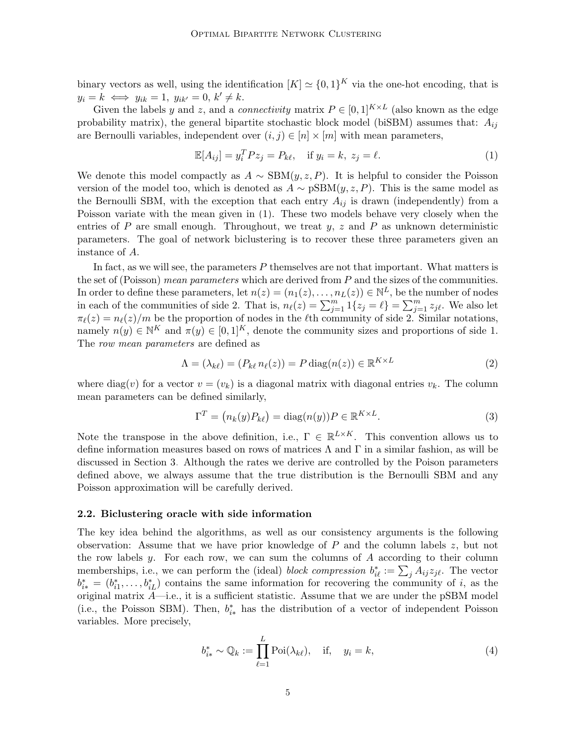binary vectors as well, using the identification $[K] \simeq \{0,1\}^K$ via the one-hot encoding, that is $y_i = k \iff y_{ik} = 1,\ y_{ik'} = 0,\ k' \neq k$.

Given the labels $y$ and $z$, and a *connectivity* matrix $P \in [0,1]^{K \times L}$ (also known as the edge probability matrix), the general bipartite stochastic block model (biSBM) assumes that: $A_{ij}$ are Bernoulli variables, independent over $(i,j) \in [n] \times [m]$ with mean parameters,

$$\mathbb{E}[A_{ij}] = y_i^T P z_j = P_{k\ell}, \quad \text{if } y_i = k,\ z_j = \ell. \tag{1}$$

We denote this model compactly as $A \sim \mathrm{SBM}(y, z, P)$. It is helpful to consider the Poisson version of the model too, which is denoted as $A \sim \mathrm{pSBM}(y, z, P)$. This is the same model as the Bernoulli SBM, with the exception that each entry $A_{ij}$ is drawn (independently) from a Poisson variate with the mean given in (1). These two models behave very closely when the entries of $P$ are small enough. Throughout, we treat $y$, $z$ and $P$ as unknown deterministic parameters. The goal of network biclustering is to recover these three parameters given an instance of $A$.

In fact, as we will see, the parameters $P$ themselves are not that important. What matters is the set of (Poisson) *mean parameters* which are derived from $P$ and the sizes of the communities. In order to define these parameters, let $n(z) = (n_1(z), \dots, n_L(z)) \in \mathbb{N}^L$, be the number of nodes in each of the communities of side 2. That is, $n_\ell(z) = \sum_{j=1}^m 1\{z_j = \ell\} = \sum_{j=1}^m z_{j\ell}$. We also let $\pi_\ell(z) = n_\ell(z)/m$ be the proportion of nodes in the $\ell$th community of side 2. Similar notations, namely $n(y) \in \mathbb{N}^K$ and $\pi(y) \in [0,1]^K$, denote the community sizes and proportions of side 1. The *row mean parameters* are defined as

$$\Lambda = (\lambda_{k\ell}) = (P_{k\ell}\, n_\ell(z)) = P \operatorname{diag}(n(z)) \in \mathbb{R}^{K \times L} \tag{2}$$

where $\operatorname{diag}(v)$ for a vector $v = (v_k)$ is a diagonal matrix with diagonal entries $v_k$. The column mean parameters can be defined similarly,

$$\Gamma^T = \big(n_k(y) P_{k\ell}\big) = \operatorname{diag}(n(y)) P \in \mathbb{R}^{K \times L}. \tag{3}$$

Note the transpose in the above definition, i.e., $\Gamma \in \mathbb{R}^{L \times K}$. This convention allows us to define information measures based on rows of matrices $\Lambda$ and $\Gamma$ in a similar fashion, as will be discussed in Section 3. Although the rates we derive are controlled by the Poison parameters defined above, we always assume that the true distribution is the Bernoulli SBM and any Poisson approximation will be carefully derived.

### 2.2. Biclustering oracle with side information

The key idea behind the algorithms, as well as our consistency arguments is the following observation: Assume that we have prior knowledge of $P$ and the column labels $z$, but not the row labels $y$. For each row, we can sum the columns of $A$ according to their column memberships, i.e., we can perform the (ideal) *block compression* $b^*_{i\ell} := \sum_j A_{ij} z_{j\ell}$. The vector $b^*_{i*} = (b^*_{i1}, \dots, b^*_{iL})$ contains the same information for recovering the community of $i$, as the original matrix $A$—i.e., it is a sufficient statistic. Assume that we are under the pSBM model (i.e., the Poisson SBM). Then, $b^*_{i*}$ has the distribution of a vector of independent Poisson variables. More precisely,

$$b^*_{i*} \sim \mathbb{Q}_k := \prod_{\ell=1}^L \mathrm{Poi}(\lambda_{k\ell}), \quad \text{if}, \quad y_i = k, \tag{4}$$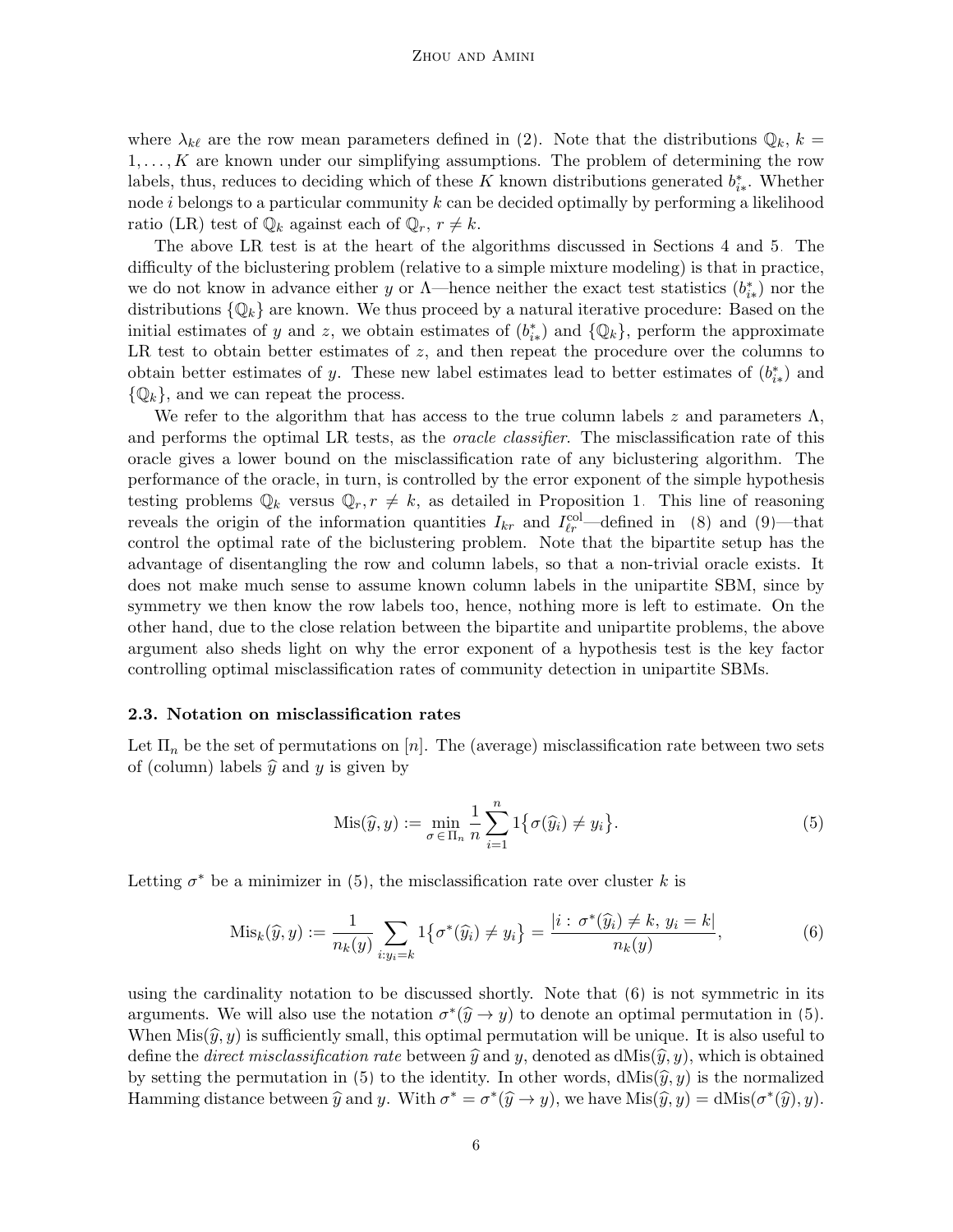where $\lambda_{k\ell}$ are the row mean parameters defined in (2). Note that the distributions $\mathbb{Q}_k$, $k = 1, \dots, K$ are known under our simplifying assumptions. The problem of determining the row labels, thus, reduces to deciding which of these $K$ known distributions generated $b^*_{i*}$. Whether node $i$ belongs to a particular community $k$ can be decided optimally by performing a likelihood ratio (LR) test of $\mathbb{Q}_k$ against each of $\mathbb{Q}_r$, $r \neq k$.

The above LR test is at the heart of the algorithms discussed in Sections 4 and 5. The difficulty of the biclustering problem (relative to a simple mixture modeling) is that in practice, we do not know in advance either $y$ or $\Lambda$—hence neither the exact test statistics $(b^*_{i*})$ nor the distributions $\{\mathbb{Q}_k\}$ are known. We thus proceed by a natural iterative procedure: Based on the initial estimates of $y$ and $z$, we obtain estimates of $(b^*_{i*})$ and $\{\mathbb{Q}_k\}$, perform the approximate LR test to obtain better estimates of $z$, and then repeat the procedure over the columns to obtain better estimates of $y$. These new label estimates lead to better estimates of $(b^*_{i*})$ and $\{\mathbb{Q}_k\}$, and we can repeat the process.

We refer to the algorithm that has access to the true column labels $z$ and parameters $\Lambda$, and performs the optimal LR tests, as the *oracle classifier*. The misclassification rate of this oracle gives a lower bound on the misclassification rate of any biclustering algorithm. The performance of the oracle, in turn, is controlled by the error exponent of the simple hypothesis testing problems $\mathbb{Q}_k$ versus $\mathbb{Q}_r, r \neq k$, as detailed in Proposition 1. This line of reasoning reveals the origin of the information quantities $I_{kr}$ and $I^{\text{col}}_{\ell r}$—defined in (8) and (9)—that control the optimal rate of the biclustering problem. Note that the bipartite setup has the advantage of disentangling the row and column labels, so that a non-trivial oracle exists. It does not make much sense to assume known column labels in the unipartite SBM, since by symmetry we then know the row labels too, hence, nothing more is left to estimate. On the other hand, due to the close relation between the bipartite and unipartite problems, the above argument also sheds light on why the error exponent of a hypothesis test is the key factor controlling optimal misclassification rates of community detection in unipartite SBMs.

### 2.3. Notation on misclassification rates

Let $\Pi_n$ be the set of permutations on $[n]$. The (average) misclassification rate between two sets of (column) labels $\widehat{y}$ and $y$ is given by

$$\text{Mis}(\widehat{y}, y) := \min_{\sigma \in \Pi_n} \frac{1}{n} \sum_{i=1}^{n} 1\{\sigma(\widehat{y}_i) \neq y_i\}. \tag{5}$$

Letting $\sigma^*$ be a minimizer in (5), the misclassification rate over cluster $k$ is

$$\text{Mis}_k(\widehat{y}, y) := \frac{1}{n_k(y)} \sum_{i: y_i = k} 1\{\sigma^*(\widehat{y}_i) \neq y_i\} = \frac{|i : \sigma^*(\widehat{y}_i) \neq k,\, y_i = k|}{n_k(y)}, \tag{6}$$

using the cardinality notation to be discussed shortly. Note that (6) is not symmetric in its arguments. We will also use the notation $\sigma^*(\widehat{y} \to y)$ to denote an optimal permutation in (5). When $\text{Mis}(\widehat{y}, y)$ is sufficiently small, this optimal permutation will be unique. It is also useful to define the *direct misclassification rate* between $\widehat{y}$ and $y$, denoted as $\text{dMis}(\widehat{y}, y)$, which is obtained by setting the permutation in (5) to the identity. In other words, $\text{dMis}(\widehat{y}, y)$ is the normalized Hamming distance between $\widehat{y}$ and $y$. With $\sigma^* = \sigma^*(\widehat{y} \to y)$, we have $\text{Mis}(\widehat{y}, y) = \text{dMis}(\sigma^*(\widehat{y}), y)$.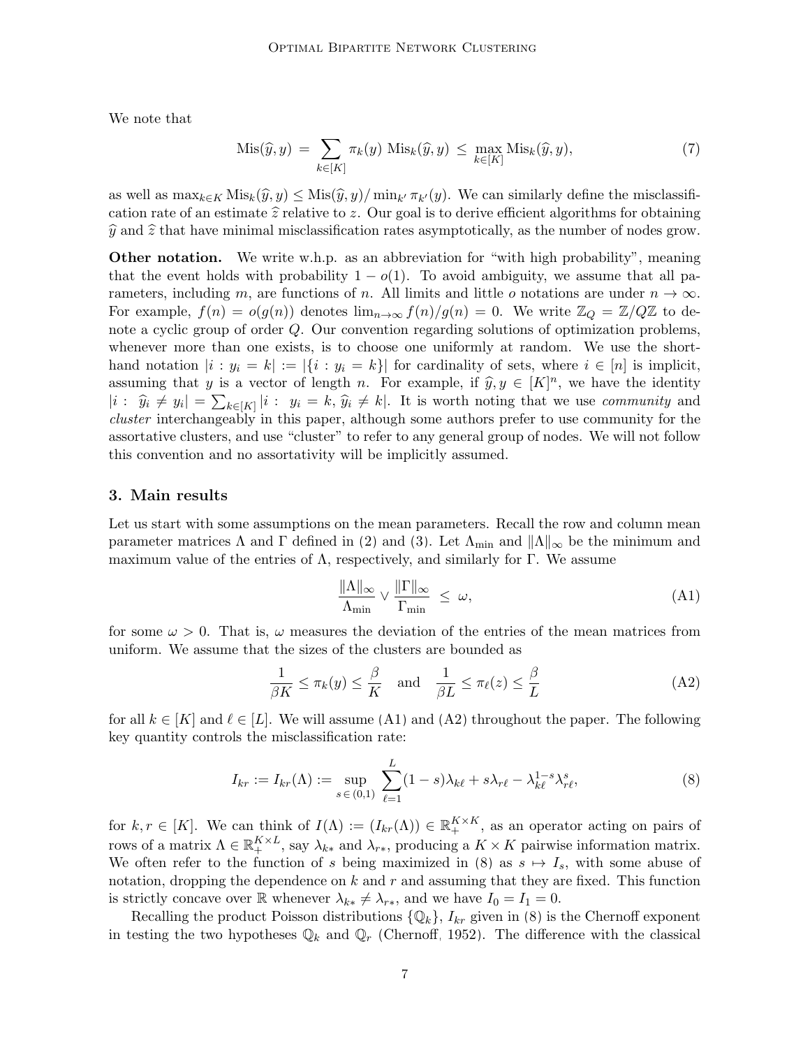We note that

$$\mathrm{Mis}(\widehat{y}, y) \;=\; \sum_{k\in[K]} \pi_k(y)\; \mathrm{Mis}_k(\widehat{y}, y) \;\le\; \max_{k\in[K]} \mathrm{Mis}_k(\widehat{y}, y), \tag{7}$$

as well as $\max_{k \in K} \mathrm{Mis}_k(\widehat{y}, y) \le \mathrm{Mis}(\widehat{y}, y)/\min_{k'} \pi_{k'}(y)$. We can similarly define the misclassification rate of an estimate $\widehat{z}$ relative to $z$. Our goal is to derive efficient algorithms for obtaining $\widehat{y}$ and $\widehat{z}$ that have minimal misclassification rates asymptotically, as the number of nodes grow.

**Other notation.** We write w.h.p. as an abbreviation for "with high probability", meaning that the event holds with probability $1 - o(1)$. To avoid ambiguity, we assume that all parameters, including $m$, are functions of $n$. All limits and little $o$ notations are under $n \to \infty$. For example, $f(n) = o(g(n))$ denotes $\lim_{n\to\infty} f(n)/g(n) = 0$. We write $\mathbb{Z}_Q = \mathbb{Z}/Q\mathbb{Z}$ to denote a cyclic group of order $Q$. Our convention regarding solutions of optimization problems, whenever more than one exists, is to choose one uniformly at random. We use the shorthand notation $|i : y_i = k| := |\{i : y_i = k\}|$ for cardinality of sets, where $i \in [n]$ is implicit, assuming that $y$ is a vector of length $n$. For example, if $\widehat{y}, y \in [K]^n$, we have the identity $|i : \;\widehat{y}_i \neq y_i| = \sum_{k\in[K]} |i : \; y_i = k,\, \widehat{y}_i \neq k|$. It is worth noting that we use *community* and *cluster* interchangeably in this paper, although some authors prefer to use community for the assortative clusters, and use "cluster" to refer to any general group of nodes. We will not follow this convention and no assortativity will be implicitly assumed.

## 3. Main results

Let us start with some assumptions on the mean parameters. Recall the row and column mean parameter matrices $\Lambda$ and $\Gamma$ defined in (2) and (3). Let $\Lambda_{\min}$ and $\|\Lambda\|_\infty$ be the minimum and maximum value of the entries of $\Lambda$, respectively, and similarly for $\Gamma$. We assume

$$\frac{\|\Lambda\|_\infty}{\Lambda_{\min}} \vee \frac{\|\Gamma\|_\infty}{\Gamma_{\min}} \;\le\; \omega, \tag{A1}$$

for some $\omega > 0$. That is, $\omega$ measures the deviation of the entries of the mean matrices from uniform. We assume that the sizes of the clusters are bounded as

$$\frac{1}{\beta K} \le \pi_k(y) \le \frac{\beta}{K} \quad \text{and} \quad \frac{1}{\beta L} \le \pi_\ell(z) \le \frac{\beta}{L} \tag{A2}$$

for all $k \in [K]$ and $\ell \in [L]$. We will assume (A1) and (A2) throughout the paper. The following key quantity controls the misclassification rate:

$$I_{kr} := I_{kr}(\Lambda) := \sup_{s\,\in\,(0,1)} \sum_{\ell=1}^{L} (1-s)\lambda_{k\ell} + s\lambda_{r\ell} - \lambda_{k\ell}^{1-s}\lambda_{r\ell}^{s}, \tag{8}$$

for $k, r \in [K]$. We can think of $I(\Lambda) := (I_{kr}(\Lambda)) \in \mathbb{R}_+^{K\times K}$, as an operator acting on pairs of rows of a matrix $\Lambda \in \mathbb{R}_+^{K\times L}$, say $\lambda_{k*}$ and $\lambda_{r*}$, producing a $K \times K$ pairwise information matrix. We often refer to the function of $s$ being maximized in (8) as $s \mapsto I_s$, with some abuse of notation, dropping the dependence on $k$ and $r$ and assuming that they are fixed. This function is strictly concave over $\mathbb{R}$ whenever $\lambda_{k*} \neq \lambda_{r*}$, and we have $I_0 = I_1 = 0$.

Recalling the product Poisson distributions $\{\mathbb{Q}_k\}$, $I_{kr}$ given in (8) is the Chernoff exponent in testing the two hypotheses $\mathbb{Q}_k$ and $\mathbb{Q}_r$ (Chernoff, 1952). The difference with the classical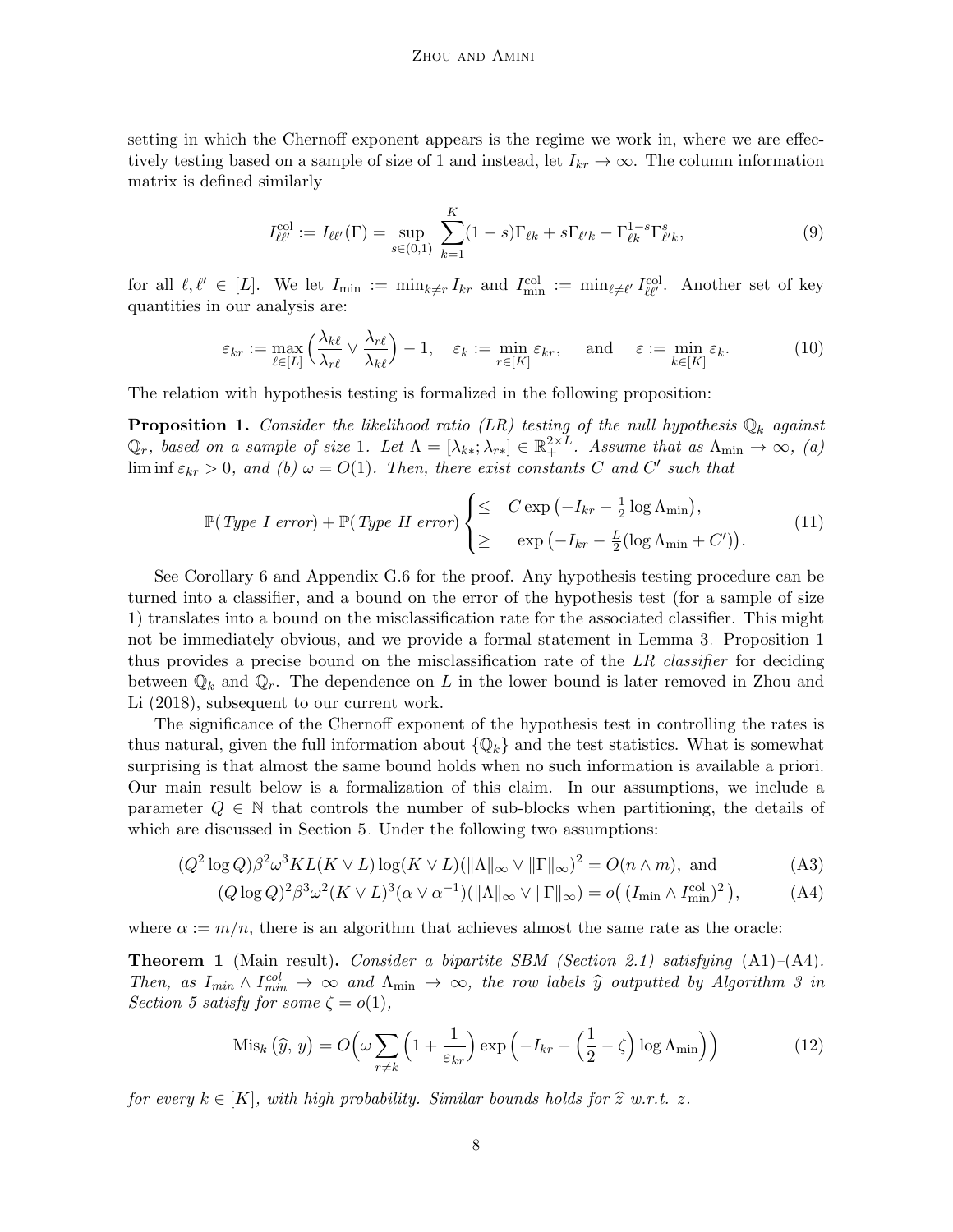setting in which the Chernoff exponent appears is the regime we work in, where we are effectively testing based on a sample of size of 1 and instead, let $I_{kr} \to \infty$. The column information matrix is defined similarly

$$I^{\text{col}}_{\ell\ell'} := I_{\ell\ell'}(\Gamma) = \sup_{s\in(0,1)} \sum_{k=1}^{K} (1-s)\Gamma_{\ell k} + s\Gamma_{\ell' k} - \Gamma_{\ell k}^{1-s}\Gamma_{\ell' k}^{s}, \tag{9}$$

for all $\ell, \ell' \in [L]$. We let $I_{\min} := \min_{k\neq r} I_{kr}$ and $I^{\text{col}}_{\min} := \min_{\ell\neq\ell'} I^{\text{col}}_{\ell\ell'}$. Another set of key quantities in our analysis are:

$$\varepsilon_{kr} := \max_{\ell\in[L]} \Big(\frac{\lambda_{k\ell}}{\lambda_{r\ell}} \vee \frac{\lambda_{r\ell}}{\lambda_{k\ell}}\Big) - 1, \quad \varepsilon_k := \min_{r\in[K]} \varepsilon_{kr}, \quad \text{and} \quad \varepsilon := \min_{k\in[K]} \varepsilon_k. \tag{10}$$

The relation with hypothesis testing is formalized in the following proposition:

**Proposition 1.** *Consider the likelihood ratio (LR) testing of the null hypothesis $\mathbb{Q}_k$ against $\mathbb{Q}_r$, based on a sample of size 1. Let $\Lambda = [\lambda_{k*}; \lambda_{r*}] \in \mathbb{R}_+^{2\times L}$. Assume that as $\Lambda_{\min} \to \infty$, (a) $\liminf \varepsilon_{kr} > 0$, and (b) $\omega = O(1)$. Then, there exist constants $C$ and $C'$ such that*

$$\mathbb{P}(\textit{Type I error}) + \mathbb{P}(\textit{Type II error}) \begin{cases} \leq \quad C\exp\big(-I_{kr} - \frac{1}{2}\log\Lambda_{\min}\big), \\ \geq \quad \exp\big(-I_{kr} - \frac{L}{2}(\log\Lambda_{\min} + C')\big). \end{cases} \tag{11}$$

See Corollary 6 and Appendix G.6 for the proof. Any hypothesis testing procedure can be turned into a classifier, and a bound on the error of the hypothesis test (for a sample of size 1) translates into a bound on the misclassification rate for the associated classifier. This might not be immediately obvious, and we provide a formal statement in Lemma 3. Proposition 1 thus provides a precise bound on the misclassification rate of the *LR classifier* for deciding between $\mathbb{Q}_k$ and $\mathbb{Q}_r$. The dependence on $L$ in the lower bound is later removed in Zhou and Li (2018), subsequent to our current work.

The significance of the Chernoff exponent of the hypothesis test in controlling the rates is thus natural, given the full information about $\{\mathbb{Q}_k\}$ and the test statistics. What is somewhat surprising is that almost the same bound holds when no such information is available a priori. Our main result below is a formalization of this claim. In our assumptions, we include a parameter $Q \in \mathbb{N}$ that controls the number of sub-blocks when partitioning, the details of which are discussed in Section 5. Under the following two assumptions:

$$(Q^2\log Q)\beta^2\omega^3 KL(K\vee L)\log(K\vee L)(\|\Lambda\|_\infty \vee \|\Gamma\|_\infty)^2 = O(n\wedge m), \text{ and} \tag{A3}$$

$$(Q\log Q)^2\beta^3\omega^2(K\vee L)^3(\alpha\vee\alpha^{-1})(\|\Lambda\|_\infty \vee \|\Gamma\|_\infty) = o\big((I_{\min}\wedge I^{\text{col}}_{\min})^2\big), \tag{A4}$$

where $\alpha := m/n$, there is an algorithm that achieves almost the same rate as the oracle:

**Theorem 1** (Main result)**.** *Consider a bipartite SBM (Section 2.1) satisfying* (A1)–(A4)*. Then, as $I_{min} \wedge I^{col}_{min} \to \infty$ and $\Lambda_{\min} \to \infty$, the row labels $\widehat{y}$ outputted by Algorithm 3 in Section 5 satisfy for some $\zeta = o(1)$,*

$$\text{Mis}_k\big(\widehat{y},\, y\big) = O\Big(\omega\sum_{r\neq k}\Big(1+\frac{1}{\varepsilon_{kr}}\Big)\exp\Big(-I_{kr} - \Big(\frac{1}{2}-\zeta\Big)\log\Lambda_{\min}\Big)\Big) \tag{12}$$

*for every $k\in[K]$, with high probability. Similar bounds holds for $\widehat{z}$ w.r.t. $z$.*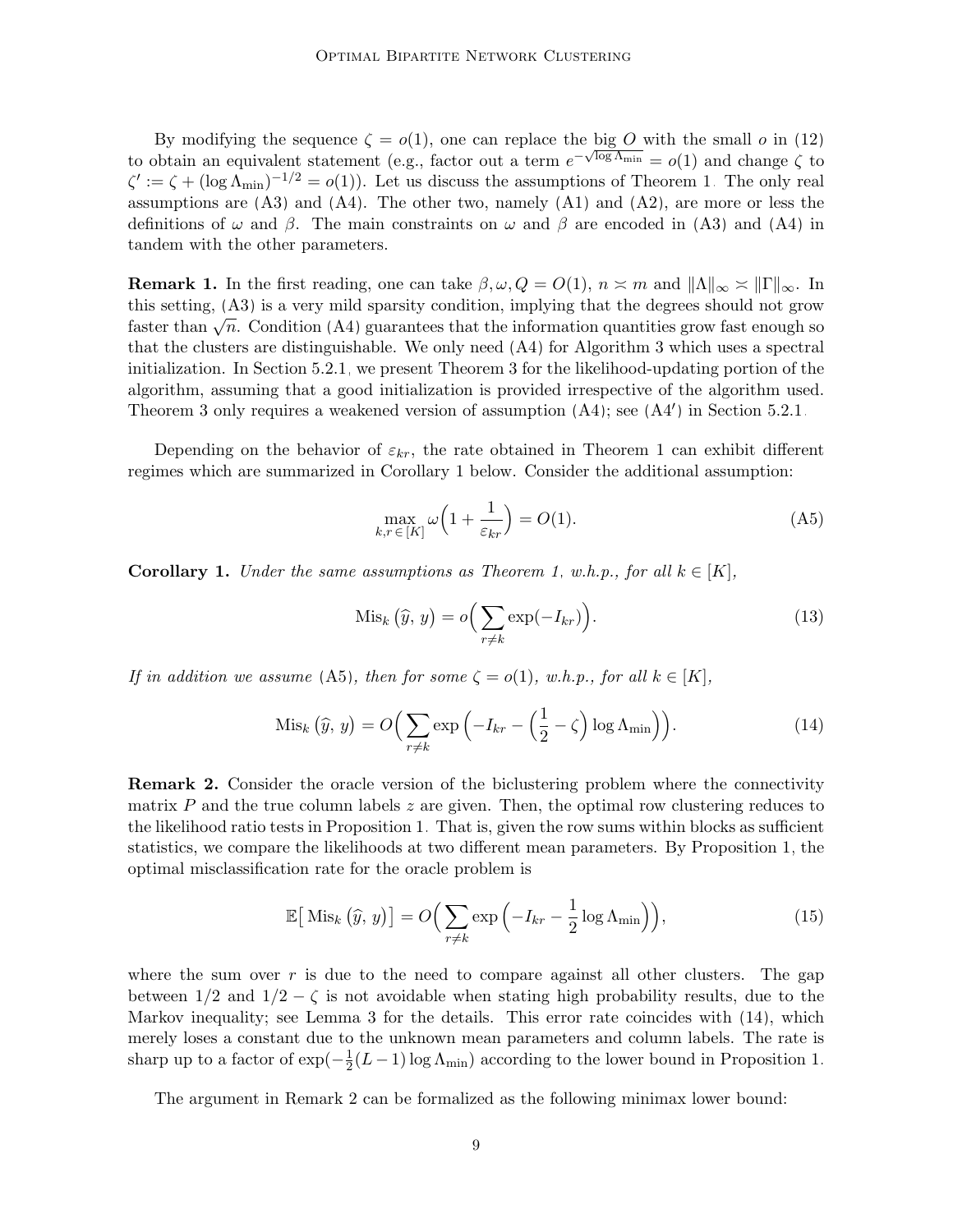By modifying the sequence $\zeta = o(1)$, one can replace the big $O$ with the small $o$ in (12) to obtain an equivalent statement (e.g., factor out a term $e^{-\sqrt{\log \Lambda_{\min}}} = o(1)$ and change $\zeta$ to $\zeta' := \zeta + (\log \Lambda_{\min})^{-1/2} = o(1)$). Let us discuss the assumptions of Theorem 1. The only real assumptions are (A3) and (A4). The other two, namely (A1) and (A2), are more or less the definitions of $\omega$ and $\beta$. The main constraints on $\omega$ and $\beta$ are encoded in (A3) and (A4) in tandem with the other parameters.

**Remark 1.** In the first reading, one can take $\beta, \omega, Q = O(1)$, $n \asymp m$ and $\|\Lambda\|_\infty \asymp \|\Gamma\|_\infty$. In this setting, (A3) is a very mild sparsity condition, implying that the degrees should not grow faster than $\sqrt{n}$. Condition (A4) guarantees that the information quantities grow fast enough so that the clusters are distinguishable. We only need (A4) for Algorithm 3 which uses a spectral initialization. In Section 5.2.1, we present Theorem 3 for the likelihood-updating portion of the algorithm, assuming that a good initialization is provided irrespective of the algorithm used. Theorem 3 only requires a weakened version of assumption (A4); see (A4′) in Section 5.2.1.

Depending on the behavior of $\varepsilon_{kr}$, the rate obtained in Theorem 1 can exhibit different regimes which are summarized in Corollary 1 below. Consider the additional assumption:

$$\max_{k,r\,\in\,[K]} \omega\Big(1 + \frac{1}{\varepsilon_{kr}}\Big) = O(1). \tag{A5}$$

**Corollary 1.** *Under the same assumptions as Theorem 1, w.h.p., for all $k \in [K]$,*

$$\mathrm{Mis}_k\left(\widehat{y},\, y\right) = o\Big(\sum_{r\neq k} \exp(-I_{kr})\Big). \tag{13}$$

*If in addition we assume* (A5)*, then for some $\zeta = o(1)$, w.h.p., for all $k \in [K]$,*

$$\mathrm{Mis}_k\left(\widehat{y},\, y\right) = O\Big(\sum_{r\neq k} \exp\Big(-I_{kr} - \Big(\frac{1}{2} - \zeta\Big)\log \Lambda_{\min}\Big)\Big). \tag{14}$$

**Remark 2.** Consider the oracle version of the biclustering problem where the connectivity matrix $P$ and the true column labels $z$ are given. Then, the optimal row clustering reduces to the likelihood ratio tests in Proposition 1. That is, given the row sums within blocks as sufficient statistics, we compare the likelihoods at two different mean parameters. By Proposition 1, the optimal misclassification rate for the oracle problem is

$$\mathbb{E}\big[\,\mathrm{Mis}_k\left(\widehat{y},\, y\right)\big] = O\Big(\sum_{r\neq k} \exp\Big(-I_{kr} - \frac{1}{2}\log \Lambda_{\min}\Big)\Big), \tag{15}$$

where the sum over $r$ is due to the need to compare against all other clusters. The gap between $1/2$ and $1/2 - \zeta$ is not avoidable when stating high probability results, due to the Markov inequality; see Lemma 3 for the details. This error rate coincides with (14), which merely loses a constant due to the unknown mean parameters and column labels. The rate is sharp up to a factor of $\exp(-\frac{1}{2}(L-1)\log \Lambda_{\min})$ according to the lower bound in Proposition 1.

The argument in Remark 2 can be formalized as the following minimax lower bound: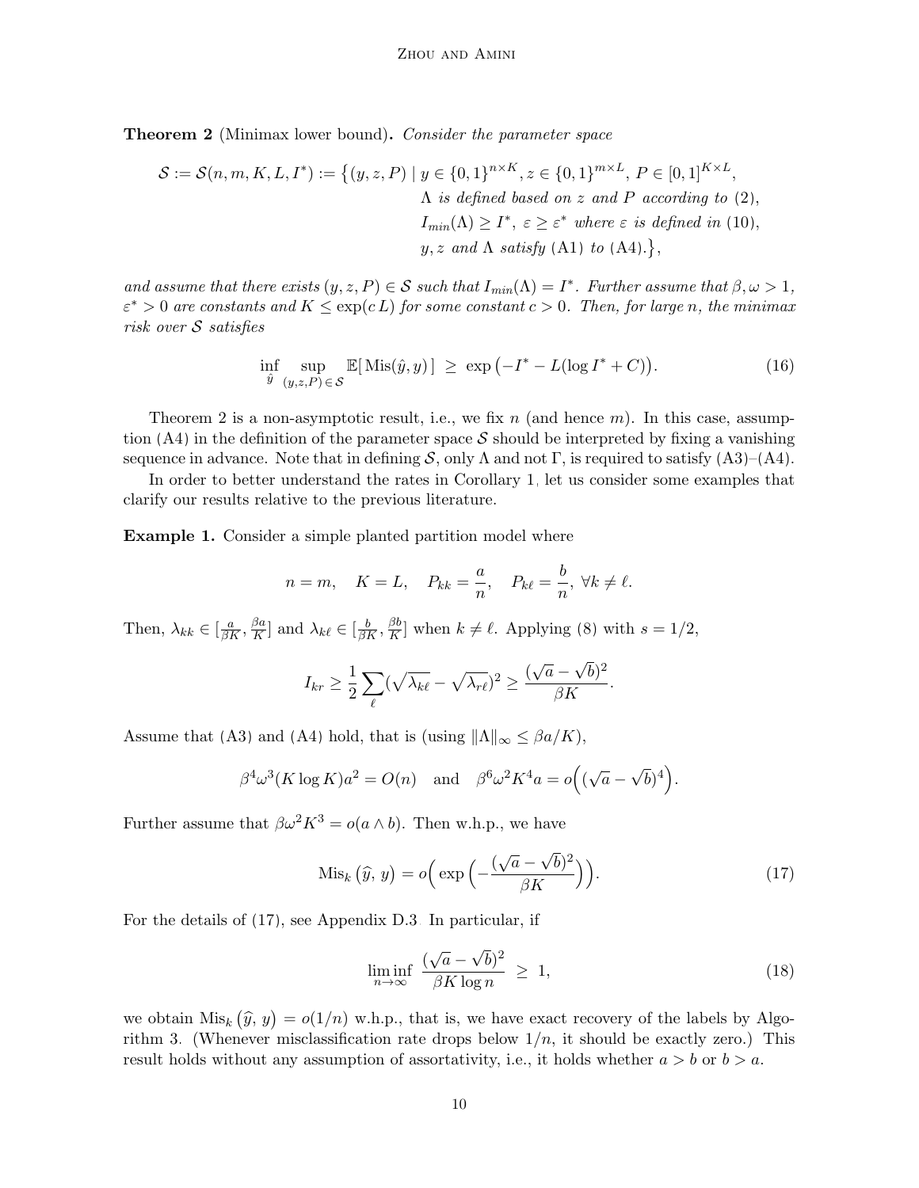**Theorem 2** (Minimax lower bound)**.** *Consider the parameter space*

$$
\begin{aligned}
\mathcal{S} := \mathcal{S}(n, m, K, L, I^*) := \big\{(y, z, P) \mid\ & y \in \{0,1\}^{n \times K}, z \in \{0,1\}^{m \times L}, P \in [0,1]^{K \times L}, \\
& \Lambda \text{ is defined based on } z \text{ and } P \text{ according to } (2), \\
& I_{min}(\Lambda) \geq I^*,\ \varepsilon \geq \varepsilon^* \text{ where } \varepsilon \text{ is defined in } (10), \\
& y, z \text{ and } \Lambda \text{ satisfy } (A1) \text{ to } (A4).\big\},
\end{aligned}
$$

*and assume that there exists $(y, z, P) \in \mathcal{S}$ such that $I_{min}(\Lambda) = I^*$. Further assume that $\beta, \omega > 1$, $\varepsilon^* > 0$ are constants and $K \leq \exp(c\, L)$ for some constant $c > 0$. Then, for large $n$, the minimax risk over $\mathcal{S}$ satisfies*

$$
\inf_{\hat{y}} \sup_{(y,z,P) \in \mathcal{S}} \mathbb{E}[\,\mathrm{Mis}(\hat{y}, y)\,] \ \geq\ \exp\big(-I^* - L(\log I^* + C)\big). \tag{16}
$$

Theorem 2 is a non-asymptotic result, i.e., we fix $n$ (and hence $m$). In this case, assumption (A4) in the definition of the parameter space $\mathcal{S}$ should be interpreted by fixing a vanishing sequence in advance. Note that in defining $\mathcal{S}$, only $\Lambda$ and not $\Gamma$, is required to satisfy (A3)–(A4).

In order to better understand the rates in Corollary 1, let us consider some examples that clarify our results relative to the previous literature.

**Example 1.** Consider a simple planted partition model where

$$
n = m, \quad K = L, \quad P_{kk} = \frac{a}{n}, \quad P_{k\ell} = \frac{b}{n},\ \forall k \neq \ell.
$$

Then, $\lambda_{kk} \in [\frac{a}{\beta K}, \frac{\beta a}{K}]$ and $\lambda_{k\ell} \in [\frac{b}{\beta K}, \frac{\beta b}{K}]$ when $k \neq \ell$. Applying (8) with $s = 1/2$,

$$
I_{kr} \geq \frac{1}{2} \sum_{\ell} (\sqrt{\lambda_{k\ell}} - \sqrt{\lambda_{r\ell}})^2 \geq \frac{(\sqrt{a} - \sqrt{b})^2}{\beta K}.
$$

Assume that (A3) and (A4) hold, that is (using $\|\Lambda\|_\infty \leq \beta a/K$),

$$
\beta^4 \omega^3 (K \log K) a^2 = O(n) \quad \text{and} \quad \beta^6 \omega^2 K^4 a = o\Big((\sqrt{a} - \sqrt{b})^4\Big).
$$

Further assume that $\beta \omega^2 K^3 = o(a \wedge b)$. Then w.h.p., we have

$$
\mathrm{Mis}_k\big(\widehat{y},\, y\big) = o\Big(\exp\Big(-\frac{(\sqrt{a} - \sqrt{b})^2}{\beta K}\Big)\Big). \tag{17}
$$

For the details of (17), see Appendix D.3. In particular, if

$$
\liminf_{n \to \infty}\ \frac{(\sqrt{a} - \sqrt{b})^2}{\beta K \log n}\ \geq\ 1, \tag{18}
$$

we obtain $\mathrm{Mis}_k\big(\widehat{y},\, y\big) = o(1/n)$ w.h.p., that is, we have exact recovery of the labels by Algorithm 3. (Whenever misclassification rate drops below $1/n$, it should be exactly zero.) This result holds without any assumption of assortativity, i.e., it holds whether $a > b$ or $b > a$.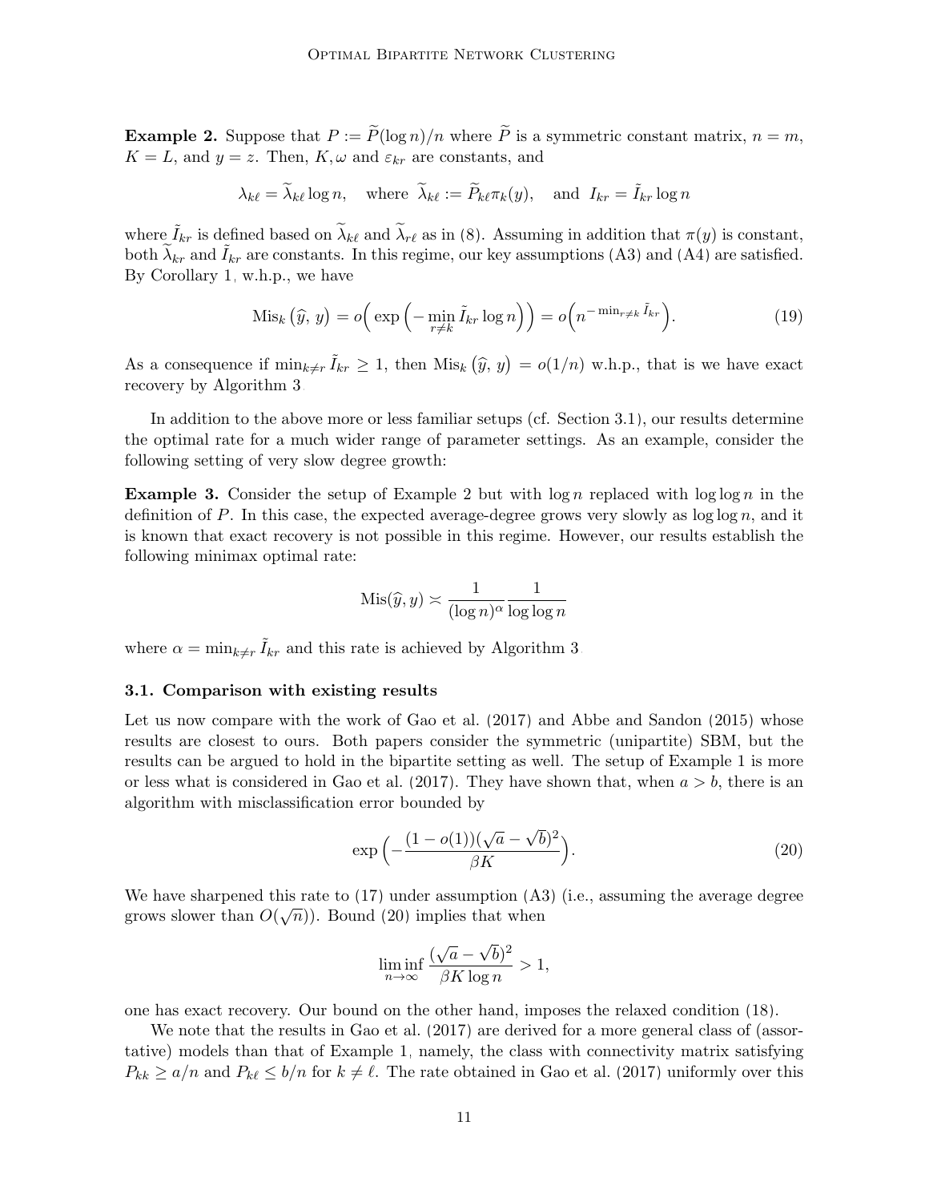**Example 2.** Suppose that $P := \widetilde{P}(\log n)/n$ where $\widetilde{P}$ is a symmetric constant matrix, $n = m$, $K = L$, and $y = z$. Then, $K, \omega$ and $\varepsilon_{kr}$ are constants, and

$$\lambda_{k\ell} = \widetilde{\lambda}_{k\ell} \log n, \quad \text{where} \;\; \widetilde{\lambda}_{k\ell} := \widetilde{P}_{k\ell}\pi_k(y), \quad \text{and} \;\; I_{kr} = \tilde{I}_{kr} \log n$$

where $\tilde{I}_{kr}$ is defined based on $\widetilde{\lambda}_{k\ell}$ and $\widetilde{\lambda}_{r\ell}$ as in (8). Assuming in addition that $\pi(y)$ is constant, both $\widetilde{\lambda}_{kr}$ and $\tilde{I}_{kr}$ are constants. In this regime, our key assumptions (A3) and (A4) are satisfied. By Corollary 1, w.h.p., we have

$$\text{Mis}_k\left(\widehat{y},\, y\right) = o\Big(\exp\Big(-\min_{r \neq k} \tilde{I}_{kr} \log n\Big)\Big) = o\Big(n^{-\min_{r\neq k} \tilde{I}_{kr}}\Big). \tag{19}$$

As a consequence if $\min_{k\neq r} \tilde{I}_{kr} \geq 1$, then $\text{Mis}_k\left(\widehat{y},\, y\right) = o(1/n)$ w.h.p., that is we have exact recovery by Algorithm 3.

In addition to the above more or less familiar setups (cf. Section 3.1), our results determine the optimal rate for a much wider range of parameter settings. As an example, consider the following setting of very slow degree growth:

**Example 3.** Consider the setup of Example 2 but with $\log n$ replaced with $\log\log n$ in the definition of $P$. In this case, the expected average-degree grows very slowly as $\log\log n$, and it is known that exact recovery is not possible in this regime. However, our results establish the following minimax optimal rate:

$$\text{Mis}(\widehat{y}, y) \asymp \frac{1}{(\log n)^{\alpha}} \frac{1}{\log\log n}$$

where $\alpha = \min_{k\neq r} \tilde{I}_{kr}$ and this rate is achieved by Algorithm 3.

### 3.1. Comparison with existing results

Let us now compare with the work of Gao et al. (2017) and Abbe and Sandon (2015) whose results are closest to ours. Both papers consider the symmetric (unipartite) SBM, but the results can be argued to hold in the bipartite setting as well. The setup of Example 1 is more or less what is considered in Gao et al. (2017). They have shown that, when $a > b$, there is an algorithm with misclassification error bounded by

$$\exp\Big(-\frac{(1-o(1))(\sqrt{a}-\sqrt{b})^2}{\beta K}\Big). \tag{20}$$

We have sharpened this rate to (17) under assumption (A3) (i.e., assuming the average degree grows slower than $O(\sqrt{n})$). Bound (20) implies that when

$$\liminf_{n\to\infty} \frac{(\sqrt{a}-\sqrt{b})^2}{\beta K \log n} > 1,$$

one has exact recovery. Our bound on the other hand, imposes the relaxed condition (18).

We note that the results in Gao et al. (2017) are derived for a more general class of (assortative) models than that of Example 1, namely, the class with connectivity matrix satisfying $P_{kk} \geq a/n$ and $P_{k\ell} \leq b/n$ for $k \neq \ell$. The rate obtained in Gao et al. (2017) uniformly over this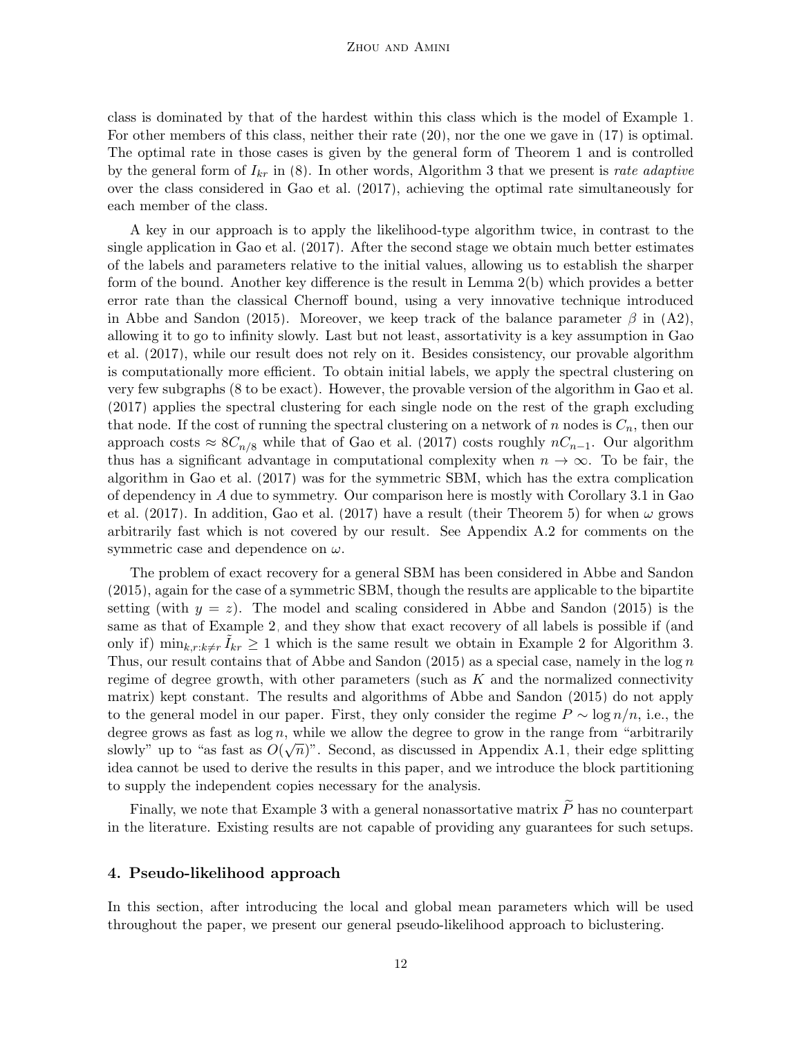class is dominated by that of the hardest within this class which is the model of Example 1. For other members of this class, neither their rate (20), nor the one we gave in (17) is optimal. The optimal rate in those cases is given by the general form of Theorem 1 and is controlled by the general form of $I_{kr}$ in (8). In other words, Algorithm 3 that we present is *rate adaptive* over the class considered in Gao et al. (2017), achieving the optimal rate simultaneously for each member of the class.

A key in our approach is to apply the likelihood-type algorithm twice, in contrast to the single application in Gao et al. (2017). After the second stage we obtain much better estimates of the labels and parameters relative to the initial values, allowing us to establish the sharper form of the bound. Another key difference is the result in Lemma 2(b) which provides a better error rate than the classical Chernoff bound, using a very innovative technique introduced in Abbe and Sandon (2015). Moreover, we keep track of the balance parameter $\beta$ in (A2), allowing it to go to infinity slowly. Last but not least, assortativity is a key assumption in Gao et al. (2017), while our result does not rely on it. Besides consistency, our provable algorithm is computationally more efficient. To obtain initial labels, we apply the spectral clustering on very few subgraphs (8 to be exact). However, the provable version of the algorithm in Gao et al. (2017) applies the spectral clustering for each single node on the rest of the graph excluding that node. If the cost of running the spectral clustering on a network of $n$ nodes is $C_n$, then our approach costs $\approx 8C_{n/8}$ while that of Gao et al. (2017) costs roughly $nC_{n-1}$. Our algorithm thus has a significant advantage in computational complexity when $n \to \infty$. To be fair, the algorithm in Gao et al. (2017) was for the symmetric SBM, which has the extra complication of dependency in $A$ due to symmetry. Our comparison here is mostly with Corollary 3.1 in Gao et al. (2017). In addition, Gao et al. (2017) have a result (their Theorem 5) for when $\omega$ grows arbitrarily fast which is not covered by our result. See Appendix A.2 for comments on the symmetric case and dependence on $\omega$.

The problem of exact recovery for a general SBM has been considered in Abbe and Sandon (2015), again for the case of a symmetric SBM, though the results are applicable to the bipartite setting (with $y = z$). The model and scaling considered in Abbe and Sandon (2015) is the same as that of Example 2, and they show that exact recovery of all labels is possible if (and only if) $\min_{k,r:k\neq r} \tilde{I}_{kr} \geq 1$ which is the same result we obtain in Example 2 for Algorithm 3. Thus, our result contains that of Abbe and Sandon (2015) as a special case, namely in the $\log n$ regime of degree growth, with other parameters (such as $K$ and the normalized connectivity matrix) kept constant. The results and algorithms of Abbe and Sandon (2015) do not apply to the general model in our paper. First, they only consider the regime $P \sim \log n/n$, i.e., the degree grows as fast as $\log n$, while we allow the degree to grow in the range from "arbitrarily slowly" up to "as fast as $O(\sqrt{n})$". Second, as discussed in Appendix A.1, their edge splitting idea cannot be used to derive the results in this paper, and we introduce the block partitioning to supply the independent copies necessary for the analysis.

Finally, we note that Example 3 with a general nonassortative matrix $\widetilde{P}$ has no counterpart in the literature. Existing results are not capable of providing any guarantees for such setups.

## 4. Pseudo-likelihood approach

In this section, after introducing the local and global mean parameters which will be used throughout the paper, we present our general pseudo-likelihood approach to biclustering.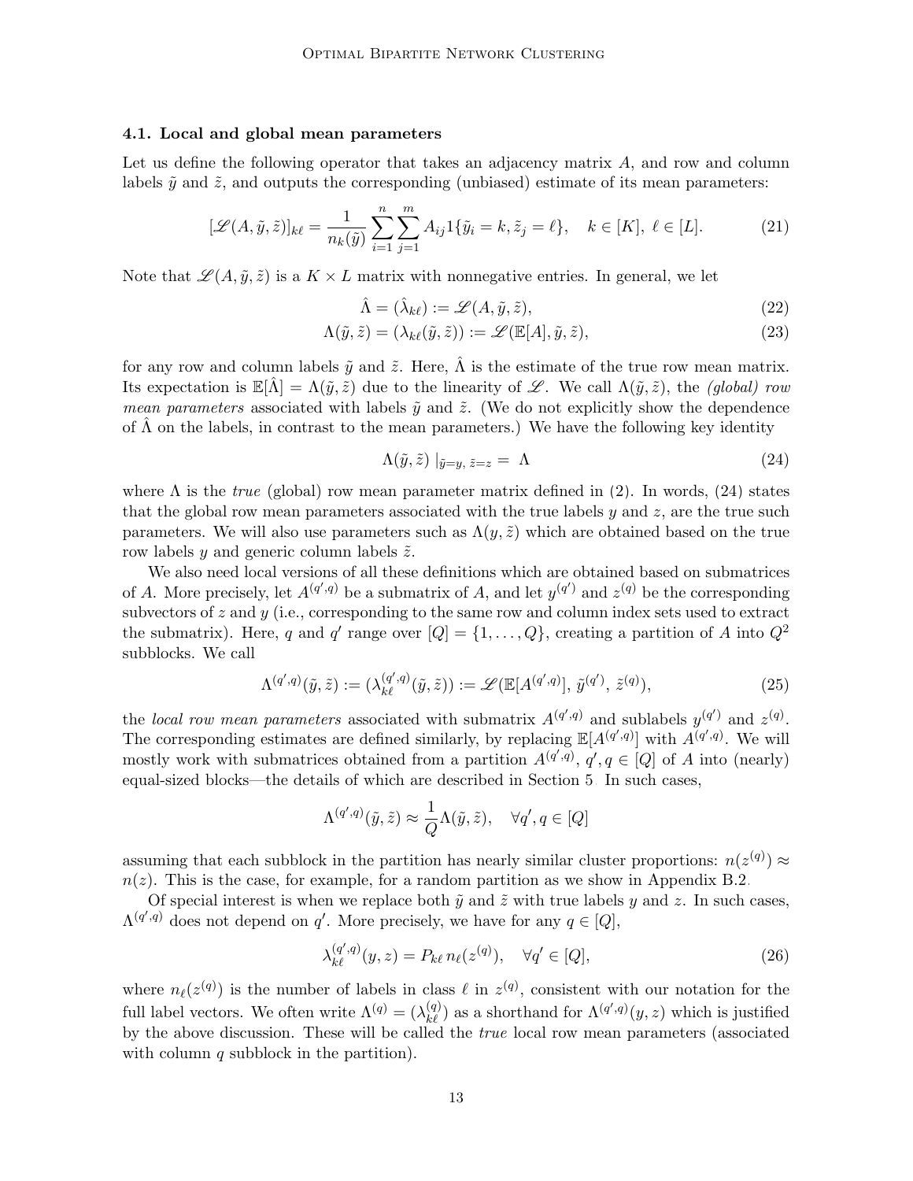### 4.1. Local and global mean parameters

Let us define the following operator that takes an adjacency matrix $A$, and row and column labels $\tilde{y}$ and $\tilde{z}$, and outputs the corresponding (unbiased) estimate of its mean parameters:

$$[\mathscr{L}(A, \tilde{y}, \tilde{z})]_{k\ell} = \frac{1}{n_k(\tilde{y})} \sum_{i=1}^{n} \sum_{j=1}^{m} A_{ij} 1\{\tilde{y}_i = k, \tilde{z}_j = \ell\}, \quad k \in [K],\ \ell \in [L]. \tag{21}$$

Note that $\mathscr{L}(A, \tilde{y}, \tilde{z})$ is a $K \times L$ matrix with nonnegative entries. In general, we let

$$\hat{\Lambda} = (\hat{\lambda}_{k\ell}) := \mathscr{L}(A, \tilde{y}, \tilde{z}), \tag{22}$$

$$\Lambda(\tilde{y}, \tilde{z}) = (\lambda_{k\ell}(\tilde{y}, \tilde{z})) := \mathscr{L}(\mathbb{E}[A], \tilde{y}, \tilde{z}), \tag{23}$$

for any row and column labels $\tilde{y}$ and $\tilde{z}$. Here, $\hat{\Lambda}$ is the estimate of the true row mean matrix. Its expectation is $\mathbb{E}[\hat{\Lambda}] = \Lambda(\tilde{y}, \tilde{z})$ due to the linearity of $\mathscr{L}$. We call $\Lambda(\tilde{y}, \tilde{z})$, the *(global) row mean parameters* associated with labels $\tilde{y}$ and $\tilde{z}$. (We do not explicitly show the dependence of $\hat{\Lambda}$ on the labels, in contrast to the mean parameters.) We have the following key identity

$$\Lambda(\tilde{y}, \tilde{z}) \mid_{\tilde{y}=y,\ \tilde{z}=z} = \Lambda \tag{24}$$

where $\Lambda$ is the *true* (global) row mean parameter matrix defined in (2). In words, (24) states that the global row mean parameters associated with the true labels $y$ and $z$, are the true such parameters. We will also use parameters such as $\Lambda(y, \tilde{z})$ which are obtained based on the true row labels $y$ and generic column labels $\tilde{z}$.

We also need local versions of all these definitions which are obtained based on submatrices of $A$. More precisely, let $A^{(q',q)}$ be a submatrix of $A$, and let $y^{(q')}$ and $z^{(q)}$ be the corresponding subvectors of $z$ and $y$ (i.e., corresponding to the same row and column index sets used to extract the submatrix). Here, $q$ and $q'$ range over $[Q] = \{1, \dots, Q\}$, creating a partition of $A$ into $Q^2$ subblocks. We call

$$\Lambda^{(q',q)}(\tilde{y}, \tilde{z}) := (\lambda_{k\ell}^{(q',q)}(\tilde{y}, \tilde{z})) := \mathscr{L}(\mathbb{E}[A^{(q',q)}],\ \tilde{y}^{(q')},\ \tilde{z}^{(q)}), \tag{25}$$

the *local row mean parameters* associated with submatrix $A^{(q',q)}$ and sublabels $y^{(q')}$ and $z^{(q)}$. The corresponding estimates are defined similarly, by replacing $\mathbb{E}[A^{(q',q)}]$ with $A^{(q',q)}$. We will mostly work with submatrices obtained from a partition $A^{(q',q)}$, $q', q \in [Q]$ of $A$ into (nearly) equal-sized blocks—the details of which are described in Section 5. In such cases,

$$\Lambda^{(q',q)}(\tilde{y}, \tilde{z}) \approx \frac{1}{Q} \Lambda(\tilde{y}, \tilde{z}), \quad \forall q', q \in [Q]$$

assuming that each subblock in the partition has nearly similar cluster proportions: $n(z^{(q)}) \approx n(z)$. This is the case, for example, for a random partition as we show in Appendix B.2.

Of special interest is when we replace both $\tilde{y}$ and $\tilde{z}$ with true labels $y$ and $z$. In such cases, $\Lambda^{(q',q)}$ does not depend on $q'$. More precisely, we have for any $q \in [Q]$,

$$\lambda_{k\ell}^{(q',q)}(y, z) = P_{k\ell}\, n_\ell(z^{(q)}), \quad \forall q' \in [Q], \tag{26}$$

where $n_\ell(z^{(q)})$ is the number of labels in class $\ell$ in $z^{(q)}$, consistent with our notation for the full label vectors. We often write $\Lambda^{(q)} = (\lambda_{k\ell}^{(q)})$ as a shorthand for $\Lambda^{(q',q)}(y, z)$ which is justified by the above discussion. These will be called the *true* local row mean parameters (associated with column $q$ subblock in the partition).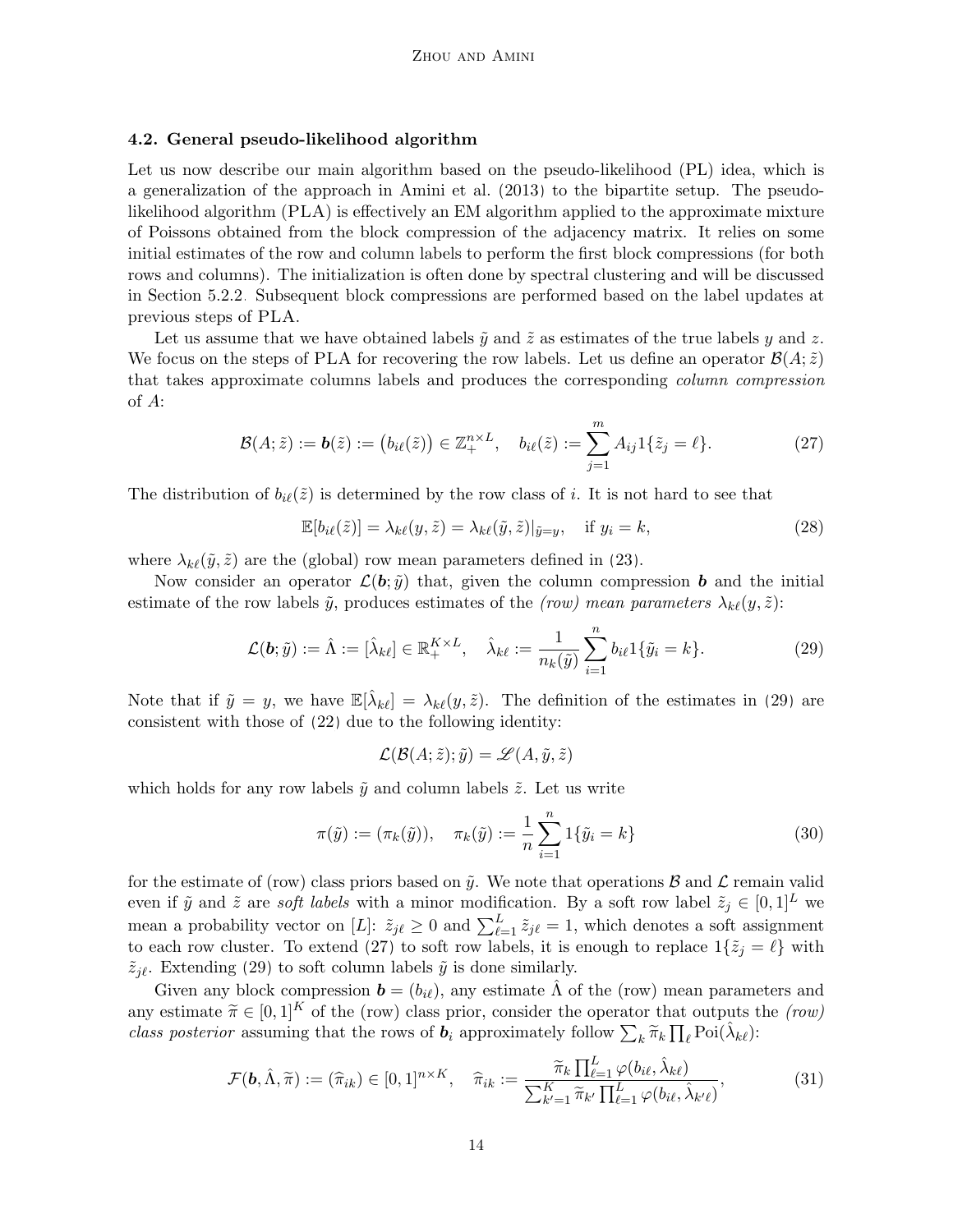### 4.2. General pseudo-likelihood algorithm

Let us now describe our main algorithm based on the pseudo-likelihood (PL) idea, which is a generalization of the approach in Amini et al. (2013) to the bipartite setup. The pseudo-likelihood algorithm (PLA) is effectively an EM algorithm applied to the approximate mixture of Poissons obtained from the block compression of the adjacency matrix. It relies on some initial estimates of the row and column labels to perform the first block compressions (for both rows and columns). The initialization is often done by spectral clustering and will be discussed in Section 5.2.2. Subsequent block compressions are performed based on the label updates at previous steps of PLA.

Let us assume that we have obtained labels $\tilde{y}$ and $\tilde{z}$ as estimates of the true labels $y$ and $z$. We focus on the steps of PLA for recovering the row labels. Let us define an operator $\mathcal{B}(A; \tilde{z})$ that takes approximate columns labels and produces the corresponding *column compression* of $A$:

$$\mathcal{B}(A; \tilde{z}) := \boldsymbol{b}(\tilde{z}) := \big(b_{i\ell}(\tilde{z})\big) \in \mathbb{Z}_+^{n \times L}, \quad b_{i\ell}(\tilde{z}) := \sum_{j=1}^{m} A_{ij} 1\{\tilde{z}_j = \ell\}. \tag{27}$$

The distribution of $b_{i\ell}(\tilde{z})$ is determined by the row class of $i$. It is not hard to see that

$$\mathbb{E}[b_{i\ell}(\tilde{z})] = \lambda_{k\ell}(y, \tilde{z}) = \lambda_{k\ell}(\tilde{y}, \tilde{z})|_{\tilde{y}=y}, \quad \text{if } y_i = k, \tag{28}$$

where $\lambda_{k\ell}(\tilde{y}, \tilde{z})$ are the (global) row mean parameters defined in (23).

Now consider an operator $\mathcal{L}(\boldsymbol{b}; \tilde{y})$ that, given the column compression $\boldsymbol{b}$ and the initial estimate of the row labels $\tilde{y}$, produces estimates of the *(row) mean parameters* $\lambda_{k\ell}(y, \tilde{z})$:

$$\mathcal{L}(\boldsymbol{b}; \tilde{y}) := \hat{\Lambda} := [\hat{\lambda}_{k\ell}] \in \mathbb{R}_+^{K \times L}, \quad \hat{\lambda}_{k\ell} := \frac{1}{n_k(\tilde{y})} \sum_{i=1}^{n} b_{i\ell} 1\{\tilde{y}_i = k\}. \tag{29}$$

Note that if $\tilde{y} = y$, we have $\mathbb{E}[\hat{\lambda}_{k\ell}] = \lambda_{k\ell}(y, \tilde{z})$. The definition of the estimates in (29) are consistent with those of (22) due to the following identity:

$$\mathcal{L}(\mathcal{B}(A; \tilde{z}); \tilde{y}) = \mathscr{L}(A, \tilde{y}, \tilde{z})$$

which holds for any row labels $\tilde{y}$ and column labels $\tilde{z}$. Let us write

$$\pi(\tilde{y}) := (\pi_k(\tilde{y})), \quad \pi_k(\tilde{y}) := \frac{1}{n} \sum_{i=1}^{n} 1\{\tilde{y}_i = k\} \tag{30}$$

for the estimate of (row) class priors based on $\tilde{y}$. We note that operations $\mathcal{B}$ and $\mathcal{L}$ remain valid even if $\tilde{y}$ and $\tilde{z}$ are *soft labels* with a minor modification. By a soft row label $\tilde{z}_j \in [0,1]^L$ we mean a probability vector on $[L]$: $\tilde{z}_{j\ell} \geq 0$ and $\sum_{\ell=1}^{L} \tilde{z}_{j\ell} = 1$, which denotes a soft assignment to each row cluster. To extend (27) to soft row labels, it is enough to replace $1\{\tilde{z}_j = \ell\}$ with $\tilde{z}_{j\ell}$. Extending (29) to soft column labels $\tilde{y}$ is done similarly.

Given any block compression $\boldsymbol{b} = (b_{i\ell})$, any estimate $\hat{\Lambda}$ of the (row) mean parameters and any estimate $\widetilde{\pi} \in [0,1]^K$ of the (row) class prior, consider the operator that outputs the *(row) class posterior* assuming that the rows of $\boldsymbol{b}_i$ approximately follow $\sum_k \widetilde{\pi}_k \prod_\ell \text{Poi}(\hat{\lambda}_{k\ell})$:

$$\mathcal{F}(\boldsymbol{b}, \hat{\Lambda}, \widetilde{\pi}) := (\widehat{\pi}_{ik}) \in [0,1]^{n \times K}, \quad \widehat{\pi}_{ik} := \frac{\widetilde{\pi}_k \prod_{\ell=1}^{L} \varphi(b_{i\ell}, \hat{\lambda}_{k\ell})}{\sum_{k'=1}^{K} \widetilde{\pi}_{k'} \prod_{\ell=1}^{L} \varphi(b_{i\ell}, \hat{\lambda}_{k'\ell})}, \tag{31}$$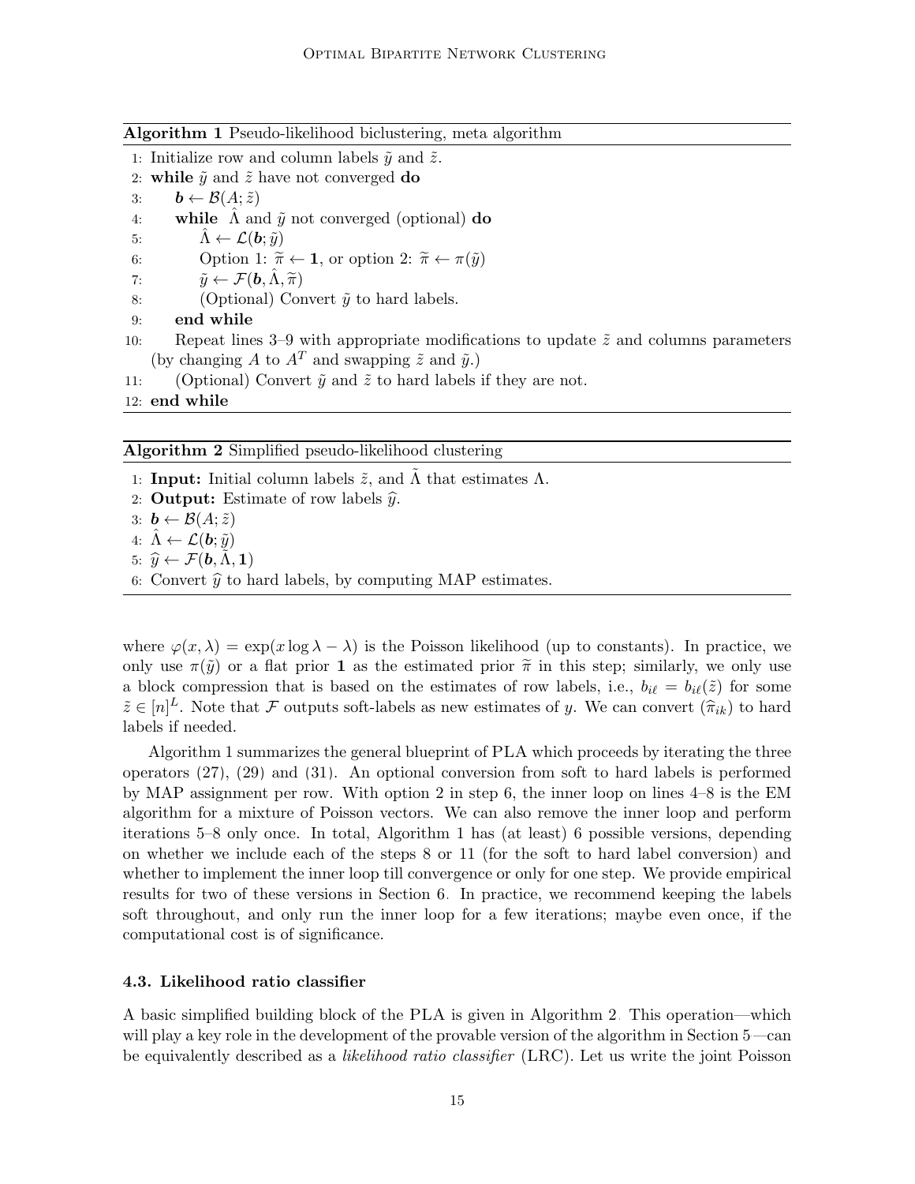**Algorithm 1** Pseudo-likelihood biclustering, meta algorithm

1: Initialize row and column labels $\tilde{y}$ and $\tilde{z}$.
2: **while** $\tilde{y}$ and $\tilde{z}$ have not converged **do**
3: $\quad \boldsymbol{b} \leftarrow \mathcal{B}(A; \tilde{z})$
4: $\quad$ **while** $\hat{\Lambda}$ and $\tilde{y}$ not converged (optional) **do**
5: $\quad\quad \hat{\Lambda} \leftarrow \mathcal{L}(\boldsymbol{b}; \tilde{y})$
6: $\quad\quad$ Option 1: $\widetilde{\pi} \leftarrow \mathbf{1}$, or option 2: $\widetilde{\pi} \leftarrow \pi(\tilde{y})$
7: $\quad\quad \tilde{y} \leftarrow \mathcal{F}(\boldsymbol{b}, \hat{\Lambda}, \widetilde{\pi})$
8: $\quad\quad$ (Optional) Convert $\tilde{y}$ to hard labels.
9: $\quad$ **end while**
10: $\quad$ Repeat lines 3–9 with appropriate modifications to update $\tilde{z}$ and columns parameters (by changing $A$ to $A^T$ and swapping $\tilde{z}$ and $\tilde{y}$.)
11: $\quad$ (Optional) Convert $\tilde{y}$ and $\tilde{z}$ to hard labels if they are not.
12: **end while**

**Algorithm 2** Simplified pseudo-likelihood clustering

1: **Input:** Initial column labels $\tilde{z}$, and $\tilde{\Lambda}$ that estimates $\Lambda$.
2: **Output:** Estimate of row labels $\widehat{y}$.
3: $\boldsymbol{b} \leftarrow \mathcal{B}(A; \tilde{z})$
4: $\hat{\Lambda} \leftarrow \mathcal{L}(\boldsymbol{b}; \tilde{y})$
5: $\widehat{y} \leftarrow \mathcal{F}(\boldsymbol{b}, \tilde{\Lambda}, \mathbf{1})$
6: Convert $\widehat{y}$ to hard labels, by computing MAP estimates.

where $\varphi(x, \lambda) = \exp(x \log \lambda - \lambda)$ is the Poisson likelihood (up to constants). In practice, we only use $\pi(\tilde{y})$ or a flat prior $\mathbf{1}$ as the estimated prior $\widetilde{\pi}$ in this step; similarly, we only use a block compression that is based on the estimates of row labels, i.e., $b_{i\ell} = b_{i\ell}(\tilde{z})$ for some $\tilde{z} \in [n]^L$. Note that $\mathcal{F}$ outputs soft-labels as new estimates of $y$. We can convert $(\widehat{\pi}_{ik})$ to hard labels if needed.

Algorithm 1 summarizes the general blueprint of PLA which proceeds by iterating the three operators (27), (29) and (31). An optional conversion from soft to hard labels is performed by MAP assignment per row. With option 2 in step 6, the inner loop on lines 4–8 is the EM algorithm for a mixture of Poisson vectors. We can also remove the inner loop and perform iterations 5–8 only once. In total, Algorithm 1 has (at least) 6 possible versions, depending on whether we include each of the steps 8 or 11 (for the soft to hard label conversion) and whether to implement the inner loop till convergence or only for one step. We provide empirical results for two of these versions in Section 6. In practice, we recommend keeping the labels soft throughout, and only run the inner loop for a few iterations; maybe even once, if the computational cost is of significance.

### 4.3. Likelihood ratio classifier

A basic simplified building block of the PLA is given in Algorithm 2. This operation—which will play a key role in the development of the provable version of the algorithm in Section 5—can be equivalently described as a *likelihood ratio classifier* (LRC). Let us write the joint Poisson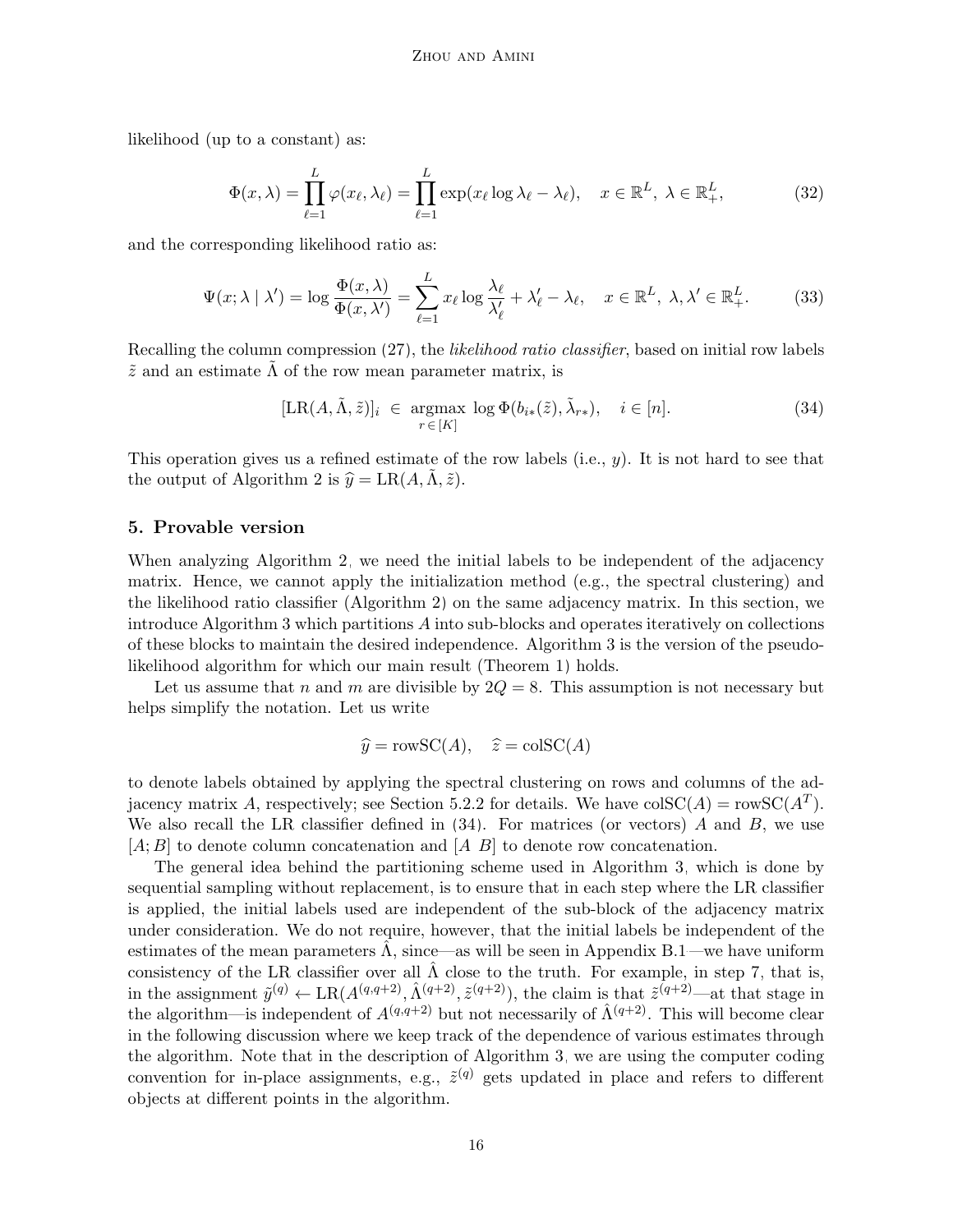likelihood (up to a constant) as:

$$\Phi(x, \lambda) = \prod_{\ell=1}^{L} \varphi(x_\ell, \lambda_\ell) = \prod_{\ell=1}^{L} \exp(x_\ell \log \lambda_\ell - \lambda_\ell), \quad x \in \mathbb{R}^L,\ \lambda \in \mathbb{R}_+^L, \tag{32}$$

and the corresponding likelihood ratio as:

$$\Psi(x; \lambda \mid \lambda') = \log \frac{\Phi(x, \lambda)}{\Phi(x, \lambda')} = \sum_{\ell=1}^{L} x_\ell \log \frac{\lambda_\ell}{\lambda'_\ell} + \lambda'_\ell - \lambda_\ell, \quad x \in \mathbb{R}^L,\ \lambda, \lambda' \in \mathbb{R}_+^L. \tag{33}$$

Recalling the column compression (27), the *likelihood ratio classifier*, based on initial row labels $\tilde{z}$ and an estimate $\tilde{\Lambda}$ of the row mean parameter matrix, is

$$[\mathrm{LR}(A, \tilde{\Lambda}, \tilde{z})]_i \in \underset{r \in [K]}{\operatorname{argmax}} \ \log \Phi(b_{i*}(\tilde{z}), \tilde{\lambda}_{r*}), \quad i \in [n]. \tag{34}$$

This operation gives us a refined estimate of the row labels (i.e., $y$). It is not hard to see that the output of Algorithm 2 is $\hat{y} = \mathrm{LR}(A, \tilde{\Lambda}, \tilde{z})$.

## 5. Provable version

When analyzing Algorithm 2, we need the initial labels to be independent of the adjacency matrix. Hence, we cannot apply the initialization method (e.g., the spectral clustering) and the likelihood ratio classifier (Algorithm 2) on the same adjacency matrix. In this section, we introduce Algorithm 3 which partitions $A$ into sub-blocks and operates iteratively on collections of these blocks to maintain the desired independence. Algorithm 3 is the version of the pseudo-likelihood algorithm for which our main result (Theorem 1) holds.

Let us assume that $n$ and $m$ are divisible by $2Q = 8$. This assumption is not necessary but helps simplify the notation. Let us write

$$\hat{y} = \mathrm{rowSC}(A), \quad \hat{z} = \mathrm{colSC}(A)$$

to denote labels obtained by applying the spectral clustering on rows and columns of the adjacency matrix $A$, respectively; see Section 5.2.2 for details. We have $\mathrm{colSC}(A) = \mathrm{rowSC}(A^T)$. We also recall the LR classifier defined in (34). For matrices (or vectors) $A$ and $B$, we use $[A; B]$ to denote column concatenation and $[A\ B]$ to denote row concatenation.

The general idea behind the partitioning scheme used in Algorithm 3, which is done by sequential sampling without replacement, is to ensure that in each step where the LR classifier is applied, the initial labels used are independent of the sub-block of the adjacency matrix under consideration. We do not require, however, that the initial labels be independent of the estimates of the mean parameters $\hat{\Lambda}$, since—as will be seen in Appendix B.1—we have uniform consistency of the LR classifier over all $\hat{\Lambda}$ close to the truth. For example, in step 7, that is, in the assignment $\tilde{y}^{(q)} \leftarrow \mathrm{LR}(A^{(q,q+2)}, \hat{\Lambda}^{(q+2)}, \tilde{z}^{(q+2)})$, the claim is that $\tilde{z}^{(q+2)}$—at that stage in the algorithm—is independent of $A^{(q,q+2)}$ but not necessarily of $\hat{\Lambda}^{(q+2)}$. This will become clear in the following discussion where we keep track of the dependence of various estimates through the algorithm. Note that in the description of Algorithm 3, we are using the computer coding convention for in-place assignments, e.g., $\tilde{z}^{(q)}$ gets updated in place and refers to different objects at different points in the algorithm.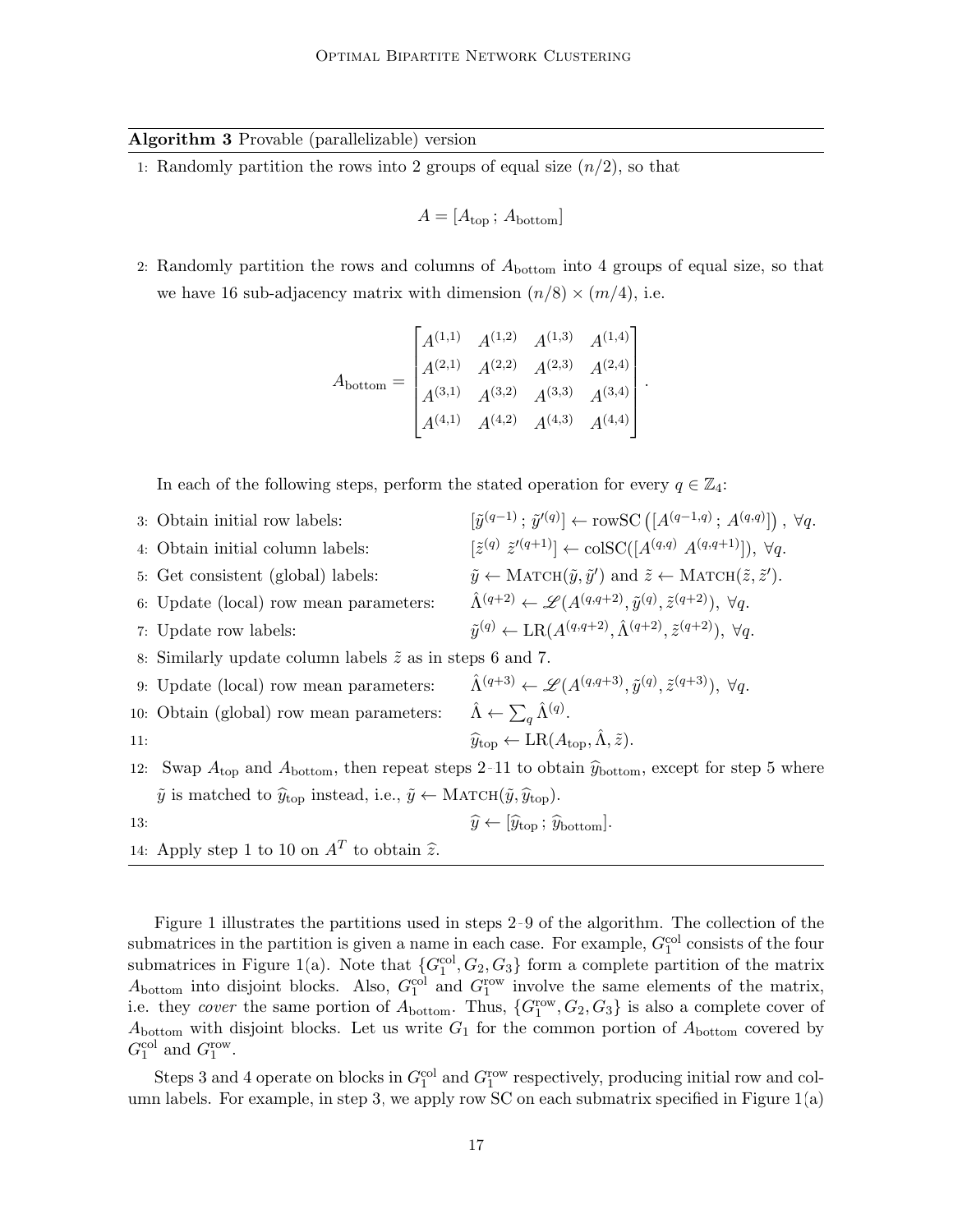**Algorithm 3** Provable (parallelizable) version

1: Randomly partition the rows into 2 groups of equal size ($n/2$), so that

$$A = [A_{\text{top}}\,;\,A_{\text{bottom}}]$$

2: Randomly partition the rows and columns of $A_{\text{bottom}}$ into 4 groups of equal size, so that we have 16 sub-adjacency matrix with dimension $(n/8) \times (m/4)$, i.e.

$$A_{\text{bottom}} = \begin{bmatrix} A^{(1,1)} & A^{(1,2)} & A^{(1,3)} & A^{(1,4)} \\ A^{(2,1)} & A^{(2,2)} & A^{(2,3)} & A^{(2,4)} \\ A^{(3,1)} & A^{(3,2)} & A^{(3,3)} & A^{(3,4)} \\ A^{(4,1)} & A^{(4,2)} & A^{(4,3)} & A^{(4,4)} \end{bmatrix}.$$

In each of the following steps, perform the stated operation for every $q \in \mathbb{Z}_4$:

3: Obtain initial row labels: $[\tilde{y}^{(q-1)}\,;\,\tilde{y}'^{(q)}] \leftarrow \text{rowSC}\left([A^{(q-1,q)}\,;\,A^{(q,q)}]\right),\ \forall q.$

4: Obtain initial column labels: $[\tilde{z}^{(q)}\ \tilde{z}'^{(q+1)}] \leftarrow \text{colSC}([A^{(q,q)}\ A^{(q,q+1)}]),\ \forall q.$

5: Get consistent (global) labels: $\tilde{y} \leftarrow \textsc{Match}(\tilde{y}, \tilde{y}')$ and $\tilde{z} \leftarrow \textsc{Match}(\tilde{z}, \tilde{z}')$.

6: Update (local) row mean parameters: $\hat{\Lambda}^{(q+2)} \leftarrow \mathscr{L}(A^{(q,q+2)}, \tilde{y}^{(q)}, \tilde{z}^{(q+2)}),\ \forall q.$

7: Update row labels: $\tilde{y}^{(q)} \leftarrow \text{LR}(A^{(q,q+2)}, \hat{\Lambda}^{(q+2)}, \tilde{z}^{(q+2)}),\ \forall q.$

8: Similarly update column labels $\tilde{z}$ as in steps 6 and 7.

9: Update (local) row mean parameters: $\hat{\Lambda}^{(q+3)} \leftarrow \mathscr{L}(A^{(q,q+3)}, \tilde{y}^{(q)}, \tilde{z}^{(q+3)}),\ \forall q.$

10: Obtain (global) row mean parameters: $\hat{\Lambda} \leftarrow \sum_q \hat{\Lambda}^{(q)}$.

11: $\widehat{y}_{\text{top}} \leftarrow \text{LR}(A_{\text{top}}, \hat{\Lambda}, \tilde{z})$.

12: Swap $A_{\text{top}}$ and $A_{\text{bottom}}$, then repeat steps 2-11 to obtain $\widehat{y}_{\text{bottom}}$, except for step 5 where $\tilde{y}$ is matched to $\widehat{y}_{\text{top}}$ instead, i.e., $\tilde{y} \leftarrow \textsc{Match}(\tilde{y}, \widehat{y}_{\text{top}})$.

13: $\widehat{y} \leftarrow [\widehat{y}_{\text{top}}\,;\,\widehat{y}_{\text{bottom}}]$.

14: Apply step 1 to 10 on $A^T$ to obtain $\widehat{z}$.

Figure 1 illustrates the partitions used in steps 2-9 of the algorithm. The collection of the submatrices in the partition is given a name in each case. For example, $G_1^{\text{col}}$ consists of the four submatrices in Figure 1(a). Note that $\{G_1^{\text{col}}, G_2, G_3\}$ form a complete partition of the matrix $A_{\text{bottom}}$ into disjoint blocks. Also, $G_1^{\text{col}}$ and $G_1^{\text{row}}$ involve the same elements of the matrix, i.e. they *cover* the same portion of $A_{\text{bottom}}$. Thus, $\{G_1^{\text{row}}, G_2, G_3\}$ is also a complete cover of $A_{\text{bottom}}$ with disjoint blocks. Let us write $G_1$ for the common portion of $A_{\text{bottom}}$ covered by $G_1^{\text{col}}$ and $G_1^{\text{row}}$.

Steps 3 and 4 operate on blocks in $G_1^{\text{col}}$ and $G_1^{\text{row}}$ respectively, producing initial row and column labels. For example, in step 3, we apply row SC on each submatrix specified in Figure 1(a)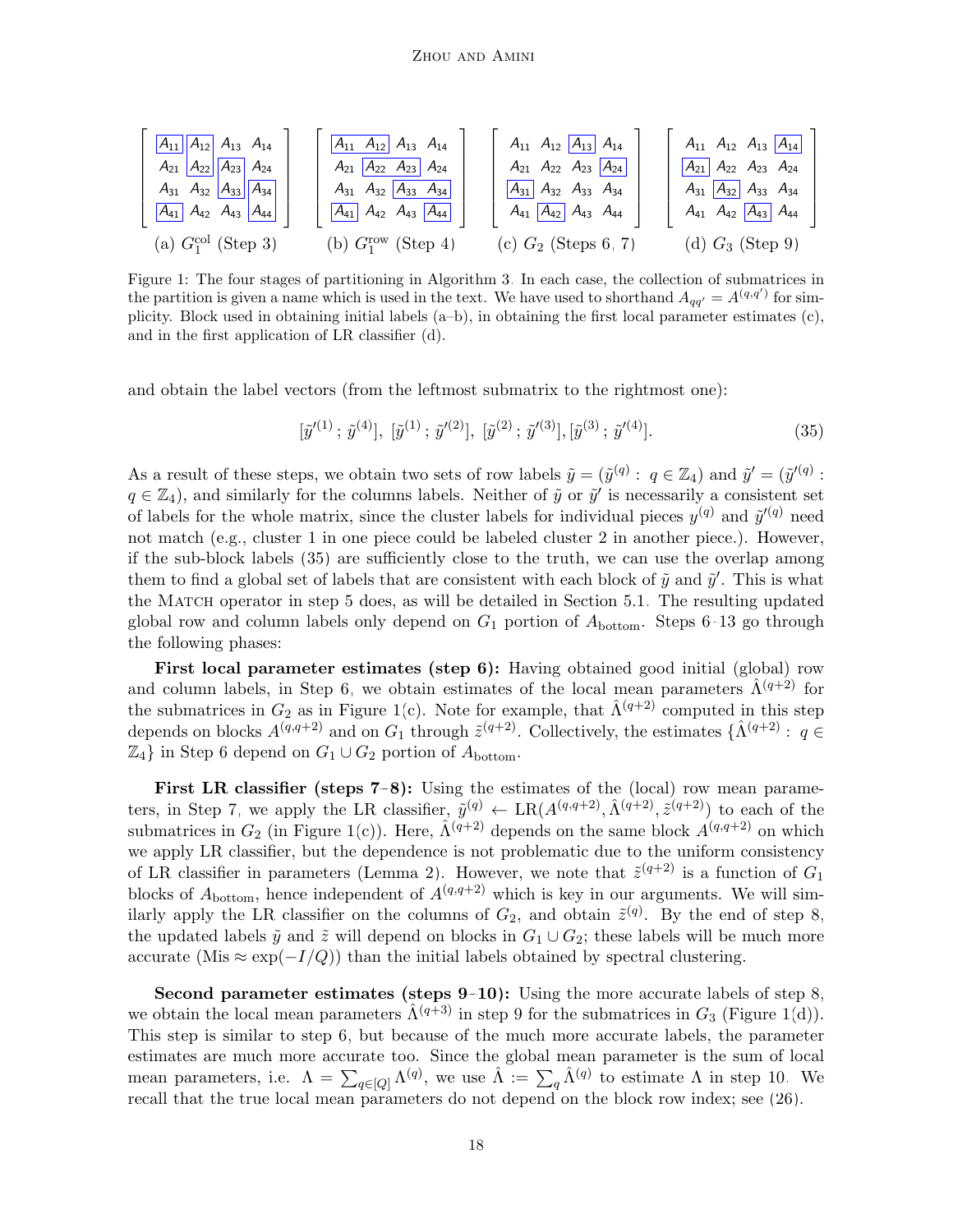$$
\begin{bmatrix} \boxed{A_{11}} & \boxed{A_{12}} & A_{13} & A_{14} \\ A_{21} & \boxed{A_{22}} & \boxed{A_{23}} & A_{24} \\ A_{31} & A_{32} & \boxed{A_{33}} & \boxed{A_{34}} \\ \boxed{A_{41}} & A_{42} & A_{43} & \boxed{A_{44}} \end{bmatrix}
\quad
\begin{bmatrix} \boxed{A_{11} \;\; A_{12}} & A_{13} & A_{14} \\ A_{21} & \boxed{A_{22} \;\; A_{23}} & A_{24} \\ A_{31} & A_{32} & \boxed{A_{33} \;\; A_{34}} \\ \boxed{A_{41}} & A_{42} \;\; A_{43} & \boxed{A_{44}} \end{bmatrix}
\quad
\begin{bmatrix} A_{11} & A_{12} & \boxed{A_{13}} & A_{14} \\ A_{21} & A_{22} & A_{23} & \boxed{A_{24}} \\ \boxed{A_{31}} & A_{32} & A_{33} & A_{34} \\ A_{41} & \boxed{A_{42}} & A_{43} & A_{44} \end{bmatrix}
\quad
\begin{bmatrix} A_{11} & A_{12} & A_{13} & \boxed{A_{14}} \\ \boxed{A_{21}} & A_{22} & A_{23} & A_{24} \\ A_{31} & \boxed{A_{32}} & A_{33} & A_{34} \\ A_{41} & A_{42} & \boxed{A_{43}} & A_{44} \end{bmatrix}
$$

(a) $G_1^{\text{col}}$ (Step 3) (b) $G_1^{\text{row}}$ (Step 4) (c) $G_2$ (Steps 6, 7) (d) $G_3$ (Step 9)

Figure 1: The four stages of partitioning in Algorithm 3. In each case, the collection of submatrices in the partition is given a name which is used in the text. We have used to shorthand $A_{qq'} = A^{(q,q')}$ for simplicity. Block used in obtaining initial labels (a–b), in obtaining the first local parameter estimates (c), and in the first application of LR classifier (d).

and obtain the label vectors (from the leftmost submatrix to the rightmost one):

$$[\tilde{y}'^{(1)}\,;\,\tilde{y}^{(4)}],\ [\tilde{y}^{(1)}\,;\,\tilde{y}'^{(2)}],\ [\tilde{y}^{(2)}\,;\,\tilde{y}'^{(3)}], [\tilde{y}^{(3)}\,;\,\tilde{y}'^{(4)}]. \tag{35}$$

As a result of these steps, we obtain two sets of row labels $\tilde{y} = (\tilde{y}^{(q)} :\ q \in \mathbb{Z}_4)$ and $\tilde{y}' = (\tilde{y}'^{(q)} :\ q \in \mathbb{Z}_4)$, and similarly for the columns labels. Neither of $\tilde{y}$ or $\tilde{y}'$ is necessarily a consistent set of labels for the whole matrix, since the cluster labels for individual pieces $y^{(q)}$ and $\tilde{y}'^{(q)}$ need not match (e.g., cluster 1 in one piece could be labeled cluster 2 in another piece.). However, if the sub-block labels (35) are sufficiently close to the truth, we can use the overlap among them to find a global set of labels that are consistent with each block of $\tilde{y}$ and $\tilde{y}'$. This is what the MATCH operator in step 5 does, as will be detailed in Section 5.1. The resulting updated global row and column labels only depend on $G_1$ portion of $A_{\text{bottom}}$. Steps 6–13 go through the following phases:

**First local parameter estimates (step 6):** Having obtained good initial (global) row and column labels, in Step 6, we obtain estimates of the local mean parameters $\hat{\Lambda}^{(q+2)}$ for the submatrices in $G_2$ as in Figure 1(c). Note for example, that $\hat{\Lambda}^{(q+2)}$ computed in this step depends on blocks $A^{(q,q+2)}$ and on $G_1$ through $\tilde{z}^{(q+2)}$. Collectively, the estimates $\{\hat{\Lambda}^{(q+2)} :\ q \in \mathbb{Z}_4\}$ in Step 6 depend on $G_1 \cup G_2$ portion of $A_{\text{bottom}}$.

**First LR classifier (steps 7–8):** Using the estimates of the (local) row mean parameters, in Step 7, we apply the LR classifier, $\tilde{y}^{(q)} \leftarrow \text{LR}(A^{(q,q+2)}, \hat{\Lambda}^{(q+2)}, \tilde{z}^{(q+2)})$ to each of the submatrices in $G_2$ (in Figure 1(c)). Here, $\hat{\Lambda}^{(q+2)}$ depends on the same block $A^{(q,q+2)}$ on which we apply LR classifier, but the dependence is not problematic due to the uniform consistency of LR classifier in parameters (Lemma 2). However, we note that $\tilde{z}^{(q+2)}$ is a function of $G_1$ blocks of $A_{\text{bottom}}$, hence independent of $A^{(q,q+2)}$ which is key in our arguments. We will similarly apply the LR classifier on the columns of $G_2$, and obtain $\tilde{z}^{(q)}$. By the end of step 8, the updated labels $\tilde{y}$ and $\tilde{z}$ will depend on blocks in $G_1 \cup G_2$; these labels will be much more accurate (Mis $\approx \exp(-I/Q)$) than the initial labels obtained by spectral clustering.

**Second parameter estimates (steps 9–10):** Using the more accurate labels of step 8, we obtain the local mean parameters $\hat{\Lambda}^{(q+3)}$ in step 9 for the submatrices in $G_3$ (Figure 1(d)). This step is similar to step 6, but because of the much more accurate labels, the parameter estimates are much more accurate too. Since the global mean parameter is the sum of local mean parameters, i.e. $\Lambda = \sum_{q \in [Q]} \Lambda^{(q)}$, we use $\hat{\Lambda} := \sum_q \hat{\Lambda}^{(q)}$ to estimate $\Lambda$ in step 10. We recall that the true local mean parameters do not depend on the block row index; see (26).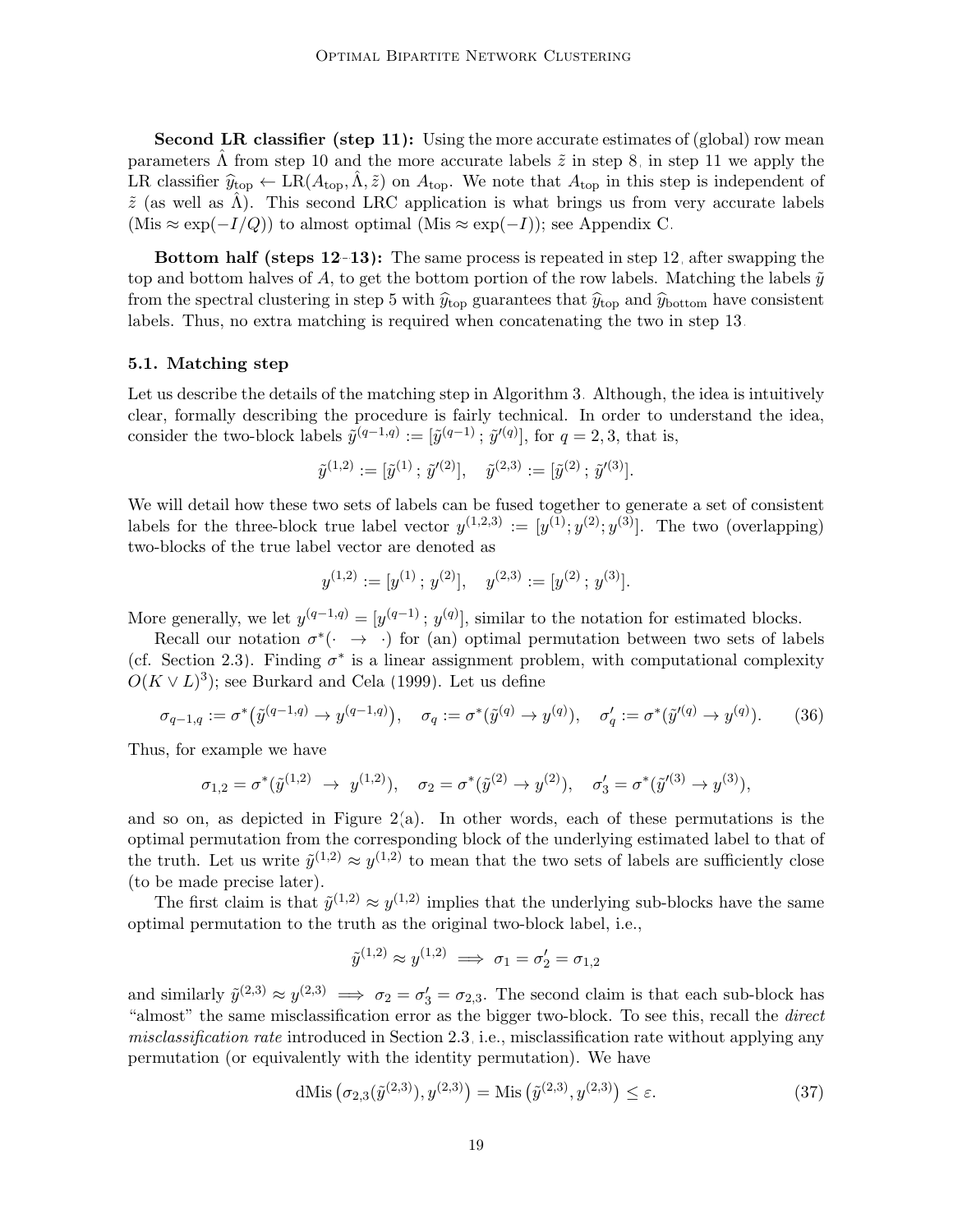**Second LR classifier (step 11):** Using the more accurate estimates of (global) row mean parameters $\hat{\Lambda}$ from step 10 and the more accurate labels $\tilde{z}$ in step 8, in step 11 we apply the LR classifier $\widehat{y}_{\text{top}} \leftarrow \text{LR}(A_{\text{top}}, \hat{\Lambda}, \tilde{z})$ on $A_{\text{top}}$. We note that $A_{\text{top}}$ in this step is independent of $\tilde{z}$ (as well as $\hat{\Lambda}$). This second LRC application is what brings us from very accurate labels (Mis $\approx \exp(-I/Q)$) to almost optimal (Mis $\approx \exp(-I)$); see Appendix C.

**Bottom half (steps 12–13):** The same process is repeated in step 12, after swapping the top and bottom halves of $A$, to get the bottom portion of the row labels. Matching the labels $\tilde{y}$ from the spectral clustering in step 5 with $\widehat{y}_{\text{top}}$ guarantees that $\widehat{y}_{\text{top}}$ and $\widehat{y}_{\text{bottom}}$ have consistent labels. Thus, no extra matching is required when concatenating the two in step 13.

### 5.1. Matching step

Let us describe the details of the matching step in Algorithm 3. Although, the idea is intuitively clear, formally describing the procedure is fairly technical. In order to understand the idea, consider the two-block labels $\tilde{y}^{(q-1,q)} := [\tilde{y}^{(q-1)}\,;\,\tilde{y}'^{(q)}]$, for $q = 2, 3$, that is,

$$\tilde{y}^{(1,2)} := [\tilde{y}^{(1)}\,;\,\tilde{y}'^{(2)}], \quad \tilde{y}^{(2,3)} := [\tilde{y}^{(2)}\,;\,\tilde{y}'^{(3)}].$$

We will detail how these two sets of labels can be fused together to generate a set of consistent labels for the three-block true label vector $y^{(1,2,3)} := [y^{(1)}; y^{(2)}; y^{(3)}]$. The two (overlapping) two-blocks of the true label vector are denoted as

$$y^{(1,2)} := [y^{(1)}\,;\,y^{(2)}], \quad y^{(2,3)} := [y^{(2)}\,;\,y^{(3)}].$$

More generally, we let $y^{(q-1,q)} = [y^{(q-1)}\,;\,y^{(q)}]$, similar to the notation for estimated blocks.

Recall our notation $\sigma^*(\cdot \;\to\; \cdot)$ for (an) optimal permutation between two sets of labels (cf. Section 2.3). Finding $\sigma^*$ is a linear assignment problem, with computational complexity $O(K \vee L)^3)$; see Burkard and Cela (1999). Let us define

$$\sigma_{q-1,q} := \sigma^*\big(\tilde{y}^{(q-1,q)} \to y^{(q-1,q)}\big), \quad \sigma_q := \sigma^*(\tilde{y}^{(q)} \to y^{(q)}), \quad \sigma'_q := \sigma^*(\tilde{y}'^{(q)} \to y^{(q)}). \tag{36}$$

Thus, for example we have

$$\sigma_{1,2} = \sigma^*(\tilde{y}^{(1,2)} \;\to\; y^{(1,2)}), \quad \sigma_2 = \sigma^*(\tilde{y}^{(2)} \to y^{(2)}), \quad \sigma'_3 = \sigma^*(\tilde{y}'^{(3)} \to y^{(3)}),$$

and so on, as depicted in Figure 2(a). In other words, each of these permutations is the optimal permutation from the corresponding block of the underlying estimated label to that of the truth. Let us write $\tilde{y}^{(1,2)} \approx y^{(1,2)}$ to mean that the two sets of labels are sufficiently close (to be made precise later).

The first claim is that $\tilde{y}^{(1,2)} \approx y^{(1,2)}$ implies that the underlying sub-blocks have the same optimal permutation to the truth as the original two-block label, i.e.,

$$\tilde{y}^{(1,2)} \approx y^{(1,2)} \implies \sigma_1 = \sigma'_2 = \sigma_{1,2}$$

and similarly $\tilde{y}^{(2,3)} \approx y^{(2,3)} \implies \sigma_2 = \sigma'_3 = \sigma_{2,3}$. The second claim is that each sub-block has "almost" the same misclassification error as the bigger two-block. To see this, recall the *direct misclassification rate* introduced in Section 2.3, i.e., misclassification rate without applying any permutation (or equivalently with the identity permutation). We have

$$\text{dMis}\left(\sigma_{2,3}(\tilde{y}^{(2,3)}), y^{(2,3)}\right) = \text{Mis}\left(\tilde{y}^{(2,3)}, y^{(2,3)}\right) \leq \varepsilon. \tag{37}$$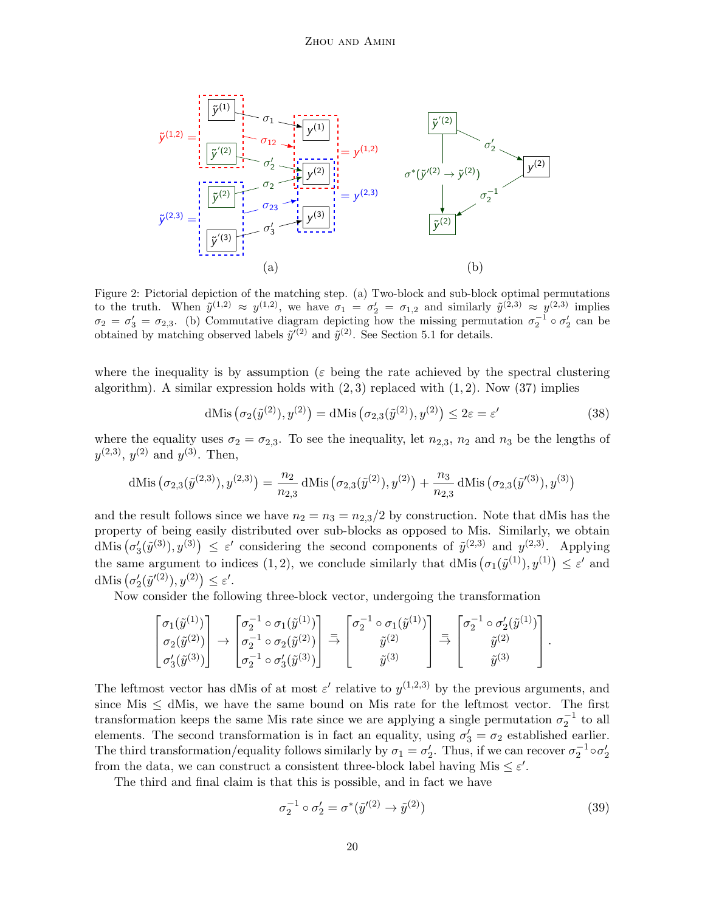Figure 2: Pictorial depiction of the matching step. (a) Two-block and sub-block optimal permutations to the truth. When $\tilde{y}^{(1,2)} \approx y^{(1,2)}$, we have $\sigma_1 = \sigma_2' = \sigma_{1,2}$ and similarly $\tilde{y}^{(2,3)} \approx y^{(2,3)}$ implies $\sigma_2 = \sigma_3' = \sigma_{2,3}$. (b) Commutative diagram depicting how the missing permutation $\sigma_2^{-1} \circ \sigma_2'$ can be obtained by matching observed labels $\tilde{y}'^{(2)}$ and $\tilde{y}^{(2)}$. See Section 5.1 for details.

where the inequality is by assumption ($\varepsilon$ being the rate achieved by the spectral clustering algorithm). A similar expression holds with $(2,3)$ replaced with $(1,2)$. Now (37) implies

$$\mathrm{dMis}\left(\sigma_2(\tilde{y}^{(2)}), y^{(2)}\right) = \mathrm{dMis}\left(\sigma_{2,3}(\tilde{y}^{(2)}), y^{(2)}\right) \leq 2\varepsilon = \varepsilon' \tag{38}$$

where the equality uses $\sigma_2 = \sigma_{2,3}$. To see the inequality, let $n_{2,3}$, $n_2$ and $n_3$ be the lengths of $y^{(2,3)}$, $y^{(2)}$ and $y^{(3)}$. Then,

$$\mathrm{dMis}\left(\sigma_{2,3}(\tilde{y}^{(2,3)}), y^{(2,3)}\right) = \frac{n_2}{n_{2,3}} \mathrm{dMis}\left(\sigma_{2,3}(\tilde{y}^{(2)}), y^{(2)}\right) + \frac{n_3}{n_{2,3}} \mathrm{dMis}\left(\sigma_{2,3}(\tilde{y}'^{(3)}), y^{(3)}\right)$$

and the result follows since we have $n_2 = n_3 = n_{2,3}/2$ by construction. Note that dMis has the property of being easily distributed over sub-blocks as opposed to Mis. Similarly, we obtain $\mathrm{dMis}\left(\sigma_3'(\tilde{y}^{(3)}), y^{(3)}\right) \leq \varepsilon'$ considering the second components of $\tilde{y}^{(2,3)}$ and $y^{(2,3)}$. Applying the same argument to indices $(1,2)$, we conclude similarly that $\mathrm{dMis}\left(\sigma_1(\tilde{y}^{(1)}), y^{(1)}\right) \leq \varepsilon'$ and $\mathrm{dMis}\left(\sigma_2'(\tilde{y}'^{(2)}), y^{(2)}\right) \leq \varepsilon'$.

Now consider the following three-block vector, undergoing the transformation

$$\begin{bmatrix} \sigma_1(\tilde{y}^{(1)}) \\ \sigma_2(\tilde{y}^{(2)}) \\ \sigma_3'(\tilde{y}^{(3)}) \end{bmatrix} \to \begin{bmatrix} \sigma_2^{-1} \circ \sigma_1(\tilde{y}^{(1)}) \\ \sigma_2^{-1} \circ \sigma_2(\tilde{y}^{(2)}) \\ \sigma_2^{-1} \circ \sigma_3'(\tilde{y}^{(3)}) \end{bmatrix} \overset{=}{\to} \begin{bmatrix} \sigma_2^{-1} \circ \sigma_1(\tilde{y}^{(1)}) \\ \tilde{y}^{(2)} \\ \tilde{y}^{(3)} \end{bmatrix} \overset{=}{\to} \begin{bmatrix} \sigma_2^{-1} \circ \sigma_2'(\tilde{y}^{(1)}) \\ \tilde{y}^{(2)} \\ \tilde{y}^{(3)} \end{bmatrix}.$$

The leftmost vector has dMis of at most $\varepsilon'$ relative to $y^{(1,2,3)}$ by the previous arguments, and since Mis $\leq$ dMis, we have the same bound on Mis rate for the leftmost vector. The first transformation keeps the same Mis rate since we are applying a single permutation $\sigma_2^{-1}$ to all elements. The second transformation is in fact an equality, using $\sigma_3' = \sigma_2$ established earlier. The third transformation/equality follows similarly by $\sigma_1 = \sigma_2'$. Thus, if we can recover $\sigma_2^{-1} \circ \sigma_2'$ from the data, we can construct a consistent three-block label having Mis $\leq \varepsilon'$.

The third and final claim is that this is possible, and in fact we have

$$\sigma_2^{-1} \circ \sigma_2' = \sigma^*(\tilde{y}'^{(2)} \to \tilde{y}^{(2)}) \tag{39}$$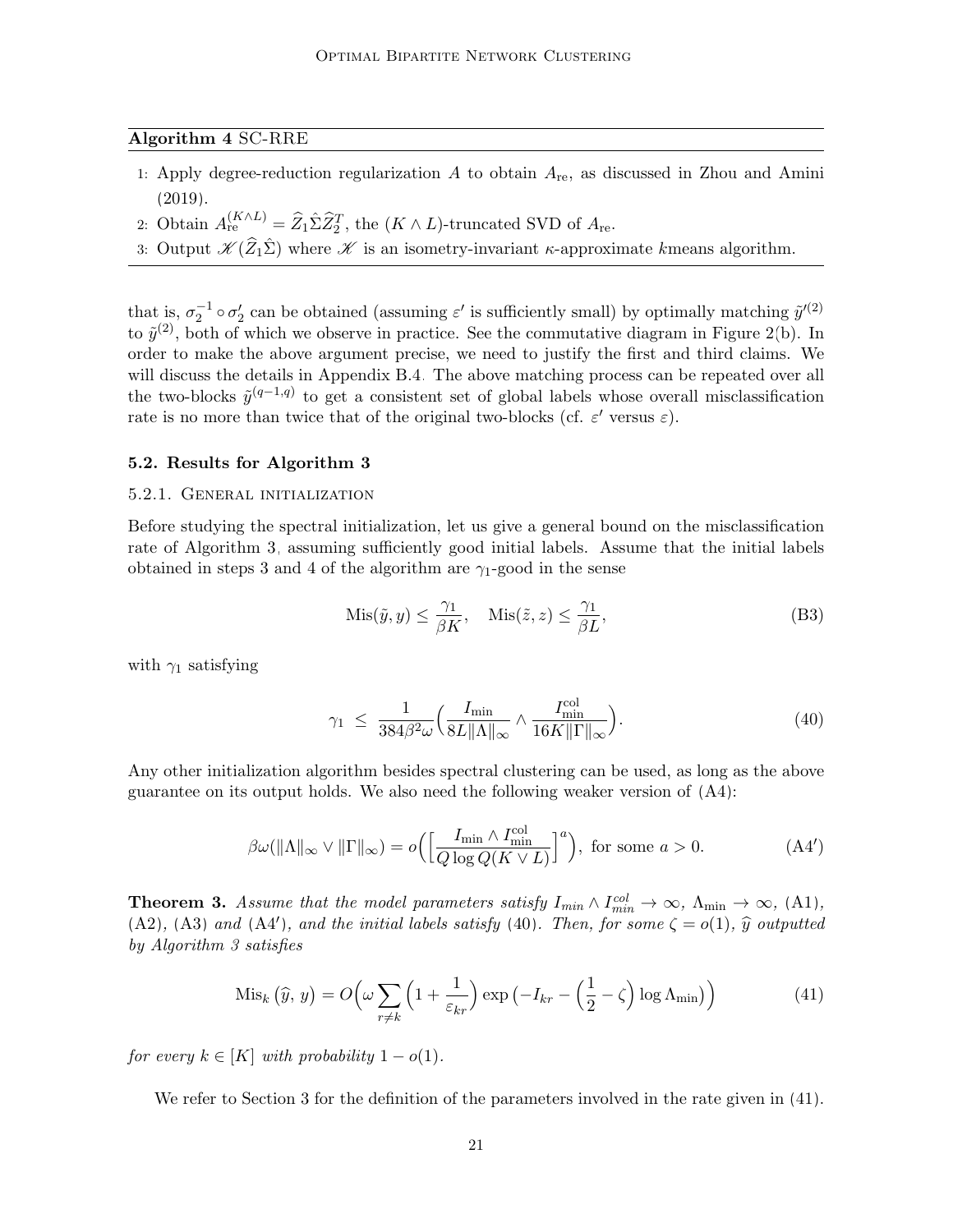**Algorithm 4** SC-RRE

1: Apply degree-reduction regularization $A$ to obtain $A_{\text{re}}$, as discussed in Zhou and Amini (2019).

2: Obtain $A_{\text{re}}^{(K\wedge L)} = \widehat{Z}_1\hat{\Sigma}\widehat{Z}_2^T$, the $(K \wedge L)$-truncated SVD of $A_{\text{re}}$.

3: Output $\mathscr{K}(\widehat{Z}_1\hat{\Sigma})$ where $\mathscr{K}$ is an isometry-invariant $\kappa$-approximate $k$means algorithm.

---

that is, $\sigma_2^{-1} \circ \sigma_2'$ can be obtained (assuming $\varepsilon'$ is sufficiently small) by optimally matching $\tilde{y}'^{(2)}$ to $\tilde{y}^{(2)}$, both of which we observe in practice. See the commutative diagram in Figure 2(b). In order to make the above argument precise, we need to justify the first and third claims. We will discuss the details in Appendix B.4. The above matching process can be repeated over all the two-blocks $\tilde{y}^{(q-1,q)}$ to get a consistent set of global labels whose overall misclassification rate is no more than twice that of the original two-blocks (cf. $\varepsilon'$ versus $\varepsilon$).

### 5.2. Results for Algorithm 3

#### 5.2.1. General initialization

Before studying the spectral initialization, let us give a general bound on the misclassification rate of Algorithm 3, assuming sufficiently good initial labels. Assume that the initial labels obtained in steps 3 and 4 of the algorithm are $\gamma_1$-good in the sense

$$\text{Mis}(\tilde{y}, y) \le \frac{\gamma_1}{\beta K}, \quad \text{Mis}(\tilde{z}, z) \le \frac{\gamma_1}{\beta L}, \tag{B3}$$

with $\gamma_1$ satisfying

$$\gamma_1 \;\le\; \frac{1}{384\beta^2\omega}\Big(\frac{I_{\min}}{8L\|\Lambda\|_\infty} \wedge \frac{I_{\min}^{\text{col}}}{16K\|\Gamma\|_\infty}\Big). \tag{40}$$

Any other initialization algorithm besides spectral clustering can be used, as long as the above guarantee on its output holds. We also need the following weaker version of (A4):

$$\beta\omega(\|\Lambda\|_\infty \vee \|\Gamma\|_\infty) = o\Big(\Big[\frac{I_{\min} \wedge I_{\min}^{\text{col}}}{Q\log Q(K \vee L)}\Big]^a\Big), \text{ for some } a > 0. \tag{A4$'$}$$

**Theorem 3.** *Assume that the model parameters satisfy $I_{min} \wedge I_{min}^{col} \to \infty$, $\Lambda_{\min} \to \infty$, (A1), (A2), (A3) and (A4$'$), and the initial labels satisfy (40). Then, for some $\zeta = o(1)$, $\widehat{y}$ outputted by Algorithm 3 satisfies*

$$\text{Mis}_k\left(\widehat{y},\, y\right) = O\Big(\omega \sum_{r\neq k}\Big(1 + \frac{1}{\varepsilon_{kr}}\Big)\exp\big(-I_{kr} - \Big(\frac{1}{2} - \zeta\Big)\log\Lambda_{\min}\big)\Big) \tag{41}$$

*for every $k \in [K]$ with probability $1 - o(1)$.*

We refer to Section 3 for the definition of the parameters involved in the rate given in (41).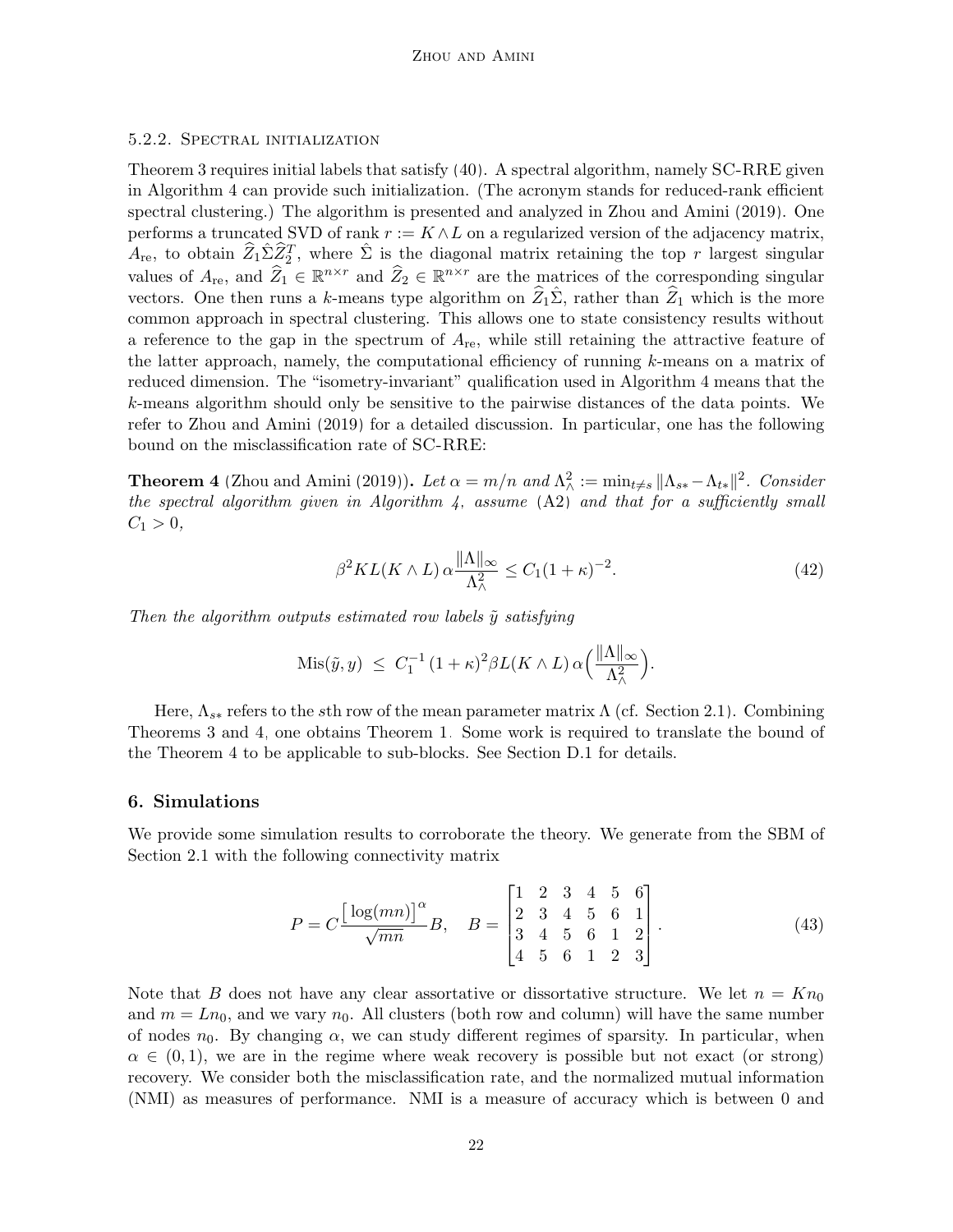#### 5.2.2. Spectral initialization

Theorem 3 requires initial labels that satisfy (40). A spectral algorithm, namely SC-RRE given in Algorithm 4 can provide such initialization. (The acronym stands for reduced-rank efficient spectral clustering.) The algorithm is presented and analyzed in Zhou and Amini (2019). One performs a truncated SVD of rank $r := K \wedge L$ on a regularized version of the adjacency matrix, $A_{\text{re}}$, to obtain $\widehat{Z}_1 \hat{\Sigma} \widehat{Z}_2^T$, where $\hat{\Sigma}$ is the diagonal matrix retaining the top $r$ largest singular values of $A_{\text{re}}$, and $\widehat{Z}_1 \in \mathbb{R}^{n \times r}$ and $\widehat{Z}_2 \in \mathbb{R}^{n \times r}$ are the matrices of the corresponding singular vectors. One then runs a $k$-means type algorithm on $\widehat{Z}_1 \hat{\Sigma}$, rather than $\widehat{Z}_1$ which is the more common approach in spectral clustering. This allows one to state consistency results without a reference to the gap in the spectrum of $A_{\text{re}}$, while still retaining the attractive feature of the latter approach, namely, the computational efficiency of running $k$-means on a matrix of reduced dimension. The "isometry-invariant" qualification used in Algorithm 4 means that the $k$-means algorithm should only be sensitive to the pairwise distances of the data points. We refer to Zhou and Amini (2019) for a detailed discussion. In particular, one has the following bound on the misclassification rate of SC-RRE:

**Theorem 4** (Zhou and Amini (2019)). *Let $\alpha = m/n$ and $\Lambda_\wedge^2 := \min_{t \neq s} \|\Lambda_{s*} - \Lambda_{t*}\|^2$. Consider the spectral algorithm given in Algorithm 4, assume* (A2) *and that for a sufficiently small $C_1 > 0$,*

$$\beta^2 K L (K \wedge L)\, \alpha \frac{\|\Lambda\|_\infty}{\Lambda_\wedge^2} \leq C_1 (1 + \kappa)^{-2}. \tag{42}$$

*Then the algorithm outputs estimated row labels $\tilde{y}$ satisfying*

$$\text{Mis}(\tilde{y}, y) \;\leq\; C_1^{-1} (1 + \kappa)^2 \beta L (K \wedge L)\, \alpha \Big( \frac{\|\Lambda\|_\infty}{\Lambda_\wedge^2} \Big).$$

Here, $\Lambda_{s*}$ refers to the $s$th row of the mean parameter matrix $\Lambda$ (cf. Section 2.1). Combining Theorems 3 and 4, one obtains Theorem 1. Some work is required to translate the bound of the Theorem 4 to be applicable to sub-blocks. See Section D.1 for details.

## 6. Simulations

We provide some simulation results to corroborate the theory. We generate from the SBM of Section 2.1 with the following connectivity matrix

$$P = C \frac{\big[\log(mn)\big]^\alpha}{\sqrt{mn}} B, \quad B = \begin{bmatrix} 1 & 2 & 3 & 4 & 5 & 6 \\ 2 & 3 & 4 & 5 & 6 & 1 \\ 3 & 4 & 5 & 6 & 1 & 2 \\ 4 & 5 & 6 & 1 & 2 & 3 \end{bmatrix}. \tag{43}$$

Note that $B$ does not have any clear assortative or dissortative structure. We let $n = K n_0$ and $m = L n_0$, and we vary $n_0$. All clusters (both row and column) will have the same number of nodes $n_0$. By changing $\alpha$, we can study different regimes of sparsity. In particular, when $\alpha \in (0, 1)$, we are in the regime where weak recovery is possible but not exact (or strong) recovery. We consider both the misclassification rate, and the normalized mutual information (NMI) as measures of performance. NMI is a measure of accuracy which is between 0 and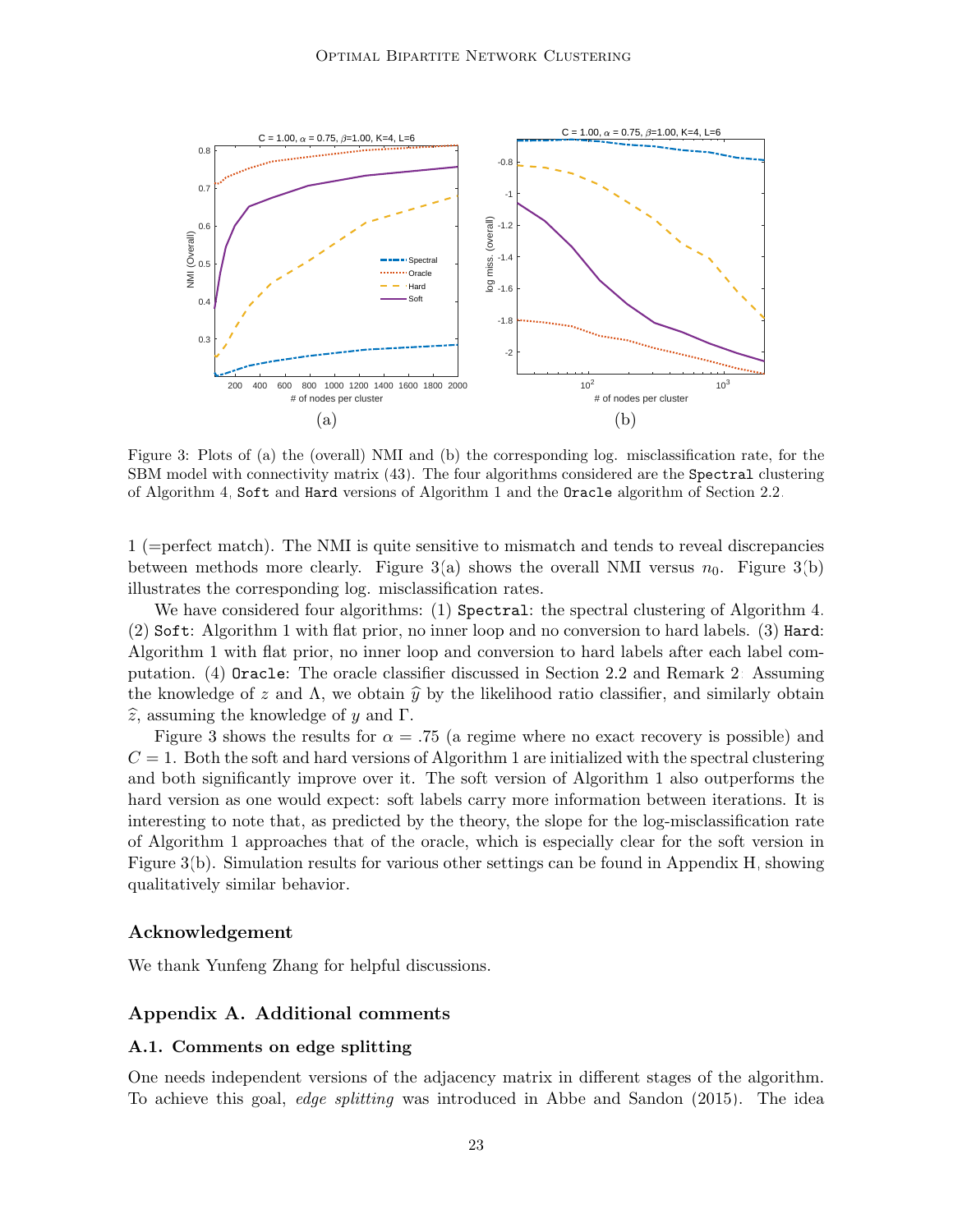Figure 3: Plots of (a) the (overall) NMI and (b) the corresponding log. misclassification rate, for the SBM model with connectivity matrix (43). The four algorithms considered are the `Spectral` clustering of Algorithm 4, `Soft` and `Hard` versions of Algorithm 1 and the `Oracle` algorithm of Section 2.2.

1 (=perfect match). The NMI is quite sensitive to mismatch and tends to reveal discrepancies between methods more clearly. Figure 3(a) shows the overall NMI versus $n_0$. Figure 3(b) illustrates the corresponding log. misclassification rates.

We have considered four algorithms: (1) `Spectral`: the spectral clustering of Algorithm 4. (2) `Soft`: Algorithm 1 with flat prior, no inner loop and no conversion to hard labels. (3) `Hard`: Algorithm 1 with flat prior, no inner loop and conversion to hard labels after each label computation. (4) `Oracle`: The oracle classifier discussed in Section 2.2 and Remark 2. Assuming the knowledge of $z$ and $\Lambda$, we obtain $\widehat{y}$ by the likelihood ratio classifier, and similarly obtain $\widehat{z}$, assuming the knowledge of $y$ and $\Gamma$.

Figure 3 shows the results for $\alpha = .75$ (a regime where no exact recovery is possible) and $C = 1$. Both the soft and hard versions of Algorithm 1 are initialized with the spectral clustering and both significantly improve over it. The soft version of Algorithm 1 also outperforms the hard version as one would expect: soft labels carry more information between iterations. It is interesting to note that, as predicted by the theory, the slope for the log-misclassification rate of Algorithm 1 approaches that of the oracle, which is especially clear for the soft version in Figure 3(b). Simulation results for various other settings can be found in Appendix H, showing qualitatively similar behavior.

## Acknowledgement

We thank Yunfeng Zhang for helpful discussions.

## Appendix A. Additional comments

### A.1. Comments on edge splitting

One needs independent versions of the adjacency matrix in different stages of the algorithm. To achieve this goal, *edge splitting* was introduced in Abbe and Sandon (2015). The idea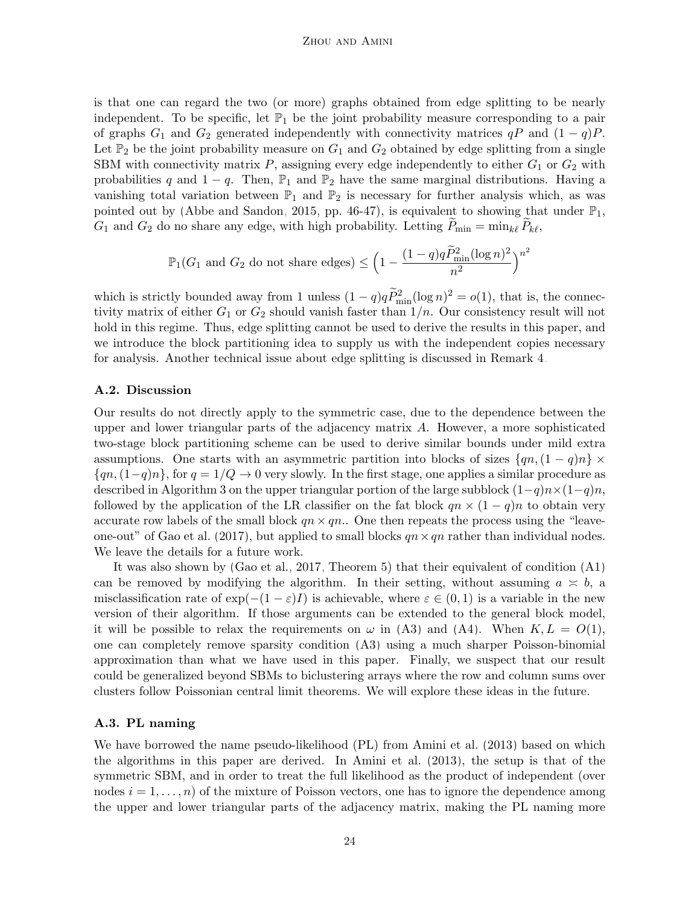is that one can regard the two (or more) graphs obtained from edge splitting to be nearly independent. To be specific, let $\mathbb{P}_1$ be the joint probability measure corresponding to a pair of graphs $G_1$ and $G_2$ generated independently with connectivity matrices $qP$ and $(1-q)P$. Let $\mathbb{P}_2$ be the joint probability measure on $G_1$ and $G_2$ obtained by edge splitting from a single SBM with connectivity matrix $P$, assigning every edge independently to either $G_1$ or $G_2$ with probabilities $q$ and $1-q$. Then, $\mathbb{P}_1$ and $\mathbb{P}_2$ have the same marginal distributions. Having a vanishing total variation between $\mathbb{P}_1$ and $\mathbb{P}_2$ is necessary for further analysis which, as was pointed out by (Abbe and Sandon, 2015, pp. 46-47), is equivalent to showing that under $\mathbb{P}_1$, $G_1$ and $G_2$ do no share any edge, with high probability. Letting $\widetilde{P}_{\min} = \min_{k\ell} \widetilde{P}_{k\ell}$,

$$\mathbb{P}_1(G_1 \text{ and } G_2 \text{ do not share edges}) \leq \Big(1 - \frac{(1-q)q\widetilde{P}_{\min}^2(\log n)^2}{n^2}\Big)^{n^2}$$

which is strictly bounded away from 1 unless $(1-q)q\widetilde{P}_{\min}^2(\log n)^2 = o(1)$, that is, the connectivity matrix of either $G_1$ or $G_2$ should vanish faster than $1/n$. Our consistency result will not hold in this regime. Thus, edge splitting cannot be used to derive the results in this paper, and we introduce the block partitioning idea to supply us with the independent copies necessary for analysis. Another technical issue about edge splitting is discussed in Remark 4.

### A.2. Discussion

Our results do not directly apply to the symmetric case, due to the dependence between the upper and lower triangular parts of the adjacency matrix $A$. However, a more sophisticated two-stage block partitioning scheme can be used to derive similar bounds under mild extra assumptions. One starts with an asymmetric partition into blocks of sizes $\{qn, (1-q)n\} \times \{qn, (1-q)n\}$, for $q = 1/Q \to 0$ very slowly. In the first stage, one applies a similar procedure as described in Algorithm 3 on the upper triangular portion of the large subblock $(1-q)n \times (1-q)n$, followed by the application of the LR classifier on the fat block $qn \times (1-q)n$ to obtain very accurate row labels of the small block $qn \times qn$.. One then repeats the process using the "leave-one-out" of Gao et al. (2017), but applied to small blocks $qn \times qn$ rather than individual nodes. We leave the details for a future work.

It was also shown by (Gao et al., 2017, Theorem 5) that their equivalent of condition (A1) can be removed by modifying the algorithm. In their setting, without assuming $a \asymp b$, a misclassification rate of $\exp(-(1-\varepsilon)I)$ is achievable, where $\varepsilon \in (0, 1)$ is a variable in the new version of their algorithm. If those arguments can be extended to the general block model, it will be possible to relax the requirements on $\omega$ in (A3) and (A4). When $K, L = O(1)$, one can completely remove sparsity condition (A3) using a much sharper Poisson-binomial approximation than what we have used in this paper. Finally, we suspect that our result could be generalized beyond SBMs to biclustering arrays where the row and column sums over clusters follow Poissonian central limit theorems. We will explore these ideas in the future.

### A.3. PL naming

We have borrowed the name pseudo-likelihood (PL) from Amini et al. (2013) based on which the algorithms in this paper are derived. In Amini et al. (2013), the setup is that of the symmetric SBM, and in order to treat the full likelihood as the product of independent (over nodes $i = 1, \dots, n$) of the mixture of Poisson vectors, one has to ignore the dependence among the upper and lower triangular parts of the adjacency matrix, making the PL naming more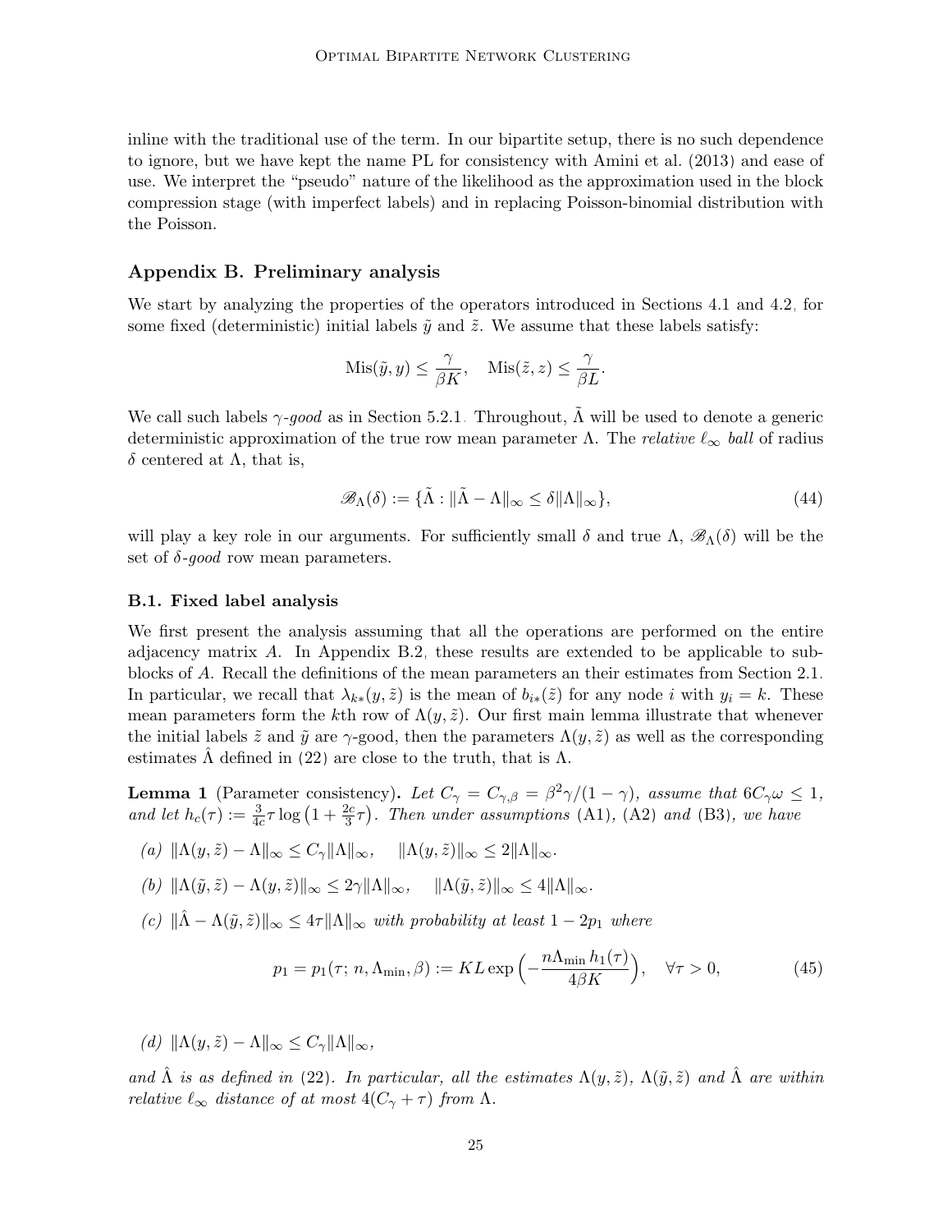inline with the traditional use of the term. In our bipartite setup, there is no such dependence to ignore, but we have kept the name PL for consistency with Amini et al. (2013) and ease of use. We interpret the "pseudo" nature of the likelihood as the approximation used in the block compression stage (with imperfect labels) and in replacing Poisson-binomial distribution with the Poisson.

## Appendix B. Preliminary analysis

We start by analyzing the properties of the operators introduced in Sections 4.1 and 4.2, for some fixed (deterministic) initial labels $\tilde{y}$ and $\tilde{z}$. We assume that these labels satisfy:

$$\text{Mis}(\tilde{y}, y) \le \frac{\gamma}{\beta K}, \quad \text{Mis}(\tilde{z}, z) \le \frac{\gamma}{\beta L}.$$

We call such labels $\gamma$-*good* as in Section 5.2.1. Throughout, $\tilde{\Lambda}$ will be used to denote a generic deterministic approximation of the true row mean parameter $\Lambda$. The *relative* $\ell_\infty$ *ball* of radius $\delta$ centered at $\Lambda$, that is,

$$\mathscr{B}_\Lambda(\delta) := \{\tilde{\Lambda} : \|\tilde{\Lambda} - \Lambda\|_\infty \le \delta \|\Lambda\|_\infty\}, \tag{44}$$

will play a key role in our arguments. For sufficiently small $\delta$ and true $\Lambda$, $\mathscr{B}_\Lambda(\delta)$ will be the set of $\delta$-*good* row mean parameters.

### B.1. Fixed label analysis

We first present the analysis assuming that all the operations are performed on the entire adjacency matrix $A$. In Appendix B.2, these results are extended to be applicable to sub-blocks of $A$. Recall the definitions of the mean parameters an their estimates from Section 2.1. In particular, we recall that $\lambda_{k*}(y, \tilde{z})$ is the mean of $b_{i*}(\tilde{z})$ for any node $i$ with $y_i = k$. These mean parameters form the $k$th row of $\Lambda(y, \tilde{z})$. Our first main lemma illustrate that whenever the initial labels $\tilde{z}$ and $\tilde{y}$ are $\gamma$-good, then the parameters $\Lambda(y, \tilde{z})$ as well as the corresponding estimates $\hat{\Lambda}$ defined in (22) are close to the truth, that is $\Lambda$.

**Lemma 1** (Parameter consistency)**.** *Let $C_\gamma = C_{\gamma,\beta} = \beta^2\gamma/(1-\gamma)$, assume that $6C_\gamma\omega \le 1$, and let $h_c(\tau) := \frac{3}{4c}\tau \log\left(1 + \frac{2c}{3}\tau\right)$. Then under assumptions* (A1), (A2) *and* (B3)*, we have*

*(a)* $\|\Lambda(y, \tilde{z}) - \Lambda\|_\infty \le C_\gamma \|\Lambda\|_\infty, \quad \|\Lambda(y, \tilde{z})\|_\infty \le 2\|\Lambda\|_\infty.$

*(b)* $\|\Lambda(\tilde{y}, \tilde{z}) - \Lambda(y, \tilde{z})\|_\infty \le 2\gamma\|\Lambda\|_\infty, \quad \|\Lambda(\tilde{y}, \tilde{z})\|_\infty \le 4\|\Lambda\|_\infty.$

*(c)* $\|\hat{\Lambda} - \Lambda(\tilde{y}, \tilde{z})\|_\infty \le 4\tau\|\Lambda\|_\infty$ *with probability at least* $1 - 2p_1$ *where*

$$p_1 = p_1(\tau; n, \Lambda_{\min}, \beta) := KL \exp\Big(-\frac{n\Lambda_{\min}\, h_1(\tau)}{4\beta K}\Big), \quad \forall \tau > 0, \tag{45}$$

*(d)* $\|\Lambda(y, \tilde{z}) - \Lambda\|_\infty \le C_\gamma \|\Lambda\|_\infty,$

*and $\hat{\Lambda}$ is as defined in* (22)*. In particular, all the estimates $\Lambda(y, \tilde{z})$, $\Lambda(\tilde{y}, \tilde{z})$ and $\hat{\Lambda}$ are within relative $\ell_\infty$ distance of at most $4(C_\gamma + \tau)$ from $\Lambda$.*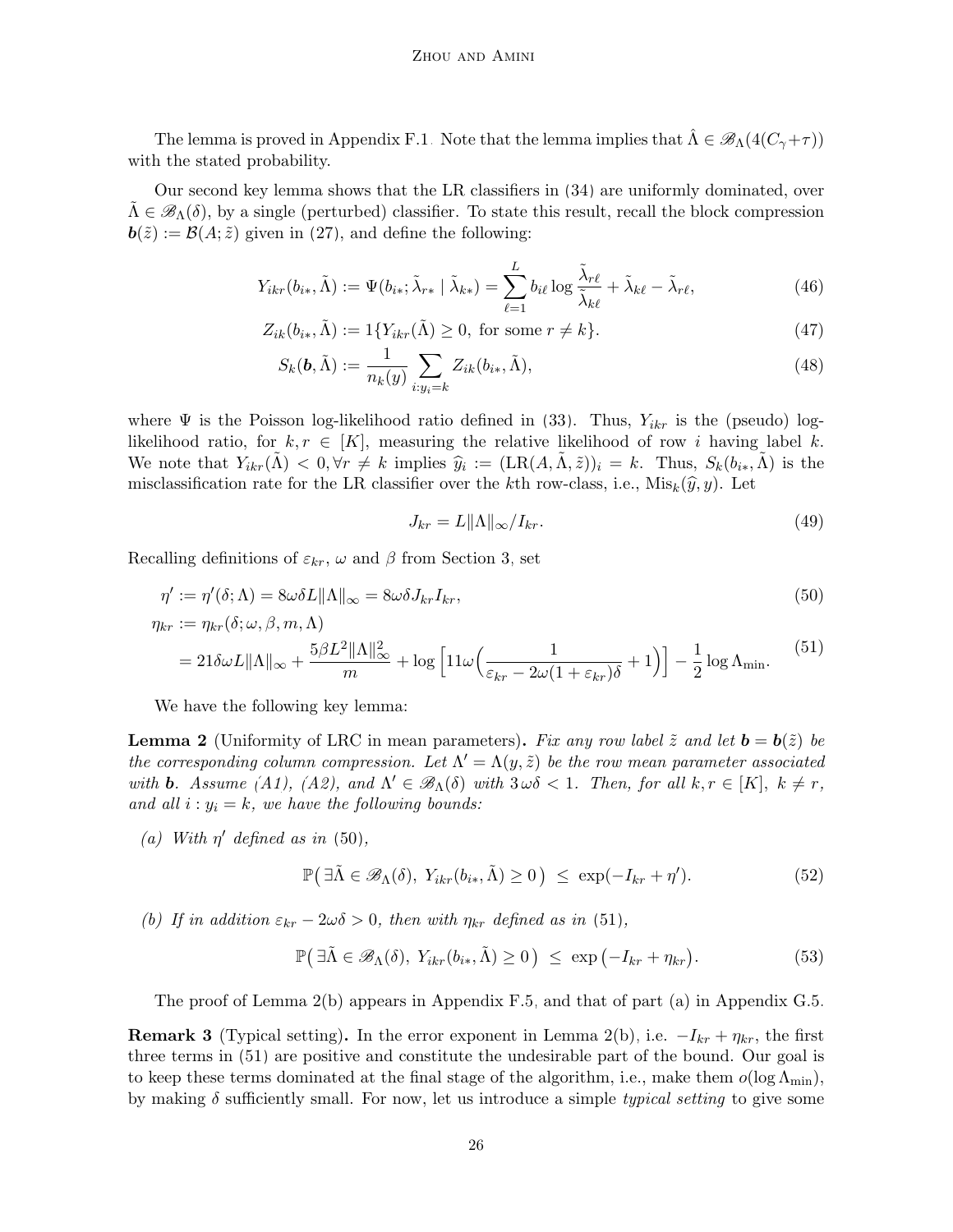The lemma is proved in Appendix F.1. Note that the lemma implies that $\hat{\Lambda} \in \mathscr{B}_\Lambda(4(C_\gamma+\tau))$ with the stated probability.

Our second key lemma shows that the LR classifiers in (34) are uniformly dominated, over $\tilde{\Lambda} \in \mathscr{B}_\Lambda(\delta)$, by a single (perturbed) classifier. To state this result, recall the block compression $\boldsymbol{b}(\tilde{z}) := \mathcal{B}(A; \tilde{z})$ given in (27), and define the following:

$$
Y_{ikr}(b_{i*}, \tilde{\Lambda}) := \Psi(b_{i*}; \tilde{\lambda}_{r*} \mid \tilde{\lambda}_{k*}) = \sum_{\ell=1}^{L} b_{i\ell} \log \frac{\tilde{\lambda}_{r\ell}}{\tilde{\lambda}_{k\ell}} + \tilde{\lambda}_{k\ell} - \tilde{\lambda}_{r\ell}, \tag{46}
$$

$$
Z_{ik}(b_{i*}, \tilde{\Lambda}) := 1\{Y_{ikr}(\tilde{\Lambda}) \geq 0, \text{ for some } r \neq k\}. \tag{47}
$$

$$
S_k(\boldsymbol{b}, \tilde{\Lambda}) := \frac{1}{n_k(y)} \sum_{i:y_i=k} Z_{ik}(b_{i*}, \tilde{\Lambda}), \tag{48}
$$

where $\Psi$ is the Poisson log-likelihood ratio defined in (33). Thus, $Y_{ikr}$ is the (pseudo) log-likelihood ratio, for $k, r \in [K]$, measuring the relative likelihood of row $i$ having label $k$. We note that $Y_{ikr}(\tilde{\Lambda}) < 0, \forall r \neq k$ implies $\widehat{y}_i := (\mathrm{LR}(A, \tilde{\Lambda}, \tilde{z}))_i = k$. Thus, $S_k(b_{i*}, \tilde{\Lambda})$ is the misclassification rate for the LR classifier over the $k$th row-class, i.e., $\mathrm{Mis}_k(\widehat{y}, y)$. Let

$$
J_{kr} = L\|\Lambda\|_\infty / I_{kr}. \tag{49}
$$

Recalling definitions of $\varepsilon_{kr}$, $\omega$ and $\beta$ from Section 3, set

$$
\eta' := \eta'(\delta; \Lambda) = 8\omega\delta L\|\Lambda\|_\infty = 8\omega\delta J_{kr} I_{kr}, \tag{50}
$$

$$
\begin{aligned}
\eta_{kr} &:= \eta_{kr}(\delta; \omega, \beta, m, \Lambda) \\
&= 21\delta\omega L\|\Lambda\|_\infty + \frac{5\beta L^2 \|\Lambda\|_\infty^2}{m} + \log\Big[11\omega\Big(\frac{1}{\varepsilon_{kr} - 2\omega(1+\varepsilon_{kr})\delta} + 1\Big)\Big] - \frac{1}{2}\log \Lambda_{\min}.
\end{aligned} \tag{51}
$$

We have the following key lemma:

**Lemma 2** (Uniformity of LRC in mean parameters)**.** *Fix any row label $\tilde{z}$ and let $\boldsymbol{b} = \boldsymbol{b}(\tilde{z})$ be the corresponding column compression. Let $\Lambda' = \Lambda(y, \tilde{z})$ be the row mean parameter associated with $\boldsymbol{b}$. Assume (A1), (A2), and $\Lambda' \in \mathscr{B}_\Lambda(\delta)$ with $3\,\omega\delta < 1$. Then, for all $k, r \in [K]$, $k \neq r$, and all $i : y_i = k$, we have the following bounds:*

*(a) With $\eta'$ defined as in* (50)*,*

$$
\mathbb{P}\big(\,\exists \tilde{\Lambda} \in \mathscr{B}_\Lambda(\delta),\; Y_{ikr}(b_{i*}, \tilde{\Lambda}) \geq 0\,\big) \;\leq\; \exp(-I_{kr} + \eta'). \tag{52}
$$

*(b) If in addition $\varepsilon_{kr} - 2\omega\delta > 0$, then with $\eta_{kr}$ defined as in* (51)*,*

$$
\mathbb{P}\big(\,\exists \tilde{\Lambda} \in \mathscr{B}_\Lambda(\delta),\; Y_{ikr}(b_{i*}, \tilde{\Lambda}) \geq 0\,\big) \;\leq\; \exp\big(-I_{kr} + \eta_{kr}\big). \tag{53}
$$

The proof of Lemma 2(b) appears in Appendix F.5, and that of part (a) in Appendix G.5.

**Remark 3** (Typical setting)**.** In the error exponent in Lemma 2(b), i.e. $-I_{kr} + \eta_{kr}$, the first three terms in (51) are positive and constitute the undesirable part of the bound. Our goal is to keep these terms dominated at the final stage of the algorithm, i.e., make them $o(\log \Lambda_{\min})$, by making $\delta$ sufficiently small. For now, let us introduce a simple *typical setting* to give some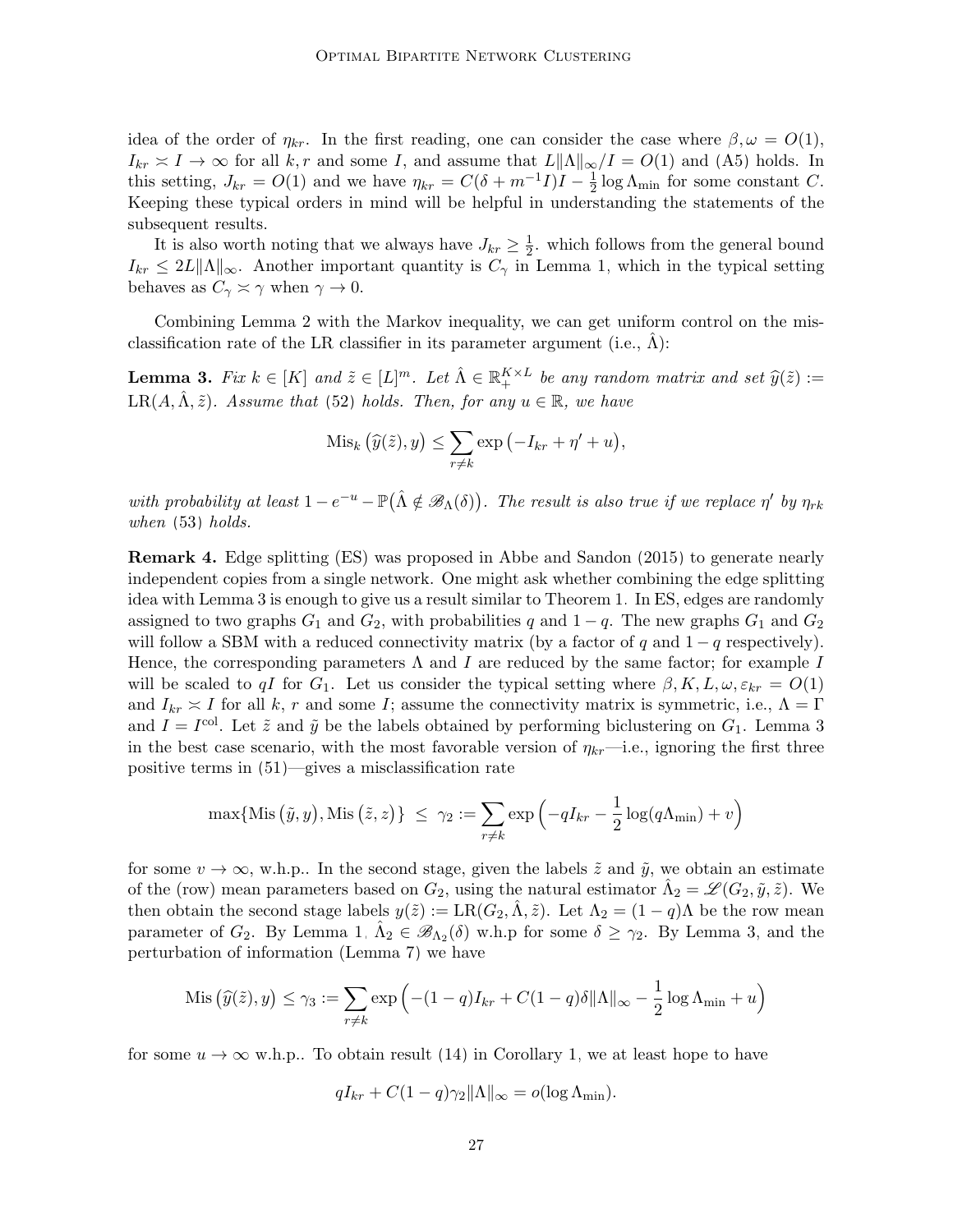idea of the order of $\eta_{kr}$. In the first reading, one can consider the case where $\beta, \omega = O(1)$, $I_{kr} \asymp I \to \infty$ for all $k, r$ and some $I$, and assume that $L\|\Lambda\|_\infty / I = O(1)$ and (A5) holds. In this setting, $J_{kr} = O(1)$ and we have $\eta_{kr} = C(\delta + m^{-1}I)I - \frac{1}{2}\log \Lambda_{\min}$ for some constant $C$. Keeping these typical orders in mind will be helpful in understanding the statements of the subsequent results.

It is also worth noting that we always have $J_{kr} \geq \frac{1}{2}$. which follows from the general bound $I_{kr} \leq 2L\|\Lambda\|_\infty$. Another important quantity is $C_\gamma$ in Lemma 1, which in the typical setting behaves as $C_\gamma \asymp \gamma$ when $\gamma \to 0$.

Combining Lemma 2 with the Markov inequality, we can get uniform control on the misclassification rate of the LR classifier in its parameter argument (i.e., $\hat{\Lambda}$):

**Lemma 3.** *Fix $k \in [K]$ and $\tilde{z} \in [L]^m$. Let $\hat{\Lambda} \in \mathbb{R}_+^{K \times L}$ be any random matrix and set $\widehat{y}(\tilde{z}) := \mathrm{LR}(A, \hat{\Lambda}, \tilde{z})$. Assume that* (52) *holds. Then, for any $u \in \mathbb{R}$, we have*

$$\mathrm{Mis}_k\big(\widehat{y}(\tilde{z}), y\big) \leq \sum_{r \neq k} \exp\big(-I_{kr} + \eta' + u\big),$$

*with probability at least $1 - e^{-u} - \mathbb{P}\big(\hat{\Lambda} \notin \mathscr{B}_\Lambda(\delta)\big)$. The result is also true if we replace $\eta'$ by $\eta_{rk}$ when* (53) *holds.*

**Remark 4.** Edge splitting (ES) was proposed in Abbe and Sandon (2015) to generate nearly independent copies from a single network. One might ask whether combining the edge splitting idea with Lemma 3 is enough to give us a result similar to Theorem 1. In ES, edges are randomly assigned to two graphs $G_1$ and $G_2$, with probabilities $q$ and $1-q$. The new graphs $G_1$ and $G_2$ will follow a SBM with a reduced connectivity matrix (by a factor of $q$ and $1-q$ respectively). Hence, the corresponding parameters $\Lambda$ and $I$ are reduced by the same factor; for example $I$ will be scaled to $qI$ for $G_1$. Let us consider the typical setting where $\beta, K, L, \omega, \varepsilon_{kr} = O(1)$ and $I_{kr} \asymp I$ for all $k$, $r$ and some $I$; assume the connectivity matrix is symmetric, i.e., $\Lambda = \Gamma$ and $I = I^{\mathrm{col}}$. Let $\tilde{z}$ and $\tilde{y}$ be the labels obtained by performing biclustering on $G_1$. Lemma 3 in the best case scenario, with the most favorable version of $\eta_{kr}$—i.e., ignoring the first three positive terms in (51)—gives a misclassification rate

$$\max\{\mathrm{Mis}\left(\tilde{y}, y\right), \mathrm{Mis}\left(\tilde{z}, z\right)\} \;\leq\; \gamma_2 := \sum_{r \neq k} \exp\Big(-qI_{kr} - \frac{1}{2}\log(q\Lambda_{\min}) + v\Big)$$

for some $v \to \infty$, w.h.p.. In the second stage, given the labels $\tilde{z}$ and $\tilde{y}$, we obtain an estimate of the (row) mean parameters based on $G_2$, using the natural estimator $\hat{\Lambda}_2 = \mathscr{L}(G_2, \tilde{y}, \tilde{z})$. We then obtain the second stage labels $y(\tilde{z}) := \mathrm{LR}(G_2, \hat{\Lambda}, \tilde{z})$. Let $\Lambda_2 = (1-q)\Lambda$ be the row mean parameter of $G_2$. By Lemma 1, $\hat{\Lambda}_2 \in \mathscr{B}_{\Lambda_2}(\delta)$ w.h.p for some $\delta \geq \gamma_2$. By Lemma 3, and the perturbation of information (Lemma 7) we have

$$\mathrm{Mis}\left(\widehat{y}(\tilde{z}), y\right) \leq \gamma_3 := \sum_{r \neq k} \exp\Big(-(1-q)I_{kr} + C(1-q)\delta\|\Lambda\|_\infty - \frac{1}{2}\log\Lambda_{\min} + u\Big)$$

for some $u \to \infty$ w.h.p.. To obtain result (14) in Corollary 1, we at least hope to have

$$qI_{kr} + C(1-q)\gamma_2\|\Lambda\|_\infty = o(\log \Lambda_{\min}).$$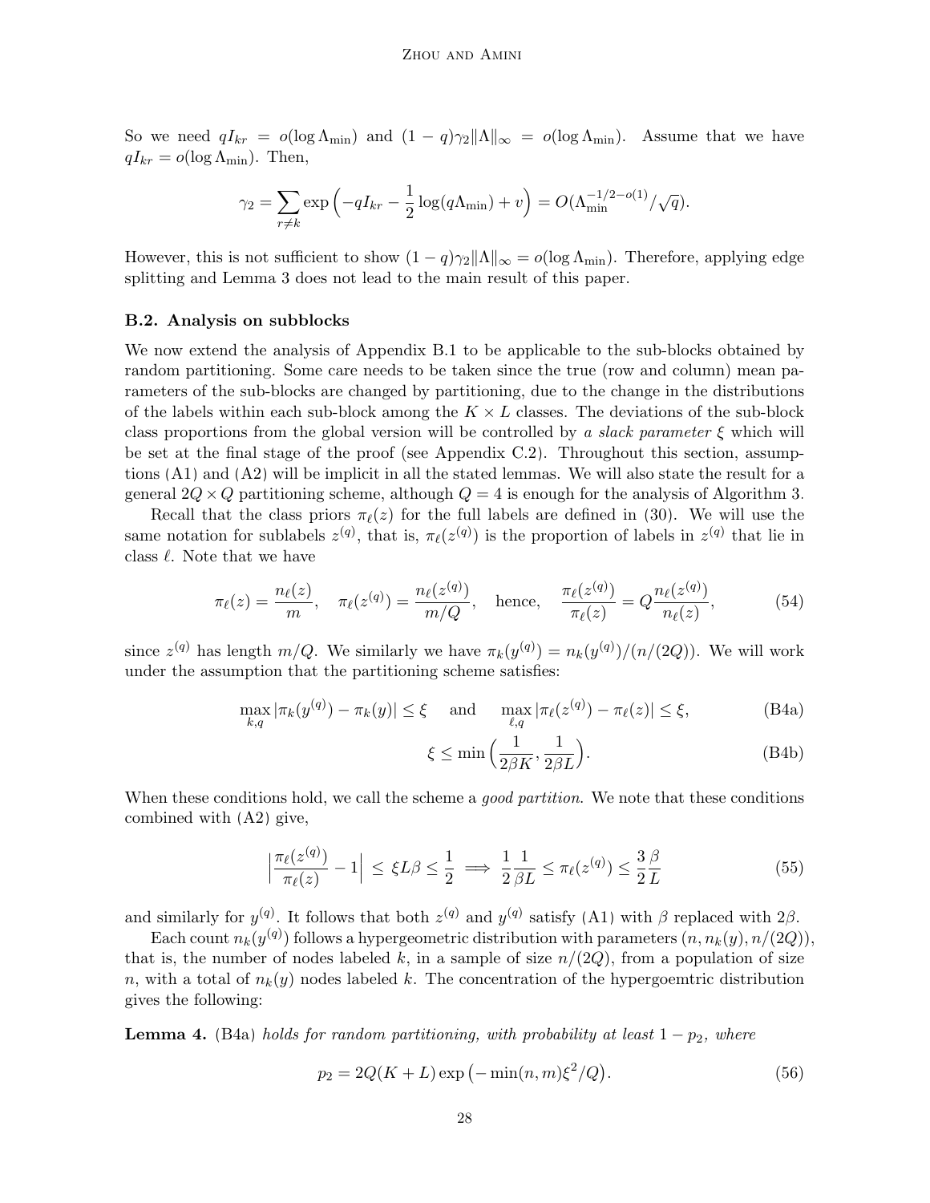So we need $qI_{kr} = o(\log \Lambda_{\min})$ and $(1-q)\gamma_2 \|\Lambda\|_\infty = o(\log \Lambda_{\min})$. Assume that we have $qI_{kr} = o(\log \Lambda_{\min})$. Then,

$$\gamma_2 = \sum_{r \neq k} \exp\Big(-qI_{kr} - \frac{1}{2}\log(q\Lambda_{\min}) + v\Big) = O(\Lambda_{\min}^{-1/2-o(1)}/\sqrt{q}).$$

However, this is not sufficient to show $(1-q)\gamma_2\|\Lambda\|_\infty = o(\log \Lambda_{\min})$. Therefore, applying edge splitting and Lemma 3 does not lead to the main result of this paper.

### B.2. Analysis on subblocks

We now extend the analysis of Appendix B.1 to be applicable to the sub-blocks obtained by random partitioning. Some care needs to be taken since the true (row and column) mean parameters of the sub-blocks are changed by partitioning, due to the change in the distributions of the labels within each sub-block among the $K \times L$ classes. The deviations of the sub-block class proportions from the global version will be controlled by *a slack parameter* $\xi$ which will be set at the final stage of the proof (see Appendix C.2). Throughout this section, assumptions (A1) and (A2) will be implicit in all the stated lemmas. We will also state the result for a general $2Q \times Q$ partitioning scheme, although $Q = 4$ is enough for the analysis of Algorithm 3.

Recall that the class priors $\pi_\ell(z)$ for the full labels are defined in (30). We will use the same notation for sublabels $z^{(q)}$, that is, $\pi_\ell(z^{(q)})$ is the proportion of labels in $z^{(q)}$ that lie in class $\ell$. Note that we have

$$\pi_\ell(z) = \frac{n_\ell(z)}{m}, \quad \pi_\ell(z^{(q)}) = \frac{n_\ell(z^{(q)})}{m/Q}, \quad \text{hence,} \quad \frac{\pi_\ell(z^{(q)})}{\pi_\ell(z)} = Q\frac{n_\ell(z^{(q)})}{n_\ell(z)}, \tag{54}$$

since $z^{(q)}$ has length $m/Q$. We similarly we have $\pi_k(y^{(q)}) = n_k(y^{(q)})/(n/(2Q))$. We will work under the assumption that the partitioning scheme satisfies:

$$\max_{k,q} |\pi_k(y^{(q)}) - \pi_k(y)| \le \xi \quad \text{and} \quad \max_{\ell,q} |\pi_\ell(z^{(q)}) - \pi_\ell(z)| \le \xi, \tag{B4a}$$

$$\xi \le \min\Big(\frac{1}{2\beta K}, \frac{1}{2\beta L}\Big). \tag{B4b}$$

When these conditions hold, we call the scheme a *good partition*. We note that these conditions combined with (A2) give,

$$\Big|\frac{\pi_\ell(z^{(q)})}{\pi_\ell(z)} - 1\Big| \le \xi L\beta \le \frac{1}{2} \implies \frac{1}{2}\frac{1}{\beta L} \le \pi_\ell(z^{(q)}) \le \frac{3}{2}\frac{\beta}{L} \tag{55}$$

and similarly for $y^{(q)}$. It follows that both $z^{(q)}$ and $y^{(q)}$ satisfy (A1) with $\beta$ replaced with $2\beta$.

Each count $n_k(y^{(q)})$ follows a hypergeometric distribution with parameters $(n, n_k(y), n/(2Q))$, that is, the number of nodes labeled $k$, in a sample of size $n/(2Q)$, from a population of size $n$, with a total of $n_k(y)$ nodes labeled $k$. The concentration of the hypergoemtric distribution gives the following:

**Lemma 4.** (B4a) *holds for random partitioning, with probability at least* $1 - p_2$*, where*

$$p_2 = 2Q(K+L)\exp\big(-\min(n,m)\xi^2/Q\big). \tag{56}$$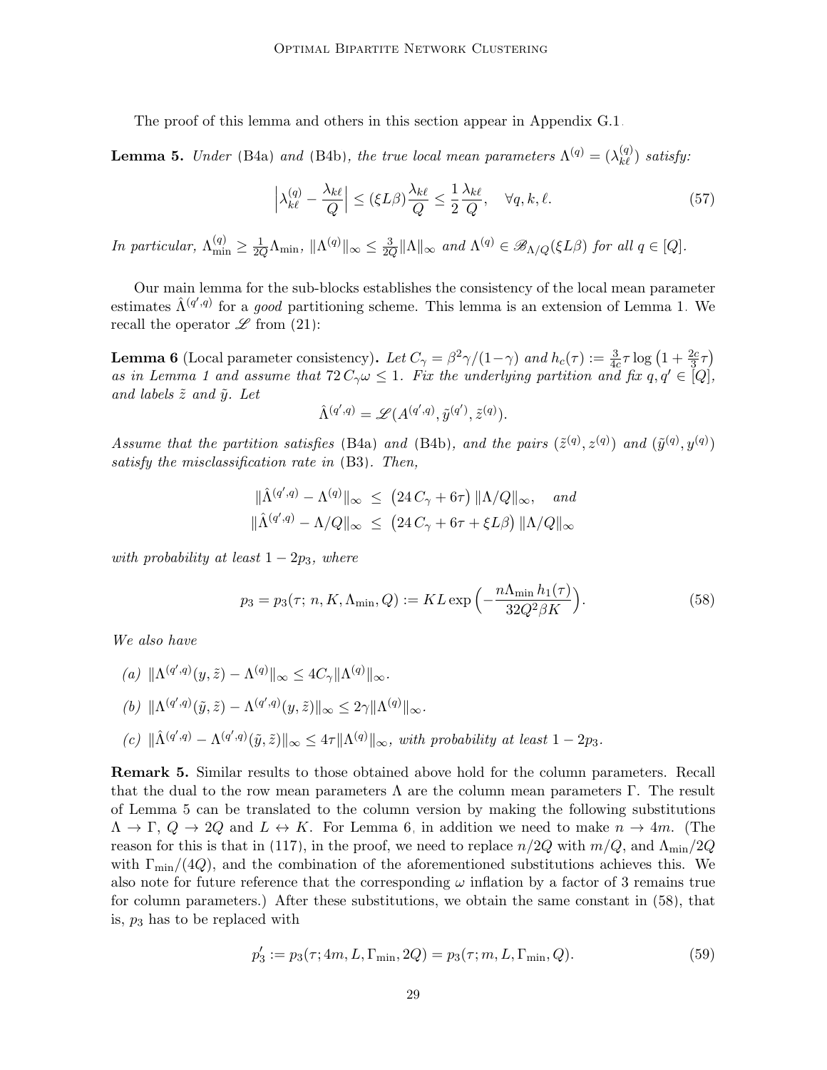The proof of this lemma and others in this section appear in Appendix G.1.

**Lemma 5.** *Under* (B4a) *and* (B4b)*, the true local mean parameters* $\Lambda^{(q)} = (\lambda^{(q)}_{k\ell})$ *satisfy:*

$$\Big|\lambda^{(q)}_{k\ell} - \frac{\lambda_{k\ell}}{Q}\Big| \le (\xi L\beta)\frac{\lambda_{k\ell}}{Q} \le \frac{1}{2}\frac{\lambda_{k\ell}}{Q}, \quad \forall q, k, \ell. \tag{57}$$

*In particular,* $\Lambda^{(q)}_{\min} \ge \frac{1}{2Q}\Lambda_{\min}$*,* $\|\Lambda^{(q)}\|_\infty \le \frac{3}{2Q}\|\Lambda\|_\infty$ *and* $\Lambda^{(q)} \in \mathscr{B}_{\Lambda/Q}(\xi L\beta)$ *for all* $q \in [Q]$*.*

Our main lemma for the sub-blocks establishes the consistency of the local mean parameter estimates $\hat\Lambda^{(q',q)}$ for a *good* partitioning scheme. This lemma is an extension of Lemma 1. We recall the operator $\mathscr{L}$ from (21):

**Lemma 6** (Local parameter consistency)**.** *Let* $C_\gamma = \beta^2\gamma/(1-\gamma)$ *and* $h_c(\tau) := \frac{3}{4c}\tau\log\big(1+\frac{2c}{3}\tau\big)$ *as in Lemma 1 and assume that* $72\,C_\gamma\omega \le 1$*. Fix the underlying partition and fix* $q, q' \in [Q]$*, and labels* $\tilde z$ *and* $\tilde y$*. Let*

$$\hat\Lambda^{(q',q)} = \mathscr{L}(A^{(q',q)}, \tilde y^{(q')}, \tilde z^{(q)}).$$

*Assume that the partition satisfies* (B4a) *and* (B4b)*, and the pairs* $(\tilde z^{(q)}, z^{(q)})$ *and* $(\tilde y^{(q)}, y^{(q)})$ *satisfy the misclassification rate in* (B3)*. Then,*

$$\begin{aligned}
\|\hat\Lambda^{(q',q)} - \Lambda^{(q)}\|_\infty &\le \big(24\,C_\gamma + 6\tau\big)\,\|\Lambda/Q\|_\infty, \quad \textit{and}\\
\|\hat\Lambda^{(q',q)} - \Lambda/Q\|_\infty &\le \big(24\,C_\gamma + 6\tau + \xi L\beta\big)\,\|\Lambda/Q\|_\infty
\end{aligned}$$

*with probability at least* $1 - 2p_3$*, where*

$$p_3 = p_3(\tau;\, n, K, \Lambda_{\min}, Q) := KL\exp\Big(-\frac{n\Lambda_{\min}\,h_1(\tau)}{32Q^2\beta K}\Big). \tag{58}$$

*We also have*

*(a)* $\|\Lambda^{(q',q)}(y,\tilde z) - \Lambda^{(q)}\|_\infty \le 4C_\gamma\|\Lambda^{(q)}\|_\infty$.

*(b)* $\|\Lambda^{(q',q)}(\tilde y,\tilde z) - \Lambda^{(q',q)}(y,\tilde z)\|_\infty \le 2\gamma\|\Lambda^{(q)}\|_\infty$.

*(c)* $\|\hat\Lambda^{(q',q)} - \Lambda^{(q',q)}(\tilde y,\tilde z)\|_\infty \le 4\tau\|\Lambda^{(q)}\|_\infty$*, with probability at least* $1-2p_3$*.*

**Remark 5.** Similar results to those obtained above hold for the column parameters. Recall that the dual to the row mean parameters $\Lambda$ are the column mean parameters $\Gamma$. The result of Lemma 5 can be translated to the column version by making the following substitutions $\Lambda \to \Gamma$, $Q \to 2Q$ and $L \leftrightarrow K$. For Lemma 6, in addition we need to make $n \to 4m$. (The reason for this is that in (117), in the proof, we need to replace $n/2Q$ with $m/Q$, and $\Lambda_{\min}/2Q$ with $\Gamma_{\min}/(4Q)$, and the combination of the aforementioned substitutions achieves this. We also note for future reference that the corresponding $\omega$ inflation by a factor of 3 remains true for column parameters.) After these substitutions, we obtain the same constant in (58), that is, $p_3$ has to be replaced with

$$p_3' := p_3(\tau; 4m, L, \Gamma_{\min}, 2Q) = p_3(\tau; m, L, \Gamma_{\min}, Q). \tag{59}$$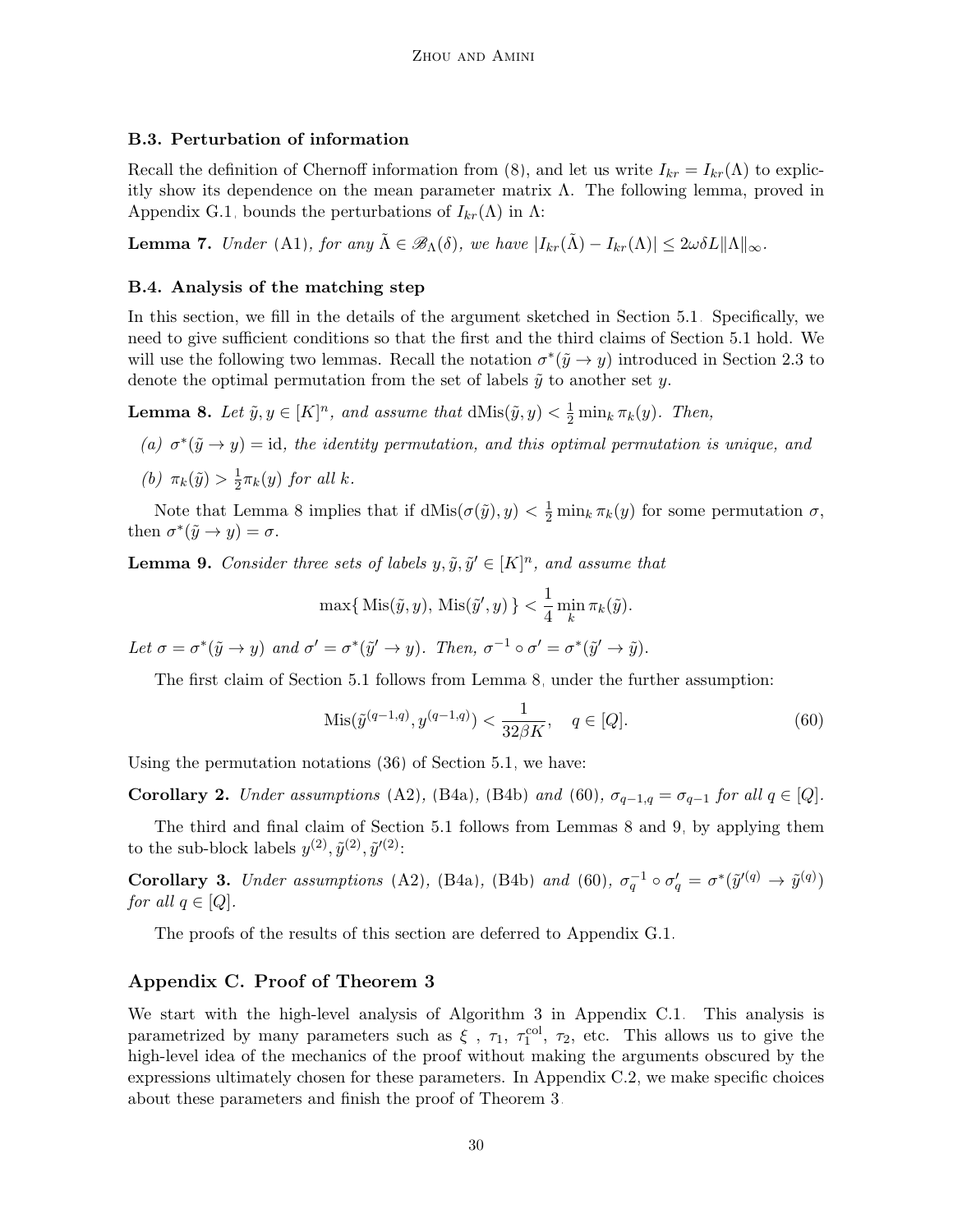### B.3. Perturbation of information

Recall the definition of Chernoff information from (8), and let us write $I_{kr} = I_{kr}(\Lambda)$ to explicitly show its dependence on the mean parameter matrix $\Lambda$. The following lemma, proved in Appendix G.1, bounds the perturbations of $I_{kr}(\Lambda)$ in $\Lambda$:

**Lemma 7.** *Under* (A1)*, for any* $\tilde{\Lambda} \in \mathscr{B}_\Lambda(\delta)$*, we have* $|I_{kr}(\tilde{\Lambda}) - I_{kr}(\Lambda)| \leq 2\omega\delta L \|\Lambda\|_\infty$.

### B.4. Analysis of the matching step

In this section, we fill in the details of the argument sketched in Section 5.1. Specifically, we need to give sufficient conditions so that the first and the third claims of Section 5.1 hold. We will use the following two lemmas. Recall the notation $\sigma^*(\tilde{y} \to y)$ introduced in Section 2.3 to denote the optimal permutation from the set of labels $\tilde{y}$ to another set $y$.

**Lemma 8.** *Let* $\tilde{y}, y \in [K]^n$*, and assume that* $\mathrm{dMis}(\tilde{y}, y) < \frac{1}{2}\min_k \pi_k(y)$*. Then,*

*(a)* $\sigma^*(\tilde{y} \to y) = \mathrm{id}$*, the identity permutation, and this optimal permutation is unique, and*

*(b)* $\pi_k(\tilde{y}) > \frac{1}{2}\pi_k(y)$ *for all* $k$.

Note that Lemma 8 implies that if $\mathrm{dMis}(\sigma(\tilde{y}), y) < \frac{1}{2}\min_k \pi_k(y)$ for some permutation $\sigma$, then $\sigma^*(\tilde{y} \to y) = \sigma$.

**Lemma 9.** *Consider three sets of labels* $y, \tilde{y}, \tilde{y}' \in [K]^n$*, and assume that*

$$\max\{\, \mathrm{Mis}(\tilde{y}, y),\, \mathrm{Mis}(\tilde{y}', y)\,\} < \frac{1}{4}\min_k \pi_k(\tilde{y}).$$

*Let* $\sigma = \sigma^*(\tilde{y} \to y)$ *and* $\sigma' = \sigma^*(\tilde{y}' \to y)$*. Then,* $\sigma^{-1} \circ \sigma' = \sigma^*(\tilde{y}' \to \tilde{y})$.

The first claim of Section 5.1 follows from Lemma 8, under the further assumption:

$$\mathrm{Mis}(\tilde{y}^{(q-1,q)}, y^{(q-1,q)}) < \frac{1}{32\beta K}, \quad q \in [Q]. \tag{60}$$

Using the permutation notations (36) of Section 5.1, we have:

**Corollary 2.** *Under assumptions* (A2), (B4a), (B4b) *and* (60)*,* $\sigma_{q-1,q} = \sigma_{q-1}$ *for all* $q \in [Q]$.

The third and final claim of Section 5.1 follows from Lemmas 8 and 9, by applying them to the sub-block labels $y^{(2)}, \tilde{y}^{(2)}, \tilde{y}'^{(2)}$:

**Corollary 3.** *Under assumptions* (A2), (B4a), (B4b) *and* (60)*,* $\sigma_q^{-1} \circ \sigma'_q = \sigma^*(\tilde{y}'^{(q)} \to \tilde{y}^{(q)})$ *for all* $q \in [Q]$.

The proofs of the results of this section are deferred to Appendix G.1.

## Appendix C. Proof of Theorem 3

We start with the high-level analysis of Algorithm 3 in Appendix C.1. This analysis is parametrized by many parameters such as $\xi$ , $\tau_1$, $\tau_1^{\mathrm{col}}$, $\tau_2$, etc. This allows us to give the high-level idea of the mechanics of the proof without making the arguments obscured by the expressions ultimately chosen for these parameters. In Appendix C.2, we make specific choices about these parameters and finish the proof of Theorem 3.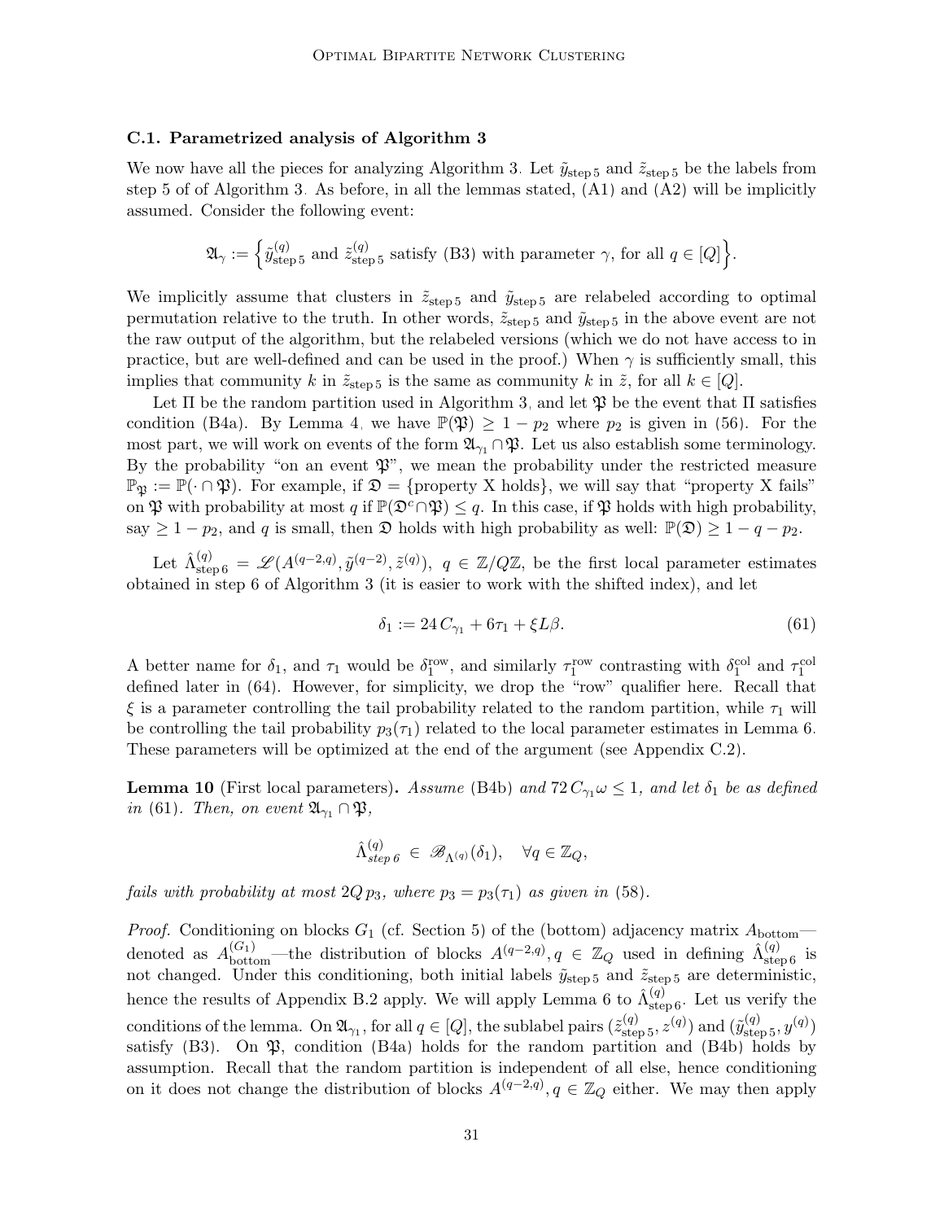### C.1. Parametrized analysis of Algorithm 3

We now have all the pieces for analyzing Algorithm 3. Let $\tilde{y}_{\text{step}\,5}$ and $\tilde{z}_{\text{step}\,5}$ be the labels from step 5 of of Algorithm 3. As before, in all the lemmas stated, (A1) and (A2) will be implicitly assumed. Consider the following event:

$$\mathfrak{A}_\gamma := \Big\{ \tilde{y}^{(q)}_{\text{step}\,5} \text{ and } \tilde{z}^{(q)}_{\text{step}\,5} \text{ satisfy (B3) with parameter } \gamma, \text{ for all } q \in [Q] \Big\}.$$

We implicitly assume that clusters in $\tilde{z}_{\text{step}\,5}$ and $\tilde{y}_{\text{step}\,5}$ are relabeled according to optimal permutation relative to the truth. In other words, $\tilde{z}_{\text{step}\,5}$ and $\tilde{y}_{\text{step}\,5}$ in the above event are not the raw output of the algorithm, but the relabeled versions (which we do not have access to in practice, but are well-defined and can be used in the proof.) When $\gamma$ is sufficiently small, this implies that community $k$ in $\tilde{z}_{\text{step}\,5}$ is the same as community $k$ in $\tilde{z}$, for all $k \in [Q]$.

Let $\Pi$ be the random partition used in Algorithm 3, and let $\mathfrak{P}$ be the event that $\Pi$ satisfies condition (B4a). By Lemma 4, we have $\mathbb{P}(\mathfrak{P}) \geq 1 - p_2$ where $p_2$ is given in (56). For the most part, we will work on events of the form $\mathfrak{A}_{\gamma_1} \cap \mathfrak{P}$. Let us also establish some terminology. By the probability "on an event $\mathfrak{P}$", we mean the probability under the restricted measure $\mathbb{P}_{\mathfrak{P}} := \mathbb{P}(\cdot \cap \mathfrak{P})$. For example, if $\mathfrak{D} = \{\text{property X holds}\}$, we will say that "property X fails" on $\mathfrak{P}$ with probability at most $q$ if $\mathbb{P}(\mathfrak{D}^c \cap \mathfrak{P}) \leq q$. In this case, if $\mathfrak{P}$ holds with high probability, say $\geq 1 - p_2$, and $q$ is small, then $\mathfrak{D}$ holds with high probability as well: $\mathbb{P}(\mathfrak{D}) \geq 1 - q - p_2$.

Let $\hat{\Lambda}^{(q)}_{\text{step}\,6} = \mathscr{L}(A^{(q-2,q)}, \tilde{y}^{(q-2)}, \tilde{z}^{(q)}),\ q \in \mathbb{Z}/Q\mathbb{Z}$, be the first local parameter estimates obtained in step 6 of Algorithm 3 (it is easier to work with the shifted index), and let

$$\delta_1 := 24\, C_{\gamma_1} + 6\tau_1 + \xi L \beta. \tag{61}$$

A better name for $\delta_1$, and $\tau_1$ would be $\delta_1^{\text{row}}$, and similarly $\tau_1^{\text{row}}$ contrasting with $\delta_1^{\text{col}}$ and $\tau_1^{\text{col}}$ defined later in (64). However, for simplicity, we drop the "row" qualifier here. Recall that $\xi$ is a parameter controlling the tail probability related to the random partition, while $\tau_1$ will be controlling the tail probability $p_3(\tau_1)$ related to the local parameter estimates in Lemma 6. These parameters will be optimized at the end of the argument (see Appendix C.2).

**Lemma 10** (First local parameters)**.** *Assume* (B4b) *and* $72\, C_{\gamma_1} \omega \leq 1$*, and let* $\delta_1$ *be as defined in* (61)*. Then, on event* $\mathfrak{A}_{\gamma_1} \cap \mathfrak{P}$*,*

$$\hat{\Lambda}^{(q)}_{\textit{step}\,6} \;\in\; \mathscr{B}_{\Lambda^{(q)}}(\delta_1), \quad \forall q \in \mathbb{Z}_Q,$$

*fails with probability at most* $2Q\, p_3$*, where* $p_3 = p_3(\tau_1)$ *as given in* (58)*.*

*Proof.* Conditioning on blocks $G_1$ (cf. Section 5) of the (bottom) adjacency matrix $A_{\text{bottom}}$—denoted as $A^{(G_1)}_{\text{bottom}}$—the distribution of blocks $A^{(q-2,q)}, q \in \mathbb{Z}_Q$ used in defining $\hat{\Lambda}^{(q)}_{\text{step}\,6}$ is not changed. Under this conditioning, both initial labels $\tilde{y}_{\text{step}\,5}$ and $\tilde{z}_{\text{step}\,5}$ are deterministic, hence the results of Appendix B.2 apply. We will apply Lemma 6 to $\hat{\Lambda}^{(q)}_{\text{step}\,6}$. Let us verify the conditions of the lemma. On $\mathfrak{A}_{\gamma_1}$, for all $q \in [Q]$, the sublabel pairs $(\tilde{z}^{(q)}_{\text{step}\,5}, z^{(q)})$ and $(\tilde{y}^{(q)}_{\text{step}\,5}, y^{(q)})$ satisfy (B3). On $\mathfrak{P}$, condition (B4a) holds for the random partition and (B4b) holds by assumption. Recall that the random partition is independent of all else, hence conditioning on it does not change the distribution of blocks $A^{(q-2,q)}, q \in \mathbb{Z}_Q$ either. We may then apply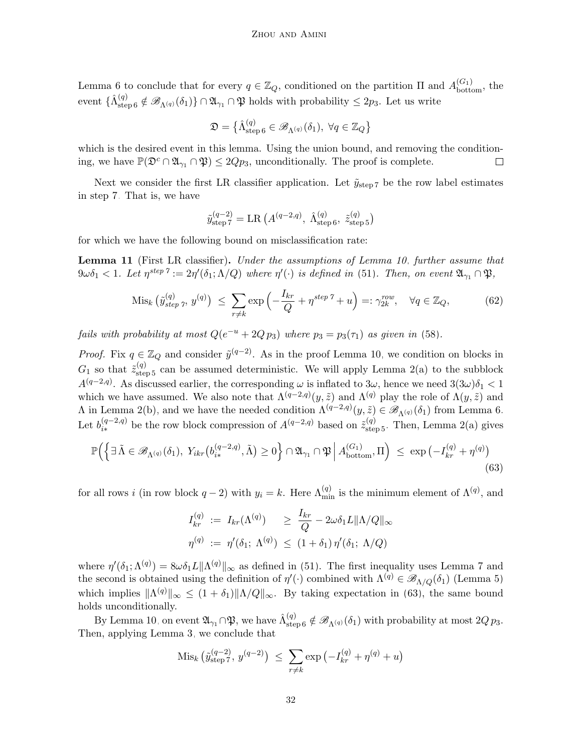Lemma 6 to conclude that for every $q \in \mathbb{Z}_Q$, conditioned on the partition $\Pi$ and $A^{(G_1)}_{\text{bottom}}$, the event $\{\hat{\Lambda}^{(q)}_{\text{step }6} \notin \mathscr{B}_{\Lambda^{(q)}}(\delta_1)\} \cap \mathfrak{A}_{\gamma_1} \cap \mathfrak{P}$ holds with probability $\leq 2p_3$. Let us write

$$\mathfrak{D} = \big\{\hat{\Lambda}^{(q)}_{\text{step }6} \in \mathscr{B}_{\Lambda^{(q)}}(\delta_1),\ \forall q \in \mathbb{Z}_Q\big\}$$

which is the desired event in this lemma. Using the union bound, and removing the conditioning, we have $\mathbb{P}(\mathfrak{D}^c \cap \mathfrak{A}_{\gamma_1} \cap \mathfrak{P}) \leq 2Qp_3$, unconditionally. The proof is complete. $\square$

Next we consider the first LR classifier application. Let $\tilde{y}_{\text{step }7}$ be the row label estimates in step 7. That is, we have

$$\tilde{y}^{(q-2)}_{\text{step }7} = \text{LR}\left(A^{(q-2,q)},\ \hat{\Lambda}^{(q)}_{\text{step }6},\ \tilde{z}^{(q)}_{\text{step }5}\right)$$

for which we have the following bound on misclassification rate:

**Lemma 11** (First LR classifier)**.** *Under the assumptions of Lemma 10, further assume that $9\omega\delta_1 < 1$. Let $\eta^{\text{step }7} := 2\eta'(\delta_1; \Lambda/Q)$ where $\eta'(\cdot)$ is defined in (51). Then, on event $\mathfrak{A}_{\gamma_1} \cap \mathfrak{P}$,*

$$\text{Mis}_k\left(\tilde{y}^{(q)}_{\text{step }7},\, y^{(q)}\right) \;\leq\; \sum_{r \neq k} \exp\Big(-\frac{I_{kr}}{Q} + \eta^{\text{step }7} + u\Big) =: \gamma^{\text{row}}_{2k}, \quad \forall q \in \mathbb{Z}_Q, \tag{62}$$

*fails with probability at most $Q(e^{-u} + 2Q\,p_3)$ where $p_3 = p_3(\tau_1)$ as given in (58).*

*Proof.* Fix $q \in \mathbb{Z}_Q$ and consider $\tilde{y}^{(q-2)}$. As in the proof Lemma 10, we condition on blocks in $G_1$ so that $\tilde{z}^{(q)}_{\text{step }5}$ can be assumed deterministic. We will apply Lemma 2(a) to the subblock $A^{(q-2,q)}$. As discussed earlier, the corresponding $\omega$ is inflated to $3\omega$, hence we need $3(3\omega)\delta_1 < 1$ which we have assumed. We also note that $\Lambda^{(q-2,q)}(y, \tilde{z})$ and $\Lambda^{(q)}$ play the role of $\Lambda(y, \tilde{z})$ and $\Lambda$ in Lemma 2(b), and we have the needed condition $\Lambda^{(q-2,q)}(y, \tilde{z}) \in \mathscr{B}_{\Lambda^{(q)}}(\delta_1)$ from Lemma 6. Let $b^{(q-2,q)}_{i*}$ be the row block compression of $A^{(q-2,q)}$ based on $\tilde{z}^{(q)}_{\text{step }5}$. Then, Lemma 2(a) gives

$$\mathbb{P}\Big(\Big\{\exists\, \tilde{\Lambda} \in \mathscr{B}_{\Lambda^{(q)}}(\delta_1),\ Y_{ikr}\big(b^{(q-2,q)}_{i*}, \tilde{\Lambda}\big) \geq 0\Big\} \cap \mathfrak{A}_{\gamma_1} \cap \mathfrak{P} \,\Big|\, A^{(G_1)}_{\text{bottom}}, \Pi\Big) \;\leq\; \exp\big(-I^{(q)}_{kr} + \eta^{(q)}\big) \tag{63}$$

for all rows $i$ (in row block $q-2$) with $y_i = k$. Here $\Lambda^{(q)}_{\min}$ is the minimum element of $\Lambda^{(q)}$, and

$$\begin{aligned}
I^{(q)}_{kr} \;&:=\; I_{kr}(\Lambda^{(q)}) \quad\;\; \geq\; \frac{I_{kr}}{Q} - 2\omega\delta_1 L\|\Lambda/Q\|_\infty \\
\eta^{(q)} \;&:=\; \eta'(\delta_1;\, \Lambda^{(q)}) \;\leq\; (1+\delta_1)\,\eta'(\delta_1;\, \Lambda/Q)
\end{aligned}$$

where $\eta'(\delta_1; \Lambda^{(q)}) = 8\omega\delta_1 L\|\Lambda^{(q)}\|_\infty$ as defined in (51). The first inequality uses Lemma 7 and the second is obtained using the definition of $\eta'(\cdot)$ combined with $\Lambda^{(q)} \in \mathscr{B}_{\Lambda/Q}(\delta_1)$ (Lemma 5) which implies $\|\Lambda^{(q)}\|_\infty \leq (1+\delta_1)\|\Lambda/Q\|_\infty$. By taking expectation in (63), the same bound holds unconditionally.

By Lemma 10, on event $\mathfrak{A}_{\gamma_1} \cap \mathfrak{P}$, we have $\hat{\Lambda}^{(q)}_{\text{step }6} \notin \mathscr{B}_{\Lambda^{(q)}}(\delta_1)$ with probability at most $2Q\,p_3$. Then, applying Lemma 3, we conclude that

$$\text{Mis}_k\left(\tilde{y}^{(q-2)}_{\text{step }7},\, y^{(q-2)}\right) \;\leq\; \sum_{r \neq k} \exp\big(-I^{(q)}_{kr} + \eta^{(q)} + u\big)$$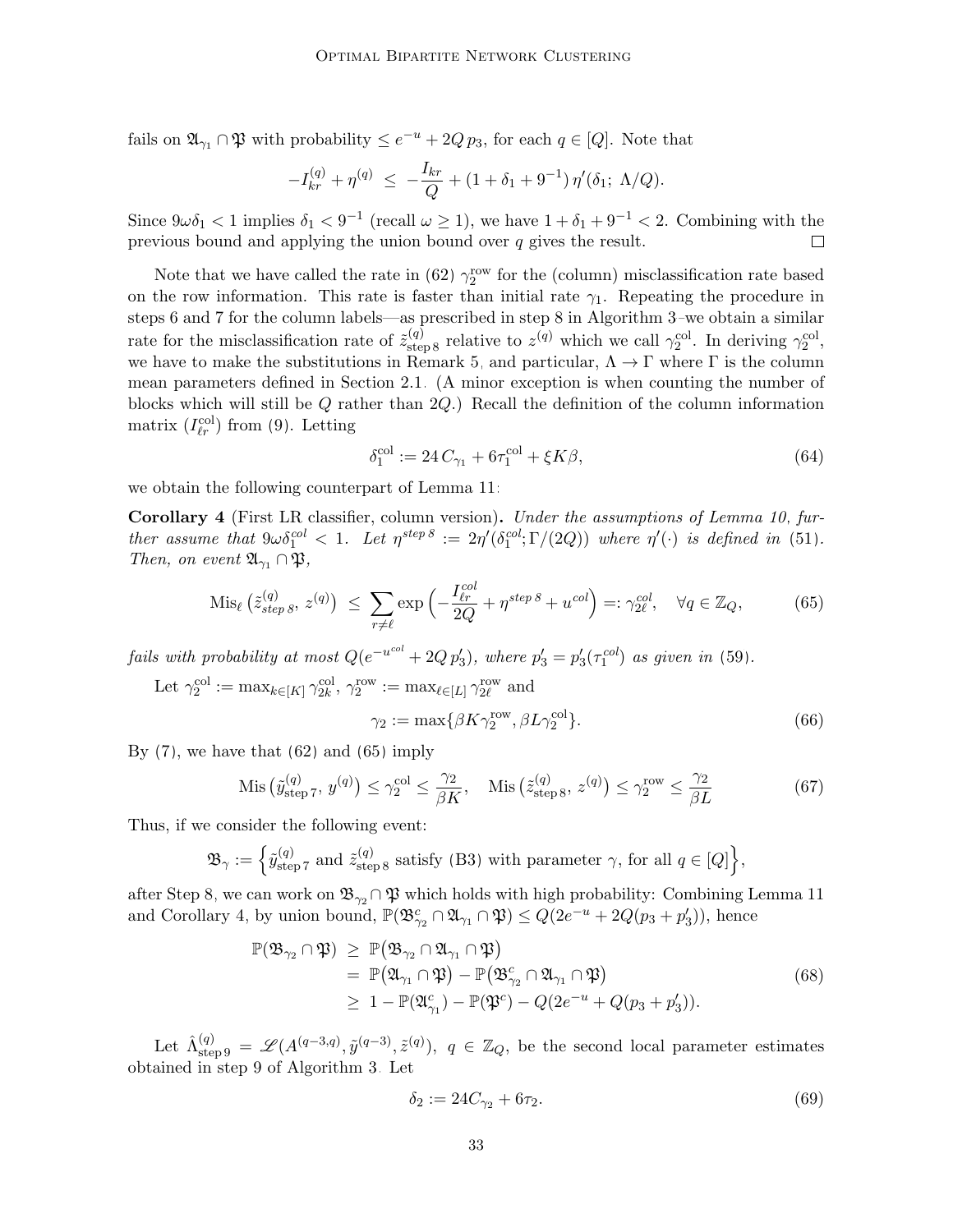fails on $\mathfrak{A}_{\gamma_1} \cap \mathfrak{P}$ with probability $\le e^{-u} + 2Q\, p_3$, for each $q \in [Q]$. Note that

$$-I_{kr}^{(q)} + \eta^{(q)} \;\le\; -\frac{I_{kr}}{Q} + (1 + \delta_1 + 9^{-1})\, \eta'(\delta_1;\; \Lambda/Q).$$

Since $9\omega\delta_1 < 1$ implies $\delta_1 < 9^{-1}$ (recall $\omega \ge 1$), we have $1 + \delta_1 + 9^{-1} < 2$. Combining with the previous bound and applying the union bound over $q$ gives the result. $\square$

Note that we have called the rate in (62) $\gamma_2^{\text{row}}$ for the (column) misclassification rate based on the row information. This rate is faster than initial rate $\gamma_1$. Repeating the procedure in steps 6 and 7 for the column labels—as prescribed in step 8 in Algorithm 3–we obtain a similar rate for the misclassification rate of $\tilde{z}^{(q)}_{\text{step 8}}$ relative to $z^{(q)}$ which we call $\gamma_2^{\text{col}}$. In deriving $\gamma_2^{\text{col}}$, we have to make the substitutions in Remark 5, and particular, $\Lambda \to \Gamma$ where $\Gamma$ is the column mean parameters defined in Section 2.1. (A minor exception is when counting the number of blocks which will still be $Q$ rather than $2Q$.) Recall the definition of the column information matrix $(I^{\text{col}}_{\ell r})$ from (9). Letting

$$\delta_1^{\text{col}} := 24\, C_{\gamma_1} + 6\tau_1^{\text{col}} + \xi K\beta, \tag{64}$$

we obtain the following counterpart of Lemma 11:

**Corollary 4** (First LR classifier, column version)**.** *Under the assumptions of Lemma 10, further assume that $9\omega\delta_1^{col} < 1$. Let $\eta^{step\, 8} := 2\eta'(\delta_1^{col}; \Gamma/(2Q))$ where $\eta'(\cdot)$ is defined in (51). Then, on event $\mathfrak{A}_{\gamma_1} \cap \mathfrak{P}$,*

$$\operatorname{Mis}_\ell\big(\tilde{z}^{(q)}_{step\, 8},\, z^{(q)}\big) \;\le\; \sum_{r \ne \ell} \exp\Big(-\frac{I^{col}_{\ell r}}{2Q} + \eta^{step\, 8} + u^{col}\Big) =: \gamma^{col}_{2\ell}, \quad \forall q \in \mathbb{Z}_Q, \tag{65}$$

*fails with probability at most $Q(e^{-u^{col}} + 2Q\, p_3')$, where $p_3' = p_3'(\tau_1^{col})$ as given in (59).*

Let $\gamma_2^{\text{col}} := \max_{k \in [K]} \gamma_{2k}^{\text{col}}$, $\gamma_2^{\text{row}} := \max_{\ell \in [L]} \gamma_{2\ell}^{\text{row}}$ and

$$\gamma_2 := \max\{\beta K \gamma_2^{\text{row}}, \beta L \gamma_2^{\text{col}}\}. \tag{66}$$

By (7), we have that (62) and (65) imply

$$\operatorname{Mis}\big(\tilde{y}^{(q)}_{\text{step 7}},\, y^{(q)}\big) \le \gamma_2^{\text{col}} \le \frac{\gamma_2}{\beta K}, \quad \operatorname{Mis}\big(\tilde{z}^{(q)}_{\text{step 8}},\, z^{(q)}\big) \le \gamma_2^{\text{row}} \le \frac{\gamma_2}{\beta L} \tag{67}$$

Thus, if we consider the following event:

$$\mathfrak{B}_\gamma := \Big\{\tilde{y}^{(q)}_{\text{step 7}} \text{ and } \tilde{z}^{(q)}_{\text{step 8}} \text{ satisfy (B3) with parameter } \gamma, \text{ for all } q \in [Q]\Big\},$$

after Step 8, we can work on $\mathfrak{B}_{\gamma_2} \cap \mathfrak{P}$ which holds with high probability: Combining Lemma 11 and Corollary 4, by union bound, $\mathbb{P}(\mathfrak{B}^c_{\gamma_2} \cap \mathfrak{A}_{\gamma_1} \cap \mathfrak{P}) \le Q(2e^{-u} + 2Q(p_3 + p_3'))$, hence

$$\begin{aligned}
\mathbb{P}(\mathfrak{B}_{\gamma_2} \cap \mathfrak{P}) \;&\ge\; \mathbb{P}\big(\mathfrak{B}_{\gamma_2} \cap \mathfrak{A}_{\gamma_1} \cap \mathfrak{P}\big) \\
&=\; \mathbb{P}\big(\mathfrak{A}_{\gamma_1} \cap \mathfrak{P}\big) - \mathbb{P}\big(\mathfrak{B}^c_{\gamma_2} \cap \mathfrak{A}_{\gamma_1} \cap \mathfrak{P}\big) \\
&\ge\; 1 - \mathbb{P}(\mathfrak{A}^c_{\gamma_1}) - \mathbb{P}(\mathfrak{P}^c) - Q(2e^{-u} + Q(p_3 + p_3')).
\end{aligned} \tag{68}$$

Let $\hat{\Lambda}^{(q)}_{\text{step 9}} = \mathscr{L}(A^{(q-3,q)}, \tilde{y}^{(q-3)}, \tilde{z}^{(q)})$, $q \in \mathbb{Z}_Q$, be the second local parameter estimates obtained in step 9 of Algorithm 3. Let

$$\delta_2 := 24 C_{\gamma_2} + 6\tau_2. \tag{69}$$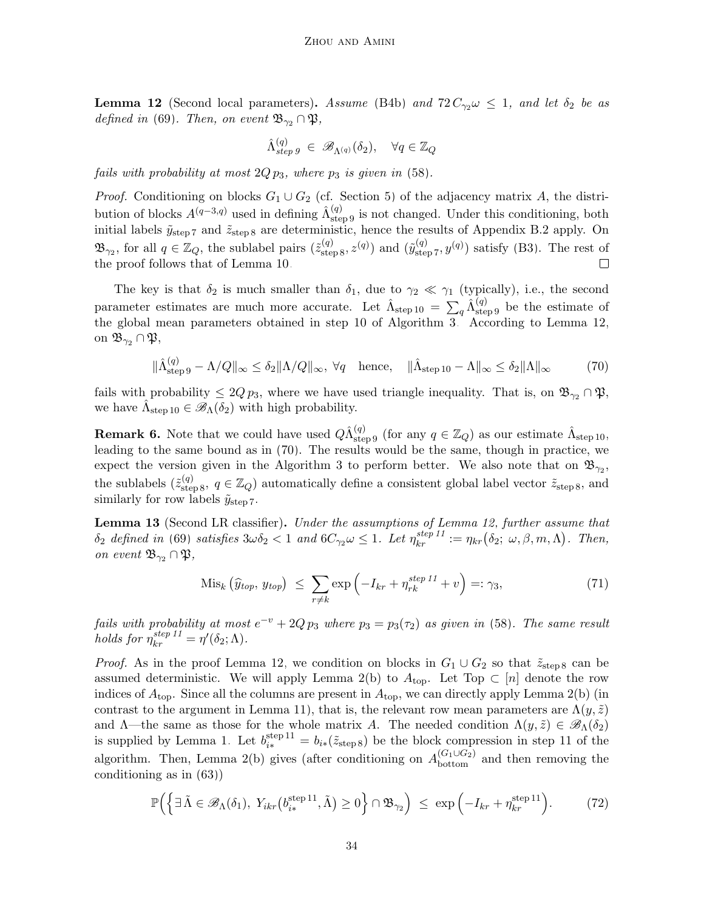**Lemma 12** (Second local parameters)**.** *Assume* (B4b) *and* $72\, C_{\gamma_2}\omega \le 1$*, and let* $\delta_2$ *be as defined in* (69)*. Then, on event* $\mathfrak{B}_{\gamma_2} \cap \mathfrak{P}$,

$$\hat{\Lambda}^{(q)}_{step\ 9} \in \mathscr{B}_{\Lambda^{(q)}}(\delta_2), \quad \forall q \in \mathbb{Z}_Q$$

*fails with probability at most* $2Q\, p_3$*, where* $p_3$ *is given in* (58)*.*

*Proof.* Conditioning on blocks $G_1 \cup G_2$ (cf. Section 5) of the adjacency matrix $A$, the distribution of blocks $A^{(q-3,q)}$ used in defining $\hat{\Lambda}^{(q)}_{\text{step 9}}$ is not changed. Under this conditioning, both initial labels $\tilde{y}_{\text{step 7}}$ and $\tilde{z}_{\text{step 8}}$ are deterministic, hence the results of Appendix B.2 apply. On $\mathfrak{B}_{\gamma_2}$, for all $q \in \mathbb{Z}_Q$, the sublabel pairs $(\tilde{z}^{(q)}_{\text{step 8}}, z^{(q)})$ and $(\tilde{y}^{(q)}_{\text{step 7}}, y^{(q)})$ satisfy (B3). The rest of the proof follows that of Lemma 10. □

The key is that $\delta_2$ is much smaller than $\delta_1$, due to $\gamma_2 \ll \gamma_1$ (typically), i.e., the second parameter estimates are much more accurate. Let $\hat{\Lambda}_{\text{step 10}} = \sum_q \hat{\Lambda}^{(q)}_{\text{step 9}}$ be the estimate of the global mean parameters obtained in step 10 of Algorithm 3. According to Lemma 12, on $\mathfrak{B}_{\gamma_2} \cap \mathfrak{P}$,

$$\|\hat{\Lambda}^{(q)}_{\text{step 9}} - \Lambda/Q\|_\infty \le \delta_2 \|\Lambda/Q\|_\infty, \ \forall q \quad \text{hence,} \quad \|\hat{\Lambda}_{\text{step 10}} - \Lambda\|_\infty \le \delta_2 \|\Lambda\|_\infty \tag{70}$$

fails with probability $\le 2Q\, p_3$, where we have used triangle inequality. That is, on $\mathfrak{B}_{\gamma_2} \cap \mathfrak{P}$, we have $\hat{\Lambda}_{\text{step 10}} \in \mathscr{B}_\Lambda(\delta_2)$ with high probability.

**Remark 6.** Note that we could have used $Q\hat{\Lambda}^{(q)}_{\text{step 9}}$ (for any $q \in \mathbb{Z}_Q$) as our estimate $\hat{\Lambda}_{\text{step 10}}$, leading to the same bound as in (70). The results would be the same, though in practice, we expect the version given in the Algorithm 3 to perform better. We also note that on $\mathfrak{B}_{\gamma_2}$, the sublabels $(\tilde{z}^{(q)}_{\text{step 8}}, q \in \mathbb{Z}_Q)$ automatically define a consistent global label vector $\tilde{z}_{\text{step 8}}$, and similarly for row labels $\tilde{y}_{\text{step 7}}$.

**Lemma 13** (Second LR classifier)**.** *Under the assumptions of Lemma 12, further assume that* $\delta_2$ *defined in* (69) *satisfies* $3\omega\delta_2 < 1$ *and* $6C_{\gamma_2}\omega \le 1$*. Let* $\eta^{step\ 11}_{kr} := \eta_{kr}\big(\delta_2;\ \omega, \beta, m, \Lambda\big)$*. Then, on event* $\mathfrak{B}_{\gamma_2} \cap \mathfrak{P}$,

$$\operatorname{Mis}_k\big(\widehat{y}_{top},\, y_{top}\big) \ \le\ \sum_{r \ne k} \exp\Big(-I_{kr} + \eta^{step\ 11}_{rk} + v\Big) =: \gamma_3, \tag{71}$$

*fails with probability at most* $e^{-v} + 2Q\, p_3$ *where* $p_3 = p_3(\tau_2)$ *as given in* (58)*. The same result holds for* $\eta^{step\ 11}_{kr} = \eta'(\delta_2; \Lambda)$*.*

*Proof.* As in the proof Lemma 12, we condition on blocks in $G_1 \cup G_2$ so that $\tilde{z}_{\text{step 8}}$ can be assumed deterministic. We will apply Lemma 2(b) to $A_{\text{top}}$. Let $\text{Top} \subset [n]$ denote the row indices of $A_{\text{top}}$. Since all the columns are present in $A_{\text{top}}$, we can directly apply Lemma 2(b) (in contrast to the argument in Lemma 11), that is, the relevant row mean parameters are $\Lambda(y, \tilde{z})$ and $\Lambda$—the same as those for the whole matrix $A$. The needed condition $\Lambda(y, \tilde{z}) \in \mathscr{B}_\Lambda(\delta_2)$ is supplied by Lemma 1. Let $b^{\text{step 11}}_{i*} = b_{i*}(\tilde{z}_{\text{step 8}})$ be the block compression in step 11 of the algorithm. Then, Lemma 2(b) gives (after conditioning on $A^{(G_1 \cup G_2)}_{\text{bottom}}$ and then removing the conditioning as in (63))

$$\mathbb{P}\Big(\Big\{\exists\, \tilde{\Lambda} \in \mathscr{B}_\Lambda(\delta_1),\ Y_{ikr}\big(b^{\text{step 11}}_{i*}, \tilde{\Lambda}\big) \ge 0\Big\} \cap \mathfrak{B}_{\gamma_2}\Big) \ \le\ \exp\Big(-I_{kr} + \eta^{\text{step 11}}_{kr}\Big). \tag{72}$$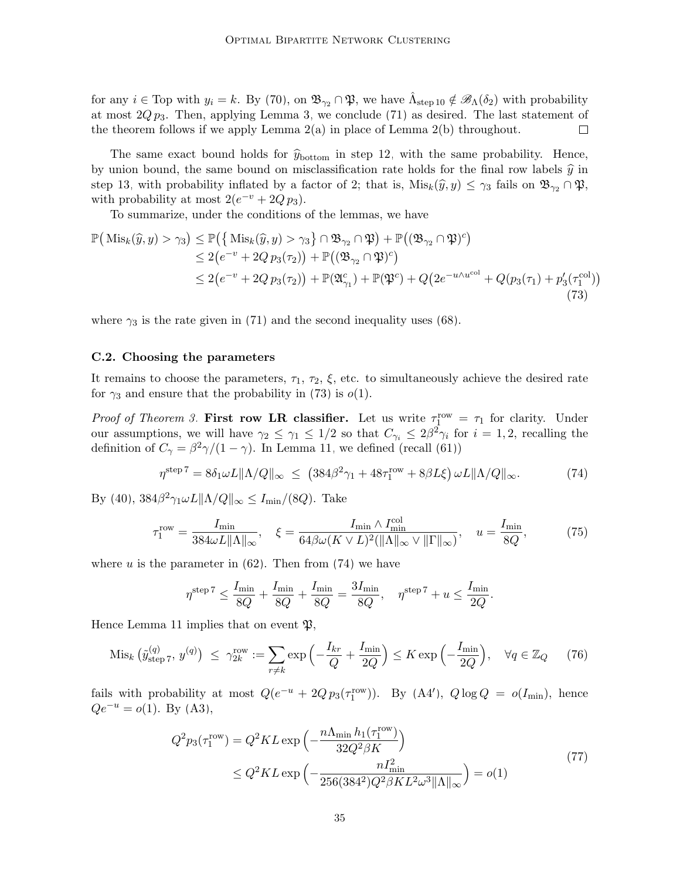for any $i \in \text{Top}$ with $y_i = k$. By (70), on $\mathfrak{B}_{\gamma_2} \cap \mathfrak{P}$, we have $\hat{\Lambda}_{\text{step}\,10} \notin \mathscr{B}_\Lambda(\delta_2)$ with probability at most $2Q\, p_3$. Then, applying Lemma 3, we conclude (71) as desired. The last statement of the theorem follows if we apply Lemma 2(a) in place of Lemma 2(b) throughout. $\square$

The same exact bound holds for $\widehat{y}_{\text{bottom}}$ in step 12, with the same probability. Hence, by union bound, the same bound on misclassification rate holds for the final row labels $\widehat{y}$ in step 13, with probability inflated by a factor of 2; that is, $\text{Mis}_k(\widehat{y}, y) \le \gamma_3$ fails on $\mathfrak{B}_{\gamma_2} \cap \mathfrak{P}$, with probability at most $2(e^{-v} + 2Q\, p_3)$.

To summarize, under the conditions of the lemmas, we have

$$
\begin{aligned}
\mathbb{P}\big(\text{Mis}_k(\widehat{y}, y) > \gamma_3\big) &\le \mathbb{P}\big(\{\text{Mis}_k(\widehat{y}, y) > \gamma_3\} \cap \mathfrak{B}_{\gamma_2} \cap \mathfrak{P}\big) + \mathbb{P}\big((\mathfrak{B}_{\gamma_2} \cap \mathfrak{P})^c\big) \\
&\le 2\big(e^{-v} + 2Q\, p_3(\tau_2)\big) + \mathbb{P}\big((\mathfrak{B}_{\gamma_2} \cap \mathfrak{P})^c\big) \\
&\le 2\big(e^{-v} + 2Q\, p_3(\tau_2)\big) + \mathbb{P}(\mathfrak{A}_{\gamma_1}^c) + \mathbb{P}(\mathfrak{P}^c) + Q\big(2e^{-u \wedge u^{\text{col}}} + Q(p_3(\tau_1) + p_3'(\tau_1^{\text{col}})\big)
\end{aligned}
\tag{73}
$$

where $\gamma_3$ is the rate given in (71) and the second inequality uses (68).

### C.2. Choosing the parameters

It remains to choose the parameters, $\tau_1$, $\tau_2$, $\xi$, etc. to simultaneously achieve the desired rate for $\gamma_3$ and ensure that the probability in (73) is $o(1)$.

*Proof of Theorem 3.* **First row LR classifier.** Let us write $\tau_1^{\text{row}} = \tau_1$ for clarity. Under our assumptions, we will have $\gamma_2 \le \gamma_1 \le 1/2$ so that $C_{\gamma_i} \le 2\beta^2 \gamma_i$ for $i = 1, 2$, recalling the definition of $C_\gamma = \beta^2\gamma/(1-\gamma)$. In Lemma 11, we defined (recall (61))

$$
\eta^{\text{step}\,7} = 8\delta_1 \omega L \|\Lambda/Q\|_\infty \;\le\; \big(384\beta^2\gamma_1 + 48\tau_1^{\text{row}} + 8\beta L\xi\big)\,\omega L \|\Lambda/Q\|_\infty. \tag{74}
$$

By (40), $384\beta^2\gamma_1\omega L\|\Lambda/Q\|_\infty \le I_{\min}/(8Q)$. Take

$$
\tau_1^{\text{row}} = \frac{I_{\min}}{384\omega L\|\Lambda\|_\infty}, \quad \xi = \frac{I_{\min} \wedge I_{\min}^{\text{col}}}{64\beta\omega(K \vee L)^2(\|\Lambda\|_\infty \vee \|\Gamma\|_\infty)}, \quad u = \frac{I_{\min}}{8Q}, \tag{75}
$$

where $u$ is the parameter in (62). Then from (74) we have

$$
\eta^{\text{step}\,7} \le \frac{I_{\min}}{8Q} + \frac{I_{\min}}{8Q} + \frac{I_{\min}}{8Q} = \frac{3I_{\min}}{8Q}, \quad \eta^{\text{step}\,7} + u \le \frac{I_{\min}}{2Q}.
$$

Hence Lemma 11 implies that on event $\mathfrak{P}$,

$$
\text{Mis}_k\big(\tilde{y}^{(q)}_{\text{step}\,7}, y^{(q)}\big) \;\le\; \gamma_{2k}^{\text{row}} := \sum_{r \ne k} \exp\Big(-\frac{I_{kr}}{Q} + \frac{I_{\min}}{2Q}\Big) \le K\exp\Big(-\frac{I_{\min}}{2Q}\Big), \quad \forall q \in \mathbb{Z}_Q \tag{76}
$$

fails with probability at most $Q(e^{-u} + 2Q\, p_3(\tau_1^{\text{row}}))$. By (A4$'$), $Q\log Q = o(I_{\min})$, hence $Qe^{-u} = o(1)$. By (A3),

$$
\begin{aligned}
Q^2 p_3(\tau_1^{\text{row}}) &= Q^2 KL \exp\Big(-\frac{n\Lambda_{\min}\, h_1(\tau_1^{\text{row}})}{32Q^2\beta K}\Big) \\
&\le Q^2 KL \exp\Big(-\frac{nI_{\min}^2}{256(384^2)Q^2\beta KL^2\omega^3\|\Lambda\|_\infty}\Big) = o(1)
\end{aligned}
\tag{77}
$$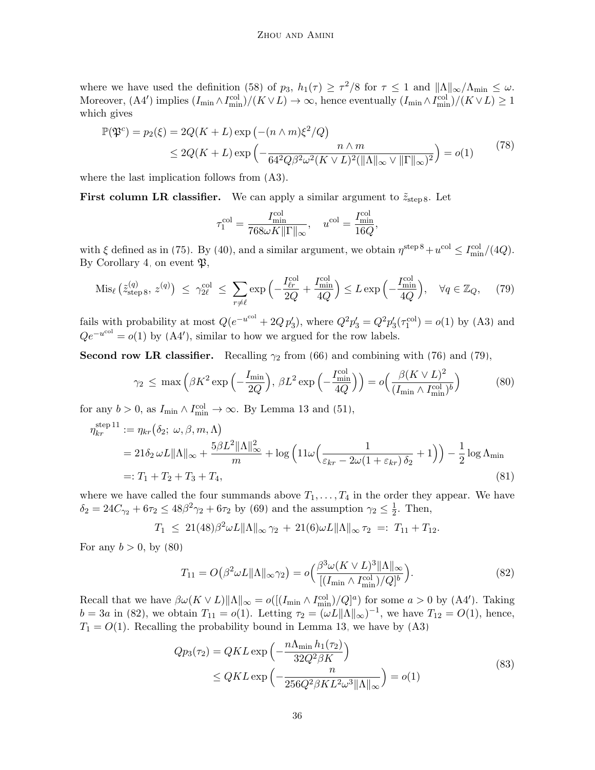where we have used the definition (58) of $p_3$, $h_1(\tau) \geq \tau^2/8$ for $\tau \leq 1$ and $\|\Lambda\|_\infty/\Lambda_{\min} \leq \omega$. Moreover, (A4′) implies $(I_{\min} \wedge I_{\min}^{\text{col}})/(K \vee L) \to \infty$, hence eventually $(I_{\min} \wedge I_{\min}^{\text{col}})/(K \vee L) \geq 1$ which gives

$$
\begin{aligned}
\mathbb{P}(\mathfrak{P}^c) = p_2(\xi) &= 2Q(K+L)\exp\left(-(n \wedge m)\xi^2/Q\right) \\
&\leq 2Q(K+L)\exp\Big(-\frac{n \wedge m}{64^2 Q\beta^2\omega^2(K \vee L)^2(\|\Lambda\|_\infty \vee \|\Gamma\|_\infty)^2}\Big) = o(1)
\end{aligned}
\tag{78}
$$

where the last implication follows from (A3).

**First column LR classifier.** We can apply a similar argument to $\tilde{z}_{\text{step 8}}$. Let

$$
\tau_1^{\text{col}} = \frac{I_{\min}^{\text{col}}}{768\omega K\|\Gamma\|_\infty}, \quad u^{\text{col}} = \frac{I_{\min}^{\text{col}}}{16Q},
$$

with $\xi$ defined as in (75). By (40), and a similar argument, we obtain $\eta^{\text{step 8}} + u^{\text{col}} \leq I_{\min}^{\text{col}}/(4Q)$. By Corollary 4, on event $\mathfrak{P}$,

$$
\text{Mis}_\ell\left(\tilde{z}_{\text{step 8}}^{(q)}, z^{(q)}\right) \;\leq\; \gamma_{2\ell}^{\text{col}} \;\leq\; \sum_{r \neq \ell}\exp\Big(-\frac{I_{\ell r}^{\text{col}}}{2Q} + \frac{I_{\min}^{\text{col}}}{4Q}\Big) \leq L\exp\Big(-\frac{I_{\min}^{\text{col}}}{4Q}\Big), \quad \forall q \in \mathbb{Z}_Q, \tag{79}
$$

fails with probability at most $Q(e^{-u^{\text{col}}} + 2Q\,p_3')$, where $Q^2 p_3' = Q^2 p_3'(\tau_1^{\text{col}}) = o(1)$ by (A3) and $Qe^{-u^{\text{col}}} = o(1)$ by (A4′), similar to how we argued for the row labels.

**Second row LR classifier.** Recalling $\gamma_2$ from (66) and combining with (76) and (79),

$$
\gamma_2 \;\leq\; \max\Big(\beta K^2\exp\Big(-\frac{I_{\min}}{2Q}\Big),\, \beta L^2\exp\Big(-\frac{I_{\min}^{\text{col}}}{4Q}\Big)\Big) = o\Big(\frac{\beta(K \vee L)^2}{(I_{\min} \wedge I_{\min}^{\text{col}})^b}\Big) \tag{80}
$$

for any $b > 0$, as $I_{\min} \wedge I_{\min}^{\text{col}} \to \infty$. By Lemma 13 and (51),

$$
\begin{aligned}
\eta_{kr}^{\text{step 11}} &:= \eta_{kr}\big(\delta_2;\, \omega, \beta, m, \Lambda\big) \\
&= 21\delta_2\,\omega L\|\Lambda\|_\infty + \frac{5\beta L^2\|\Lambda\|_\infty^2}{m} + \log\Big(11\omega\Big(\frac{1}{\varepsilon_{kr} - 2\omega(1+\varepsilon_{kr})\,\delta_2} + 1\Big)\Big) - \frac{1}{2}\log\Lambda_{\min} \\
&=: T_1 + T_2 + T_3 + T_4,
\end{aligned}
\tag{81}
$$

where we have called the four summands above $T_1, \ldots, T_4$ in the order they appear. We have $\delta_2 = 24C_{\gamma_2} + 6\tau_2 \leq 48\beta^2\gamma_2 + 6\tau_2$ by (69) and the assumption $\gamma_2 \leq \frac{1}{2}$. Then,

$$
T_1 \;\leq\; 21(48)\beta^2\omega L\|\Lambda\|_\infty\,\gamma_2 \;+\; 21(6)\omega L\|\Lambda\|_\infty\,\tau_2 \;=:\; T_{11} + T_{12}.
$$

For any $b > 0$, by (80)

$$
T_{11} = O\big(\beta^2\omega L\|\Lambda\|_\infty\gamma_2\big) = o\Big(\frac{\beta^3\omega(K \vee L)^3\|\Lambda\|_\infty}{[(I_{\min} \wedge I_{\min}^{\text{col}})/Q]^b}\Big). \tag{82}
$$

Recall that we have $\beta\omega(K \vee L)\|\Lambda\|_\infty = o([(I_{\min} \wedge I_{\min}^{\text{col}})/Q]^a)$ for some $a > 0$ by (A4′). Taking $b = 3a$ in (82), we obtain $T_{11} = o(1)$. Letting $\tau_2 = (\omega L\|\Lambda\|_\infty)^{-1}$, we have $T_{12} = O(1)$, hence, $T_1 = O(1)$. Recalling the probability bound in Lemma 13, we have by (A3)

$$
\begin{aligned}
Qp_3(\tau_2) &= QKL\exp\Big(-\frac{n\Lambda_{\min}\,h_1(\tau_2)}{32Q^2\beta K}\Big) \\
&\leq QKL\exp\Big(-\frac{n}{256Q^2\beta KL^2\omega^3\|\Lambda\|_\infty}\Big) = o(1)
\end{aligned}
\tag{83}
$$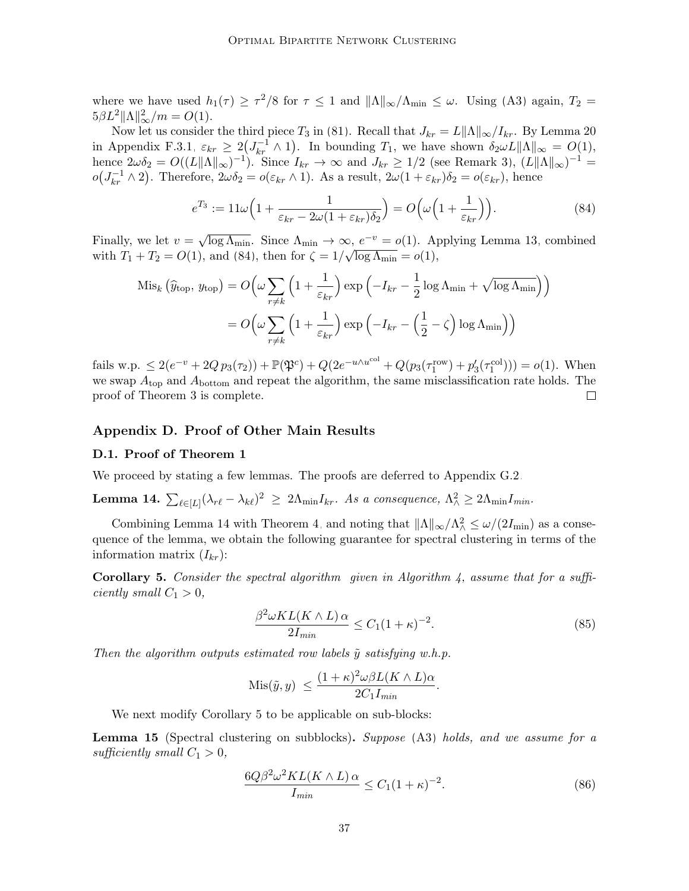where we have used $h_1(\tau) \geq \tau^2/8$ for $\tau \leq 1$ and $\|\Lambda\|_\infty/\Lambda_{\min} \leq \omega$. Using (A3) again, $T_2 = 5\beta L^2\|\Lambda\|_\infty^2/m = O(1)$.

Now let us consider the third piece $T_3$ in (81). Recall that $J_{kr} = L\|\Lambda\|_\infty/I_{kr}$. By Lemma 20 in Appendix F.3.1, $\varepsilon_{kr} \geq 2\big(J_{kr}^{-1} \wedge 1\big)$. In bounding $T_1$, we have shown $\delta_2\omega L\|\Lambda\|_\infty = O(1)$, hence $2\omega\delta_2 = O((L\|\Lambda\|_\infty)^{-1})$. Since $I_{kr} \to \infty$ and $J_{kr} \geq 1/2$ (see Remark 3), $(L\|\Lambda\|_\infty)^{-1} = o\big(J_{kr}^{-1} \wedge 2\big)$. Therefore, $2\omega\delta_2 = o(\varepsilon_{kr} \wedge 1)$. As a result, $2\omega(1+\varepsilon_{kr})\delta_2 = o(\varepsilon_{kr})$, hence

$$e^{T_3} := 11\omega\Big(1 + \frac{1}{\varepsilon_{kr} - 2\omega(1+\varepsilon_{kr})\delta_2}\Big) = O\Big(\omega\Big(1 + \frac{1}{\varepsilon_{kr}}\Big)\Big). \tag{84}$$

Finally, we let $v = \sqrt{\log \Lambda_{\min}}$. Since $\Lambda_{\min} \to \infty$, $e^{-v} = o(1)$. Applying Lemma 13, combined with $T_1 + T_2 = O(1)$, and (84), then for $\zeta = 1/\sqrt{\log \Lambda_{\min}} = o(1)$,

$$\begin{aligned}
\mathrm{Mis}_k\left(\widehat{y}_{\mathrm{top}},\, y_{\mathrm{top}}\right) &= O\Big(\omega \sum_{r \neq k}\Big(1 + \frac{1}{\varepsilon_{kr}}\Big)\exp\Big(-I_{kr} - \frac{1}{2}\log\Lambda_{\min} + \sqrt{\log \Lambda_{\min}}\Big)\Big) \\
&= O\Big(\omega \sum_{r \neq k}\Big(1 + \frac{1}{\varepsilon_{kr}}\Big)\exp\Big(-I_{kr} - \Big(\frac{1}{2} - \zeta\Big)\log\Lambda_{\min}\Big)\Big)
\end{aligned}$$

fails w.p. $\leq 2(e^{-v} + 2Q\, p_3(\tau_2)) + \mathbb{P}(\mathfrak{P}^c) + Q(2e^{-u \wedge u^{\mathrm{col}}} + Q(p_3(\tau_1^{\mathrm{row}}) + p_3'(\tau_1^{\mathrm{col}}))) = o(1)$. When we swap $A_{\mathrm{top}}$ and $A_{\mathrm{bottom}}$ and repeat the algorithm, the same misclassification rate holds. The proof of Theorem 3 is complete. $\square$

## Appendix D. Proof of Other Main Results

### D.1. Proof of Theorem 1

We proceed by stating a few lemmas. The proofs are deferred to Appendix G.2.

**Lemma 14.** *$\sum_{\ell\in[L]}(\lambda_{r\ell} - \lambda_{k\ell})^2 \;\geq\; 2\Lambda_{\min} I_{kr}$. As a consequence, $\Lambda_\wedge^2 \geq 2\Lambda_{\min} I_{min}$.*

Combining Lemma 14 with Theorem 4, and noting that $\|\Lambda\|_\infty/\Lambda_\wedge^2 \leq \omega/(2I_{\min})$ as a consequence of the lemma, we obtain the following guarantee for spectral clustering in terms of the information matrix $(I_{kr})$:

**Corollary 5.** *Consider the spectral algorithm given in Algorithm 4, assume that for a sufficiently small $C_1 > 0$,*

$$\frac{\beta^2\omega K L (K\wedge L)\,\alpha}{2I_{min}} \leq C_1(1+\kappa)^{-2}. \tag{85}$$

*Then the algorithm outputs estimated row labels $\tilde{y}$ satisfying w.h.p.*

$$\mathrm{Mis}(\tilde{y}, y) \;\leq \frac{(1+\kappa)^2\omega\beta L(K\wedge L)\alpha}{2C_1 I_{min}}.$$

We next modify Corollary 5 to be applicable on sub-blocks:

**Lemma 15** (Spectral clustering on subblocks)**.** *Suppose* (A3) *holds, and we assume for a sufficiently small $C_1 > 0$,*

$$\frac{6Q\beta^2\omega^2 K L (K\wedge L)\,\alpha}{I_{min}} \leq C_1(1+\kappa)^{-2}. \tag{86}$$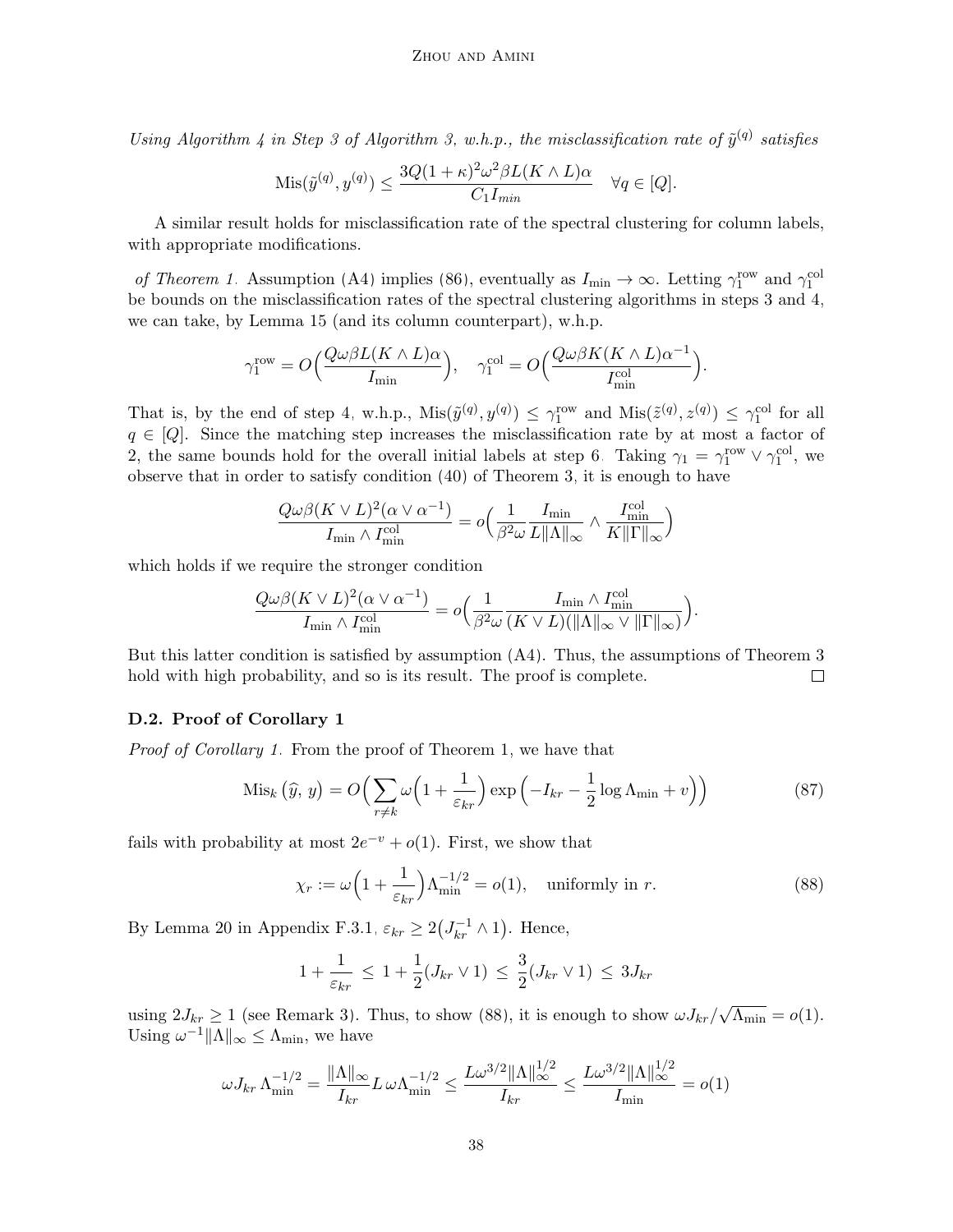*Using Algorithm 4 in Step 3 of Algorithm 3, w.h.p., the misclassification rate of $\tilde{y}^{(q)}$ satisfies*

$$\mathrm{Mis}(\tilde{y}^{(q)}, y^{(q)}) \le \frac{3Q(1+\kappa)^2\omega^2\beta L(K \wedge L)\alpha}{C_1 I_{min}} \quad \forall q \in [Q].$$

A similar result holds for misclassification rate of the spectral clustering for column labels, with appropriate modifications.

*of Theorem 1.* Assumption (A4) implies (86), eventually as $I_{\min} \to \infty$. Letting $\gamma_1^{\mathrm{row}}$ and $\gamma_1^{\mathrm{col}}$ be bounds on the misclassification rates of the spectral clustering algorithms in steps 3 and 4, we can take, by Lemma 15 (and its column counterpart), w.h.p.

$$\gamma_1^{\mathrm{row}} = O\Big(\frac{Q\omega\beta L(K\wedge L)\alpha}{I_{\min}}\Big), \quad \gamma_1^{\mathrm{col}} = O\Big(\frac{Q\omega\beta K(K\wedge L)\alpha^{-1}}{I_{\min}^{\mathrm{col}}}\Big).$$

That is, by the end of step 4, w.h.p., $\mathrm{Mis}(\tilde{y}^{(q)}, y^{(q)}) \le \gamma_1^{\mathrm{row}}$ and $\mathrm{Mis}(\tilde{z}^{(q)}, z^{(q)}) \le \gamma_1^{\mathrm{col}}$ for all $q \in [Q]$. Since the matching step increases the misclassification rate by at most a factor of 2, the same bounds hold for the overall initial labels at step 6. Taking $\gamma_1 = \gamma_1^{\mathrm{row}} \vee \gamma_1^{\mathrm{col}}$, we observe that in order to satisfy condition (40) of Theorem 3, it is enough to have

$$\frac{Q\omega\beta(K\vee L)^2(\alpha\vee\alpha^{-1})}{I_{\min}\wedge I_{\min}^{\mathrm{col}}} = o\Big(\frac{1}{\beta^2\omega}\frac{I_{\min}}{L\|\Lambda\|_\infty} \wedge \frac{I_{\min}^{\mathrm{col}}}{K\|\Gamma\|_\infty}\Big)$$

which holds if we require the stronger condition

$$\frac{Q\omega\beta(K\vee L)^2(\alpha\vee\alpha^{-1})}{I_{\min}\wedge I_{\min}^{\mathrm{col}}} = o\Big(\frac{1}{\beta^2\omega}\frac{I_{\min}\wedge I_{\min}^{\mathrm{col}}}{(K\vee L)(\|\Lambda\|_\infty \vee \|\Gamma\|_\infty)}\Big).$$

But this latter condition is satisfied by assumption (A4). Thus, the assumptions of Theorem 3 hold with high probability, and so is its result. The proof is complete. $\square$

### D.2. Proof of Corollary 1

*Proof of Corollary 1.* From the proof of Theorem 1, we have that

$$\mathrm{Mis}_k\left(\widehat{y},\, y\right) = O\Big(\sum_{r\neq k}\omega\Big(1+\frac{1}{\varepsilon_{kr}}\Big)\exp\Big(-I_{kr} - \frac{1}{2}\log\Lambda_{\min} + v\Big)\Big) \tag{87}$$

fails with probability at most $2e^{-v} + o(1)$. First, we show that

$$\chi_r := \omega\Big(1+\frac{1}{\varepsilon_{kr}}\Big)\Lambda_{\min}^{-1/2} = o(1), \quad \text{uniformly in } r. \tag{88}$$

By Lemma 20 in Appendix F.3.1, $\varepsilon_{kr} \ge 2\big(J_{kr}^{-1} \wedge 1\big)$. Hence,

$$1 + \frac{1}{\varepsilon_{kr}} \;\le\; 1 + \frac{1}{2}(J_{kr}\vee 1) \;\le\; \frac{3}{2}(J_{kr}\vee 1) \;\le\; 3J_{kr}$$

using $2J_{kr} \ge 1$ (see Remark 3). Thus, to show (88), it is enough to show $\omega J_{kr}/\sqrt{\Lambda_{\min}} = o(1)$. Using $\omega^{-1}\|\Lambda\|_\infty \le \Lambda_{\min}$, we have

$$\omega J_{kr}\,\Lambda_{\min}^{-1/2} = \frac{\|\Lambda\|_\infty}{I_{kr}}L\,\omega\Lambda_{\min}^{-1/2} \le \frac{L\omega^{3/2}\|\Lambda\|_\infty^{1/2}}{I_{kr}} \le \frac{L\omega^{3/2}\|\Lambda\|_\infty^{1/2}}{I_{\min}} = o(1)$$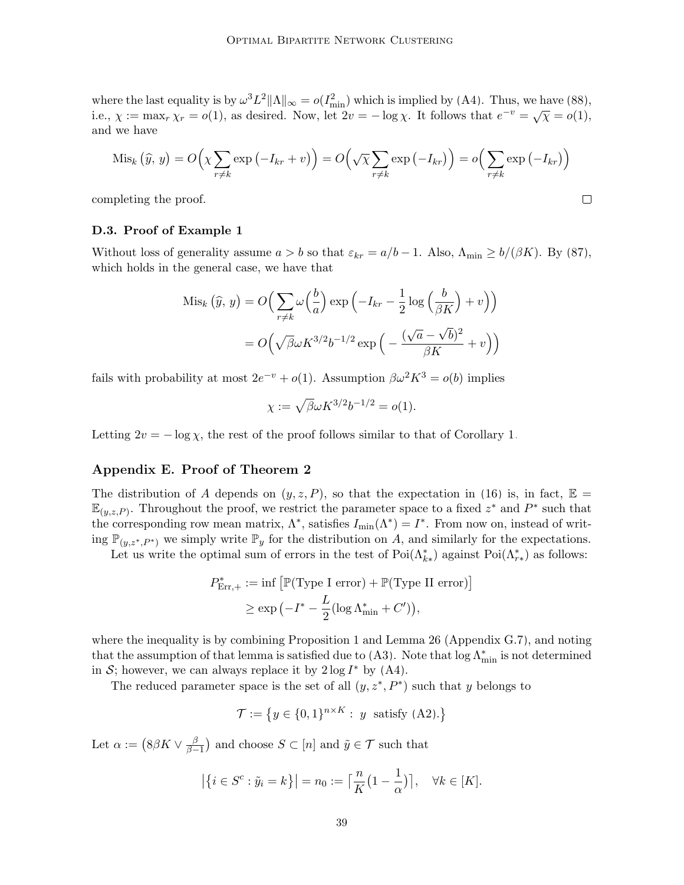where the last equality is by $\omega^3 L^2 \|\Lambda\|_\infty = o(I_{\min}^2)$ which is implied by (A4). Thus, we have (88), i.e., $\chi := \max_r \chi_r = o(1)$, as desired. Now, let $2v = -\log \chi$. It follows that $e^{-v} = \sqrt{\chi} = o(1)$, and we have

$$\operatorname{Mis}_k(\widehat{y},\, y) = O\Big(\chi \sum_{r\neq k} \exp\big(-I_{kr} + v\big)\Big) = O\Big(\sqrt{\chi} \sum_{r\neq k} \exp\big(-I_{kr}\big)\Big) = o\Big(\sum_{r\neq k} \exp\big(-I_{kr}\big)\Big)$$

completing the proof. $\square$

### D.3. Proof of Example 1

Without loss of generality assume $a > b$ so that $\varepsilon_{kr} = a/b - 1$. Also, $\Lambda_{\min} \geq b/(\beta K)$. By (87), which holds in the general case, we have that

$$\begin{aligned}
\operatorname{Mis}_k(\widehat{y},\, y) &= O\Big(\sum_{r\neq k} \omega\Big(\frac{b}{a}\Big) \exp\Big(-I_{kr} - \frac{1}{2}\log\Big(\frac{b}{\beta K}\Big) + v\Big)\Big) \\
&= O\Big(\sqrt{\beta}\omega K^{3/2} b^{-1/2} \exp\Big(-\frac{(\sqrt{a}-\sqrt{b})^2}{\beta K} + v\Big)\Big)
\end{aligned}$$

fails with probability at most $2e^{-v} + o(1)$. Assumption $\beta\omega^2 K^3 = o(b)$ implies

$$\chi := \sqrt{\beta}\omega K^{3/2} b^{-1/2} = o(1).$$

Letting $2v = -\log\chi$, the rest of the proof follows similar to that of Corollary 1.

## Appendix E. Proof of Theorem 2

The distribution of $A$ depends on $(y, z, P)$, so that the expectation in (16) is, in fact, $\mathbb{E} = \mathbb{E}_{(y,z,P)}$. Throughout the proof, we restrict the parameter space to a fixed $z^*$ and $P^*$ such that the corresponding row mean matrix, $\Lambda^*$, satisfies $I_{\min}(\Lambda^*) = I^*$. From now on, instead of writing $\mathbb{P}_{(y,z^*,P^*)}$ we simply write $\mathbb{P}_y$ for the distribution on $A$, and similarly for the expectations.

Let us write the optimal sum of errors in the test of $\operatorname{Poi}(\Lambda_{k*}^*)$ against $\operatorname{Poi}(\Lambda_{r*}^*)$ as follows:

$$\begin{aligned}
P^*_{\text{Err},+} &:= \inf\big[\mathbb{P}(\text{Type I error}) + \mathbb{P}(\text{Type II error})\big] \\
&\geq \exp\big(-I^* - \frac{L}{2}(\log \Lambda^*_{\min} + C')\big),
\end{aligned}$$

where the inequality is by combining Proposition 1 and Lemma 26 (Appendix G.7), and noting that the assumption of that lemma is satisfied due to (A3). Note that $\log \Lambda^*_{\min}$ is not determined in $\mathcal{S}$; however, we can always replace it by $2\log I^*$ by (A4).

The reduced parameter space is the set of all $(y, z^*, P^*)$ such that $y$ belongs to

$$\mathcal{T} := \big\{y \in \{0,1\}^{n\times K} : \ y \ \text{ satisfy (A2).}\big\}$$

Let $\alpha := \big(8\beta K \vee \frac{\beta}{\beta - 1}\big)$ and choose $S \subset [n]$ and $\tilde{y} \in \mathcal{T}$ such that

$$\big|\big\{i \in S^c : \tilde{y}_i = k\big\}\big| = n_0 := \Big\lceil \frac{n}{K}\big(1 - \frac{1}{\alpha}\big)\Big\rceil, \quad \forall k \in [K].$$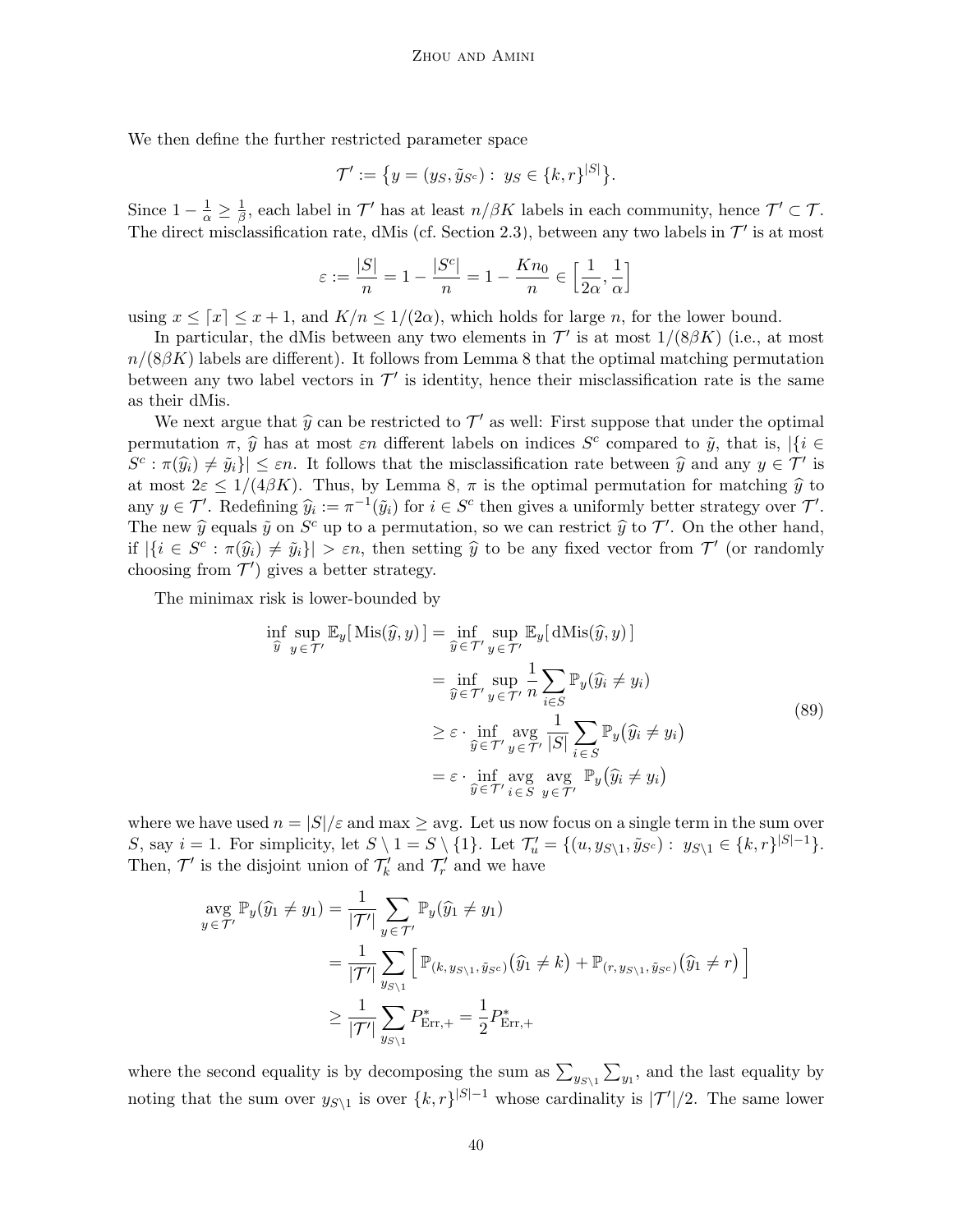We then define the further restricted parameter space

$$\mathcal{T}' := \big\{ y = (y_S, \tilde{y}_{S^c}) : \; y_S \in \{k, r\}^{|S|} \big\}.$$

Since $1 - \frac{1}{\alpha} \geq \frac{1}{\beta}$, each label in $\mathcal{T}'$ has at least $n/\beta K$ labels in each community, hence $\mathcal{T}' \subset \mathcal{T}$. The direct misclassification rate, dMis (cf. Section 2.3), between any two labels in $\mathcal{T}'$ is at most

$$\varepsilon := \frac{|S|}{n} = 1 - \frac{|S^c|}{n} = 1 - \frac{K n_0}{n} \in \Big[\frac{1}{2\alpha}, \frac{1}{\alpha}\Big]$$

using $x \leq \lceil x \rceil \leq x + 1$, and $K/n \leq 1/(2\alpha)$, which holds for large $n$, for the lower bound.

In particular, the dMis between any two elements in $\mathcal{T}'$ is at most $1/(8\beta K)$ (i.e., at most $n/(8\beta K)$ labels are different). It follows from Lemma 8 that the optimal matching permutation between any two label vectors in $\mathcal{T}'$ is identity, hence their misclassification rate is the same as their dMis.

We next argue that $\widehat{y}$ can be restricted to $\mathcal{T}'$ as well: First suppose that under the optimal permutation $\pi$, $\widehat{y}$ has at most $\varepsilon n$ different labels on indices $S^c$ compared to $\tilde{y}$, that is, $|\{i \in S^c : \pi(\widehat{y}_i) \neq \tilde{y}_i\}| \leq \varepsilon n$. It follows that the misclassification rate between $\widehat{y}$ and any $y \in \mathcal{T}'$ is at most $2\varepsilon \leq 1/(4\beta K)$. Thus, by Lemma 8, $\pi$ is the optimal permutation for matching $\widehat{y}$ to any $y \in \mathcal{T}'$. Redefining $\widehat{y}_i := \pi^{-1}(\tilde{y}_i)$ for $i \in S^c$ then gives a uniformly better strategy over $\mathcal{T}'$. The new $\widehat{y}$ equals $\tilde{y}$ on $S^c$ up to a permutation, so we can restrict $\widehat{y}$ to $\mathcal{T}'$. On the other hand, if $|\{i \in S^c : \pi(\widehat{y}_i) \neq \tilde{y}_i\}| > \varepsilon n$, then setting $\widehat{y}$ to be any fixed vector from $\mathcal{T}'$ (or randomly choosing from $\mathcal{T}'$) gives a better strategy.

The minimax risk is lower-bounded by

$$\begin{aligned}
\inf_{\widehat{y}} \sup_{y \in \mathcal{T}'} \mathbb{E}_y[\, \mathrm{Mis}(\widehat{y}, y)\,] &= \inf_{\widehat{y} \in \mathcal{T}'} \sup_{y \in \mathcal{T}'} \mathbb{E}_y[\, \mathrm{dMis}(\widehat{y}, y)\,] \\
&= \inf_{\widehat{y} \in \mathcal{T}'} \sup_{y \in \mathcal{T}'} \frac{1}{n} \sum_{i \in S} \mathbb{P}_y(\widehat{y}_i \neq y_i) \\
&\geq \varepsilon \cdot \inf_{\widehat{y} \in \mathcal{T}'} \operatorname*{avg}_{y \in \mathcal{T}'} \frac{1}{|S|} \sum_{i \in S} \mathbb{P}_y\big(\widehat{y}_i \neq y_i\big) \\
&= \varepsilon \cdot \inf_{\widehat{y} \in \mathcal{T}'} \operatorname*{avg}_{i \in S} \operatorname*{avg}_{y \in \mathcal{T}'} \mathbb{P}_y\big(\widehat{y}_i \neq y_i\big)
\end{aligned} \tag{89}$$

where we have used $n = |S|/\varepsilon$ and $\max \geq \text{avg}$. Let us now focus on a single term in the sum over $S$, say $i = 1$. For simplicity, let $S \setminus 1 = S \setminus \{1\}$. Let $\mathcal{T}'_u = \{(u, y_{S\setminus 1}, \tilde{y}_{S^c}) : \; y_{S \setminus 1} \in \{k, r\}^{|S|-1}\}$. Then, $\mathcal{T}'$ is the disjoint union of $\mathcal{T}'_k$ and $\mathcal{T}'_r$ and we have

$$\begin{aligned}
\operatorname*{avg}_{y \in \mathcal{T}'} \mathbb{P}_y(\widehat{y}_1 \neq y_1) &= \frac{1}{|\mathcal{T}'|} \sum_{y \in \mathcal{T}'} \mathbb{P}_y(\widehat{y}_1 \neq y_1) \\
&= \frac{1}{|\mathcal{T}'|} \sum_{y_{S \setminus 1}} \Big[\, \mathbb{P}_{(k,\, y_{S\setminus 1},\, \tilde{y}_{S^c})}\big(\widehat{y}_1 \neq k\big) + \mathbb{P}_{(r,\, y_{S\setminus 1},\, \tilde{y}_{S^c})}\big(\widehat{y}_1 \neq r\big) \,\Big] \\
&\geq \frac{1}{|\mathcal{T}'|} \sum_{y_{S \setminus 1}} P^*_{\mathrm{Err},+} = \frac{1}{2} P^*_{\mathrm{Err},+}
\end{aligned}$$

where the second equality is by decomposing the sum as $\sum_{y_{S\setminus 1}} \sum_{y_1}$, and the last equality by noting that the sum over $y_{S\setminus 1}$ is over $\{k, r\}^{|S|-1}$ whose cardinality is $|\mathcal{T}'|/2$. The same lower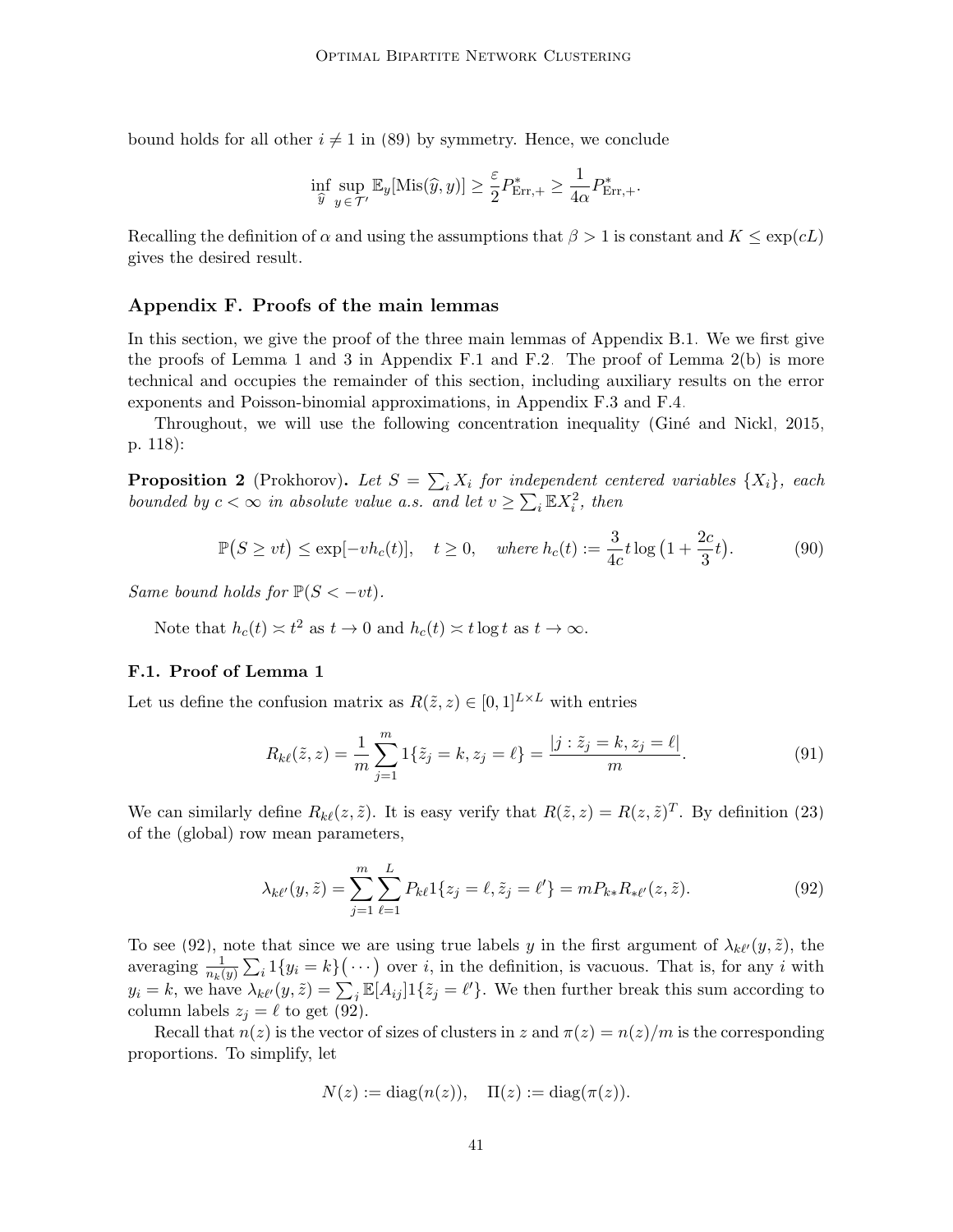bound holds for all other $i \neq 1$ in (89) by symmetry. Hence, we conclude

$$\inf_{\widehat{y}} \sup_{y \in \mathcal{T}'} \mathbb{E}_y[\text{Mis}(\widehat{y}, y)] \geq \frac{\varepsilon}{2} P^*_{\text{Err},+} \geq \frac{1}{4\alpha} P^*_{\text{Err},+}.$$

Recalling the definition of $\alpha$ and using the assumptions that $\beta > 1$ is constant and $K \leq \exp(cL)$ gives the desired result.

## Appendix F. Proofs of the main lemmas

In this section, we give the proof of the three main lemmas of Appendix B.1. We we first give the proofs of Lemma 1 and 3 in Appendix F.1 and F.2. The proof of Lemma 2(b) is more technical and occupies the remainder of this section, including auxiliary results on the error exponents and Poisson-binomial approximations, in Appendix F.3 and F.4.

Throughout, we will use the following concentration inequality (Giné and Nickl, 2015, p. 118):

**Proposition 2** (Prokhorov)**.** *Let $S = \sum_i X_i$ for independent centered variables $\{X_i\}$, each bounded by $c < \infty$ in absolute value a.s. and let $v \geq \sum_i \mathbb{E}X_i^2$, then*

$$\mathbb{P}\big(S \geq vt\big) \leq \exp[-v h_c(t)], \quad t \geq 0, \quad \text{where } h_c(t) := \frac{3}{4c} t \log\big(1 + \frac{2c}{3} t\big). \tag{90}$$

*Same bound holds for $\mathbb{P}(S < -vt)$.*

Note that $h_c(t) \asymp t^2$ as $t \to 0$ and $h_c(t) \asymp t \log t$ as $t \to \infty$.

### F.1. Proof of Lemma 1

Let us define the confusion matrix as $R(\tilde{z}, z) \in [0,1]^{L \times L}$ with entries

$$R_{k\ell}(\tilde{z}, z) = \frac{1}{m} \sum_{j=1}^{m} 1\{\tilde{z}_j = k, z_j = \ell\} = \frac{|j : \tilde{z}_j = k, z_j = \ell|}{m}. \tag{91}$$

We can similarly define $R_{k\ell}(z, \tilde{z})$. It is easy verify that $R(\tilde{z}, z) = R(z, \tilde{z})^T$. By definition (23) of the (global) row mean parameters,

$$\lambda_{k\ell'}(y, \tilde{z}) = \sum_{j=1}^{m} \sum_{\ell=1}^{L} P_{k\ell} 1\{z_j = \ell, \tilde{z}_j = \ell'\} = m P_{k*} R_{*\ell'}(z, \tilde{z}). \tag{92}$$

To see (92), note that since we are using true labels $y$ in the first argument of $\lambda_{k\ell'}(y, \tilde{z})$, the averaging $\frac{1}{n_k(y)} \sum_i 1\{y_i = k\}\big(\cdots\big)$ over $i$, in the definition, is vacuous. That is, for any $i$ with $y_i = k$, we have $\lambda_{k\ell'}(y, \tilde{z}) = \sum_j \mathbb{E}[A_{ij}] 1\{\tilde{z}_j = \ell'\}$. We then further break this sum according to column labels $z_j = \ell$ to get (92).

Recall that $n(z)$ is the vector of sizes of clusters in $z$ and $\pi(z) = n(z)/m$ is the corresponding proportions. To simplify, let

$$N(z) := \text{diag}(n(z)), \quad \Pi(z) := \text{diag}(\pi(z)).$$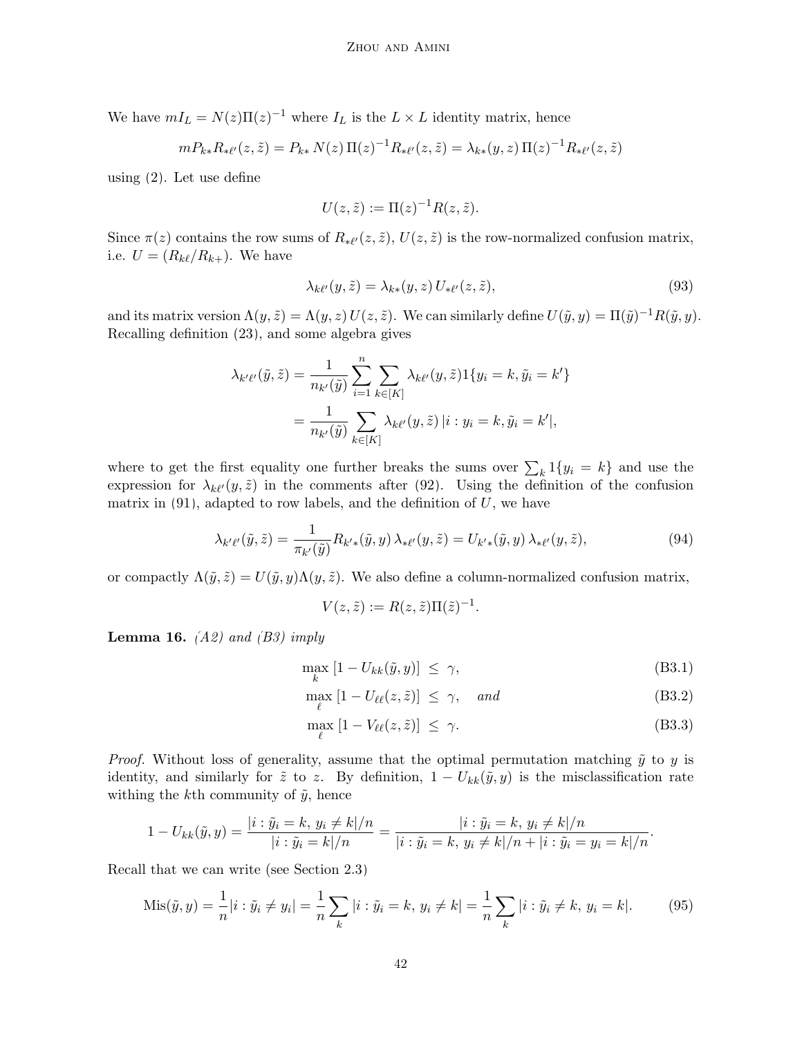We have $mI_L = N(z)\Pi(z)^{-1}$ where $I_L$ is the $L \times L$ identity matrix, hence

$$mP_{k*}R_{*\ell'}(z,\tilde{z}) = P_{k*}\,N(z)\,\Pi(z)^{-1}R_{*\ell'}(z,\tilde{z}) = \lambda_{k*}(y,z)\,\Pi(z)^{-1}R_{*\ell'}(z,\tilde{z})$$

using (2). Let use define

$$U(z,\tilde{z}) := \Pi(z)^{-1}R(z,\tilde{z}).$$

Since $\pi(z)$ contains the row sums of $R_{*\ell'}(z,\tilde{z})$, $U(z,\tilde{z})$ is the row-normalized confusion matrix, i.e. $U = (R_{k\ell}/R_{k+})$. We have

$$\lambda_{k\ell'}(y,\tilde{z}) = \lambda_{k*}(y,z)\,U_{*\ell'}(z,\tilde{z}), \tag{93}$$

and its matrix version $\Lambda(y,\tilde{z}) = \Lambda(y,z)\,U(z,\tilde{z})$. We can similarly define $U(\tilde{y},y) = \Pi(\tilde{y})^{-1}R(\tilde{y},y)$. Recalling definition (23), and some algebra gives

$$\begin{aligned}
\lambda_{k'\ell'}(\tilde{y},\tilde{z}) &= \frac{1}{n_{k'}(\tilde{y})}\sum_{i=1}^{n}\sum_{k\in[K]}\lambda_{k\ell'}(y,\tilde{z})1\{y_i = k, \tilde{y}_i = k'\} \\
&= \frac{1}{n_{k'}(\tilde{y})}\sum_{k\in[K]}\lambda_{k\ell'}(y,\tilde{z})\,|i : y_i = k, \tilde{y}_i = k'|,
\end{aligned}$$

where to get the first equality one further breaks the sums over $\sum_k 1\{y_i = k\}$ and use the expression for $\lambda_{k\ell'}(y,\tilde{z})$ in the comments after (92). Using the definition of the confusion matrix in (91), adapted to row labels, and the definition of $U$, we have

$$\lambda_{k'\ell'}(\tilde{y},\tilde{z}) = \frac{1}{\pi_{k'}(\tilde{y})}R_{k'*}(\tilde{y},y)\,\lambda_{*\ell'}(y,\tilde{z}) = U_{k'*}(\tilde{y},y)\,\lambda_{*\ell'}(y,\tilde{z}), \tag{94}$$

or compactly $\Lambda(\tilde{y},\tilde{z}) = U(\tilde{y},y)\Lambda(y,\tilde{z})$. We also define a column-normalized confusion matrix,

$$V(z,\tilde{z}) := R(z,\tilde{z})\Pi(\tilde{z})^{-1}.$$

**Lemma 16.** *(A2) and (B3) imply*

$$\max_k\,[1 - U_{kk}(\tilde{y},y)] \;\le\; \gamma, \tag{B3.1}$$

$$\max_\ell\,[1 - U_{\ell\ell}(z,\tilde{z})] \;\le\; \gamma, \quad \textit{and} \tag{B3.2}$$

$$\max_\ell\,[1 - V_{\ell\ell}(z,\tilde{z})] \;\le\; \gamma. \tag{B3.3}$$

*Proof.* Without loss of generality, assume that the optimal permutation matching $\tilde{y}$ to $y$ is identity, and similarly for $\tilde{z}$ to $z$. By definition, $1 - U_{kk}(\tilde{y},y)$ is the misclassification rate withing the $k$th community of $\tilde{y}$, hence

$$1 - U_{kk}(\tilde{y},y) = \frac{|i : \tilde{y}_i = k,\, y_i \ne k|/n}{|i : \tilde{y}_i = k|/n} = \frac{|i : \tilde{y}_i = k,\, y_i \ne k|/n}{|i : \tilde{y}_i = k,\, y_i \ne k|/n + |i : \tilde{y}_i = y_i = k|/n}.$$

Recall that we can write (see Section 2.3)

$$\operatorname{Mis}(\tilde{y},y) = \frac{1}{n}|i : \tilde{y}_i \ne y_i| = \frac{1}{n}\sum_k |i : \tilde{y}_i = k,\, y_i \ne k| = \frac{1}{n}\sum_k |i : \tilde{y}_i \ne k,\, y_i = k|. \tag{95}$$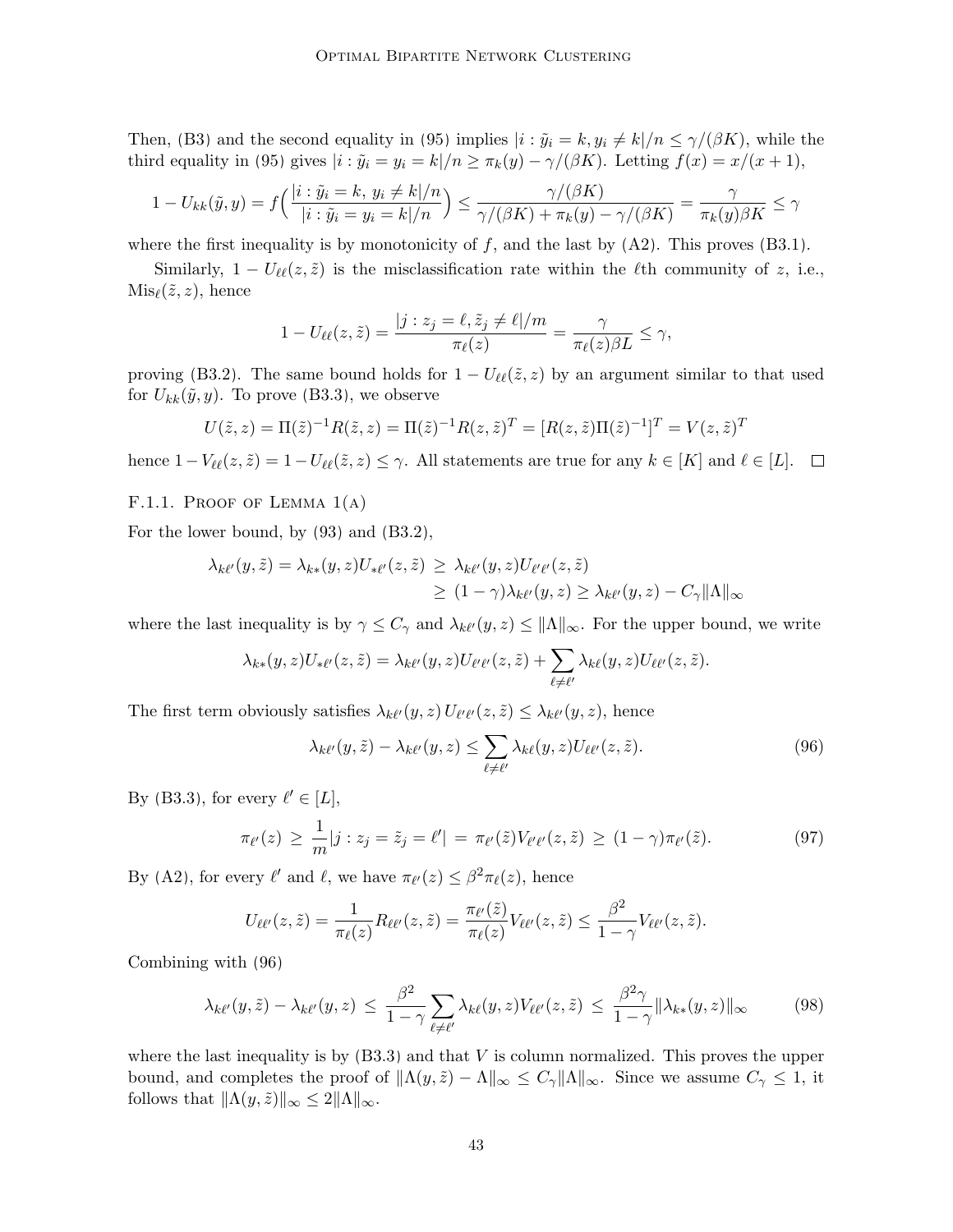Then, (B3) and the second equality in (95) implies $|i : \tilde{y}_i = k, y_i \neq k|/n \leq \gamma/(\beta K)$, while the third equality in (95) gives $|i : \tilde{y}_i = y_i = k|/n \geq \pi_k(y) - \gamma/(\beta K)$. Letting $f(x) = x/(x+1)$,

$$1 - U_{kk}(\tilde{y}, y) = f\Big(\frac{|i : \tilde{y}_i = k,\, y_i \neq k|/n}{|i : \tilde{y}_i = y_i = k|/n}\Big) \leq \frac{\gamma/(\beta K)}{\gamma/(\beta K) + \pi_k(y) - \gamma/(\beta K)} = \frac{\gamma}{\pi_k(y)\beta K} \leq \gamma$$

where the first inequality is by monotonicity of $f$, and the last by (A2). This proves (B3.1).

Similarly, $1 - U_{\ell\ell}(z, \tilde{z})$ is the misclassification rate within the $\ell$th community of $z$, i.e., $\mathrm{Mis}_\ell(\tilde{z}, z)$, hence

$$1 - U_{\ell\ell}(z, \tilde{z}) = \frac{|j : z_j = \ell, \tilde{z}_j \neq \ell|/m}{\pi_\ell(z)} = \frac{\gamma}{\pi_\ell(z)\beta L} \leq \gamma,$$

proving (B3.2). The same bound holds for $1 - U_{\ell\ell}(\tilde{z}, z)$ by an argument similar to that used for $U_{kk}(\tilde{y}, y)$. To prove (B3.3), we observe

$$U(\tilde{z}, z) = \Pi(\tilde{z})^{-1}R(\tilde{z}, z) = \Pi(\tilde{z})^{-1}R(z, \tilde{z})^T = [R(z, \tilde{z})\Pi(\tilde{z})^{-1}]^T = V(z, \tilde{z})^T$$

hence $1 - V_{\ell\ell}(z, \tilde{z}) = 1 - U_{\ell\ell}(\tilde{z}, z) \leq \gamma$. All statements are true for any $k \in [K]$ and $\ell \in [L]$. $\square$

### F.1.1. Proof of Lemma 1(a)

For the lower bound, by (93) and (B3.2),

$$\begin{aligned}
\lambda_{k\ell'}(y, \tilde{z}) = \lambda_{k*}(y, z)U_{*\ell'}(z, \tilde{z}) &\geq \lambda_{k\ell'}(y, z)U_{\ell'\ell'}(z, \tilde{z}) \\
&\geq (1 - \gamma)\lambda_{k\ell'}(y, z) \geq \lambda_{k\ell'}(y, z) - C_\gamma\|\Lambda\|_\infty
\end{aligned}$$

where the last inequality is by $\gamma \leq C_\gamma$ and $\lambda_{k\ell'}(y, z) \leq \|\Lambda\|_\infty$. For the upper bound, we write

$$\lambda_{k*}(y, z)U_{*\ell'}(z, \tilde{z}) = \lambda_{k\ell'}(y, z)U_{\ell'\ell'}(z, \tilde{z}) + \sum_{\ell \neq \ell'} \lambda_{k\ell}(y, z)U_{\ell\ell'}(z, \tilde{z}).$$

The first term obviously satisfies $\lambda_{k\ell'}(y, z)\,U_{\ell'\ell'}(z, \tilde{z}) \leq \lambda_{k\ell'}(y, z)$, hence

$$\lambda_{k\ell'}(y, \tilde{z}) - \lambda_{k\ell'}(y, z) \leq \sum_{\ell \neq \ell'} \lambda_{k\ell}(y, z)U_{\ell\ell'}(z, \tilde{z}). \tag{96}$$

By (B3.3), for every $\ell' \in [L]$,

$$\pi_{\ell'}(z) \geq \frac{1}{m}|j : z_j = \tilde{z}_j = \ell'| = \pi_{\ell'}(\tilde{z})V_{\ell'\ell'}(z, \tilde{z}) \geq (1 - \gamma)\pi_{\ell'}(\tilde{z}). \tag{97}$$

By (A2), for every $\ell'$ and $\ell$, we have $\pi_{\ell'}(z) \leq \beta^2\pi_\ell(z)$, hence

$$U_{\ell\ell'}(z, \tilde{z}) = \frac{1}{\pi_\ell(z)}R_{\ell\ell'}(z, \tilde{z}) = \frac{\pi_{\ell'}(\tilde{z})}{\pi_\ell(z)}V_{\ell\ell'}(z, \tilde{z}) \leq \frac{\beta^2}{1 - \gamma}V_{\ell\ell'}(z, \tilde{z}).$$

Combining with (96)

$$\lambda_{k\ell'}(y, \tilde{z}) - \lambda_{k\ell'}(y, z) \leq \frac{\beta^2}{1 - \gamma}\sum_{\ell \neq \ell'} \lambda_{k\ell}(y, z)V_{\ell\ell'}(z, \tilde{z}) \leq \frac{\beta^2\gamma}{1 - \gamma}\|\lambda_{k*}(y, z)\|_\infty \tag{98}$$

where the last inequality is by (B3.3) and that $V$ is column normalized. This proves the upper bound, and completes the proof of $\|\Lambda(y, \tilde{z}) - \Lambda\|_\infty \leq C_\gamma\|\Lambda\|_\infty$. Since we assume $C_\gamma \leq 1$, it follows that $\|\Lambda(y, \tilde{z})\|_\infty \leq 2\|\Lambda\|_\infty$.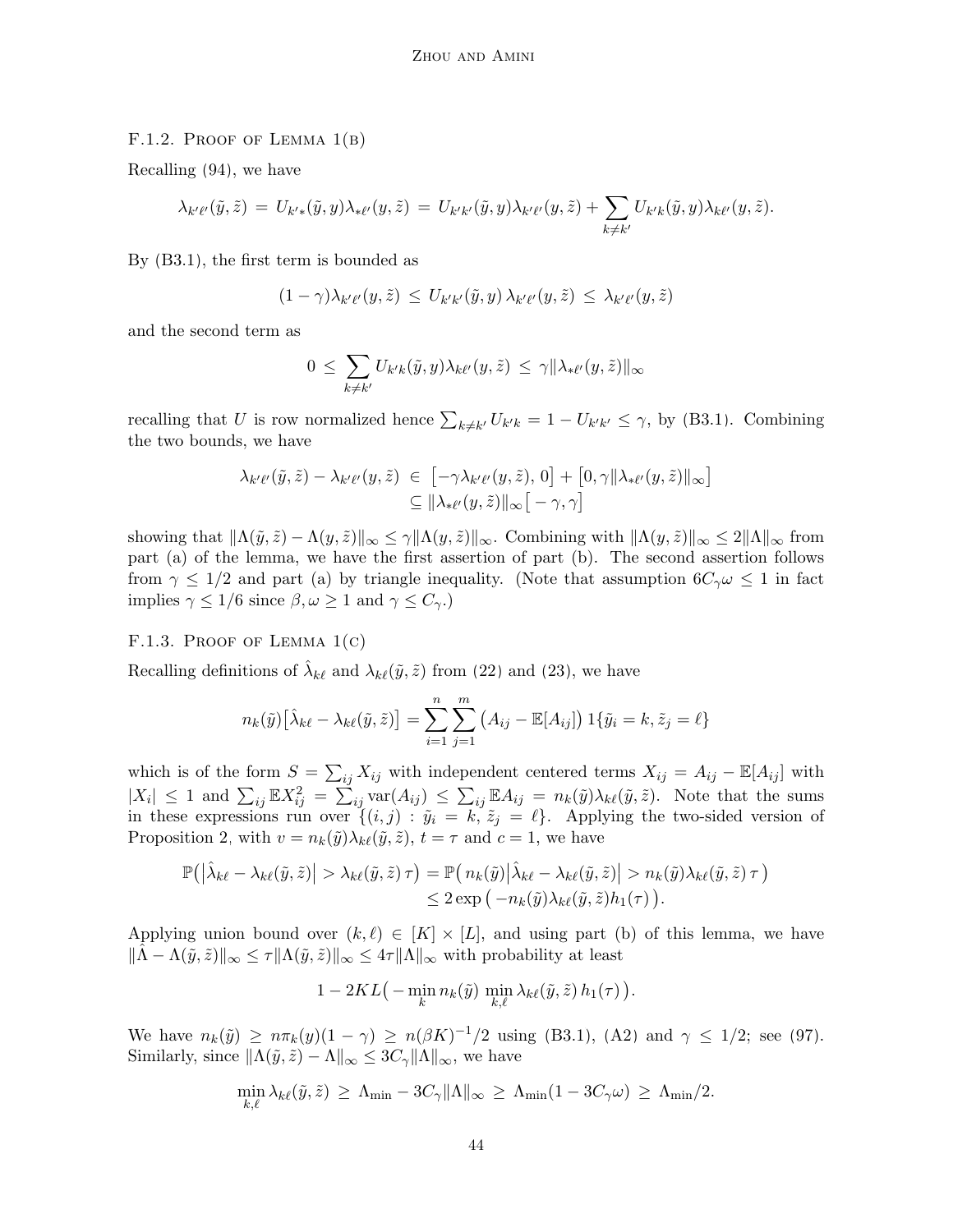### F.1.2. Proof of Lemma 1(b)

Recalling (94), we have

$$\lambda_{k'\ell'}(\tilde{y},\tilde{z}) \,=\, U_{k'*}(\tilde{y},y)\lambda_{*\ell'}(y,\tilde{z}) \,=\, U_{k'k'}(\tilde{y},y)\lambda_{k'\ell'}(y,\tilde{z}) + \sum_{k\neq k'} U_{k'k}(\tilde{y},y)\lambda_{k\ell'}(y,\tilde{z}).$$

By (B3.1), the first term is bounded as

$$(1-\gamma)\lambda_{k'\ell'}(y,\tilde{z}) \,\le\, U_{k'k'}(\tilde{y},y)\,\lambda_{k'\ell'}(y,\tilde{z}) \,\le\, \lambda_{k'\ell'}(y,\tilde{z})$$

and the second term as

$$0 \,\le\, \sum_{k\neq k'} U_{k'k}(\tilde{y},y)\lambda_{k\ell'}(y,\tilde{z}) \,\le\, \gamma\|\lambda_{*\ell'}(y,\tilde{z})\|_\infty$$

recalling that $U$ is row normalized hence $\sum_{k\neq k'} U_{k'k} = 1 - U_{k'k'} \le \gamma$, by (B3.1). Combining the two bounds, we have

$$\begin{aligned}\lambda_{k'\ell'}(\tilde{y},\tilde{z}) - \lambda_{k'\ell'}(y,\tilde{z}) \,&\in\, \big[-\gamma\lambda_{k'\ell'}(y,\tilde{z}),\,0\big] + \big[0,\gamma\|\lambda_{*\ell'}(y,\tilde{z})\|_\infty\big] \\ &\subseteq \|\lambda_{*\ell'}(y,\tilde{z})\|_\infty\big[-\gamma,\gamma\big]\end{aligned}$$

showing that $\|\Lambda(\tilde{y},\tilde{z}) - \Lambda(y,\tilde{z})\|_\infty \le \gamma\|\Lambda(y,\tilde{z})\|_\infty$. Combining with $\|\Lambda(y,\tilde{z})\|_\infty \le 2\|\Lambda\|_\infty$ from part (a) of the lemma, we have the first assertion of part (b). The second assertion follows from $\gamma \le 1/2$ and part (a) by triangle inequality. (Note that assumption $6C_\gamma\omega \le 1$ in fact implies $\gamma \le 1/6$ since $\beta,\omega \ge 1$ and $\gamma \le C_\gamma$.)

### F.1.3. Proof of Lemma 1(c)

Recalling definitions of $\hat{\lambda}_{k\ell}$ and $\lambda_{k\ell}(\tilde{y},\tilde{z})$ from (22) and (23), we have

$$n_k(\tilde{y})\big[\hat{\lambda}_{k\ell} - \lambda_{k\ell}(\tilde{y},\tilde{z})\big] = \sum_{i=1}^n\sum_{j=1}^m \big(A_{ij} - \mathbb{E}[A_{ij}]\big)\,1\{\tilde{y}_i = k, \tilde{z}_j = \ell\}$$

which is of the form $S = \sum_{ij} X_{ij}$ with independent centered terms $X_{ij} = A_{ij} - \mathbb{E}[A_{ij}]$ with $|X_i| \le 1$ and $\sum_{ij}\mathbb{E}X_{ij}^2 = \sum_{ij}\text{var}(A_{ij}) \le \sum_{ij}\mathbb{E}A_{ij} = n_k(\tilde{y})\lambda_{k\ell}(\tilde{y},\tilde{z})$. Note that the sums in these expressions run over $\{(i,j) : \tilde{y}_i = k,\, \tilde{z}_j = \ell\}$. Applying the two-sided version of Proposition 2, with $v = n_k(\tilde{y})\lambda_{k\ell}(\tilde{y},\tilde{z})$, $t = \tau$ and $c = 1$, we have

$$\begin{aligned}\mathbb{P}\big(\big|\hat{\lambda}_{k\ell} - \lambda_{k\ell}(\tilde{y},\tilde{z})\big| > \lambda_{k\ell}(\tilde{y},\tilde{z})\,\tau\big) &= \mathbb{P}\big(\,n_k(\tilde{y})\big|\hat{\lambda}_{k\ell} - \lambda_{k\ell}(\tilde{y},\tilde{z})\big| > n_k(\tilde{y})\lambda_{k\ell}(\tilde{y},\tilde{z})\,\tau\,\big) \\ &\le 2\exp\big(-n_k(\tilde{y})\lambda_{k\ell}(\tilde{y},\tilde{z})h_1(\tau)\big).\end{aligned}$$

Applying union bound over $(k,\ell) \in [K]\times[L]$, and using part (b) of this lemma, we have $\|\hat{\Lambda} - \Lambda(\tilde{y},\tilde{z})\|_\infty \le \tau\|\Lambda(\tilde{y},\tilde{z})\|_\infty \le 4\tau\|\Lambda\|_\infty$ with probability at least

$$1 - 2KL\big(-\min_k n_k(\tilde{y})\,\min_{k,\ell}\lambda_{k\ell}(\tilde{y},\tilde{z})\,h_1(\tau)\big).$$

We have $n_k(\tilde{y}) \ge n\pi_k(y)(1-\gamma) \ge n(\beta K)^{-1}/2$ using (B3.1), (A2) and $\gamma \le 1/2$; see (97). Similarly, since $\|\Lambda(\tilde{y},\tilde{z}) - \Lambda\|_\infty \le 3C_\gamma\|\Lambda\|_\infty$, we have

$$\min_{k,\ell}\lambda_{k\ell}(\tilde{y},\tilde{z}) \,\ge\, \Lambda_{\min} - 3C_\gamma\|\Lambda\|_\infty \,\ge\, \Lambda_{\min}(1 - 3C_\gamma\omega) \,\ge\, \Lambda_{\min}/2.$$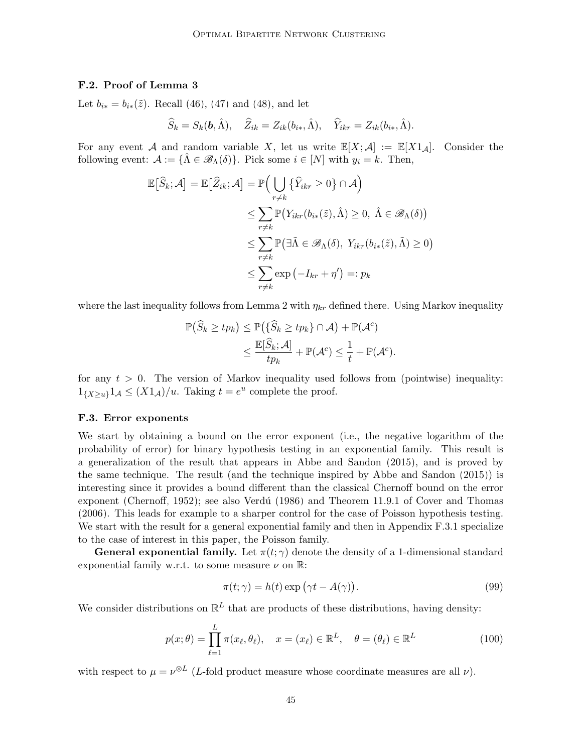### F.2. Proof of Lemma 3

Let $b_{i*} = b_{i*}(\tilde{z})$. Recall (46), (47) and (48), and let

$$\widehat{S}_k = S_k(\boldsymbol{b}, \hat{\Lambda}), \quad \widehat{Z}_{ik} = Z_{ik}(b_{i*}, \hat{\Lambda}), \quad \widehat{Y}_{ikr} = Z_{ik}(b_{i*}, \hat{\Lambda}).$$

For any event $\mathcal{A}$ and random variable $X$, let us write $\mathbb{E}[X; \mathcal{A}] := \mathbb{E}[X 1_{\mathcal{A}}]$. Consider the following event: $\mathcal{A} := \{\hat{\Lambda} \in \mathscr{B}_\Lambda(\delta)\}$. Pick some $i \in [N]$ with $y_i = k$. Then,

$$\begin{aligned}
\mathbb{E}\big[\widehat{S}_k; \mathcal{A}\big] = \mathbb{E}\big[\widehat{Z}_{ik}; \mathcal{A}\big] &= \mathbb{P}\Big( \bigcup_{r \neq k} \{\widehat{Y}_{ikr} \geq 0\} \cap \mathcal{A} \Big) \\
&\leq \sum_{r \neq k} \mathbb{P}\big( Y_{ikr}(b_{i*}(\tilde{z}), \hat{\Lambda}) \geq 0, \ \hat{\Lambda} \in \mathscr{B}_\Lambda(\delta) \big) \\
&\leq \sum_{r \neq k} \mathbb{P}\big( \exists \tilde{\Lambda} \in \mathscr{B}_\Lambda(\delta), \ Y_{ikr}(b_{i*}(\tilde{z}), \tilde{\Lambda}) \geq 0 \big) \\
&\leq \sum_{r \neq k} \exp\big( -I_{kr} + \eta' \big) =: p_k
\end{aligned}$$

where the last inequality follows from Lemma 2 with $\eta_{kr}$ defined there. Using Markov inequality

$$\begin{aligned}
\mathbb{P}\big( \widehat{S}_k \geq t p_k \big) &\leq \mathbb{P}\big( \{\widehat{S}_k \geq t p_k\} \cap \mathcal{A} \big) + \mathbb{P}(\mathcal{A}^c) \\
&\leq \frac{\mathbb{E}[\widehat{S}_k; \mathcal{A}]}{t p_k} + \mathbb{P}(\mathcal{A}^c) \leq \frac{1}{t} + \mathbb{P}(\mathcal{A}^c).
\end{aligned}$$

for any $t > 0$. The version of Markov inequality used follows from (pointwise) inequality: $1_{\{X \geq u\}} 1_{\mathcal{A}} \leq (X 1_{\mathcal{A}})/u$. Taking $t = e^u$ complete the proof.

### F.3. Error exponents

We start by obtaining a bound on the error exponent (i.e., the negative logarithm of the probability of error) for binary hypothesis testing in an exponential family. This result is a generalization of the result that appears in Abbe and Sandon (2015), and is proved by the same technique. The result (and the technique inspired by Abbe and Sandon (2015)) is interesting since it provides a bound different than the classical Chernoff bound on the error exponent (Chernoff, 1952); see also Verdú (1986) and Theorem 11.9.1 of Cover and Thomas (2006). This leads for example to a sharper control for the case of Poisson hypothesis testing. We start with the result for a general exponential family and then in Appendix F.3.1 specialize to the case of interest in this paper, the Poisson family.

**General exponential family.** Let $\pi(t; \gamma)$ denote the density of a 1-dimensional standard exponential family w.r.t. to some measure $\nu$ on $\mathbb{R}$:

$$\pi(t; \gamma) = h(t) \exp\big( \gamma t - A(\gamma) \big). \tag{99}$$

We consider distributions on $\mathbb{R}^L$ that are products of these distributions, having density:

$$p(x; \theta) = \prod_{\ell=1}^{L} \pi(x_\ell, \theta_\ell), \quad x = (x_\ell) \in \mathbb{R}^L, \quad \theta = (\theta_\ell) \in \mathbb{R}^L \tag{100}$$

with respect to $\mu = \nu^{\otimes L}$ ($L$-fold product measure whose coordinate measures are all $\nu$).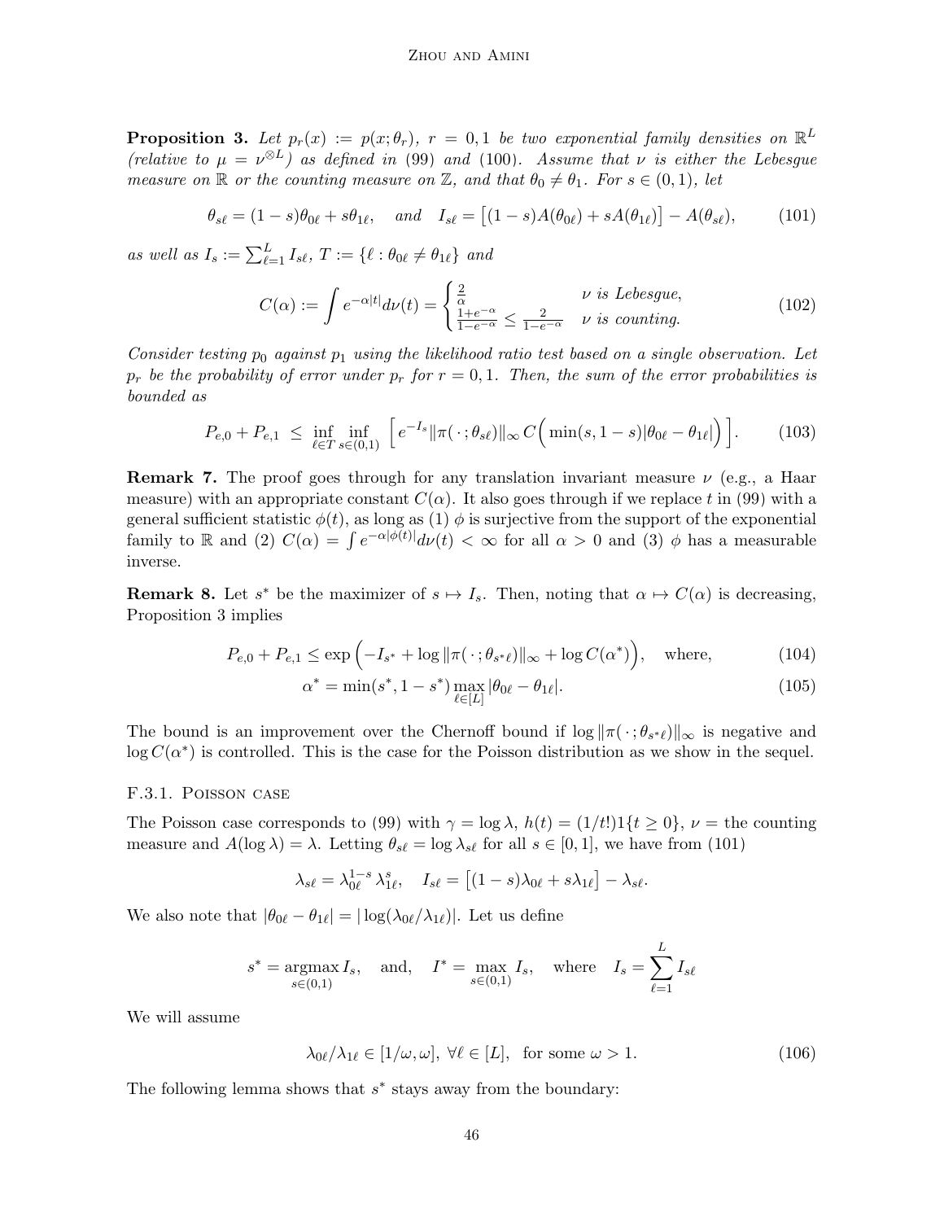**Proposition 3.** *Let $p_r(x) := p(x; \theta_r)$, $r = 0, 1$ be two exponential family densities on $\mathbb{R}^L$ (relative to $\mu = \nu^{\otimes L}$) as defined in (99) and (100). Assume that $\nu$ is either the Lebesgue measure on $\mathbb{R}$ or the counting measure on $\mathbb{Z}$, and that $\theta_0 \neq \theta_1$. For $s \in (0, 1)$, let*

$$\theta_{s\ell} = (1-s)\theta_{0\ell} + s\theta_{1\ell}, \quad \text{and} \quad I_{s\ell} = \big[(1-s)A(\theta_{0\ell}) + sA(\theta_{1\ell})\big] - A(\theta_{s\ell}), \tag{101}$$

*as well as $I_s := \sum_{\ell=1}^L I_{s\ell}$, $T := \{\ell : \theta_{0\ell} \neq \theta_{1\ell}\}$ and*

$$C(\alpha) := \int e^{-\alpha|t|} d\nu(t) = \begin{cases} \frac{2}{\alpha} & \nu \text{ is Lebesgue}, \\ \frac{1+e^{-\alpha}}{1-e^{-\alpha}} \leq \frac{2}{1-e^{-\alpha}} & \nu \text{ is counting}. \end{cases} \tag{102}$$

*Consider testing $p_0$ against $p_1$ using the likelihood ratio test based on a single observation. Let $p_r$ be the probability of error under $p_r$ for $r = 0, 1$. Then, the sum of the error probabilities is bounded as*

$$P_{e,0} + P_{e,1} \;\leq\; \inf_{\ell \in T} \inf_{s \in (0,1)} \Big[ e^{-I_s} \|\pi(\,\cdot\,; \theta_{s\ell})\|_\infty \, C\Big( \min(s, 1-s)|\theta_{0\ell} - \theta_{1\ell}|\Big) \Big]. \tag{103}$$

**Remark 7.** The proof goes through for any translation invariant measure $\nu$ (e.g., a Haar measure) with an appropriate constant $C(\alpha)$. It also goes through if we replace $t$ in (99) with a general sufficient statistic $\phi(t)$, as long as (1) $\phi$ is surjective from the support of the exponential family to $\mathbb{R}$ and (2) $C(\alpha) = \int e^{-\alpha|\phi(t)|} d\nu(t) < \infty$ for all $\alpha > 0$ and (3) $\phi$ has a measurable inverse.

**Remark 8.** Let $s^*$ be the maximizer of $s \mapsto I_s$. Then, noting that $\alpha \mapsto C(\alpha)$ is decreasing, Proposition 3 implies

$$P_{e,0} + P_{e,1} \leq \exp\Big( -I_{s^*} + \log \|\pi(\,\cdot\,; \theta_{s^*\ell})\|_\infty + \log C(\alpha^*)\Big), \quad \text{where,} \tag{104}$$

$$\alpha^* = \min(s^*, 1-s^*) \max_{\ell \in [L]} |\theta_{0\ell} - \theta_{1\ell}|. \tag{105}$$

The bound is an improvement over the Chernoff bound if $\log \|\pi(\,\cdot\,; \theta_{s^*\ell})\|_\infty$ is negative and $\log C(\alpha^*)$ is controlled. This is the case for the Poisson distribution as we show in the sequel.

#### F.3.1. Poisson case

The Poisson case corresponds to (99) with $\gamma = \log \lambda$, $h(t) = (1/t!)1\{t \geq 0\}$, $\nu =$ the counting measure and $A(\log \lambda) = \lambda$. Letting $\theta_{s\ell} = \log \lambda_{s\ell}$ for all $s \in [0, 1]$, we have from (101)

$$\lambda_{s\ell} = \lambda_{0\ell}^{1-s} \lambda_{1\ell}^{s}, \quad I_{s\ell} = \big[(1-s)\lambda_{0\ell} + s\lambda_{1\ell}\big] - \lambda_{s\ell}.$$

We also note that $|\theta_{0\ell} - \theta_{1\ell}| = |\log(\lambda_{0\ell}/\lambda_{1\ell})|$. Let us define

$$s^* = \operatorname*{argmax}_{s \in (0,1)} I_s, \quad \text{and,} \quad I^* = \max_{s \in (0,1)} I_s, \quad \text{where} \quad I_s = \sum_{\ell=1}^L I_{s\ell}$$

We will assume

$$\lambda_{0\ell}/\lambda_{1\ell} \in [1/\omega, \omega], \;\forall \ell \in [L], \;\; \text{for some } \omega > 1. \tag{106}$$

The following lemma shows that $s^*$ stays away from the boundary: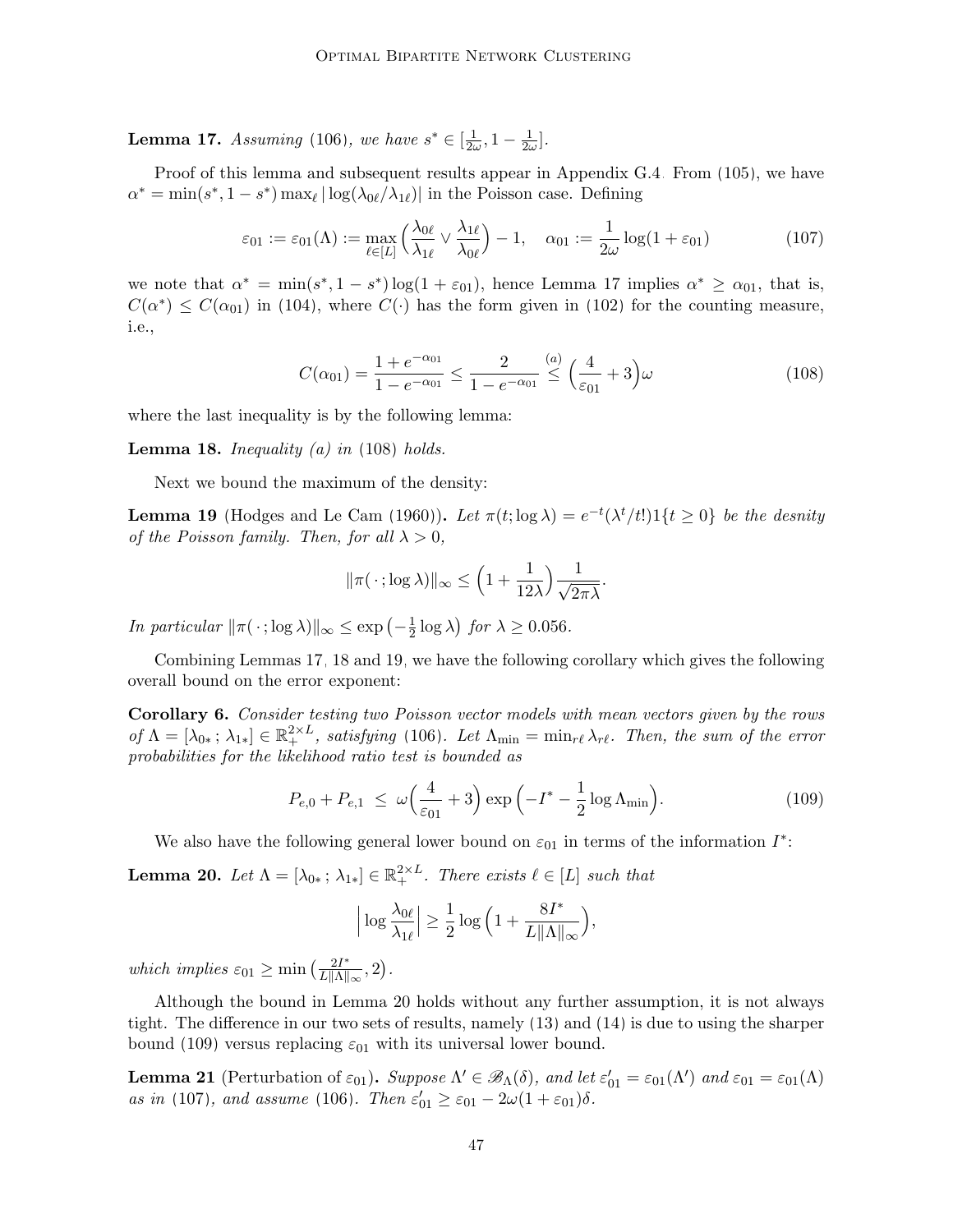**Lemma 17.** *Assuming* (106)*, we have* $s^* \in [\frac{1}{2\omega}, 1 - \frac{1}{2\omega}]$.

Proof of this lemma and subsequent results appear in Appendix G.4. From (105), we have $\alpha^* = \min(s^*, 1-s^*) \max_\ell |\log(\lambda_{0\ell}/\lambda_{1\ell})|$ in the Poisson case. Defining

$$\varepsilon_{01} := \varepsilon_{01}(\Lambda) := \max_{\ell \in [L]} \Big( \frac{\lambda_{0\ell}}{\lambda_{1\ell}} \vee \frac{\lambda_{1\ell}}{\lambda_{0\ell}} \Big) - 1, \quad \alpha_{01} := \frac{1}{2\omega} \log(1 + \varepsilon_{01}) \tag{107}$$

we note that $\alpha^* = \min(s^*, 1-s^*) \log(1+\varepsilon_{01})$, hence Lemma 17 implies $\alpha^* \geq \alpha_{01}$, that is, $C(\alpha^*) \leq C(\alpha_{01})$ in (104), where $C(\cdot)$ has the form given in (102) for the counting measure, i.e.,

$$C(\alpha_{01}) = \frac{1 + e^{-\alpha_{01}}}{1 - e^{-\alpha_{01}}} \leq \frac{2}{1 - e^{-\alpha_{01}}} \stackrel{(a)}{\leq} \Big( \frac{4}{\varepsilon_{01}} + 3 \Big) \omega \tag{108}$$

where the last inequality is by the following lemma:

**Lemma 18.** *Inequality (a) in* (108) *holds.*

Next we bound the maximum of the density:

**Lemma 19** (Hodges and Le Cam (1960))**.** *Let* $\pi(t; \log \lambda) = e^{-t}(\lambda^t / t!) 1\{t \geq 0\}$ *be the desnity of the Poisson family. Then, for all* $\lambda > 0$,

$$\|\pi(\,\cdot\,; \log \lambda)\|_\infty \leq \Big(1 + \frac{1}{12\lambda}\Big) \frac{1}{\sqrt{2\pi\lambda}}.$$

*In particular* $\|\pi(\,\cdot\,; \log \lambda)\|_\infty \leq \exp\big(-\frac{1}{2}\log \lambda\big)$ *for* $\lambda \geq 0.056$.

Combining Lemmas 17, 18 and 19, we have the following corollary which gives the following overall bound on the error exponent:

**Corollary 6.** *Consider testing two Poisson vector models with mean vectors given by the rows of* $\Lambda = [\lambda_{0*}\,;\, \lambda_{1*}] \in \mathbb{R}_+^{2 \times L}$*, satisfying* (106)*. Let* $\Lambda_{\min} = \min_{r\ell} \lambda_{r\ell}$*. Then, the sum of the error probabilities for the likelihood ratio test is bounded as*

$$P_{e,0} + P_{e,1} \;\leq\; \omega\Big(\frac{4}{\varepsilon_{01}} + 3\Big) \exp\Big(-I^* - \frac{1}{2}\log \Lambda_{\min}\Big). \tag{109}$$

We also have the following general lower bound on $\varepsilon_{01}$ in terms of the information $I^*$:

**Lemma 20.** *Let* $\Lambda = [\lambda_{0*}\,;\, \lambda_{1*}] \in \mathbb{R}_+^{2 \times L}$*. There exists* $\ell \in [L]$ *such that*

$$\Big|\log \frac{\lambda_{0\ell}}{\lambda_{1\ell}}\Big| \geq \frac{1}{2} \log\Big(1 + \frac{8I^*}{L\|\Lambda\|_\infty}\Big),$$

*which implies* $\varepsilon_{01} \geq \min\big(\frac{2I^*}{L\|\Lambda\|_\infty}, 2\big)$.

Although the bound in Lemma 20 holds without any further assumption, it is not always tight. The difference in our two sets of results, namely (13) and (14) is due to using the sharper bound (109) versus replacing $\varepsilon_{01}$ with its universal lower bound.

**Lemma 21** (Perturbation of $\varepsilon_{01}$)**.** *Suppose* $\Lambda' \in \mathscr{B}_\Lambda(\delta)$*, and let* $\varepsilon'_{01} = \varepsilon_{01}(\Lambda')$ *and* $\varepsilon_{01} = \varepsilon_{01}(\Lambda)$ *as in* (107)*, and assume* (106)*. Then* $\varepsilon'_{01} \geq \varepsilon_{01} - 2\omega(1 + \varepsilon_{01})\delta$.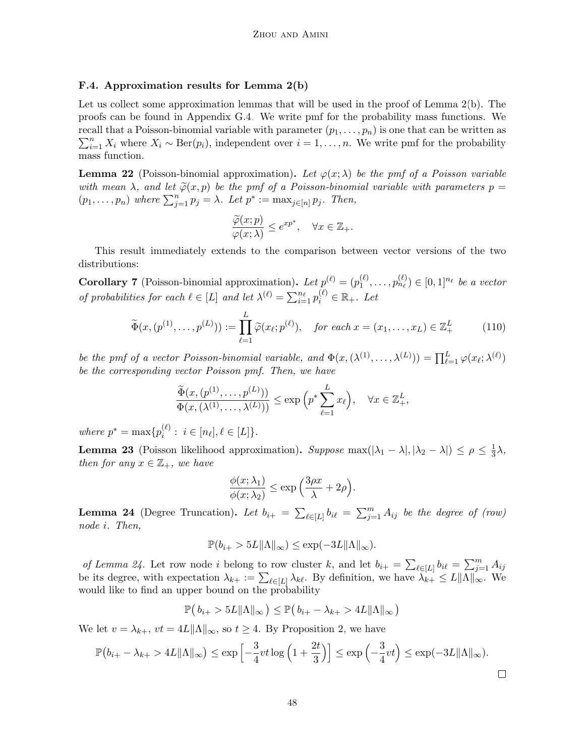### F.4. Approximation results for Lemma 2(b)

Let us collect some approximation lemmas that will be used in the proof of Lemma 2(b). The proofs can be found in Appendix G.4. We write pmf for the probability mass functions. We recall that a Poisson-binomial variable with parameter $(p_1, \dots, p_n)$ is one that can be written as $\sum_{i=1}^n X_i$ where $X_i \sim \text{Ber}(p_i)$, independent over $i = 1, \dots, n$. We write pmf for the probability mass function.

**Lemma 22** (Poisson-binomial approximation)**.** *Let $\varphi(x; \lambda)$ be the pmf of a Poisson variable with mean $\lambda$, and let $\widetilde{\varphi}(x, p)$ be the pmf of a Poisson-binomial variable with parameters $p = (p_1, \dots, p_n)$ where $\sum_{j=1}^n p_j = \lambda$. Let $p^* := \max_{j \in [n]} p_j$. Then,*

$$\frac{\widetilde{\varphi}(x; p)}{\varphi(x; \lambda)} \leq e^{xp^*}, \quad \forall x \in \mathbb{Z}_+.$$

This result immediately extends to the comparison between vector versions of the two distributions:

**Corollary 7** (Poisson-binomial approximation)**.** *Let $p^{(\ell)} = (p_1^{(\ell)}, \dots, p_{n_\ell}^{(\ell)}) \in [0,1]^{n_\ell}$ be a vector of probabilities for each $\ell \in [L]$ and let $\lambda^{(\ell)} = \sum_{i=1}^{n_\ell} p_i^{(\ell)} \in \mathbb{R}_+$. Let*

$$\widetilde{\Phi}(x, (p^{(1)}, \dots, p^{(L)})) := \prod_{\ell=1}^{L} \widetilde{\varphi}(x_\ell; p^{(\ell)}), \quad \textit{for each } x = (x_1, \dots, x_L) \in \mathbb{Z}_+^L \tag{110}$$

*be the pmf of a vector Poisson-binomial variable, and $\Phi(x, (\lambda^{(1)}, \dots, \lambda^{(L)})) = \prod_{\ell=1}^{L} \varphi(x_\ell; \lambda^{(\ell)})$ be the corresponding vector Poisson pmf. Then, we have*

$$\frac{\widetilde{\Phi}(x, (p^{(1)}, \dots, p^{(L)}))}{\Phi(x, (\lambda^{(1)}, \dots, \lambda^{(L)}))} \leq \exp\Big(p^* \sum_{\ell=1}^{L} x_\ell\Big), \quad \forall x \in \mathbb{Z}_+^L,$$

*where $p^* = \max\{p_i^{(\ell)} : \, i \in [n_\ell], \ell \in [L]\}$.*

**Lemma 23** (Poisson likelihood approximation)**.** *Suppose $\max(|\lambda_1 - \lambda|, |\lambda_2 - \lambda|) \leq \rho \leq \frac{1}{3}\lambda$, then for any $x \in \mathbb{Z}_+$, we have*

$$\frac{\phi(x; \lambda_1)}{\phi(x; \lambda_2)} \leq \exp\Big(\frac{3\rho x}{\lambda} + 2\rho\Big).$$

**Lemma 24** (Degree Truncation)**.** *Let $b_{i+} = \sum_{\ell \in [L]} b_{i\ell} = \sum_{j=1}^m A_{ij}$ be the degree of (row) node $i$. Then,*

$$\mathbb{P}(b_{i+} > 5L\|\Lambda\|_\infty) \leq \exp(-3L\|\Lambda\|_\infty).$$

*of Lemma 24.* Let row node $i$ belong to row cluster $k$, and let $b_{i+} = \sum_{\ell \in [L]} b_{i\ell} = \sum_{j=1}^m A_{ij}$ be its degree, with expectation $\lambda_{k+} := \sum_{\ell \in [L]} \lambda_{k\ell}$. By definition, we have $\lambda_{k+} \leq L\|\Lambda\|_\infty$. We would like to find an upper bound on the probability

$$\mathbb{P}\big(\, b_{i+} > 5L\|\Lambda\|_\infty \,\big) \leq \mathbb{P}\big(\, b_{i+} - \lambda_{k+} > 4L\|\Lambda\|_\infty \,\big)$$

We let $v = \lambda_{k+}$, $vt = 4L\|\Lambda\|_\infty$, so $t \geq 4$. By Proposition 2, we have

$$\mathbb{P}\big(b_{i+} - \lambda_{k+} > 4L\|\Lambda\|_\infty\big) \leq \exp\Big[-\frac{3}{4}vt \log\Big(1 + \frac{2t}{3}\Big)\Big] \leq \exp\Big(-\frac{3}{4}vt\Big) \leq \exp(-3L\|\Lambda\|_\infty).$$

□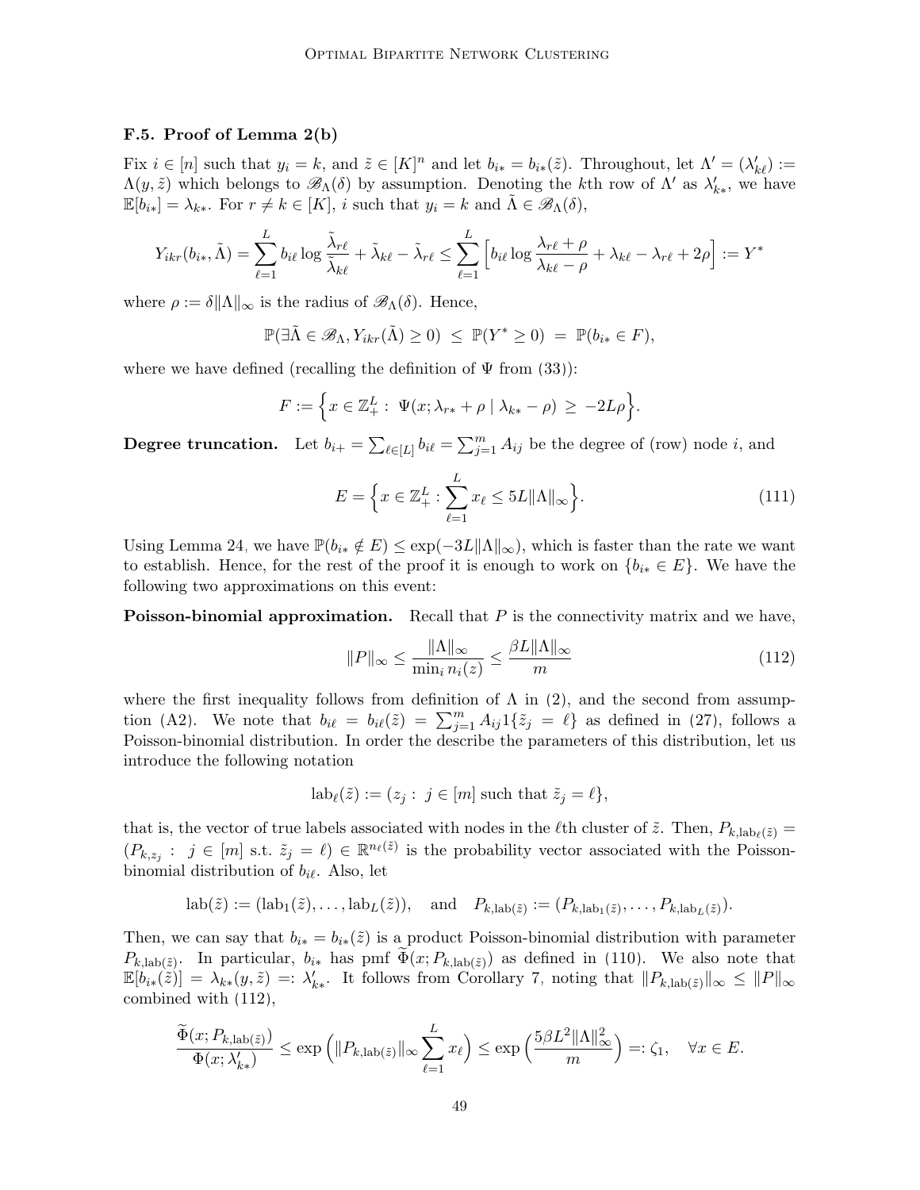### F.5. Proof of Lemma 2(b)

Fix $i \in [n]$ such that $y_i = k$, and $\tilde{z} \in [K]^n$ and let $b_{i*} = b_{i*}(\tilde{z})$. Throughout, let $\Lambda' = (\lambda'_{k\ell}) := \Lambda(y, \tilde{z})$ which belongs to $\mathscr{B}_\Lambda(\delta)$ by assumption. Denoting the $k$th row of $\Lambda'$ as $\lambda'_{k*}$, we have $\mathbb{E}[b_{i*}] = \lambda_{k*}$. For $r \neq k \in [K]$, $i$ such that $y_i = k$ and $\tilde{\Lambda} \in \mathscr{B}_\Lambda(\delta)$,

$$Y_{ikr}(b_{i*}, \tilde{\Lambda}) = \sum_{\ell=1}^{L} b_{i\ell} \log \frac{\tilde{\lambda}_{r\ell}}{\tilde{\lambda}_{k\ell}} + \tilde{\lambda}_{k\ell} - \tilde{\lambda}_{r\ell} \leq \sum_{\ell=1}^{L} \Big[ b_{i\ell} \log \frac{\lambda_{r\ell} + \rho}{\lambda_{k\ell} - \rho} + \lambda_{k\ell} - \lambda_{r\ell} + 2\rho \Big] := Y^*$$

where $\rho := \delta \|\Lambda\|_\infty$ is the radius of $\mathscr{B}_\Lambda(\delta)$. Hence,

$$\mathbb{P}(\exists \tilde{\Lambda} \in \mathscr{B}_\Lambda, Y_{ikr}(\tilde{\Lambda}) \geq 0) \;\leq\; \mathbb{P}(Y^* \geq 0) \;=\; \mathbb{P}(b_{i*} \in F),$$

where we have defined (recalling the definition of $\Psi$ from (33)):

$$F := \Big\{ x \in \mathbb{Z}_+^L : \; \Psi(x; \lambda_{r*} + \rho \mid \lambda_{k*} - \rho) \;\geq\; -2L\rho \Big\}.$$

**Degree truncation.** Let $b_{i+} = \sum_{\ell \in [L]} b_{i\ell} = \sum_{j=1}^m A_{ij}$ be the degree of (row) node $i$, and

$$E = \Big\{ x \in \mathbb{Z}_+^L : \sum_{\ell=1}^{L} x_\ell \leq 5L\|\Lambda\|_\infty \Big\}. \tag{111}$$

Using Lemma 24, we have $\mathbb{P}(b_{i*} \notin E) \leq \exp(-3L\|\Lambda\|_\infty)$, which is faster than the rate we want to establish. Hence, for the rest of the proof it is enough to work on $\{b_{i*} \in E\}$. We have the following two approximations on this event:

**Poisson-binomial approximation.** Recall that $P$ is the connectivity matrix and we have,

$$\|P\|_\infty \leq \frac{\|\Lambda\|_\infty}{\min_i n_i(z)} \leq \frac{\beta L \|\Lambda\|_\infty}{m} \tag{112}$$

where the first inequality follows from definition of $\Lambda$ in (2), and the second from assumption (A2). We note that $b_{i\ell} = b_{i\ell}(\tilde{z}) = \sum_{j=1}^m A_{ij} 1\{\tilde{z}_j = \ell\}$ as defined in (27), follows a Poisson-binomial distribution. In order the describe the parameters of this distribution, let us introduce the following notation

$$\mathrm{lab}_\ell(\tilde{z}) := (z_j : \; j \in [m] \text{ such that } \tilde{z}_j = \ell\},$$

that is, the vector of true labels associated with nodes in the $\ell$th cluster of $\tilde{z}$. Then, $P_{k,\mathrm{lab}_\ell(\tilde{z})} = (P_{k,z_j} : \; j \in [m] \text{ s.t. } \tilde{z}_j = \ell) \in \mathbb{R}^{n_\ell(\tilde{z})}$ is the probability vector associated with the Poisson-binomial distribution of $b_{i\ell}$. Also, let

$$\mathrm{lab}(\tilde{z}) := (\mathrm{lab}_1(\tilde{z}), \ldots, \mathrm{lab}_L(\tilde{z})), \quad \text{and} \quad P_{k,\mathrm{lab}(\tilde{z})} := (P_{k,\mathrm{lab}_1(\tilde{z})}, \ldots, P_{k,\mathrm{lab}_L(\tilde{z})}).$$

Then, we can say that $b_{i*} = b_{i*}(\tilde{z})$ is a product Poisson-binomial distribution with parameter $P_{k,\mathrm{lab}(\tilde{z})}$. In particular, $b_{i*}$ has pmf $\widetilde{\Phi}(x; P_{k,\mathrm{lab}(\tilde{z})})$ as defined in (110). We also note that $\mathbb{E}[b_{i*}(\tilde{z})] = \lambda_{k*}(y, \tilde{z}) =: \lambda'_{k*}$. It follows from Corollary 7, noting that $\|P_{k,\mathrm{lab}(\tilde{z})}\|_\infty \leq \|P\|_\infty$ combined with (112),

$$\frac{\widetilde{\Phi}(x; P_{k,\mathrm{lab}(\tilde{z})})}{\Phi(x; \lambda'_{k*})} \leq \exp\Big( \|P_{k,\mathrm{lab}(\tilde{z})}\|_\infty \sum_{\ell=1}^{L} x_\ell \Big) \leq \exp\Big( \frac{5\beta L^2 \|\Lambda\|_\infty^2}{m} \Big) =: \zeta_1, \quad \forall x \in E.$$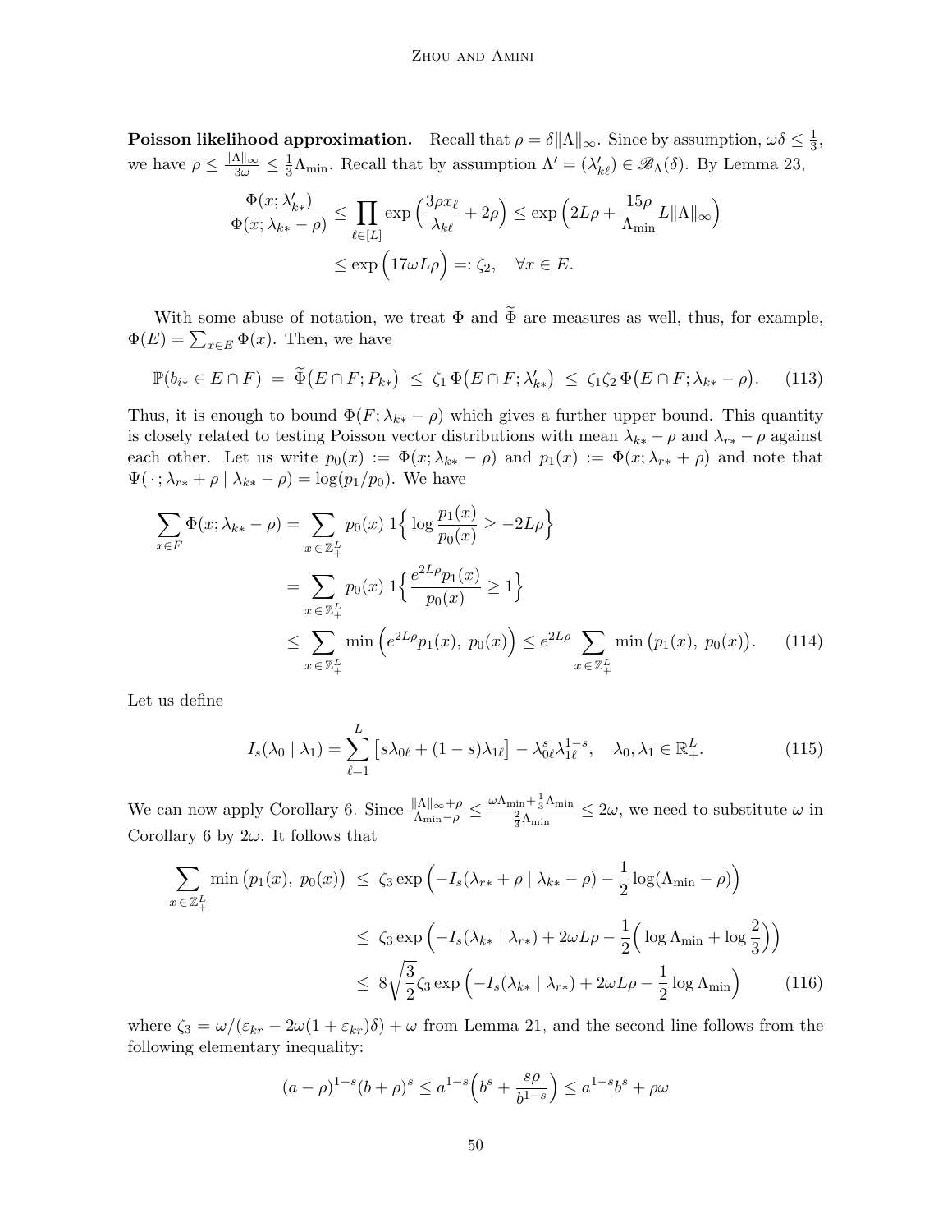**Poisson likelihood approximation.** Recall that $\rho = \delta\|\Lambda\|_\infty$. Since by assumption, $\omega\delta \le \frac{1}{3}$, we have $\rho \le \frac{\|\Lambda\|_\infty}{3\omega} \le \frac{1}{3}\Lambda_{\min}$. Recall that by assumption $\Lambda' = (\lambda'_{k\ell}) \in \mathscr{B}_\Lambda(\delta)$. By Lemma 23,

$$
\begin{aligned}
\frac{\Phi(x; \lambda'_{k*})}{\Phi(x; \lambda_{k*} - \rho)} &\le \prod_{\ell \in [L]} \exp\Big(\frac{3\rho x_\ell}{\lambda_{k\ell}} + 2\rho\Big) \le \exp\Big(2L\rho + \frac{15\rho}{\Lambda_{\min}} L\|\Lambda\|_\infty\Big) \\
&\le \exp\Big(17\omega L\rho\Big) =: \zeta_2, \quad \forall x \in E.
\end{aligned}
$$

With some abuse of notation, we treat $\Phi$ and $\widetilde{\Phi}$ are measures as well, thus, for example, $\Phi(E) = \sum_{x\in E}\Phi(x)$. Then, we have

$$
\mathbb{P}(b_{i*} \in E \cap F) \;=\; \widetilde{\Phi}\big(E\cap F; P_{k*}\big) \;\le\; \zeta_1\, \Phi\big(E \cap F; \lambda'_{k*}\big) \;\le\; \zeta_1\zeta_2\, \Phi\big(E\cap F; \lambda_{k*} - \rho\big). \tag{113}
$$

Thus, it is enough to bound $\Phi(F; \lambda_{k*} - \rho)$ which gives a further upper bound. This quantity is closely related to testing Poisson vector distributions with mean $\lambda_{k*} - \rho$ and $\lambda_{r*} - \rho$ against each other. Let us write $p_0(x) := \Phi(x; \lambda_{k*} - \rho)$ and $p_1(x) := \Phi(x; \lambda_{r*} + \rho)$ and note that $\Psi(\,\cdot\,; \lambda_{r*} + \rho \mid \lambda_{k*} - \rho) = \log(p_1/p_0)$. We have

$$
\begin{aligned}
\sum_{x\in F} \Phi(x; \lambda_{k*} - \rho) &= \sum_{x\,\in\,\mathbb{Z}_+^L} p_0(x)\; 1\Big\{ \log\frac{p_1(x)}{p_0(x)} \ge -2L\rho \Big\} \\
&= \sum_{x\,\in\,\mathbb{Z}_+^L} p_0(x)\; 1\Big\{ \frac{e^{2L\rho}p_1(x)}{p_0(x)} \ge 1 \Big\} \\
&\le \sum_{x\,\in\,\mathbb{Z}_+^L} \min\Big(e^{2L\rho}p_1(x),\; p_0(x)\Big) \le e^{2L\rho} \sum_{x\,\in\,\mathbb{Z}_+^L} \min\big(p_1(x),\; p_0(x)\big).
\end{aligned} \tag{114}
$$

Let us define

$$
I_s(\lambda_0 \mid \lambda_1) = \sum_{\ell=1}^{L} \big[s\lambda_{0\ell} + (1-s)\lambda_{1\ell}\big] - \lambda_{0\ell}^s \lambda_{1\ell}^{1-s}, \quad \lambda_0, \lambda_1 \in \mathbb{R}_+^L. \tag{115}
$$

We can now apply Corollary 6. Since $\frac{\|\Lambda\|_\infty + \rho}{\Lambda_{\min} - \rho} \le \frac{\omega\Lambda_{\min} + \frac{1}{3}\Lambda_{\min}}{\frac{2}{3}\Lambda_{\min}} \le 2\omega$, we need to substitute $\omega$ in Corollary 6 by $2\omega$. It follows that

$$
\begin{aligned}
\sum_{x\,\in\,\mathbb{Z}_+^L} \min\big(p_1(x),\; p_0(x)\big) \;&\le\; \zeta_3 \exp\Big(-I_s(\lambda_{r*} + \rho \mid \lambda_{k*} - \rho) - \frac{1}{2}\log(\Lambda_{\min} - \rho)\Big) \\
&\le\; \zeta_3 \exp\Big(-I_s(\lambda_{k*} \mid \lambda_{r*}) + 2\omega L\rho - \frac{1}{2}\Big(\log\Lambda_{\min} + \log\frac{2}{3}\Big)\Big) \\
&\le\; 8\sqrt{\frac{3}{2}}\zeta_3 \exp\Big(-I_s(\lambda_{k*} \mid \lambda_{r*}) + 2\omega L\rho - \frac{1}{2}\log\Lambda_{\min}\Big)
\end{aligned} \tag{116}
$$

where $\zeta_3 = \omega/(\varepsilon_{kr} - 2\omega(1+\varepsilon_{kr})\delta) + \omega$ from Lemma 21, and the second line follows from the following elementary inequality:

$$
(a-\rho)^{1-s}(b+\rho)^s \le a^{1-s}\Big(b^s + \frac{s\rho}{b^{1-s}}\Big) \le a^{1-s}b^s + \rho\omega
$$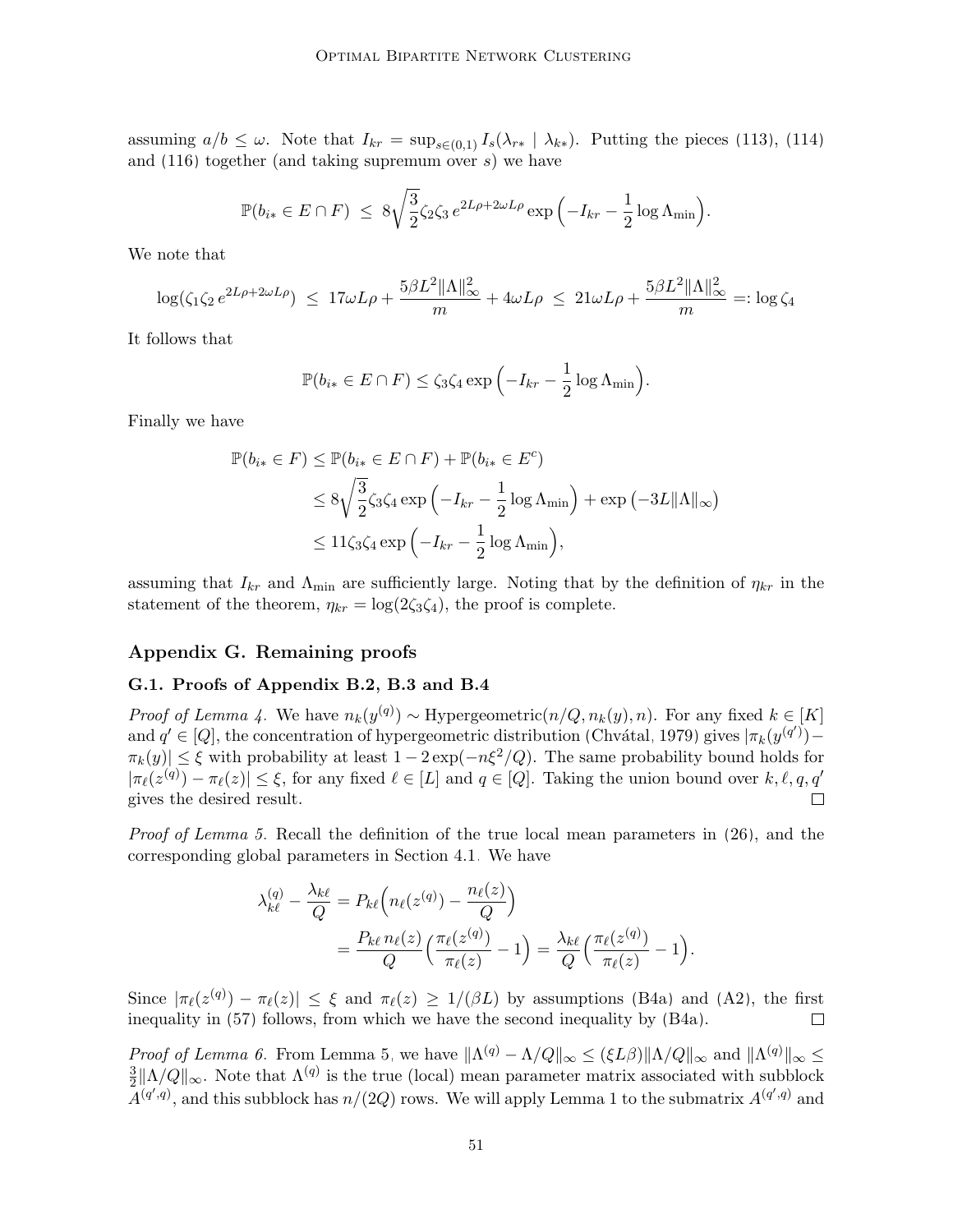assuming $a/b \le \omega$. Note that $I_{kr} = \sup_{s\in(0,1)} I_s(\lambda_{r*} \mid \lambda_{k*})$. Putting the pieces (113), (114) and (116) together (and taking supremum over $s$) we have

$$\mathbb{P}(b_{i*} \in E \cap F) \;\le\; 8\sqrt{\frac{3}{2}}\zeta_2\zeta_3\, e^{2L\rho+2\omega L\rho} \exp\Big(-I_{kr} - \frac{1}{2}\log\Lambda_{\min}\Big).$$

We note that

$$\log(\zeta_1\zeta_2\, e^{2L\rho+2\omega L\rho}) \;\le\; 17\omega L\rho + \frac{5\beta L^2\|\Lambda\|_\infty^2}{m} + 4\omega L\rho \;\le\; 21\omega L\rho + \frac{5\beta L^2\|\Lambda\|_\infty^2}{m} =: \log\zeta_4$$

It follows that

$$\mathbb{P}(b_{i*} \in E \cap F) \le \zeta_3\zeta_4 \exp\Big(-I_{kr} - \frac{1}{2}\log\Lambda_{\min}\Big).$$

Finally we have

$$\begin{aligned}
\mathbb{P}(b_{i*} \in F) &\le \mathbb{P}(b_{i*} \in E \cap F) + \mathbb{P}(b_{i*} \in E^c) \\
&\le 8\sqrt{\frac{3}{2}}\zeta_3\zeta_4 \exp\Big(-I_{kr} - \frac{1}{2}\log\Lambda_{\min}\Big) + \exp\big(-3L\|\Lambda\|_\infty\big) \\
&\le 11\zeta_3\zeta_4 \exp\Big(-I_{kr} - \frac{1}{2}\log\Lambda_{\min}\Big),
\end{aligned}$$

assuming that $I_{kr}$ and $\Lambda_{\min}$ are sufficiently large. Noting that by the definition of $\eta_{kr}$ in the statement of the theorem, $\eta_{kr} = \log(2\zeta_3\zeta_4)$, the proof is complete.

## Appendix G. Remaining proofs

### G.1. Proofs of Appendix B.2, B.3 and B.4

*Proof of Lemma 4.* We have $n_k(y^{(q)}) \sim \text{Hypergeometric}(n/Q, n_k(y), n)$. For any fixed $k \in [K]$ and $q' \in [Q]$, the concentration of hypergeometric distribution (Chvátal, 1979) gives $|\pi_k(y^{(q')}) - \pi_k(y)| \le \xi$ with probability at least $1 - 2\exp(-n\xi^2/Q)$. The same probability bound holds for $|\pi_\ell(z^{(q)}) - \pi_\ell(z)| \le \xi$, for any fixed $\ell \in [L]$ and $q \in [Q]$. Taking the union bound over $k, \ell, q, q'$ gives the desired result. □

*Proof of Lemma 5.* Recall the definition of the true local mean parameters in (26), and the corresponding global parameters in Section 4.1. We have

$$\begin{aligned}
\lambda_{k\ell}^{(q)} - \frac{\lambda_{k\ell}}{Q} &= P_{k\ell}\Big(n_\ell(z^{(q)}) - \frac{n_\ell(z)}{Q}\Big) \\
&= \frac{P_{k\ell}\, n_\ell(z)}{Q}\Big(\frac{\pi_\ell(z^{(q)})}{\pi_\ell(z)} - 1\Big) = \frac{\lambda_{k\ell}}{Q}\Big(\frac{\pi_\ell(z^{(q)})}{\pi_\ell(z)} - 1\Big).
\end{aligned}$$

Since $|\pi_\ell(z^{(q)}) - \pi_\ell(z)| \le \xi$ and $\pi_\ell(z) \ge 1/(\beta L)$ by assumptions (B4a) and (A2), the first inequality in (57) follows, from which we have the second inequality by (B4a). □

*Proof of Lemma 6.* From Lemma 5, we have $\|\Lambda^{(q)} - \Lambda/Q\|_\infty \le (\xi L\beta)\|\Lambda/Q\|_\infty$ and $\|\Lambda^{(q)}\|_\infty \le \frac{3}{2}\|\Lambda/Q\|_\infty$. Note that $\Lambda^{(q)}$ is the true (local) mean parameter matrix associated with subblock $A^{(q',q)}$, and this subblock has $n/(2Q)$ rows. We will apply Lemma 1 to the submatrix $A^{(q',q)}$ and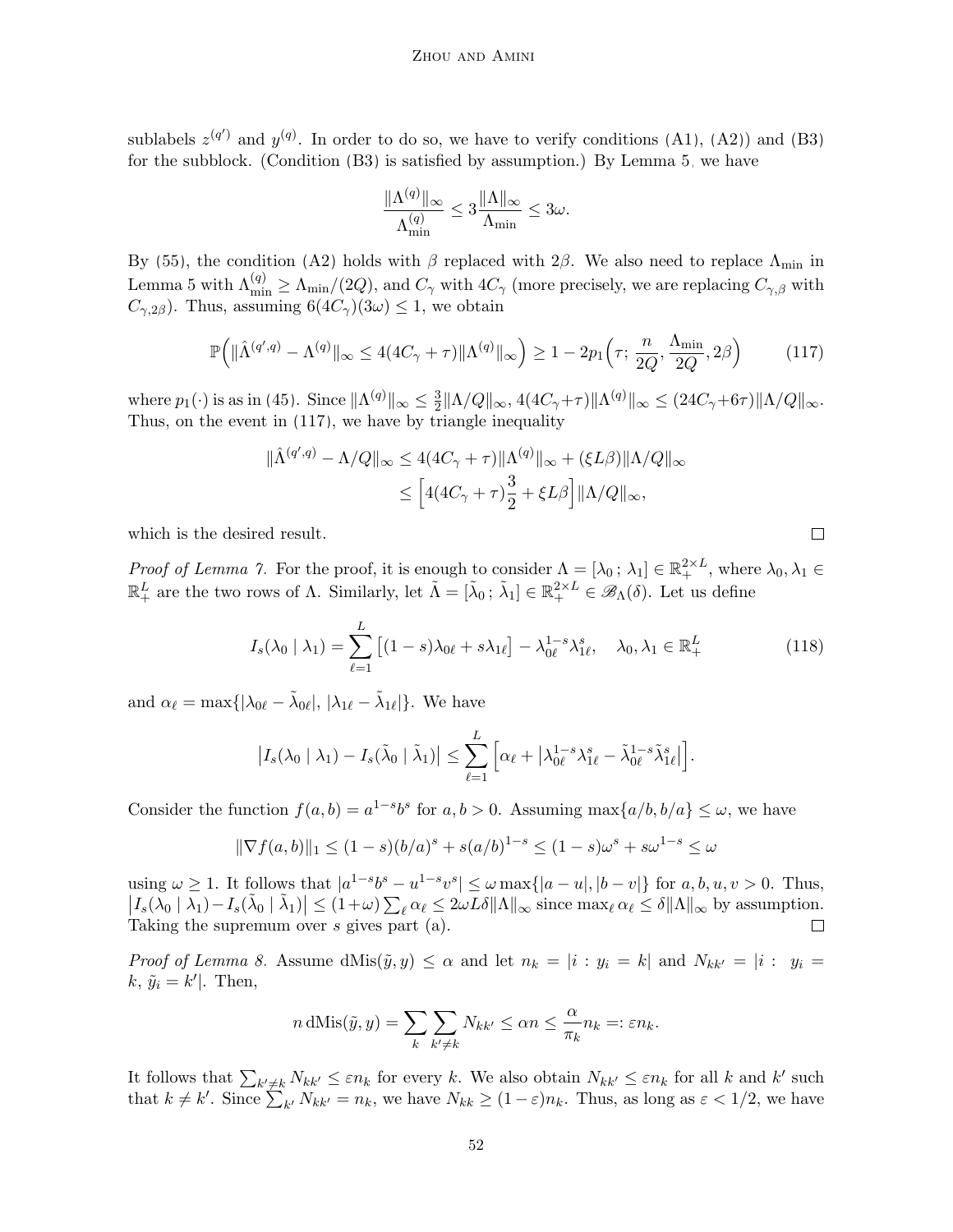sublabels $z^{(q')}$ and $y^{(q)}$. In order to do so, we have to verify conditions (A1), (A2)) and (B3) for the subblock. (Condition (B3) is satisfied by assumption.) By Lemma 5, we have

$$\frac{\|\Lambda^{(q)}\|_\infty}{\Lambda^{(q)}_{\min}} \leq 3\frac{\|\Lambda\|_\infty}{\Lambda_{\min}} \leq 3\omega.$$

By (55), the condition (A2) holds with $\beta$ replaced with $2\beta$. We also need to replace $\Lambda_{\min}$ in Lemma 5 with $\Lambda^{(q)}_{\min} \geq \Lambda_{\min}/(2Q)$, and $C_\gamma$ with $4C_\gamma$ (more precisely, we are replacing $C_{\gamma,\beta}$ with $C_{\gamma,2\beta}$). Thus, assuming $6(4C_\gamma)(3\omega) \leq 1$, we obtain

$$\mathbb{P}\Big(\|\hat{\Lambda}^{(q',q)} - \Lambda^{(q)}\|_\infty \leq 4(4C_\gamma + \tau)\|\Lambda^{(q)}\|_\infty\Big) \geq 1 - 2p_1\Big(\tau;\, \frac{n}{2Q}, \frac{\Lambda_{\min}}{2Q}, 2\beta\Big) \tag{117}$$

where $p_1(\cdot)$ is as in (45). Since $\|\Lambda^{(q)}\|_\infty \leq \frac{3}{2}\|\Lambda/Q\|_\infty$, $4(4C_\gamma+\tau)\|\Lambda^{(q)}\|_\infty \leq (24C_\gamma+6\tau)\|\Lambda/Q\|_\infty$. Thus, on the event in (117), we have by triangle inequality

$$\begin{aligned}
\|\hat{\Lambda}^{(q',q)} - \Lambda/Q\|_\infty &\leq 4(4C_\gamma + \tau)\|\Lambda^{(q)}\|_\infty + (\xi L\beta)\|\Lambda/Q\|_\infty \\
&\leq \Big[4(4C_\gamma + \tau)\frac{3}{2} + \xi L\beta\Big]\|\Lambda/Q\|_\infty,
\end{aligned}$$

which is the desired result. □

*Proof of Lemma 7.* For the proof, it is enough to consider $\Lambda = [\lambda_0\,;\,\lambda_1] \in \mathbb{R}_+^{2\times L}$, where $\lambda_0, \lambda_1 \in \mathbb{R}_+^L$ are the two rows of $\Lambda$. Similarly, let $\tilde{\Lambda} = [\tilde{\lambda}_0\,;\,\tilde{\lambda}_1] \in \mathbb{R}_+^{2\times L} \in \mathscr{B}_\Lambda(\delta)$. Let us define

$$I_s(\lambda_0 \mid \lambda_1) = \sum_{\ell=1}^{L}\big[(1-s)\lambda_{0\ell} + s\lambda_{1\ell}\big] - \lambda_{0\ell}^{1-s}\lambda_{1\ell}^{s}, \quad \lambda_0, \lambda_1 \in \mathbb{R}_+^L \tag{118}$$

and $\alpha_\ell = \max\{|\lambda_{0\ell} - \tilde{\lambda}_{0\ell}|,\, |\lambda_{1\ell} - \tilde{\lambda}_{1\ell}|\}$. We have

$$\big|I_s(\lambda_0 \mid \lambda_1) - I_s(\tilde{\lambda}_0 \mid \tilde{\lambda}_1)\big| \leq \sum_{\ell=1}^{L}\Big[\alpha_\ell + \big|\lambda_{0\ell}^{1-s}\lambda_{1\ell}^{s} - \tilde{\lambda}_{0\ell}^{1-s}\tilde{\lambda}_{1\ell}^{s}\big|\Big].$$

Consider the function $f(a,b) = a^{1-s}b^s$ for $a, b > 0$. Assuming $\max\{a/b, b/a\} \leq \omega$, we have

$$\|\nabla f(a,b)\|_1 \leq (1-s)(b/a)^s + s(a/b)^{1-s} \leq (1-s)\omega^s + s\omega^{1-s} \leq \omega$$

using $\omega \geq 1$. It follows that $|a^{1-s}b^s - u^{1-s}v^s| \leq \omega\max\{|a-u|, |b-v|\}$ for $a, b, u, v > 0$. Thus, $\big|I_s(\lambda_0 \mid \lambda_1) - I_s(\tilde{\lambda}_0 \mid \tilde{\lambda}_1)\big| \leq (1+\omega)\sum_\ell \alpha_\ell \leq 2\omega L\delta\|\Lambda\|_\infty$ since $\max_\ell \alpha_\ell \leq \delta\|\Lambda\|_\infty$ by assumption. Taking the supremum over $s$ gives part (a). □

*Proof of Lemma 8.* Assume $\mathrm{dMis}(\tilde{y}, y) \leq \alpha$ and let $n_k = |i : y_i = k|$ and $N_{kk'} = |i : \; y_i = k,\, \tilde{y}_i = k'|$. Then,

$$n\,\mathrm{dMis}(\tilde{y}, y) = \sum_k \sum_{k' \neq k} N_{kk'} \leq \alpha n \leq \frac{\alpha}{\pi_k}n_k =: \varepsilon n_k.$$

It follows that $\sum_{k'\neq k} N_{kk'} \leq \varepsilon n_k$ for every $k$. We also obtain $N_{kk'} \leq \varepsilon n_k$ for all $k$ and $k'$ such that $k \neq k'$. Since $\sum_{k'} N_{kk'} = n_k$, we have $N_{kk} \geq (1-\varepsilon)n_k$. Thus, as long as $\varepsilon < 1/2$, we have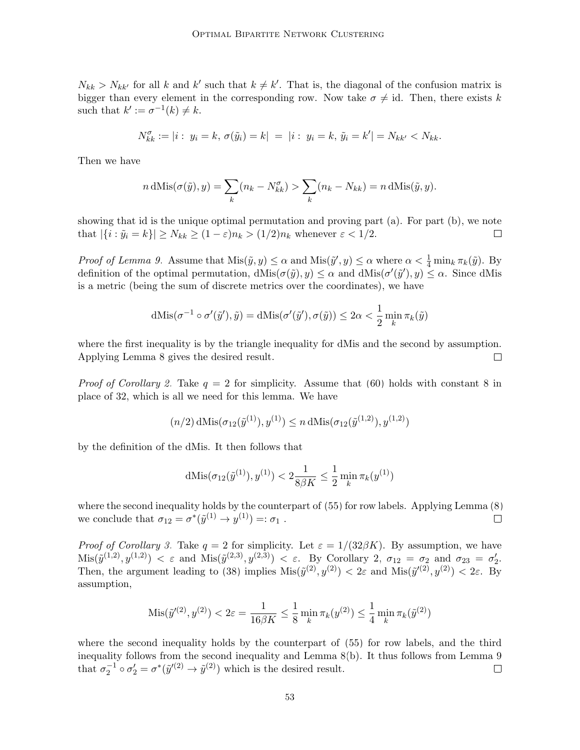$N_{kk} > N_{kk'}$ for all $k$ and $k'$ such that $k \neq k'$. That is, the diagonal of the confusion matrix is bigger than every element in the corresponding row. Now take $\sigma \neq \text{id}$. Then, there exists $k$ such that $k' := \sigma^{-1}(k) \neq k$.

$$N^{\sigma}_{kk} := |i : \ y_i = k, \, \sigma(\tilde{y}_i) = k| \ = \ |i : \ y_i = k, \, \tilde{y}_i = k'| = N_{kk'} < N_{kk}.$$

Then we have

$$n \, \text{dMis}(\sigma(\tilde{y}), y) = \sum_k (n_k - N^{\sigma}_{kk}) > \sum_k (n_k - N_{kk}) = n \, \text{dMis}(\tilde{y}, y).$$

showing that id is the unique optimal permutation and proving part (a). For part (b), we note that $|\{i : \tilde{y}_i = k\}| \geq N_{kk} \geq (1-\varepsilon) n_k > (1/2) n_k$ whenever $\varepsilon < 1/2$. $\square$

*Proof of Lemma 9.* Assume that $\text{Mis}(\tilde{y}, y) \leq \alpha$ and $\text{Mis}(\tilde{y}', y) \leq \alpha$ where $\alpha < \frac{1}{4} \min_k \pi_k(\tilde{y})$. By definition of the optimal permutation, $\text{dMis}(\sigma(\tilde{y}), y) \leq \alpha$ and $\text{dMis}(\sigma'(\tilde{y}'), y) \leq \alpha$. Since dMis is a metric (being the sum of discrete metrics over the coordinates), we have

$$\text{dMis}(\sigma^{-1} \circ \sigma'(\tilde{y}'), \tilde{y}) = \text{dMis}(\sigma'(\tilde{y}'), \sigma(\tilde{y})) \leq 2\alpha < \frac{1}{2} \min_k \pi_k(\tilde{y})$$

where the first inequality is by the triangle inequality for dMis and the second by assumption. Applying Lemma 8 gives the desired result. $\square$

*Proof of Corollary 2.* Take $q = 2$ for simplicity. Assume that (60) holds with constant 8 in place of 32, which is all we need for this lemma. We have

$$(n/2) \, \text{dMis}(\sigma_{12}(\tilde{y}^{(1)}), y^{(1)}) \leq n \, \text{dMis}(\sigma_{12}(\tilde{y}^{(1,2)}), y^{(1,2)})$$

by the definition of the dMis. It then follows that

$$\text{dMis}(\sigma_{12}(\tilde{y}^{(1)}), y^{(1)}) < 2 \frac{1}{8\beta K} \leq \frac{1}{2} \min_k \pi_k(y^{(1)})$$

where the second inequality holds by the counterpart of (55) for row labels. Applying Lemma (8) we conclude that $\sigma_{12} = \sigma^*(\tilde{y}^{(1)} \to y^{(1)}) =: \sigma_1$ . $\square$

*Proof of Corollary 3.* Take $q = 2$ for simplicity. Let $\varepsilon = 1/(32\beta K)$. By assumption, we have $\text{Mis}(\tilde{y}^{(1,2)}, y^{(1,2)}) < \varepsilon$ and $\text{Mis}(\tilde{y}^{(2,3)}, y^{(2,3)}) < \varepsilon$. By Corollary 2, $\sigma_{12} = \sigma_2$ and $\sigma_{23} = \sigma'_2$. Then, the argument leading to (38) implies $\text{Mis}(\tilde{y}^{(2)}, y^{(2)}) < 2\varepsilon$ and $\text{Mis}(\tilde{y}'^{(2)}, y^{(2)}) < 2\varepsilon$. By assumption,

$$\text{Mis}(\tilde{y}'^{(2)}, y^{(2)}) < 2\varepsilon = \frac{1}{16\beta K} \leq \frac{1}{8} \min_k \pi_k(y^{(2)}) \leq \frac{1}{4} \min_k \pi_k(\tilde{y}^{(2)})$$

where the second inequality holds by the counterpart of (55) for row labels, and the third inequality follows from the second inequality and Lemma 8(b). It thus follows from Lemma 9 that $\sigma_2^{-1} \circ \sigma'_2 = \sigma^*(\tilde{y}'^{(2)} \to \tilde{y}^{(2)})$ which is the desired result. $\square$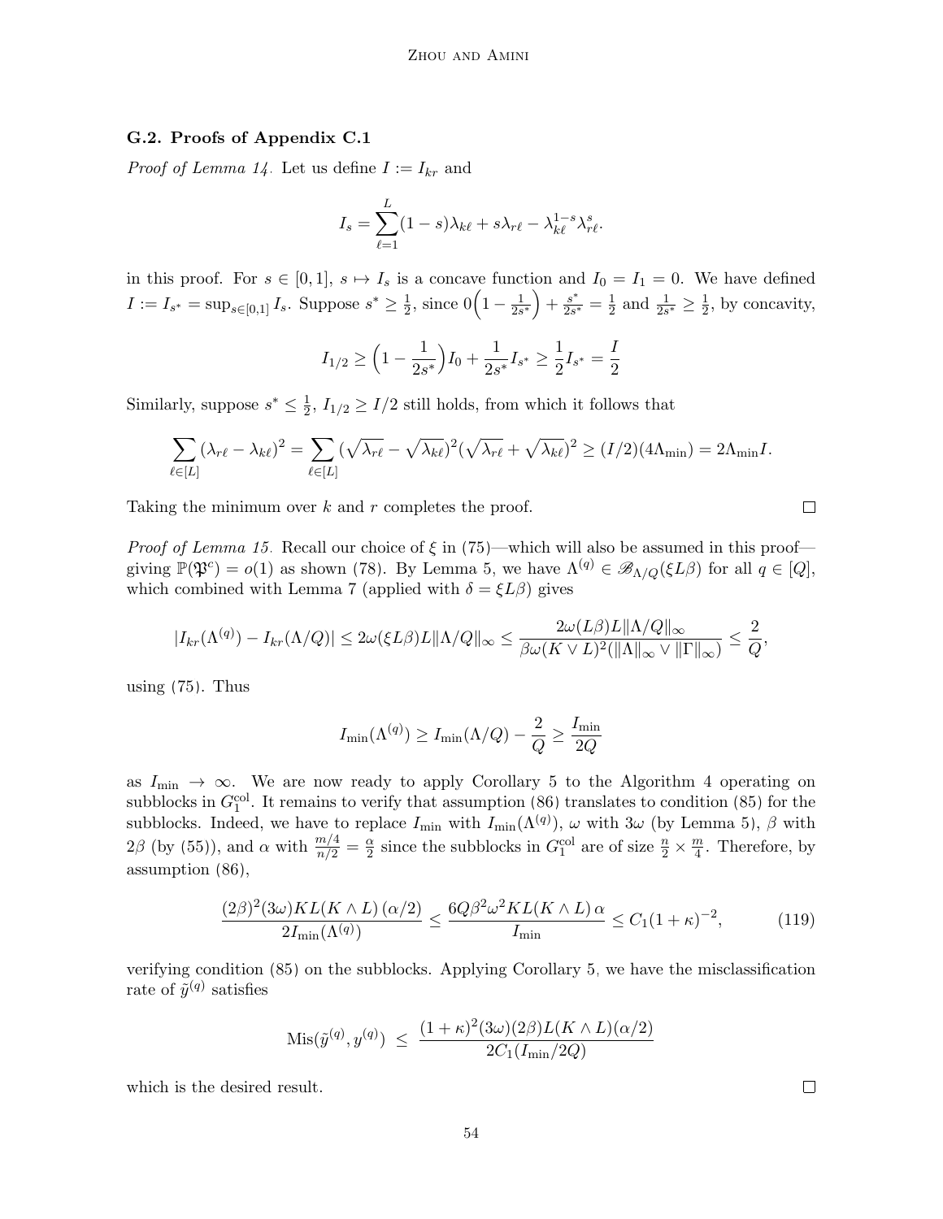### G.2. Proofs of Appendix C.1

*Proof of Lemma 14.* Let us define $I := I_{kr}$ and

$$I_s = \sum_{\ell=1}^{L} (1-s)\lambda_{k\ell} + s\lambda_{r\ell} - \lambda_{k\ell}^{1-s}\lambda_{r\ell}^{s}.$$

in this proof. For $s \in [0,1]$, $s \mapsto I_s$ is a concave function and $I_0 = I_1 = 0$. We have defined $I := I_{s^*} = \sup_{s\in[0,1]} I_s$. Suppose $s^* \geq \frac{1}{2}$, since $0\Big(1 - \frac{1}{2s^*}\Big) + \frac{s^*}{2s^*} = \frac{1}{2}$ and $\frac{1}{2s^*} \geq \frac{1}{2}$, by concavity,

$$I_{1/2} \geq \Big(1 - \frac{1}{2s^*}\Big) I_0 + \frac{1}{2s^*} I_{s^*} \geq \frac{1}{2} I_{s^*} = \frac{I}{2}$$

Similarly, suppose $s^* \leq \frac{1}{2}$, $I_{1/2} \geq I/2$ still holds, from which it follows that

$$\sum_{\ell\in[L]} (\lambda_{r\ell} - \lambda_{k\ell})^2 = \sum_{\ell\in[L]} (\sqrt{\lambda_{r\ell}} - \sqrt{\lambda_{k\ell}})^2 (\sqrt{\lambda_{r\ell}} + \sqrt{\lambda_{k\ell}})^2 \geq (I/2)(4\Lambda_{\min}) = 2\Lambda_{\min} I.$$

Taking the minimum over $k$ and $r$ completes the proof. ∎

*Proof of Lemma 15.* Recall our choice of $\xi$ in (75)—which will also be assumed in this proof—giving $\mathbb{P}(\mathfrak{P}^c) = o(1)$ as shown (78). By Lemma 5, we have $\Lambda^{(q)} \in \mathscr{B}_{\Lambda/Q}(\xi L\beta)$ for all $q \in [Q]$, which combined with Lemma 7 (applied with $\delta = \xi L \beta$) gives

$$|I_{kr}(\Lambda^{(q)}) - I_{kr}(\Lambda/Q)| \leq 2\omega(\xi L\beta) L \|\Lambda/Q\|_\infty \leq \frac{2\omega(L\beta)L\|\Lambda/Q\|_\infty}{\beta\omega(K\vee L)^2(\|\Lambda\|_\infty \vee \|\Gamma\|_\infty)} \leq \frac{2}{Q},$$

using (75). Thus

$$I_{\min}(\Lambda^{(q)}) \geq I_{\min}(\Lambda/Q) - \frac{2}{Q} \geq \frac{I_{\min}}{2Q}$$

as $I_{\min} \to \infty$. We are now ready to apply Corollary 5 to the Algorithm 4 operating on subblocks in $G_1^{\text{col}}$. It remains to verify that assumption (86) translates to condition (85) for the subblocks. Indeed, we have to replace $I_{\min}$ with $I_{\min}(\Lambda^{(q)})$, $\omega$ with $3\omega$ (by Lemma 5), $\beta$ with $2\beta$ (by (55)), and $\alpha$ with $\frac{m/4}{n/2} = \frac{\alpha}{2}$ since the subblocks in $G_1^{\text{col}}$ are of size $\frac{n}{2} \times \frac{m}{4}$. Therefore, by assumption (86),

$$\frac{(2\beta)^2(3\omega)KL(K\wedge L)\,(\alpha/2)}{2I_{\min}(\Lambda^{(q)})} \leq \frac{6Q\beta^2\omega^2 KL(K\wedge L)\,\alpha}{I_{\min}} \leq C_1(1+\kappa)^{-2}, \tag{119}$$

verifying condition (85) on the subblocks. Applying Corollary 5, we have the misclassification rate of $\tilde{y}^{(q)}$ satisfies

$$\text{Mis}(\tilde{y}^{(q)}, y^{(q)}) \;\leq\; \frac{(1+\kappa)^2(3\omega)(2\beta)L(K\wedge L)(\alpha/2)}{2C_1(I_{\min}/2Q)}$$

which is the desired result. ∎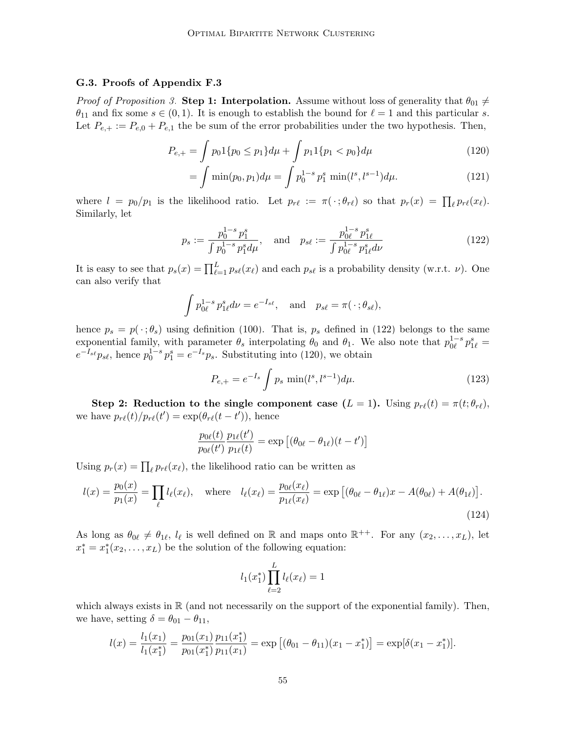### G.3. Proofs of Appendix F.3

*Proof of Proposition 3.* **Step 1: Interpolation.** Assume without loss of generality that $\theta_{01} \neq \theta_{11}$ and fix some $s \in (0,1)$. It is enough to establish the bound for $\ell = 1$ and this particular $s$. Let $P_{e,+} := P_{e,0} + P_{e,1}$ the be sum of the error probabilities under the two hypothesis. Then,

$$P_{e,+} = \int p_0 1\{p_0 \leq p_1\} d\mu + \int p_1 1\{p_1 < p_0\} d\mu \tag{120}$$

$$= \int \min(p_0, p_1) d\mu = \int p_0^{1-s} p_1^s \min(l^s, l^{s-1}) d\mu. \tag{121}$$

where $l = p_0/p_1$ is the likelihood ratio. Let $p_{r\ell} := \pi(\cdot\,; \theta_{r\ell})$ so that $p_r(x) = \prod_\ell p_{r\ell}(x_\ell)$. Similarly, let

$$p_s := \frac{p_0^{1-s} p_1^s}{\int p_0^{1-s} p_1^s d\mu}, \quad \text{and} \quad p_{s\ell} := \frac{p_{0\ell}^{1-s} p_{1\ell}^s}{\int p_{0\ell}^{1-s} p_{1\ell}^s d\nu} \tag{122}$$

It is easy to see that $p_s(x) = \prod_{\ell=1}^L p_{s\ell}(x_\ell)$ and each $p_{s\ell}$ is a probability density (w.r.t. $\nu$). One can also verify that

$$\int p_{0\ell}^{1-s} p_{1\ell}^s d\nu = e^{-I_{s\ell}}, \quad \text{and} \quad p_{s\ell} = \pi(\cdot\,; \theta_{s\ell}),$$

hence $p_s = p(\cdot\,; \theta_s)$ using definition (100). That is, $p_s$ defined in (122) belongs to the same exponential family, with parameter $\theta_s$ interpolating $\theta_0$ and $\theta_1$. We also note that $p_{0\ell}^{1-s} p_{1\ell}^s = e^{-I_{s\ell}} p_{s\ell}$, hence $p_0^{1-s} p_1^s = e^{-I_s} p_s$. Substituting into (120), we obtain

$$P_{e,+} = e^{-I_s} \int p_s \min(l^s, l^{s-1}) d\mu. \tag{123}$$

**Step 2: Reduction to the single component case ($L = 1$).** Using $p_{r\ell}(t) = \pi(t; \theta_{r\ell})$, we have $p_{r\ell}(t)/p_{r\ell}(t') = \exp(\theta_{r\ell}(t - t'))$, hence

$$\frac{p_{0\ell}(t)}{p_{0\ell}(t')} \frac{p_{1\ell}(t')}{p_{1\ell}(t)} = \exp\big[(\theta_{0\ell} - \theta_{1\ell})(t - t')\big]$$

Using $p_r(x) = \prod_\ell p_{r\ell}(x_\ell)$, the likelihood ratio can be written as

$$l(x) = \frac{p_0(x)}{p_1(x)} = \prod_\ell l_\ell(x_\ell), \quad \text{where} \quad l_\ell(x_\ell) = \frac{p_{0\ell}(x_\ell)}{p_{1\ell}(x_\ell)} = \exp\big[(\theta_{0\ell} - \theta_{1\ell})x - A(\theta_{0\ell}) + A(\theta_{1\ell})\big]. \tag{124}$$

As long as $\theta_{0\ell} \neq \theta_{1\ell}$, $l_\ell$ is well defined on $\mathbb{R}$ and maps onto $\mathbb{R}^{++}$. For any $(x_2, \dots, x_L)$, let $x_1^* = x_1^*(x_2, \dots, x_L)$ be the solution of the following equation:

$$l_1(x_1^*) \prod_{\ell=2}^L l_\ell(x_\ell) = 1$$

which always exists in $\mathbb{R}$ (and not necessarily on the support of the exponential family). Then, we have, setting $\delta = \theta_{01} - \theta_{11}$,

$$l(x) = \frac{l_1(x_1)}{l_1(x_1^*)} = \frac{p_{01}(x_1)}{p_{01}(x_1^*)} \frac{p_{11}(x_1^*)}{p_{11}(x_1)} = \exp\big[(\theta_{01} - \theta_{11})(x_1 - x_1^*)\big] = \exp[\delta(x_1 - x_1^*)].$$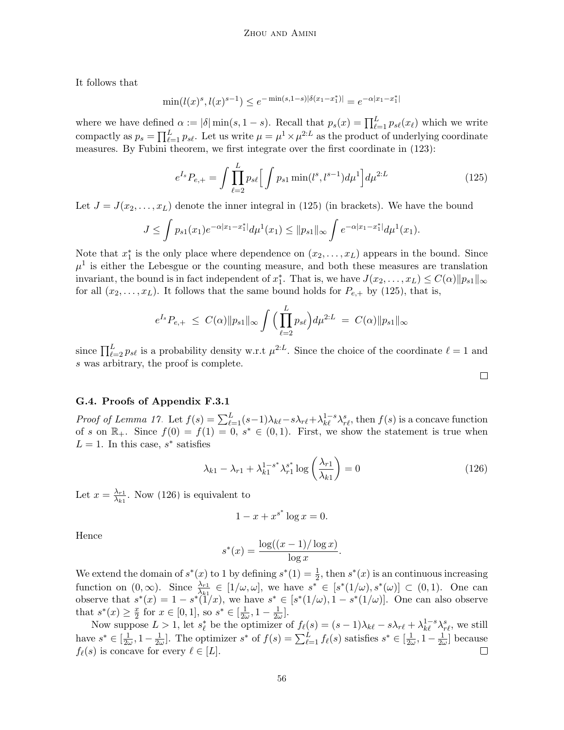It follows that

$$\min(l(x)^s, l(x)^{s-1}) \leq e^{-\min(s,1-s)|\delta(x_1 - x_1^*)|} = e^{-\alpha|x_1 - x_1^*|}$$

where we have defined $\alpha := |\delta| \min(s, 1-s)$. Recall that $p_s(x) = \prod_{\ell=1}^L p_{s\ell}(x_\ell)$ which we write compactly as $p_s = \prod_{\ell=1}^L p_{s\ell}$. Let us write $\mu = \mu^1 \times \mu^{2:L}$ as the product of underlying coordinate measures. By Fubini theorem, we first integrate over the first coordinate in (123):

$$e^{I_s} P_{e,+} = \int \prod_{\ell=2}^L p_{s\ell} \Big[ \int p_{s1} \min(l^s, l^{s-1}) d\mu^1 \Big] d\mu^{2:L} \tag{125}$$

Let $J = J(x_2, \dots, x_L)$ denote the inner integral in (125) (in brackets). We have the bound

$$J \leq \int p_{s1}(x_1) e^{-\alpha|x_1 - x_1^*|} d\mu^1(x_1) \leq \|p_{s1}\|_\infty \int e^{-\alpha|x_1 - x_1^*|} d\mu^1(x_1).$$

Note that $x_1^*$ is the only place where dependence on $(x_2, \dots, x_L)$ appears in the bound. Since $\mu^1$ is either the Lebesgue or the counting measure, and both these measures are translation invariant, the bound is in fact independent of $x_1^*$. That is, we have $J(x_2, \dots, x_L) \leq C(\alpha)\|p_{s1}\|_\infty$ for all $(x_2, \dots, x_L)$. It follows that the same bound holds for $P_{e,+}$ by (125), that is,

$$e^{I_s} P_{e,+} \;\leq\; C(\alpha)\|p_{s1}\|_\infty \int \Big( \prod_{\ell=2}^L p_{s\ell} \Big) d\mu^{2:L} \;=\; C(\alpha)\|p_{s1}\|_\infty$$

since $\prod_{\ell=2}^L p_{s\ell}$ is a probability density w.r.t $\mu^{2:L}$. Since the choice of the coordinate $\ell = 1$ and $s$ was arbitrary, the proof is complete.

□

### G.4. Proofs of Appendix F.3.1

*Proof of Lemma 17.* Let $f(s) = \sum_{\ell=1}^L (s-1)\lambda_{k\ell} - s\lambda_{r\ell} + \lambda_{k\ell}^{1-s}\lambda_{r\ell}^s$, then $f(s)$ is a concave function of $s$ on $\mathbb{R}_+$. Since $f(0) = f(1) = 0$, $s^* \in (0,1)$. First, we show the statement is true when $L = 1$. In this case, $s^*$ satisfies

$$\lambda_{k1} - \lambda_{r1} + \lambda_{k1}^{1-s^*}\lambda_{r1}^{s^*} \log\left(\frac{\lambda_{r1}}{\lambda_{k1}}\right) = 0 \tag{126}$$

Let $x = \frac{\lambda_{r1}}{\lambda_{k1}}$. Now (126) is equivalent to

$$1 - x + x^{s^*} \log x = 0.$$

Hence

$$s^*(x) = \frac{\log((x-1)/\log x)}{\log x}.$$

We extend the domain of $s^*(x)$ to 1 by defining $s^*(1) = \frac{1}{2}$, then $s^*(x)$ is an continuous increasing function on $(0, \infty)$. Since $\frac{\lambda_{r1}}{\lambda_{k1}} \in [1/\omega, \omega]$, we have $s^* \in [s^*(1/\omega), s^*(\omega)] \subset (0,1)$. One can observe that $s^*(x) = 1 - s^*(1/x)$, we have $s^* \in [s^*(1/\omega), 1 - s^*(1/\omega)]$. One can also observe that $s^*(x) \geq \frac{x}{2}$ for $x \in [0,1]$, so $s^* \in [\frac{1}{2\omega}, 1 - \frac{1}{2\omega}]$.

Now suppose $L > 1$, let $s_\ell^*$ be the optimizer of $f_\ell(s) = (s-1)\lambda_{k\ell} - s\lambda_{r\ell} + \lambda_{k\ell}^{1-s}\lambda_{r\ell}^s$, we still have $s^* \in [\frac{1}{2\omega}, 1 - \frac{1}{2\omega}]$. The optimizer $s^*$ of $f(s) = \sum_{\ell=1}^L f_\ell(s)$ satisfies $s^* \in [\frac{1}{2\omega}, 1 - \frac{1}{2\omega}]$ because $f_\ell(s)$ is concave for every $\ell \in [L]$.

□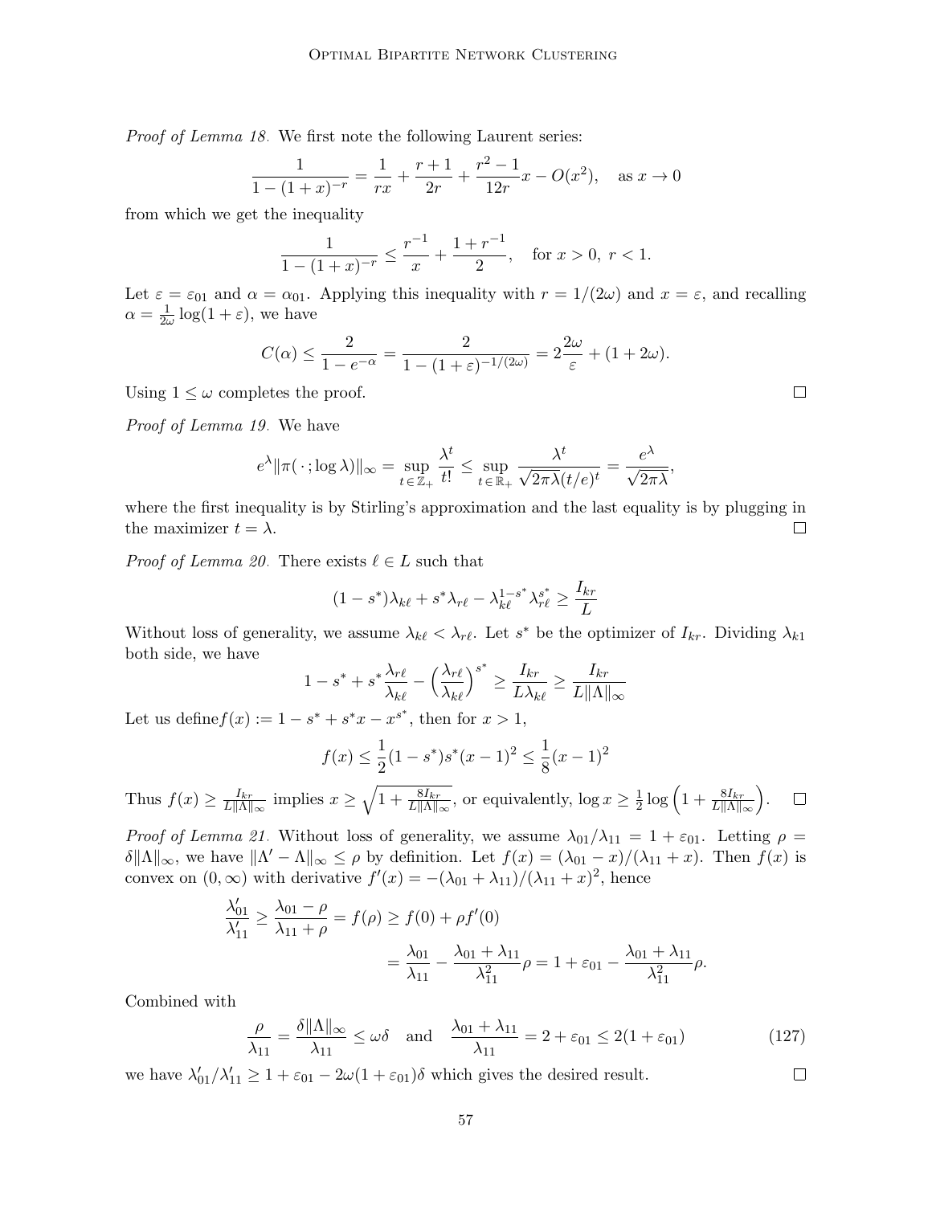*Proof of Lemma 18.* We first note the following Laurent series:

$$\frac{1}{1-(1+x)^{-r}} = \frac{1}{rx} + \frac{r+1}{2r} + \frac{r^2-1}{12r}x - O(x^2), \quad \text{as } x \to 0$$

from which we get the inequality

$$\frac{1}{1-(1+x)^{-r}} \le \frac{r^{-1}}{x} + \frac{1+r^{-1}}{2}, \quad \text{for } x>0,\ r<1.$$

Let $\varepsilon = \varepsilon_{01}$ and $\alpha = \alpha_{01}$. Applying this inequality with $r = 1/(2\omega)$ and $x = \varepsilon$, and recalling $\alpha = \frac{1}{2\omega}\log(1+\varepsilon)$, we have

$$C(\alpha) \le \frac{2}{1-e^{-\alpha}} = \frac{2}{1-(1+\varepsilon)^{-1/(2\omega)}} = 2\frac{2\omega}{\varepsilon} + (1+2\omega).$$

Using $1 \le \omega$ completes the proof. □

*Proof of Lemma 19.* We have

$$e^{\lambda}\|\pi(\,\cdot\,;\log\lambda)\|_\infty = \sup_{t\in\mathbb{Z}_+}\frac{\lambda^t}{t!} \le \sup_{t\in\mathbb{R}_+}\frac{\lambda^t}{\sqrt{2\pi\lambda}(t/e)^t} = \frac{e^{\lambda}}{\sqrt{2\pi\lambda}},$$

where the first inequality is by Stirling's approximation and the last equality is by plugging in the maximizer $t=\lambda$. □

*Proof of Lemma 20.* There exists $\ell \in L$ such that

$$(1-s^*)\lambda_{k\ell} + s^*\lambda_{r\ell} - \lambda_{k\ell}^{1-s^*}\lambda_{r\ell}^{s^*} \ge \frac{I_{kr}}{L}$$

Without loss of generality, we assume $\lambda_{k\ell} < \lambda_{r\ell}$. Let $s^*$ be the optimizer of $I_{kr}$. Dividing $\lambda_{k1}$ both side, we have

$$1-s^* + s^*\frac{\lambda_{r\ell}}{\lambda_{k\ell}} - \Big(\frac{\lambda_{r\ell}}{\lambda_{k\ell}}\Big)^{s^*} \ge \frac{I_{kr}}{L\lambda_{k\ell}} \ge \frac{I_{kr}}{L\|\Lambda\|_\infty}$$

Let us define$f(x) := 1-s^*+s^*x - x^{s^*}$, then for $x>1$,

$$f(x) \le \frac{1}{2}(1-s^*)s^*(x-1)^2 \le \frac{1}{8}(x-1)^2$$

Thus $f(x) \ge \frac{I_{kr}}{L\|\Lambda\|_\infty}$ implies $x \ge \sqrt{1+\frac{8I_{kr}}{L\|\Lambda\|_\infty}}$, or equivalently, $\log x \ge \frac{1}{2}\log\Big(1+\frac{8I_{kr}}{L\|\Lambda\|_\infty}\Big)$. □

*Proof of Lemma 21.* Without loss of generality, we assume $\lambda_{01}/\lambda_{11} = 1+\varepsilon_{01}$. Letting $\rho = \delta\|\Lambda\|_\infty$, we have $\|\Lambda'-\Lambda\|_\infty \le \rho$ by definition. Let $f(x) = (\lambda_{01}-x)/(\lambda_{11}+x)$. Then $f(x)$ is convex on $(0,\infty)$ with derivative $f'(x) = -(\lambda_{01}+\lambda_{11})/(\lambda_{11}+x)^2$, hence

$$\begin{aligned}\frac{\lambda'_{01}}{\lambda'_{11}} \ge \frac{\lambda_{01}-\rho}{\lambda_{11}+\rho} &= f(\rho) \ge f(0) + \rho f'(0)\\ &= \frac{\lambda_{01}}{\lambda_{11}} - \frac{\lambda_{01}+\lambda_{11}}{\lambda_{11}^2}\rho = 1+\varepsilon_{01} - \frac{\lambda_{01}+\lambda_{11}}{\lambda_{11}^2}\rho.\end{aligned}$$

Combined with

$$\frac{\rho}{\lambda_{11}} = \frac{\delta\|\Lambda\|_\infty}{\lambda_{11}} \le \omega\delta \quad \text{and} \quad \frac{\lambda_{01}+\lambda_{11}}{\lambda_{11}} = 2+\varepsilon_{01} \le 2(1+\varepsilon_{01}) \tag{127}$$

we have $\lambda'_{01}/\lambda'_{11} \ge 1+\varepsilon_{01} - 2\omega(1+\varepsilon_{01})\delta$ which gives the desired result. □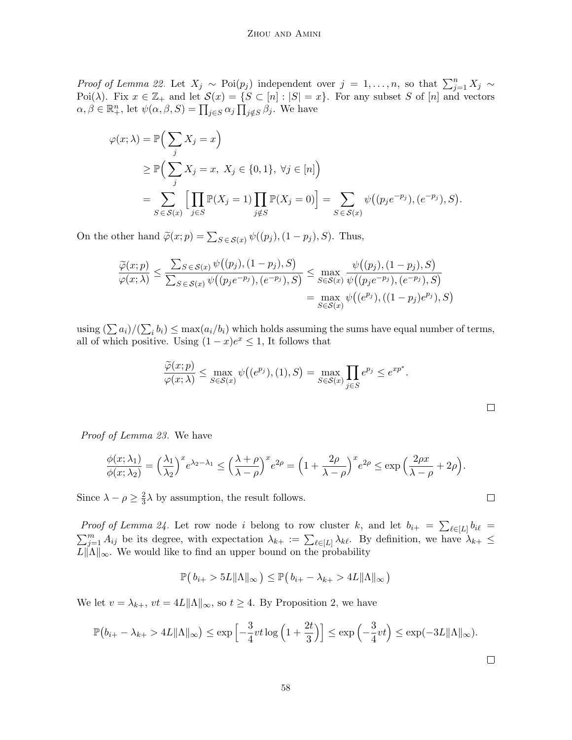*Proof of Lemma 22.* Let $X_j \sim \text{Poi}(p_j)$ independent over $j = 1, \dots, n$, so that $\sum_{j=1}^n X_j \sim \text{Poi}(\lambda)$. Fix $x \in \mathbb{Z}_+$ and let $\mathcal{S}(x) = \{S \subset [n] : |S| = x\}$. For any subset $S$ of $[n]$ and vectors $\alpha, \beta \in \mathbb{R}_+^n$, let $\psi(\alpha, \beta, S) = \prod_{j \in S} \alpha_j \prod_{j \notin S} \beta_j$. We have

$$
\begin{aligned}
\varphi(x; \lambda) &= \mathbb{P}\Big( \sum_j X_j = x \Big) \\
&\geq \mathbb{P}\Big( \sum_j X_j = x,\ X_j \in \{0,1\},\ \forall j \in [n] \Big) \\
&= \sum_{S \in \mathcal{S}(x)} \Big[ \prod_{j \in S} \mathbb{P}(X_j = 1) \prod_{j \notin S} \mathbb{P}(X_j = 0) \Big] = \sum_{S \in \mathcal{S}(x)} \psi\big( (p_j e^{-p_j}), (e^{-p_j}), S \big).
\end{aligned}
$$

On the other hand $\widetilde{\varphi}(x; p) = \sum_{S \in \mathcal{S}(x)} \psi((p_j), (1-p_j), S)$. Thus,

$$
\begin{aligned}
\frac{\widetilde{\varphi}(x;p)}{\varphi(x;\lambda)} \leq \frac{\sum_{S \in \mathcal{S}(x)} \psi\big((p_j), (1-p_j), S\big)}{\sum_{S \in \mathcal{S}(x)} \psi\big((p_j e^{-p_j}), (e^{-p_j}), S\big)} &\leq \max_{S \in \mathcal{S}(x)} \frac{\psi\big((p_j), (1-p_j), S\big)}{\psi\big((p_j e^{-p_j}), (e^{-p_j}), S\big)} \\
&= \max_{S \in \mathcal{S}(x)} \psi\big((e^{p_j}), ((1-p_j)e^{p_j}), S\big)
\end{aligned}
$$

using $(\sum a_i)/(\sum_i b_i) \leq \max(a_i/b_i)$ which holds assuming the sums have equal number of terms, all of which positive. Using $(1-x)e^x \leq 1$, It follows that

$$
\frac{\widetilde{\varphi}(x;p)}{\varphi(x;\lambda)} \leq \max_{S \in \mathcal{S}(x)} \psi\big((e^{p_j}), (1), S\big) = \max_{S \in \mathcal{S}(x)} \prod_{j \in S} e^{p_j} \leq e^{x p^*}.
$$

$\square$

*Proof of Lemma 23.* We have

$$
\frac{\phi(x; \lambda_1)}{\phi(x; \lambda_2)} = \Big( \frac{\lambda_1}{\lambda_2} \Big)^x e^{\lambda_2 - \lambda_1} \leq \Big( \frac{\lambda + \rho}{\lambda - \rho} \Big)^x e^{2\rho} = \Big( 1 + \frac{2\rho}{\lambda - \rho} \Big)^x e^{2\rho} \leq \exp\Big( \frac{2\rho x}{\lambda - \rho} + 2\rho \Big).
$$

Since $\lambda - \rho \geq \frac{2}{3}\lambda$ by assumption, the result follows. $\square$

*Proof of Lemma 24.* Let row node $i$ belong to row cluster $k$, and let $b_{i+} = \sum_{\ell \in [L]} b_{i\ell} = \sum_{j=1}^m A_{ij}$ be its degree, with expectation $\lambda_{k+} := \sum_{\ell \in [L]} \lambda_{k\ell}$. By definition, we have $\lambda_{k+} \leq L\|\Lambda\|_\infty$. We would like to find an upper bound on the probability

$$
\mathbb{P}\big( b_{i+} > 5L\|\Lambda\|_\infty \big) \leq \mathbb{P}\big( b_{i+} - \lambda_{k+} > 4L\|\Lambda\|_\infty \big)
$$

We let $v = \lambda_{k+}$, $vt = 4L\|\Lambda\|_\infty$, so $t \geq 4$. By Proposition 2, we have

$$
\mathbb{P}\big(b_{i+} - \lambda_{k+} > 4L\|\Lambda\|_\infty\big) \leq \exp\Big[ -\frac{3}{4} vt \log\Big( 1 + \frac{2t}{3} \Big) \Big] \leq \exp\Big( -\frac{3}{4} vt \Big) \leq \exp(-3L\|\Lambda\|_\infty).
$$

$\square$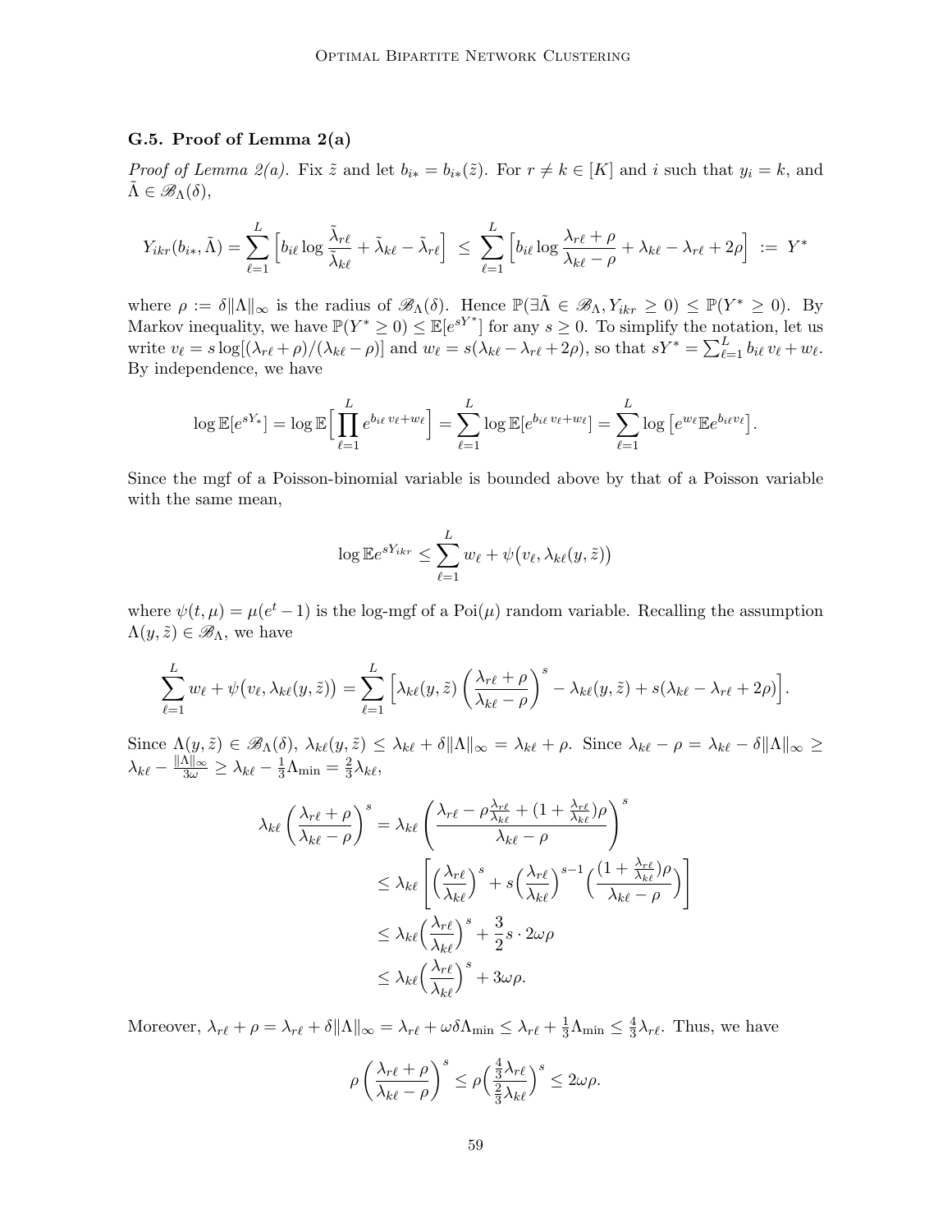### G.5. Proof of Lemma 2(a)

*Proof of Lemma 2(a).* Fix $\tilde{z}$ and let $b_{i*} = b_{i*}(\tilde{z})$. For $r \neq k \in [K]$ and $i$ such that $y_i = k$, and $\tilde{\Lambda} \in \mathscr{B}_\Lambda(\delta)$,

$$Y_{ikr}(b_{i*}, \tilde{\Lambda}) = \sum_{\ell=1}^{L} \Big[ b_{i\ell} \log \frac{\tilde{\lambda}_{r\ell}}{\tilde{\lambda}_{k\ell}} + \tilde{\lambda}_{k\ell} - \tilde{\lambda}_{r\ell} \Big] \;\leq\; \sum_{\ell=1}^{L} \Big[ b_{i\ell} \log \frac{\lambda_{r\ell} + \rho}{\lambda_{k\ell} - \rho} + \lambda_{k\ell} - \lambda_{r\ell} + 2\rho \Big] \;:=\; Y^*$$

where $\rho := \delta \|\Lambda\|_\infty$ is the radius of $\mathscr{B}_\Lambda(\delta)$. Hence $\mathbb{P}(\exists \tilde{\Lambda} \in \mathscr{B}_\Lambda, Y_{ikr} \geq 0) \leq \mathbb{P}(Y^* \geq 0)$. By Markov inequality, we have $\mathbb{P}(Y^* \geq 0) \leq \mathbb{E}[e^{sY^*}]$ for any $s \geq 0$. To simplify the notation, let us write $v_\ell = s \log[(\lambda_{r\ell} + \rho)/(\lambda_{k\ell} - \rho)]$ and $w_\ell = s(\lambda_{k\ell} - \lambda_{r\ell} + 2\rho)$, so that $sY^* = \sum_{\ell=1}^{L} b_{i\ell}\, v_\ell + w_\ell$. By independence, we have

$$\log \mathbb{E}[e^{sY_*}] = \log \mathbb{E}\Big[ \prod_{\ell=1}^{L} e^{b_{i\ell}\, v_\ell + w_\ell} \Big] = \sum_{\ell=1}^{L} \log \mathbb{E}[e^{b_{i\ell}\, v_\ell + w_\ell}] = \sum_{\ell=1}^{L} \log \big[ e^{w_\ell} \mathbb{E} e^{b_{i\ell} v_\ell} \big].$$

Since the mgf of a Poisson-binomial variable is bounded above by that of a Poisson variable with the same mean,

$$\log \mathbb{E} e^{sY_{ikr}} \leq \sum_{\ell=1}^{L} w_\ell + \psi\big(v_\ell, \lambda_{k\ell}(y, \tilde{z})\big)$$

where $\psi(t, \mu) = \mu(e^t - 1)$ is the log-mgf of a $\mathrm{Poi}(\mu)$ random variable. Recalling the assumption $\Lambda(y, \tilde{z}) \in \mathscr{B}_\Lambda$, we have

$$\sum_{\ell=1}^{L} w_\ell + \psi\big(v_\ell, \lambda_{k\ell}(y, \tilde{z})\big) = \sum_{\ell=1}^{L} \Big[ \lambda_{k\ell}(y, \tilde{z}) \left( \frac{\lambda_{r\ell} + \rho}{\lambda_{k\ell} - \rho} \right)^s - \lambda_{k\ell}(y, \tilde{z}) + s(\lambda_{k\ell} - \lambda_{r\ell} + 2\rho) \Big].$$

Since $\Lambda(y, \tilde{z}) \in \mathscr{B}_\Lambda(\delta)$, $\lambda_{k\ell}(y, \tilde{z}) \leq \lambda_{k\ell} + \delta\|\Lambda\|_\infty = \lambda_{k\ell} + \rho$. Since $\lambda_{k\ell} - \rho = \lambda_{k\ell} - \delta\|\Lambda\|_\infty \geq \lambda_{k\ell} - \frac{\|\Lambda\|_\infty}{3\omega} \geq \lambda_{k\ell} - \frac{1}{3}\Lambda_{\min} = \frac{2}{3}\lambda_{k\ell}$,

$$\begin{aligned}
\lambda_{k\ell} \left( \frac{\lambda_{r\ell} + \rho}{\lambda_{k\ell} - \rho} \right)^s &= \lambda_{k\ell} \left( \frac{\lambda_{r\ell} - \rho \frac{\lambda_{r\ell}}{\lambda_{k\ell}} + (1 + \frac{\lambda_{r\ell}}{\lambda_{k\ell}})\rho}{\lambda_{k\ell} - \rho} \right)^s \\
&\leq \lambda_{k\ell} \left[ \Big( \frac{\lambda_{r\ell}}{\lambda_{k\ell}} \Big)^s + s \Big( \frac{\lambda_{r\ell}}{\lambda_{k\ell}} \Big)^{s-1} \Big( \frac{(1 + \frac{\lambda_{r\ell}}{\lambda_{k\ell}})\rho}{\lambda_{k\ell} - \rho} \Big) \right] \\
&\leq \lambda_{k\ell} \Big( \frac{\lambda_{r\ell}}{\lambda_{k\ell}} \Big)^s + \frac{3}{2} s \cdot 2\omega\rho \\
&\leq \lambda_{k\ell} \Big( \frac{\lambda_{r\ell}}{\lambda_{k\ell}} \Big)^s + 3\omega\rho.
\end{aligned}$$

Moreover, $\lambda_{r\ell} + \rho = \lambda_{r\ell} + \delta\|\Lambda\|_\infty = \lambda_{r\ell} + \omega\delta\Lambda_{\min} \leq \lambda_{r\ell} + \frac{1}{3}\Lambda_{\min} \leq \frac{4}{3}\lambda_{r\ell}$. Thus, we have

$$\rho \left( \frac{\lambda_{r\ell} + \rho}{\lambda_{k\ell} - \rho} \right)^s \leq \rho \Big( \frac{\frac{4}{3}\lambda_{r\ell}}{\frac{2}{3}\lambda_{k\ell}} \Big)^s \leq 2\omega\rho.$$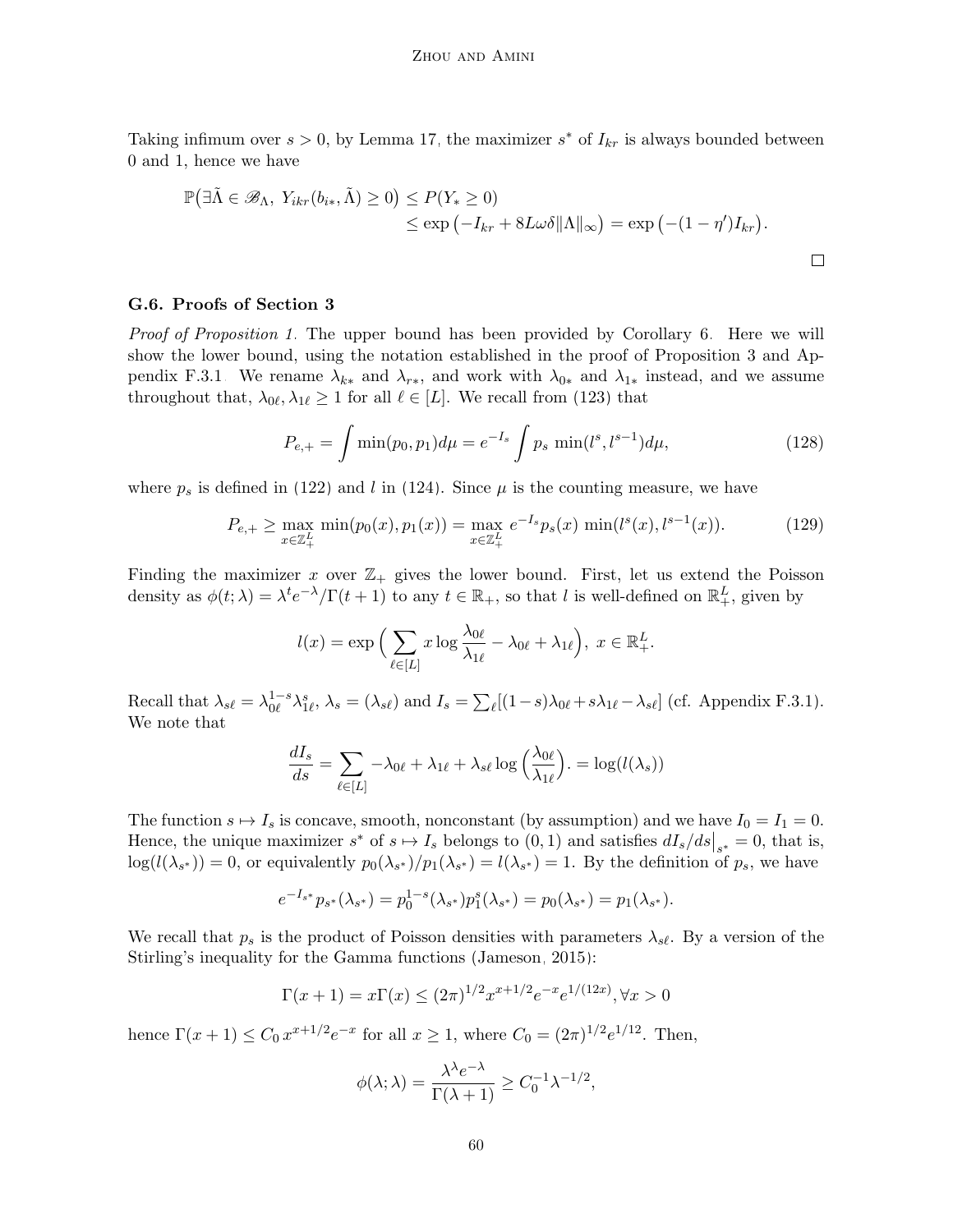Taking infimum over $s > 0$, by Lemma 17, the maximizer $s^*$ of $I_{kr}$ is always bounded between 0 and 1, hence we have

$$\begin{aligned}\mathbb{P}\big(\exists \tilde{\Lambda} \in \mathscr{B}_\Lambda,\ Y_{ikr}(b_{i*}, \tilde{\Lambda}) \geq 0\big) &\leq P(Y_* \geq 0) \\ &\leq \exp\big(-I_{kr} + 8L\omega\delta\|\Lambda\|_\infty\big) = \exp\big(-(1-\eta')I_{kr}\big).\end{aligned}$$

□

### G.6. Proofs of Section 3

*Proof of Proposition 1.* The upper bound has been provided by Corollary 6. Here we will show the lower bound, using the notation established in the proof of Proposition 3 and Appendix F.3.1. We rename $\lambda_{k*}$ and $\lambda_{r*}$, and work with $\lambda_{0*}$ and $\lambda_{1*}$ instead, and we assume throughout that, $\lambda_{0\ell}, \lambda_{1\ell} \geq 1$ for all $\ell \in [L]$. We recall from (123) that

$$P_{e,+} = \int \min(p_0, p_1)d\mu = e^{-I_s} \int p_s \, \min(l^s, l^{s-1})d\mu, \tag{128}$$

where $p_s$ is defined in (122) and $l$ in (124). Since $\mu$ is the counting measure, we have

$$P_{e,+} \geq \max_{x \in \mathbb{Z}_+^L} \min(p_0(x), p_1(x)) = \max_{x \in \mathbb{Z}_+^L} e^{-I_s} p_s(x) \, \min(l^s(x), l^{s-1}(x)). \tag{129}$$

Finding the maximizer $x$ over $\mathbb{Z}_+$ gives the lower bound. First, let us extend the Poisson density as $\phi(t;\lambda) = \lambda^t e^{-\lambda}/\Gamma(t+1)$ to any $t \in \mathbb{R}_+$, so that $l$ is well-defined on $\mathbb{R}_+^L$, given by

$$l(x) = \exp\Big(\sum_{\ell \in [L]} x \log\frac{\lambda_{0\ell}}{\lambda_{1\ell}} - \lambda_{0\ell} + \lambda_{1\ell}\Big),\ x \in \mathbb{R}_+^L.$$

Recall that $\lambda_{s\ell} = \lambda_{0\ell}^{1-s}\lambda_{1\ell}^s$, $\lambda_s = (\lambda_{s\ell})$ and $I_s = \sum_\ell [(1-s)\lambda_{0\ell} + s\lambda_{1\ell} - \lambda_{s\ell}]$ (cf. Appendix F.3.1). We note that

$$\frac{dI_s}{ds} = \sum_{\ell \in [L]} -\lambda_{0\ell} + \lambda_{1\ell} + \lambda_{s\ell}\log\Big(\frac{\lambda_{0\ell}}{\lambda_{1\ell}}\Big). = \log(l(\lambda_s))$$

The function $s \mapsto I_s$ is concave, smooth, nonconstant (by assumption) and we have $I_0 = I_1 = 0$. Hence, the unique maximizer $s^*$ of $s \mapsto I_s$ belongs to $(0,1)$ and satisfies $dI_s/ds\big|_{s^*} = 0$, that is, $\log(l(\lambda_{s^*})) = 0$, or equivalently $p_0(\lambda_{s^*})/p_1(\lambda_{s^*}) = l(\lambda_{s^*}) = 1$. By the definition of $p_s$, we have

$$e^{-I_{s^*}} p_{s^*}(\lambda_{s^*}) = p_0^{1-s}(\lambda_{s^*}) p_1^s(\lambda_{s^*}) = p_0(\lambda_{s^*}) = p_1(\lambda_{s^*}).$$

We recall that $p_s$ is the product of Poisson densities with parameters $\lambda_{s\ell}$. By a version of the Stirling's inequality for the Gamma functions (Jameson, 2015):

$$\Gamma(x+1) = x\Gamma(x) \leq (2\pi)^{1/2} x^{x+1/2} e^{-x} e^{1/(12x)}, \forall x > 0$$

hence $\Gamma(x+1) \leq C_0\, x^{x+1/2}e^{-x}$ for all $x \geq 1$, where $C_0 = (2\pi)^{1/2}e^{1/12}$. Then,

$$\phi(\lambda;\lambda) = \frac{\lambda^\lambda e^{-\lambda}}{\Gamma(\lambda+1)} \geq C_0^{-1}\lambda^{-1/2},$$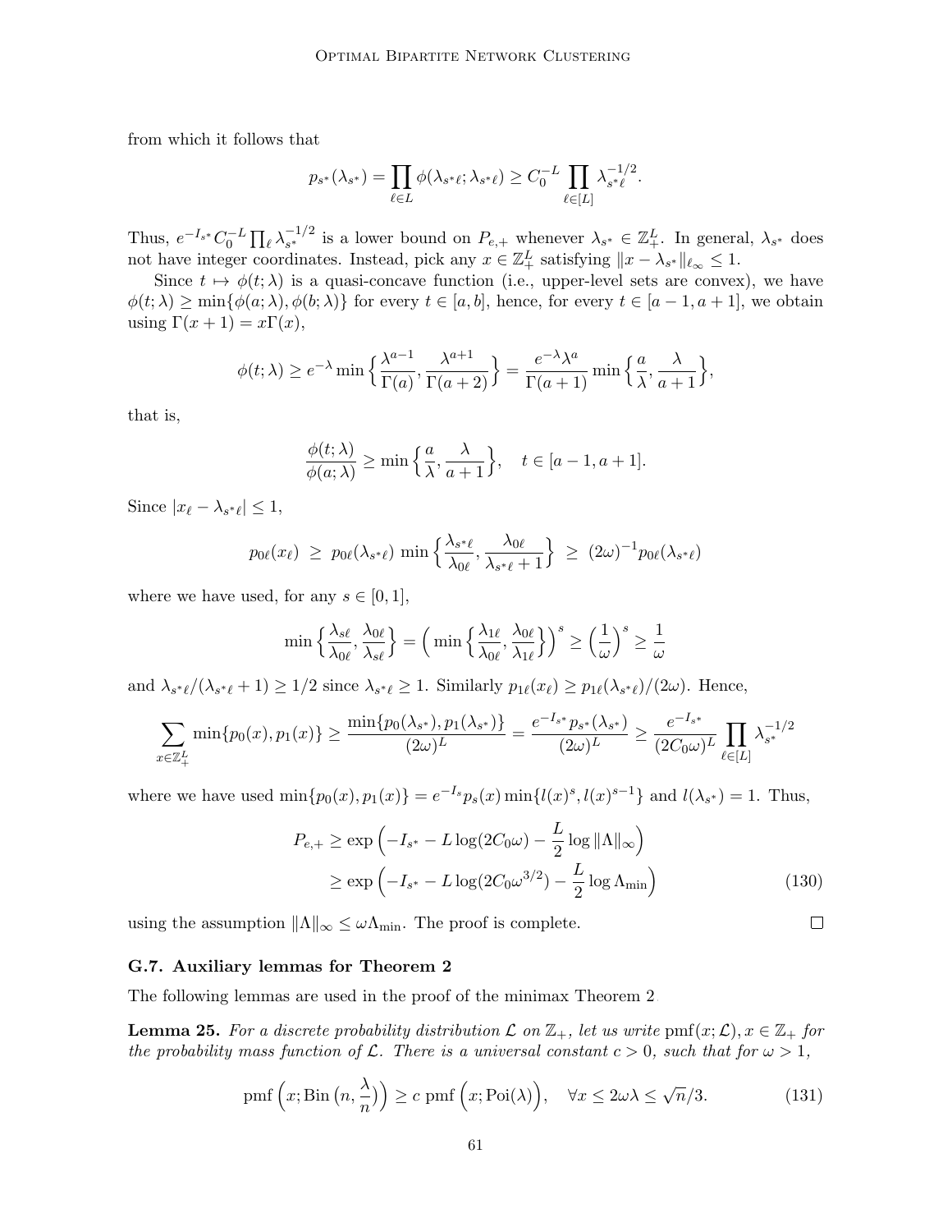from which it follows that

$$p_{s^*}(\lambda_{s^*}) = \prod_{\ell \in L} \phi(\lambda_{s^*\ell}; \lambda_{s^*\ell}) \geq C_0^{-L} \prod_{\ell \in [L]} \lambda_{s^*\ell}^{-1/2}.$$

Thus, $e^{-I_{s^*}} C_0^{-L} \prod_\ell \lambda_{s^*}^{-1/2}$ is a lower bound on $P_{e,+}$ whenever $\lambda_{s^*} \in \mathbb{Z}_+^L$. In general, $\lambda_{s^*}$ does not have integer coordinates. Instead, pick any $x \in \mathbb{Z}_+^L$ satisfying $\|x - \lambda_{s^*}\|_{\ell_\infty} \leq 1$.

Since $t \mapsto \phi(t; \lambda)$ is a quasi-concave function (i.e., upper-level sets are convex), we have $\phi(t; \lambda) \geq \min\{\phi(a; \lambda), \phi(b; \lambda)\}$ for every $t \in [a, b]$, hence, for every $t \in [a-1, a+1]$, we obtain using $\Gamma(x+1) = x\Gamma(x)$,

$$\phi(t; \lambda) \geq e^{-\lambda} \min\Big\{\frac{\lambda^{a-1}}{\Gamma(a)}, \frac{\lambda^{a+1}}{\Gamma(a+2)}\Big\} = \frac{e^{-\lambda}\lambda^a}{\Gamma(a+1)} \min\Big\{\frac{a}{\lambda}, \frac{\lambda}{a+1}\Big\},$$

that is,

$$\frac{\phi(t; \lambda)}{\phi(a; \lambda)} \geq \min\Big\{\frac{a}{\lambda}, \frac{\lambda}{a+1}\Big\}, \quad t \in [a-1, a+1].$$

Since $|x_\ell - \lambda_{s^*\ell}| \leq 1$,

$$p_{0\ell}(x_\ell) \;\geq\; p_{0\ell}(\lambda_{s^*\ell}) \,\min\Big\{\frac{\lambda_{s^*\ell}}{\lambda_{0\ell}}, \frac{\lambda_{0\ell}}{\lambda_{s^*\ell}+1}\Big\} \;\geq\; (2\omega)^{-1} p_{0\ell}(\lambda_{s^*\ell})$$

where we have used, for any $s \in [0, 1]$,

$$\min\Big\{\frac{\lambda_{s\ell}}{\lambda_{0\ell}}, \frac{\lambda_{0\ell}}{\lambda_{s\ell}}\Big\} = \Big(\min\Big\{\frac{\lambda_{1\ell}}{\lambda_{0\ell}}, \frac{\lambda_{0\ell}}{\lambda_{1\ell}}\Big\}\Big)^s \geq \Big(\frac{1}{\omega}\Big)^s \geq \frac{1}{\omega}$$

and $\lambda_{s^*\ell}/(\lambda_{s^*\ell}+1) \geq 1/2$ since $\lambda_{s^*\ell} \geq 1$. Similarly $p_{1\ell}(x_\ell) \geq p_{1\ell}(\lambda_{s^*\ell})/(2\omega)$. Hence,

$$\sum_{x \in \mathbb{Z}_+^L} \min\{p_0(x), p_1(x)\} \geq \frac{\min\{p_0(\lambda_{s^*}), p_1(\lambda_{s^*})\}}{(2\omega)^L} = \frac{e^{-I_{s^*}} p_{s^*}(\lambda_{s^*})}{(2\omega)^L} \geq \frac{e^{-I_{s^*}}}{(2C_0\omega)^L} \prod_{\ell \in [L]} \lambda_{s^*}^{-1/2}$$

where we have used $\min\{p_0(x), p_1(x)\} = e^{-I_s} p_s(x) \min\{l(x)^s, l(x)^{s-1}\}$ and $l(\lambda_{s^*}) = 1$. Thus,

$$\begin{aligned} P_{e,+} &\geq \exp\Big(-I_{s^*} - L\log(2C_0\omega) - \frac{L}{2}\log\|\Lambda\|_\infty\Big) \\ &\geq \exp\Big(-I_{s^*} - L\log(2C_0\omega^{3/2}) - \frac{L}{2}\log\Lambda_{\min}\Big) \end{aligned} \tag{130}$$

using the assumption $\|\Lambda\|_\infty \leq \omega\Lambda_{\min}$. The proof is complete. □

### G.7. Auxiliary lemmas for Theorem 2

The following lemmas are used in the proof of the minimax Theorem 2.

**Lemma 25.** *For a discrete probability distribution $\mathcal{L}$ on $\mathbb{Z}_+$, let us write $\mathrm{pmf}(x; \mathcal{L}), x \in \mathbb{Z}_+$ for the probability mass function of $\mathcal{L}$. There is a universal constant $c > 0$, such that for $\omega > 1$,*

$$\mathrm{pmf}\Big(x; \mathrm{Bin}\big(n, \frac{\lambda}{n}\big)\Big) \geq c \;\mathrm{pmf}\Big(x; \mathrm{Poi}(\lambda)\Big), \quad \forall x \leq 2\omega\lambda \leq \sqrt{n}/3. \tag{131}$$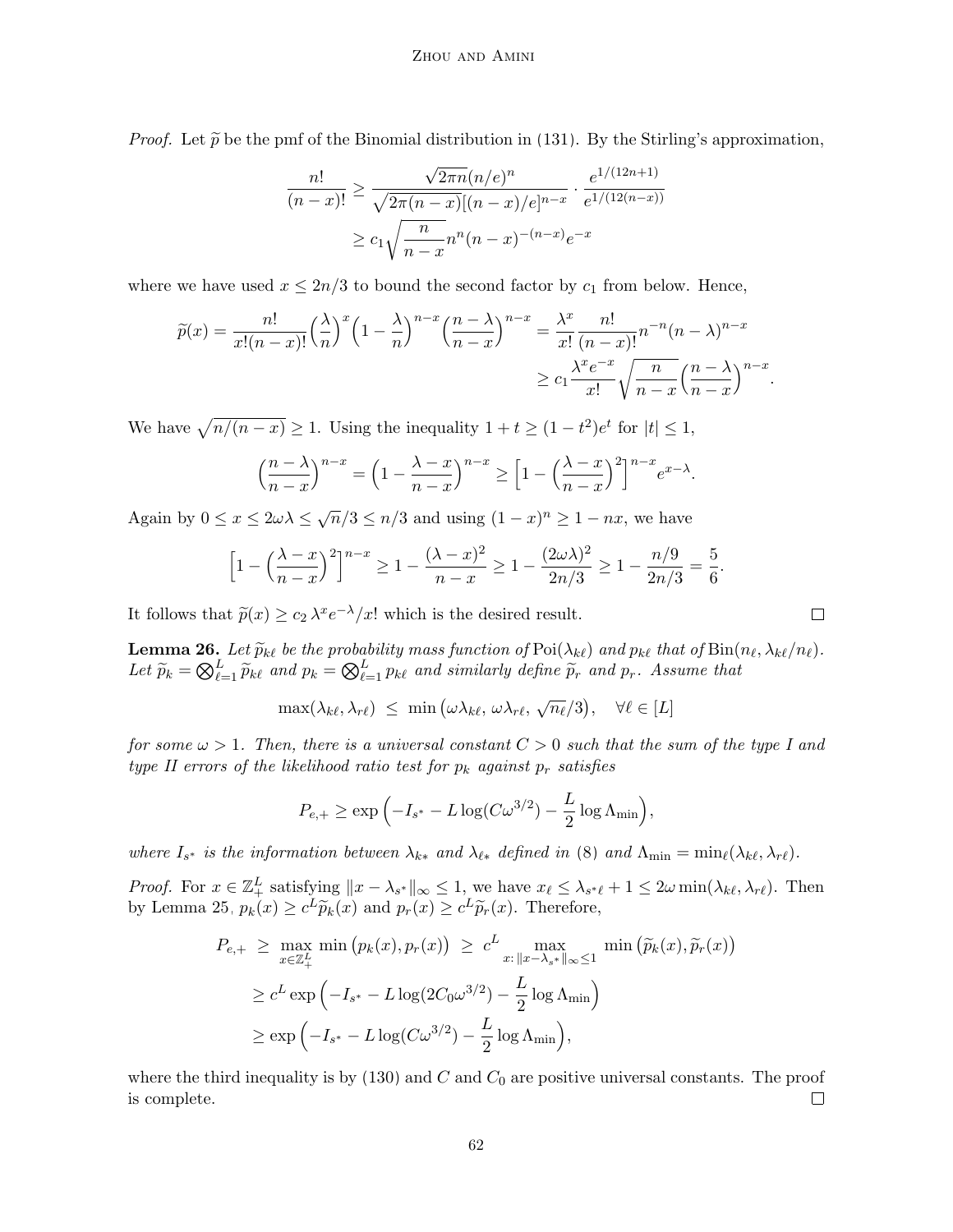*Proof.* Let $\widetilde{p}$ be the pmf of the Binomial distribution in (131). By the Stirling's approximation,

$$
\begin{aligned}
\frac{n!}{(n-x)!} &\geq \frac{\sqrt{2\pi n}(n/e)^n}{\sqrt{2\pi(n-x)}[(n-x)/e]^{n-x}} \cdot \frac{e^{1/(12n+1)}}{e^{1/(12(n-x))}} \\
&\geq c_1 \sqrt{\frac{n}{n-x}} n^n (n-x)^{-(n-x)} e^{-x}
\end{aligned}
$$

where we have used $x \leq 2n/3$ to bound the second factor by $c_1$ from below. Hence,

$$
\begin{aligned}
\widetilde{p}(x) = \frac{n!}{x!(n-x)!}\Big(\frac{\lambda}{n}\Big)^x \Big(1-\frac{\lambda}{n}\Big)^{n-x}\Big(\frac{n-\lambda}{n-x}\Big)^{n-x} &= \frac{\lambda^x}{x!}\frac{n!}{(n-x)!} n^{-n}(n-\lambda)^{n-x} \\
&\geq c_1 \frac{\lambda^x e^{-x}}{x!}\sqrt{\frac{n}{n-x}}\Big(\frac{n-\lambda}{n-x}\Big)^{n-x}.
\end{aligned}
$$

We have $\sqrt{n/(n-x)} \geq 1$. Using the inequality $1+t \geq (1-t^2)e^t$ for $|t| \leq 1$,

$$
\Big(\frac{n-\lambda}{n-x}\Big)^{n-x} = \Big(1 - \frac{\lambda - x}{n-x}\Big)^{n-x} \geq \Big[1 - \Big(\frac{\lambda-x}{n-x}\Big)^2\Big]^{n-x} e^{x-\lambda}.
$$

Again by $0 \leq x \leq 2\omega\lambda \leq \sqrt{n}/3 \leq n/3$ and using $(1-x)^n \geq 1 - nx$, we have

$$
\Big[1 - \Big(\frac{\lambda-x}{n-x}\Big)^2\Big]^{n-x} \geq 1 - \frac{(\lambda-x)^2}{n-x} \geq 1 - \frac{(2\omega\lambda)^2}{2n/3} \geq 1 - \frac{n/9}{2n/3} = \frac{5}{6}.
$$

It follows that $\widetilde{p}(x) \geq c_2\, \lambda^x e^{-\lambda}/x!$ which is the desired result. $\square$

**Lemma 26.** *Let $\widetilde{p}_{k\ell}$ be the probability mass function of $\text{Poi}(\lambda_{k\ell})$ and $p_{k\ell}$ that of $\text{Bin}(n_\ell, \lambda_{k\ell}/n_\ell)$. Let $\widetilde{p}_k = \bigotimes_{\ell=1}^L \widetilde{p}_{k\ell}$ and $p_k = \bigotimes_{\ell=1}^L p_{k\ell}$ and similarly define $\widetilde{p}_r$ and $p_r$. Assume that*

$$
\max(\lambda_{k\ell}, \lambda_{r\ell}) \;\leq\; \min\big(\omega\lambda_{k\ell},\, \omega\lambda_{r\ell},\, \sqrt{n_\ell}/3\big), \quad \forall \ell \in [L]
$$

*for some $\omega > 1$. Then, there is a universal constant $C > 0$ such that the sum of the type I and type II errors of the likelihood ratio test for $p_k$ against $p_r$ satisfies*

$$
P_{e,+} \geq \exp\Big(-I_{s^*} - L\log(C\omega^{3/2}) - \frac{L}{2}\log\Lambda_{\min}\Big),
$$

*where $I_{s^*}$ is the information between $\lambda_{k*}$ and $\lambda_{\ell*}$ defined in (8) and $\Lambda_{\min} = \min_\ell(\lambda_{k\ell}, \lambda_{r\ell})$.*

*Proof.* For $x \in \mathbb{Z}_+^L$ satisfying $\|x - \lambda_{s^*}\|_\infty \leq 1$, we have $x_\ell \leq \lambda_{s^*\ell} + 1 \leq 2\omega\min(\lambda_{k\ell}, \lambda_{r\ell})$. Then by Lemma 25, $p_k(x) \geq c^L \widetilde{p}_k(x)$ and $p_r(x) \geq c^L \widetilde{p}_r(x)$. Therefore,

$$
\begin{aligned}
P_{e,+} \;&\geq\; \max_{x \in \mathbb{Z}_+^L} \min\big(p_k(x), p_r(x)\big) \;\geq\; c^L \max_{x:\, \|x-\lambda_{s^*}\|_\infty \leq 1} \min\big(\widetilde{p}_k(x), \widetilde{p}_r(x)\big) \\
&\geq c^L \exp\Big(-I_{s^*} - L\log(2C_0\omega^{3/2}) - \frac{L}{2}\log\Lambda_{\min}\Big) \\
&\geq \exp\Big(-I_{s^*} - L\log(C\omega^{3/2}) - \frac{L}{2}\log\Lambda_{\min}\Big),
\end{aligned}
$$

where the third inequality is by (130) and $C$ and $C_0$ are positive universal constants. The proof is complete. $\square$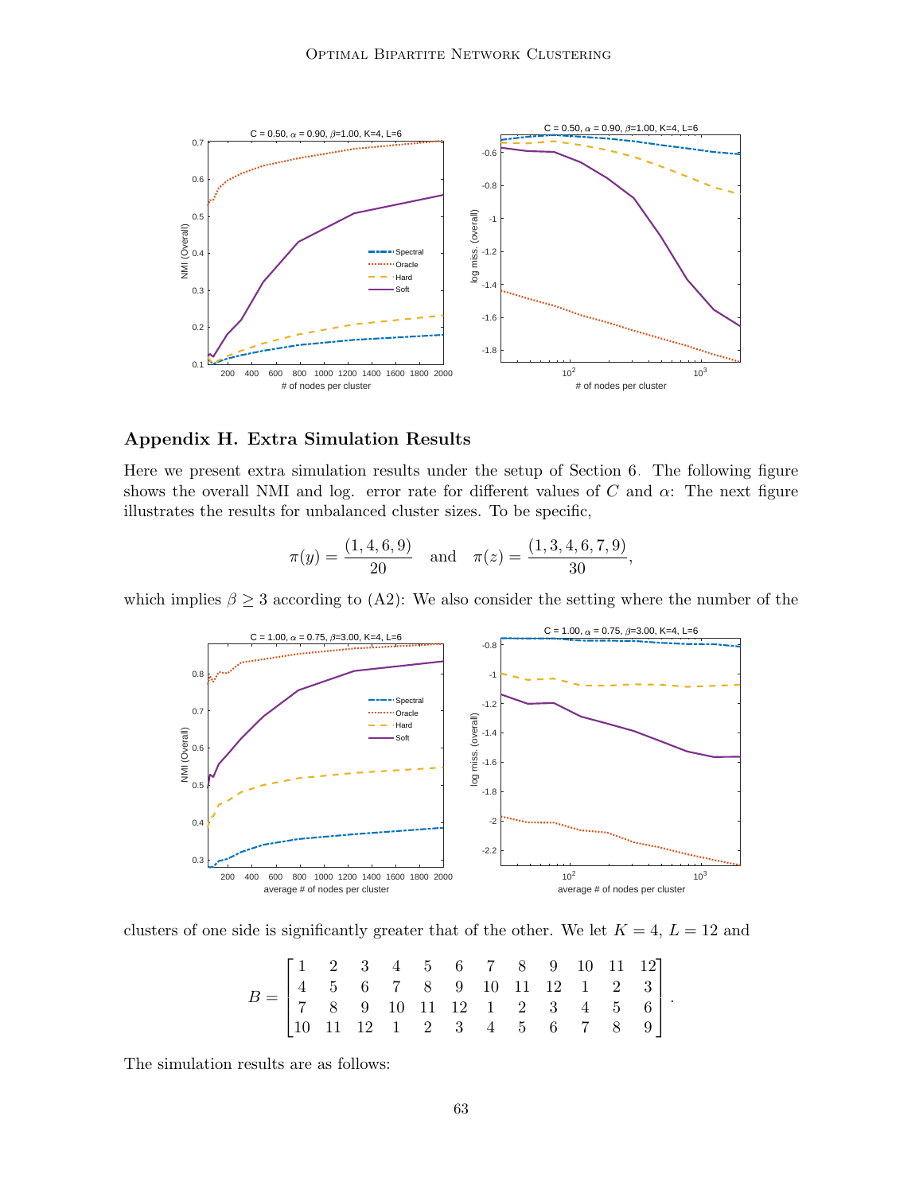## Appendix H. Extra Simulation Results

Here we present extra simulation results under the setup of Section 6. The following figure shows the overall NMI and log. error rate for different values of $C$ and $\alpha$: The next figure illustrates the results for unbalanced cluster sizes. To be specific,

$$\pi(y) = \frac{(1, 4, 6, 9)}{20} \quad \text{and} \quad \pi(z) = \frac{(1, 3, 4, 6, 7, 9)}{30},$$

which implies $\beta \geq 3$ according to (A2): We also consider the setting where the number of the clusters of one side is significantly greater that of the other. We let $K = 4$, $L = 12$ and

$$B = \begin{bmatrix} 1 & 2 & 3 & 4 & 5 & 6 & 7 & 8 & 9 & 10 & 11 & 12 \\ 4 & 5 & 6 & 7 & 8 & 9 & 10 & 11 & 12 & 1 & 2 & 3 \\ 7 & 8 & 9 & 10 & 11 & 12 & 1 & 2 & 3 & 4 & 5 & 6 \\ 10 & 11 & 12 & 1 & 2 & 3 & 4 & 5 & 6 & 7 & 8 & 9 \end{bmatrix}.$$

The simulation results are as follows: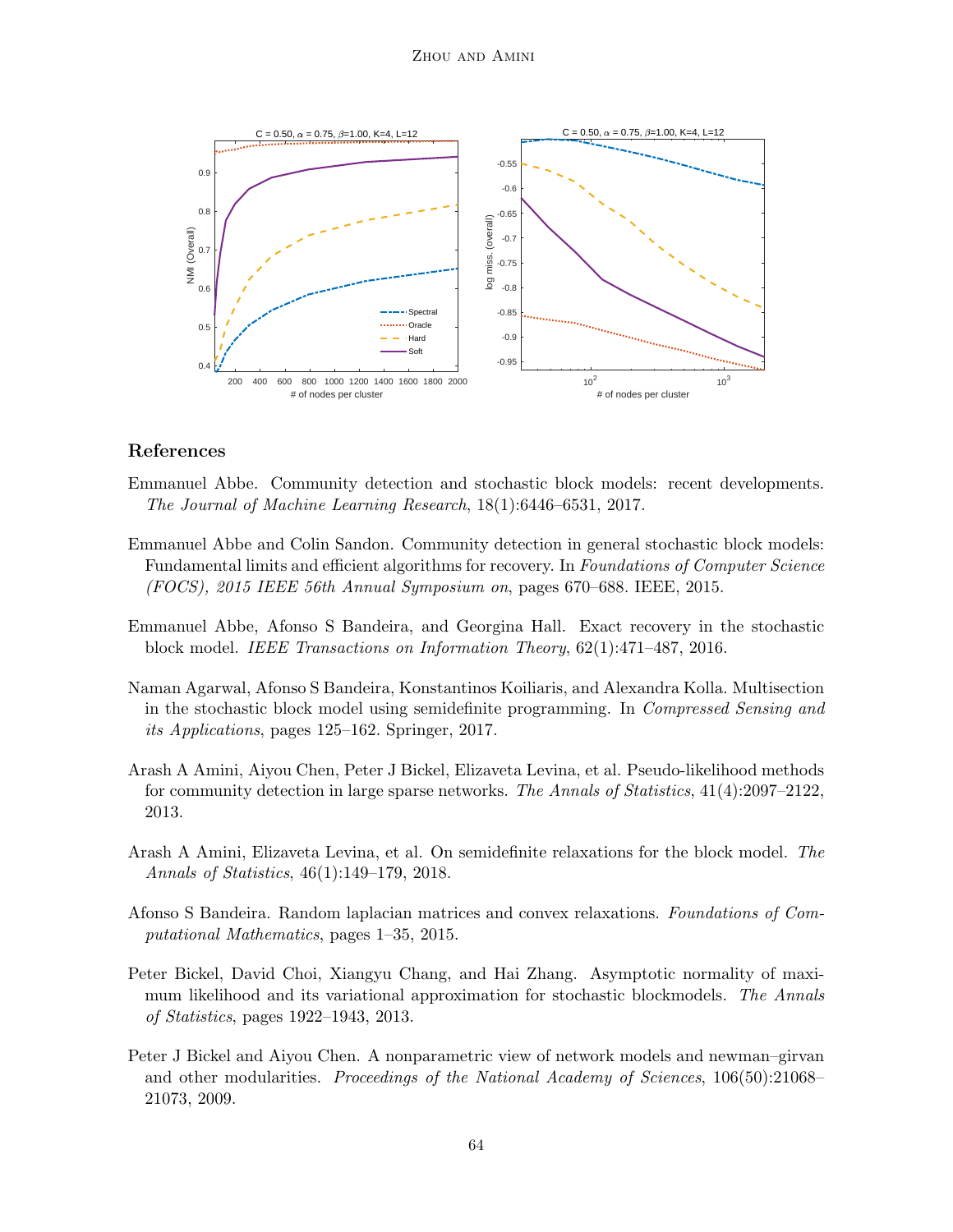## References

Emmanuel Abbe. Community detection and stochastic block models: recent developments. *The Journal of Machine Learning Research*, 18(1):6446–6531, 2017.

Emmanuel Abbe and Colin Sandon. Community detection in general stochastic block models: Fundamental limits and efficient algorithms for recovery. In *Foundations of Computer Science (FOCS), 2015 IEEE 56th Annual Symposium on*, pages 670–688. IEEE, 2015.

Emmanuel Abbe, Afonso S Bandeira, and Georgina Hall. Exact recovery in the stochastic block model. *IEEE Transactions on Information Theory*, 62(1):471–487, 2016.

Naman Agarwal, Afonso S Bandeira, Konstantinos Koiliaris, and Alexandra Kolla. Multisection in the stochastic block model using semidefinite programming. In *Compressed Sensing and its Applications*, pages 125–162. Springer, 2017.

Arash A Amini, Aiyou Chen, Peter J Bickel, Elizaveta Levina, et al. Pseudo-likelihood methods for community detection in large sparse networks. *The Annals of Statistics*, 41(4):2097–2122, 2013.

Arash A Amini, Elizaveta Levina, et al. On semidefinite relaxations for the block model. *The Annals of Statistics*, 46(1):149–179, 2018.

Afonso S Bandeira. Random laplacian matrices and convex relaxations. *Foundations of Computational Mathematics*, pages 1–35, 2015.

Peter Bickel, David Choi, Xiangyu Chang, and Hai Zhang. Asymptotic normality of maximum likelihood and its variational approximation for stochastic blockmodels. *The Annals of Statistics*, pages 1922–1943, 2013.

Peter J Bickel and Aiyou Chen. A nonparametric view of network models and newman–girvan and other modularities. *Proceedings of the National Academy of Sciences*, 106(50):21068–21073, 2009.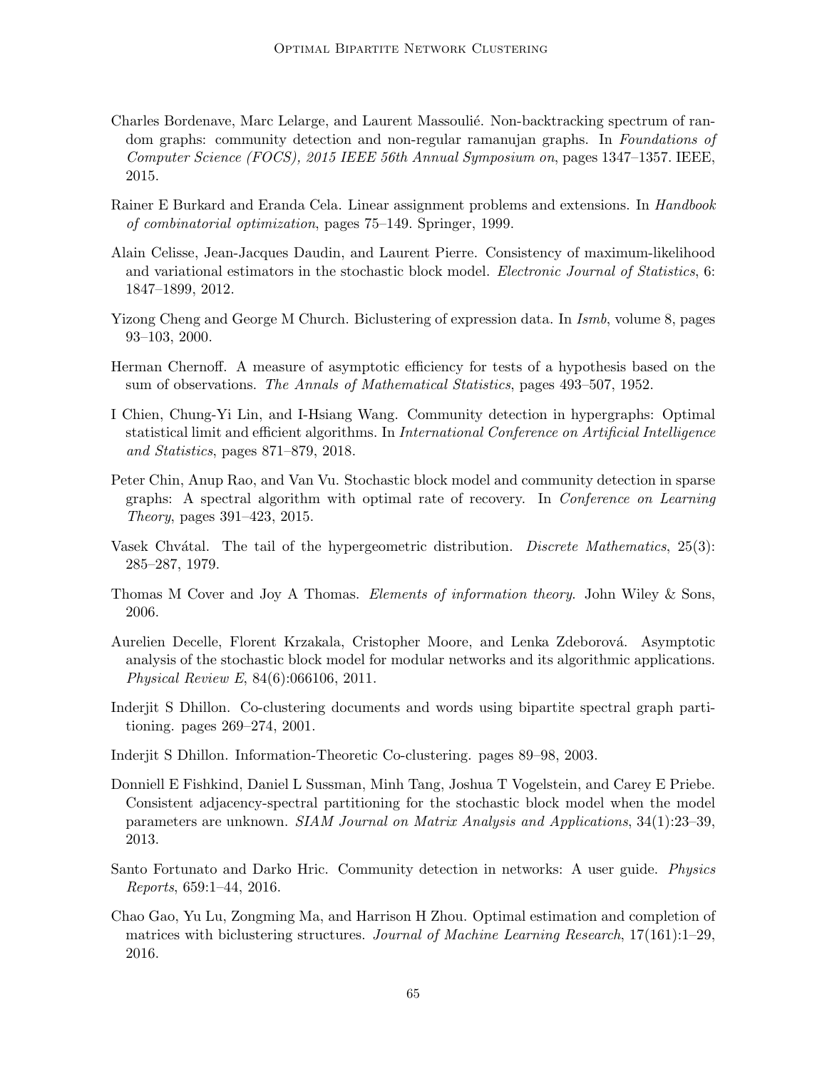Charles Bordenave, Marc Lelarge, and Laurent Massoulié. Non-backtracking spectrum of random graphs: community detection and non-regular ramanujan graphs. In *Foundations of Computer Science (FOCS), 2015 IEEE 56th Annual Symposium on*, pages 1347–1357. IEEE, 2015.

Rainer E Burkard and Eranda Cela. Linear assignment problems and extensions. In *Handbook of combinatorial optimization*, pages 75–149. Springer, 1999.

Alain Celisse, Jean-Jacques Daudin, and Laurent Pierre. Consistency of maximum-likelihood and variational estimators in the stochastic block model. *Electronic Journal of Statistics*, 6: 1847–1899, 2012.

Yizong Cheng and George M Church. Biclustering of expression data. In *Ismb*, volume 8, pages 93–103, 2000.

Herman Chernoff. A measure of asymptotic efficiency for tests of a hypothesis based on the sum of observations. *The Annals of Mathematical Statistics*, pages 493–507, 1952.

I Chien, Chung-Yi Lin, and I-Hsiang Wang. Community detection in hypergraphs: Optimal statistical limit and efficient algorithms. In *International Conference on Artificial Intelligence and Statistics*, pages 871–879, 2018.

Peter Chin, Anup Rao, and Van Vu. Stochastic block model and community detection in sparse graphs: A spectral algorithm with optimal rate of recovery. In *Conference on Learning Theory*, pages 391–423, 2015.

Vasek Chvátal. The tail of the hypergeometric distribution. *Discrete Mathematics*, 25(3): 285–287, 1979.

Thomas M Cover and Joy A Thomas. *Elements of information theory.* John Wiley & Sons, 2006.

Aurelien Decelle, Florent Krzakala, Cristopher Moore, and Lenka Zdeborová. Asymptotic analysis of the stochastic block model for modular networks and its algorithmic applications. *Physical Review E*, 84(6):066106, 2011.

Inderjit S Dhillon. Co-clustering documents and words using bipartite spectral graph partitioning. pages 269–274, 2001.

Inderjit S Dhillon. Information-Theoretic Co-clustering. pages 89–98, 2003.

Donniell E Fishkind, Daniel L Sussman, Minh Tang, Joshua T Vogelstein, and Carey E Priebe. Consistent adjacency-spectral partitioning for the stochastic block model when the model parameters are unknown. *SIAM Journal on Matrix Analysis and Applications*, 34(1):23–39, 2013.

Santo Fortunato and Darko Hric. Community detection in networks: A user guide. *Physics Reports*, 659:1–44, 2016.

Chao Gao, Yu Lu, Zongming Ma, and Harrison H Zhou. Optimal estimation and completion of matrices with biclustering structures. *Journal of Machine Learning Research*, 17(161):1–29, 2016.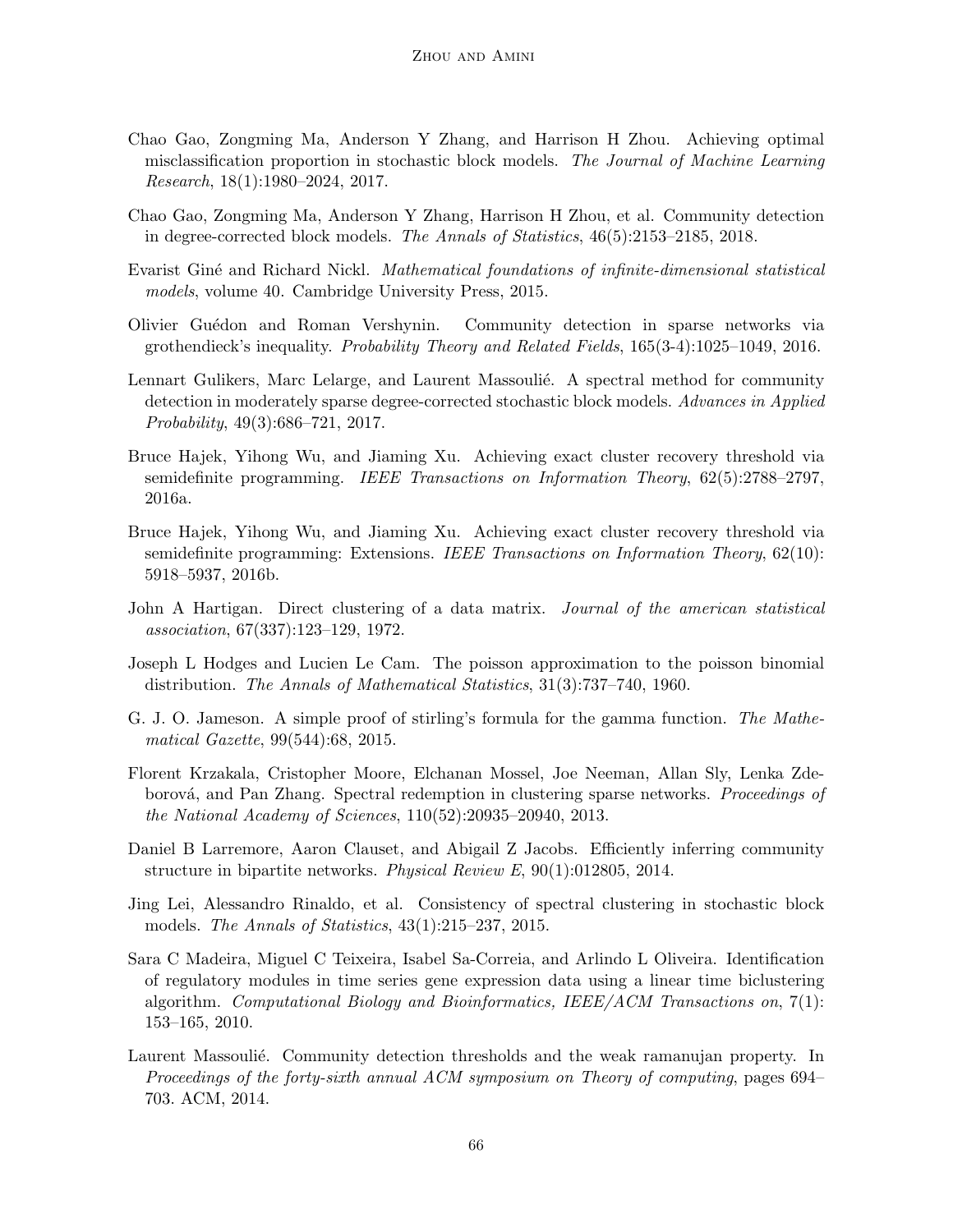Chao Gao, Zongming Ma, Anderson Y Zhang, and Harrison H Zhou. Achieving optimal misclassification proportion in stochastic block models. *The Journal of Machine Learning Research*, 18(1):1980–2024, 2017.

Chao Gao, Zongming Ma, Anderson Y Zhang, Harrison H Zhou, et al. Community detection in degree-corrected block models. *The Annals of Statistics*, 46(5):2153–2185, 2018.

Evarist Giné and Richard Nickl. *Mathematical foundations of infinite-dimensional statistical models*, volume 40. Cambridge University Press, 2015.

Olivier Guédon and Roman Vershynin. Community detection in sparse networks via grothendieck's inequality. *Probability Theory and Related Fields*, 165(3-4):1025–1049, 2016.

Lennart Gulikers, Marc Lelarge, and Laurent Massoulié. A spectral method for community detection in moderately sparse degree-corrected stochastic block models. *Advances in Applied Probability*, 49(3):686–721, 2017.

Bruce Hajek, Yihong Wu, and Jiaming Xu. Achieving exact cluster recovery threshold via semidefinite programming. *IEEE Transactions on Information Theory*, 62(5):2788–2797, 2016a.

Bruce Hajek, Yihong Wu, and Jiaming Xu. Achieving exact cluster recovery threshold via semidefinite programming: Extensions. *IEEE Transactions on Information Theory*, 62(10): 5918–5937, 2016b.

John A Hartigan. Direct clustering of a data matrix. *Journal of the american statistical association*, 67(337):123–129, 1972.

Joseph L Hodges and Lucien Le Cam. The poisson approximation to the poisson binomial distribution. *The Annals of Mathematical Statistics*, 31(3):737–740, 1960.

G. J. O. Jameson. A simple proof of stirling's formula for the gamma function. *The Mathematical Gazette*, 99(544):68, 2015.

Florent Krzakala, Cristopher Moore, Elchanan Mossel, Joe Neeman, Allan Sly, Lenka Zdeborová, and Pan Zhang. Spectral redemption in clustering sparse networks. *Proceedings of the National Academy of Sciences*, 110(52):20935–20940, 2013.

Daniel B Larremore, Aaron Clauset, and Abigail Z Jacobs. Efficiently inferring community structure in bipartite networks. *Physical Review E*, 90(1):012805, 2014.

Jing Lei, Alessandro Rinaldo, et al. Consistency of spectral clustering in stochastic block models. *The Annals of Statistics*, 43(1):215–237, 2015.

Sara C Madeira, Miguel C Teixeira, Isabel Sa-Correia, and Arlindo L Oliveira. Identification of regulatory modules in time series gene expression data using a linear time biclustering algorithm. *Computational Biology and Bioinformatics, IEEE/ACM Transactions on*, 7(1): 153–165, 2010.

Laurent Massoulié. Community detection thresholds and the weak ramanujan property. In *Proceedings of the forty-sixth annual ACM symposium on Theory of computing*, pages 694–703. ACM, 2014.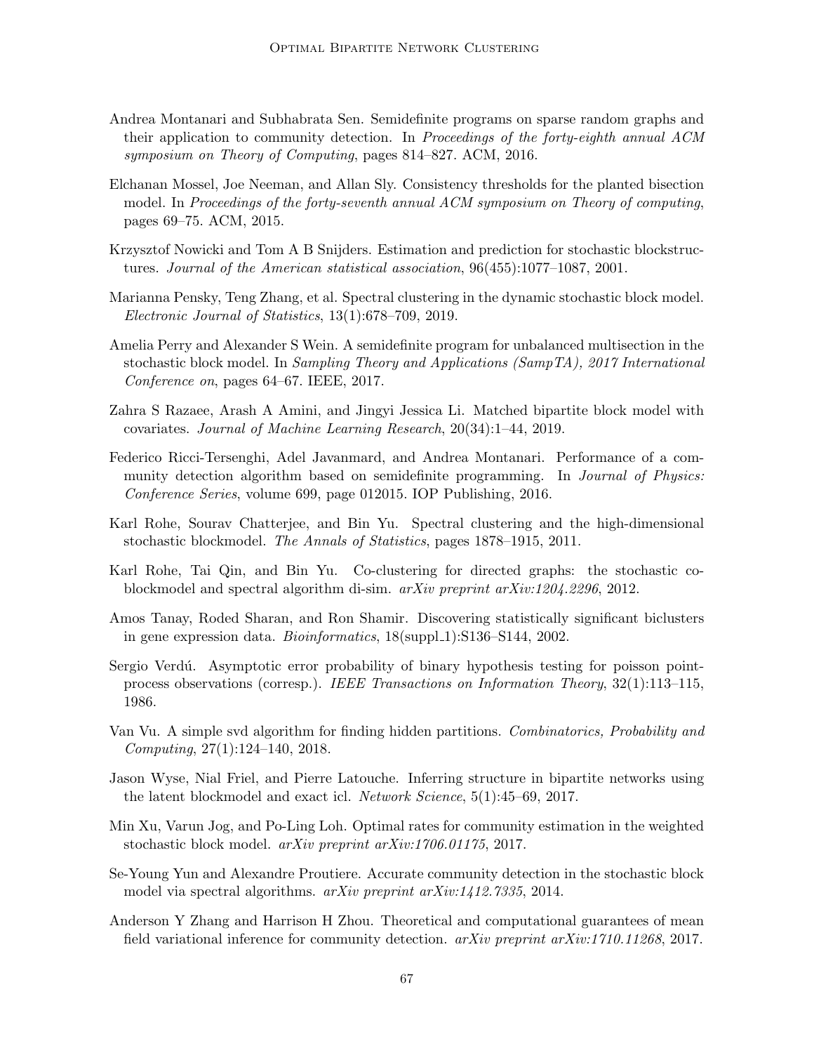Andrea Montanari and Subhabrata Sen. Semidefinite programs on sparse random graphs and their application to community detection. In *Proceedings of the forty-eighth annual ACM symposium on Theory of Computing*, pages 814–827. ACM, 2016.

Elchanan Mossel, Joe Neeman, and Allan Sly. Consistency thresholds for the planted bisection model. In *Proceedings of the forty-seventh annual ACM symposium on Theory of computing*, pages 69–75. ACM, 2015.

Krzysztof Nowicki and Tom A B Snijders. Estimation and prediction for stochastic blockstructures. *Journal of the American statistical association*, 96(455):1077–1087, 2001.

Marianna Pensky, Teng Zhang, et al. Spectral clustering in the dynamic stochastic block model. *Electronic Journal of Statistics*, 13(1):678–709, 2019.

Amelia Perry and Alexander S Wein. A semidefinite program for unbalanced multisection in the stochastic block model. In *Sampling Theory and Applications (SampTA), 2017 International Conference on*, pages 64–67. IEEE, 2017.

Zahra S Razaee, Arash A Amini, and Jingyi Jessica Li. Matched bipartite block model with covariates. *Journal of Machine Learning Research*, 20(34):1–44, 2019.

Federico Ricci-Tersenghi, Adel Javanmard, and Andrea Montanari. Performance of a community detection algorithm based on semidefinite programming. In *Journal of Physics: Conference Series*, volume 699, page 012015. IOP Publishing, 2016.

Karl Rohe, Sourav Chatterjee, and Bin Yu. Spectral clustering and the high-dimensional stochastic blockmodel. *The Annals of Statistics*, pages 1878–1915, 2011.

Karl Rohe, Tai Qin, and Bin Yu. Co-clustering for directed graphs: the stochastic co-blockmodel and spectral algorithm di-sim. *arXiv preprint arXiv:1204.2296*, 2012.

Amos Tanay, Roded Sharan, and Ron Shamir. Discovering statistically significant biclusters in gene expression data. *Bioinformatics*, 18(suppl_1):S136–S144, 2002.

Sergio Verdú. Asymptotic error probability of binary hypothesis testing for poisson point-process observations (corresp.). *IEEE Transactions on Information Theory*, 32(1):113–115, 1986.

Van Vu. A simple svd algorithm for finding hidden partitions. *Combinatorics, Probability and Computing*, 27(1):124–140, 2018.

Jason Wyse, Nial Friel, and Pierre Latouche. Inferring structure in bipartite networks using the latent blockmodel and exact icl. *Network Science*, 5(1):45–69, 2017.

Min Xu, Varun Jog, and Po-Ling Loh. Optimal rates for community estimation in the weighted stochastic block model. *arXiv preprint arXiv:1706.01175*, 2017.

Se-Young Yun and Alexandre Proutiere. Accurate community detection in the stochastic block model via spectral algorithms. *arXiv preprint arXiv:1412.7335*, 2014.

Anderson Y Zhang and Harrison H Zhou. Theoretical and computational guarantees of mean field variational inference for community detection. *arXiv preprint arXiv:1710.11268*, 2017.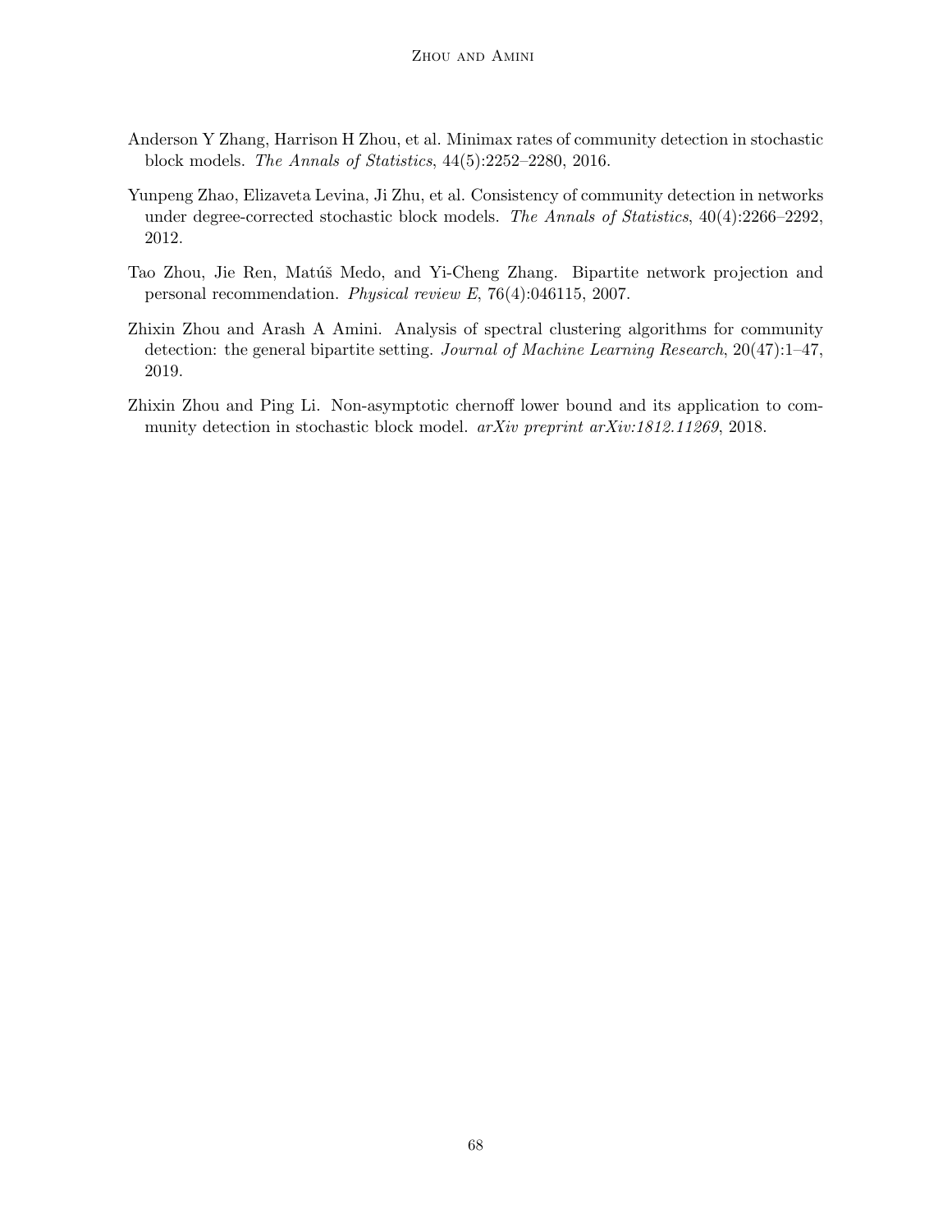Anderson Y Zhang, Harrison H Zhou, et al. Minimax rates of community detection in stochastic block models. *The Annals of Statistics*, 44(5):2252–2280, 2016.

Yunpeng Zhao, Elizaveta Levina, Ji Zhu, et al. Consistency of community detection in networks under degree-corrected stochastic block models. *The Annals of Statistics*, 40(4):2266–2292, 2012.

Tao Zhou, Jie Ren, Matúš Medo, and Yi-Cheng Zhang. Bipartite network projection and personal recommendation. *Physical review E*, 76(4):046115, 2007.

Zhixin Zhou and Arash A Amini. Analysis of spectral clustering algorithms for community detection: the general bipartite setting. *Journal of Machine Learning Research*, 20(47):1–47, 2019.

Zhixin Zhou and Ping Li. Non-asymptotic chernoff lower bound and its application to community detection in stochastic block model. *arXiv preprint arXiv:1812.11269*, 2018.